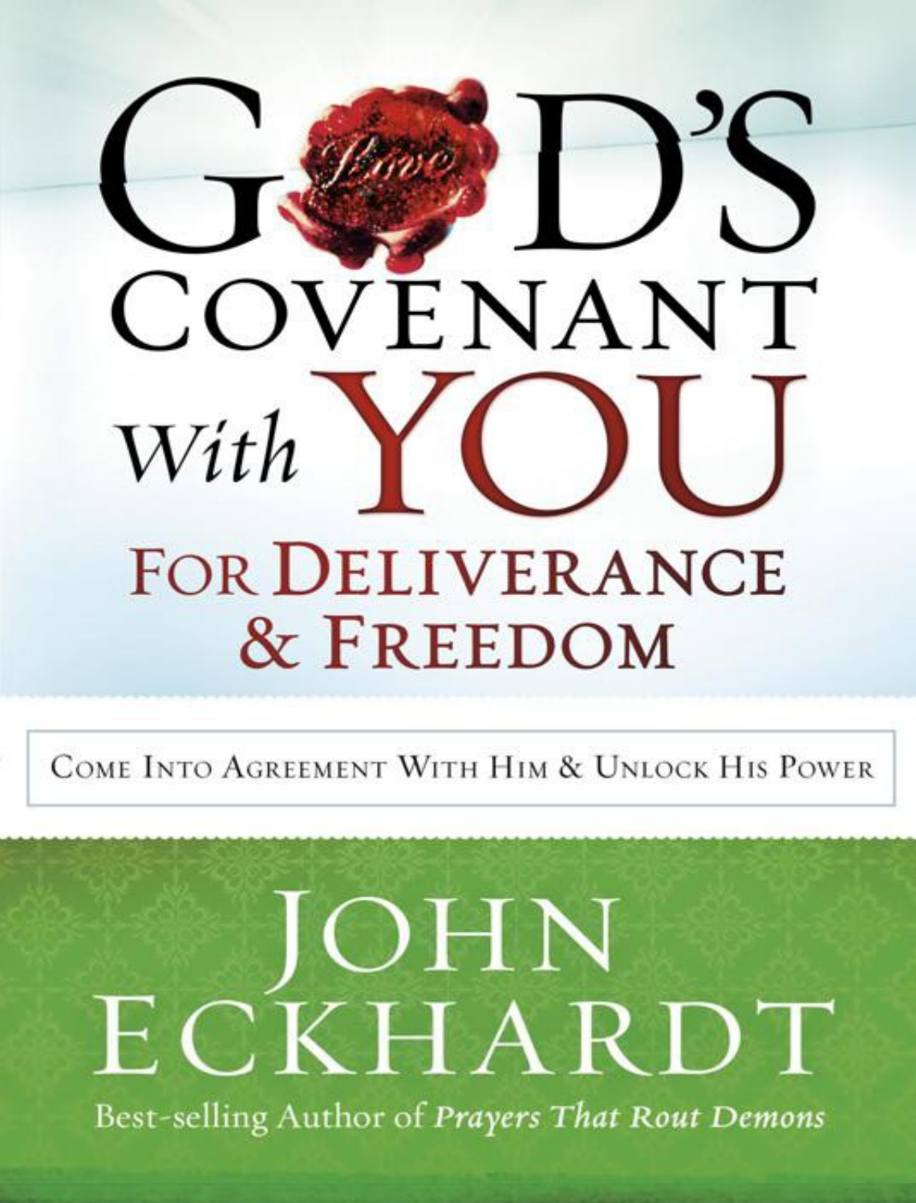# GOD'S COVENANT With YOU FOR DELIVERANCE & FREEDOM

COME INTO AGREEMENT WITH HIM & UNLOCK HIS POWER

## JOHN ECKHARDT

Best-selling Author of *Prayers That Rout Demons*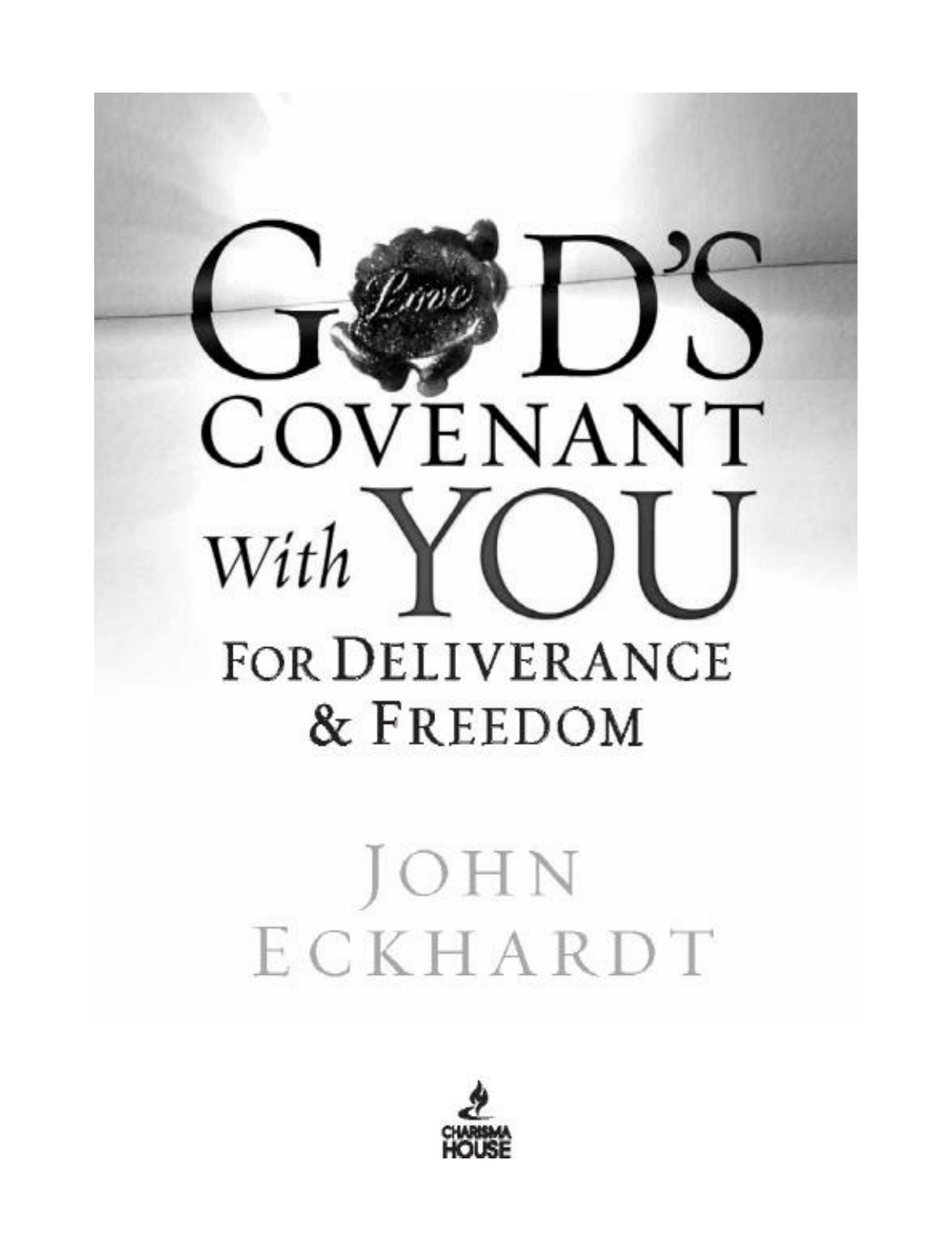# GOD'S COVENANT With YOU

## FOR DELIVERANCE & FREEDOM

JOHN ECKHARDT

CHARISMA HOUSE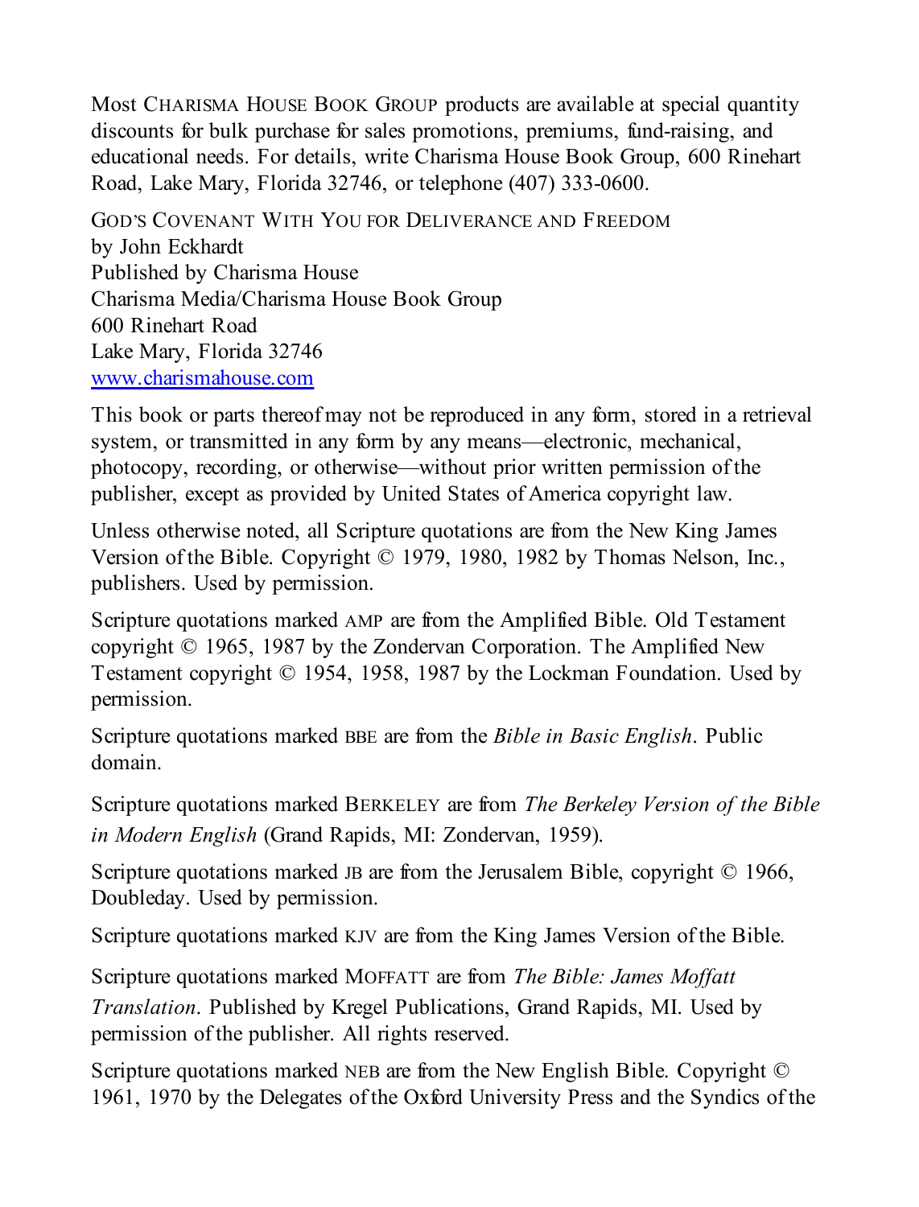Most CHARISMA HOUSE BOOK GROUP products are available at special quantity discounts for bulk purchase for sales promotions, premiums, fund-raising, and educational needs. For details, write Charisma House Book Group, 600 Rinehart Road, Lake Mary, Florida 32746, or telephone (407) 333-0600.

GOD'S COVENANT WITH YOU FOR DELIVERANCE AND FREEDOM
by John Eckhardt
Published by Charisma House
Charisma Media/Charisma House Book Group
600 Rinehart Road
Lake Mary, Florida 32746
www.charismahouse.com

This book or parts thereof may not be reproduced in any form, stored in a retrieval system, or transmitted in any form by any means—electronic, mechanical, photocopy, recording, or otherwise—without prior written permission of the publisher, except as provided by United States of America copyright law.

Unless otherwise noted, all Scripture quotations are from the New King James Version of the Bible. Copyright © 1979, 1980, 1982 by Thomas Nelson, Inc., publishers. Used by permission.

Scripture quotations marked AMP are from the Amplified Bible. Old Testament copyright © 1965, 1987 by the Zondervan Corporation. The Amplified New Testament copyright © 1954, 1958, 1987 by the Lockman Foundation. Used by permission.

Scripture quotations marked BBE are from the *Bible in Basic English*. Public domain.

Scripture quotations marked BERKELEY are from *The Berkeley Version of the Bible in Modern English* (Grand Rapids, MI: Zondervan, 1959).

Scripture quotations marked JB are from the Jerusalem Bible, copyright © 1966, Doubleday. Used by permission.

Scripture quotations marked KJV are from the King James Version of the Bible.

Scripture quotations marked MOFFATT are from *The Bible: James Moffatt Translation*. Published by Kregel Publications, Grand Rapids, MI. Used by permission of the publisher. All rights reserved.

Scripture quotations marked NEB are from the New English Bible. Copyright © 1961, 1970 by the Delegates of the Oxford University Press and the Syndics of the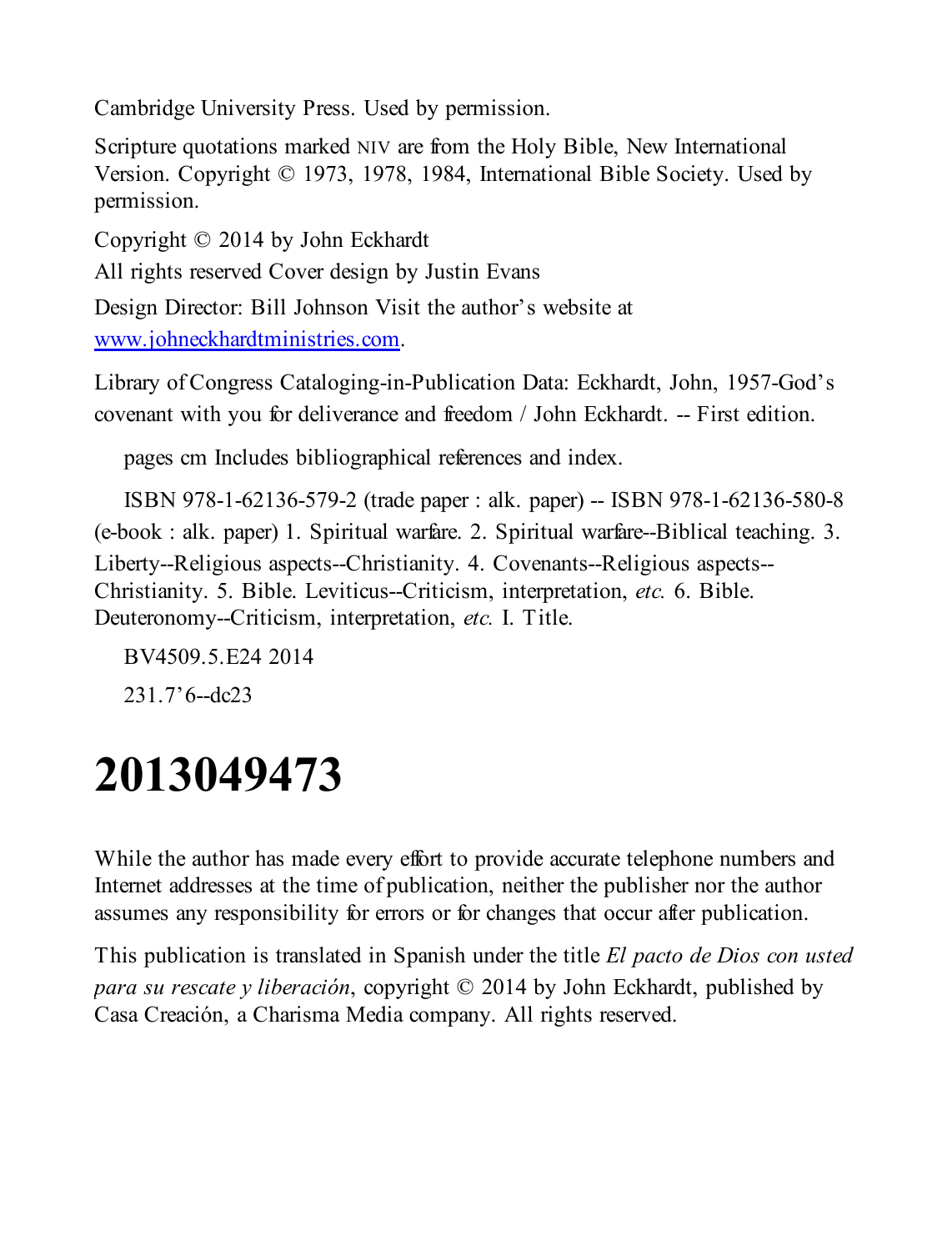Cambridge University Press. Used by permission.

Scripture quotations marked NIV are from the Holy Bible, New International Version. Copyright © 1973, 1978, 1984, International Bible Society. Used by permission.

Copyright © 2014 by John Eckhardt

All rights reserved Cover design by Justin Evans

Design Director: Bill Johnson Visit the author's website at www.johneckhardtministries.com.

Library of Congress Cataloging-in-Publication Data: Eckhardt, John, 1957-God's covenant with you for deliverance and freedom / John Eckhardt. -- First edition.

pages cm Includes bibliographical references and index.

ISBN 978-1-62136-579-2 (trade paper : alk. paper) -- ISBN 978-1-62136-580-8 (e-book : alk. paper) 1. Spiritual warfare. 2. Spiritual warfare--Biblical teaching. 3. Liberty--Religious aspects--Christianity. 4. Covenants--Religious aspects--Christianity. 5. Bible. Leviticus--Criticism, interpretation, *etc.* 6. Bible. Deuteronomy--Criticism, interpretation, *etc.* I. Title.

BV4509.5.E24 2014

231.7'6--dc23

# 2013049473

While the author has made every effort to provide accurate telephone numbers and Internet addresses at the time of publication, neither the publisher nor the author assumes any responsibility for errors or for changes that occur after publication.

This publication is translated in Spanish under the title *El pacto de Dios con usted para su rescate y liberación*, copyright © 2014 by John Eckhardt, published by Casa Creación, a Charisma Media company. All rights reserved.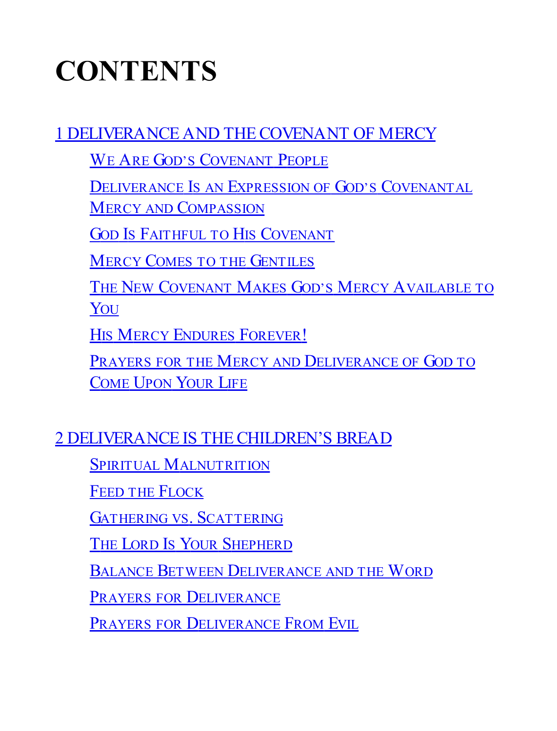# CONTENTS

1 DELIVERANCE AND THE COVENANT OF MERCY

- We Are God's Covenant People
- Deliverance Is an Expression of God's Covenantal Mercy and Compassion
- God Is Faithful to His Covenant
- Mercy Comes to the Gentiles
- The New Covenant Makes God's Mercy Available to You
- His Mercy Endures Forever!
- Prayers for the Mercy and Deliverance of God to Come Upon Your Life

2 DELIVERANCE IS THE CHILDREN'S BREAD

- Spiritual Malnutrition
- Feed the Flock
- Gathering vs. Scattering
- The Lord Is Your Shepherd
- Balance Between Deliverance and the Word
- Prayers for Deliverance
- Prayers for Deliverance From Evil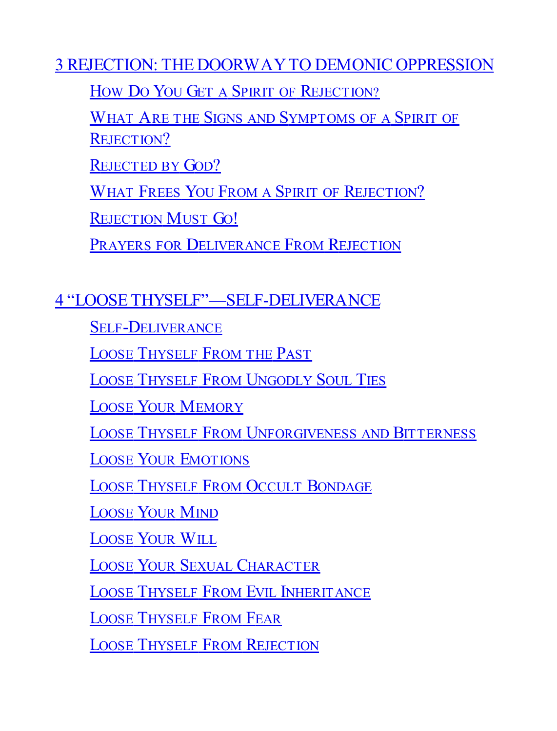3 REJECTION: THE DOORWAY TO DEMONIC OPPRESSION

- How Do You Get a Spirit of Rejection?
- What Are the Signs and Symptoms of a Spirit of Rejection?
- Rejected by God?
- What Frees You From a Spirit of Rejection?
- Rejection Must Go!
- Prayers for Deliverance From Rejection

4 “LOOSE THYSELF”—SELF-DELIVERANCE

- Self-Deliverance
- Loose Thyself From the Past
- Loose Thyself From Ungodly Soul Ties
- Loose Your Memory
- Loose Thyself From Unforgiveness and Bitterness
- Loose Your Emotions
- Loose Thyself From Occult Bondage
- Loose Your Mind
- Loose Your Will
- Loose Your Sexual Character
- Loose Thyself From Evil Inheritance
- Loose Thyself From Fear
- Loose Thyself From Rejection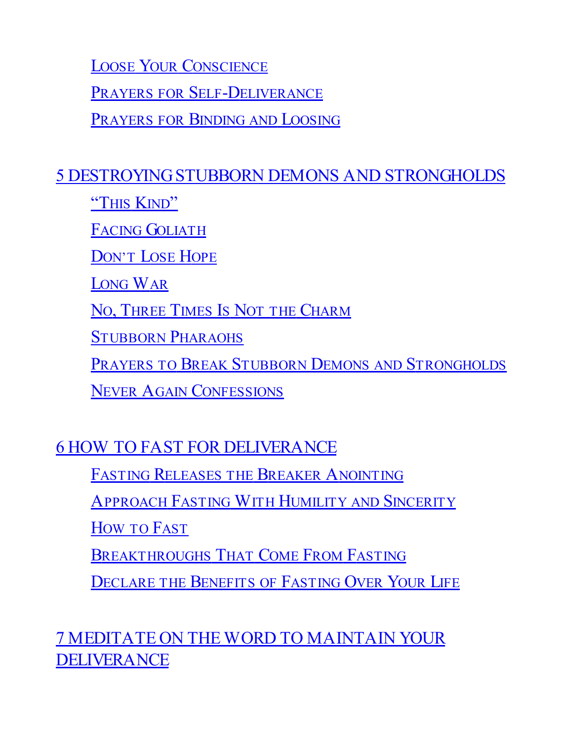Loose Your Conscience

Prayers for Self-Deliverance

Prayers for Binding and Loosing

5 DESTROYING STUBBORN DEMONS AND STRONGHOLDS

"This Kind"

Facing Goliath

Don't Lose Hope

Long War

No, Three Times Is Not the Charm

Stubborn Pharaohs

Prayers to Break Stubborn Demons and Strongholds

Never Again Confessions

6 HOW TO FAST FOR DELIVERANCE

Fasting Releases the Breaker Anointing

Approach Fasting With Humility and Sincerity

How to Fast

Breakthroughs That Come From Fasting

Declare the Benefits of Fasting Over Your Life

7 MEDITATE ON THE WORD TO MAINTAIN YOUR DELIVERANCE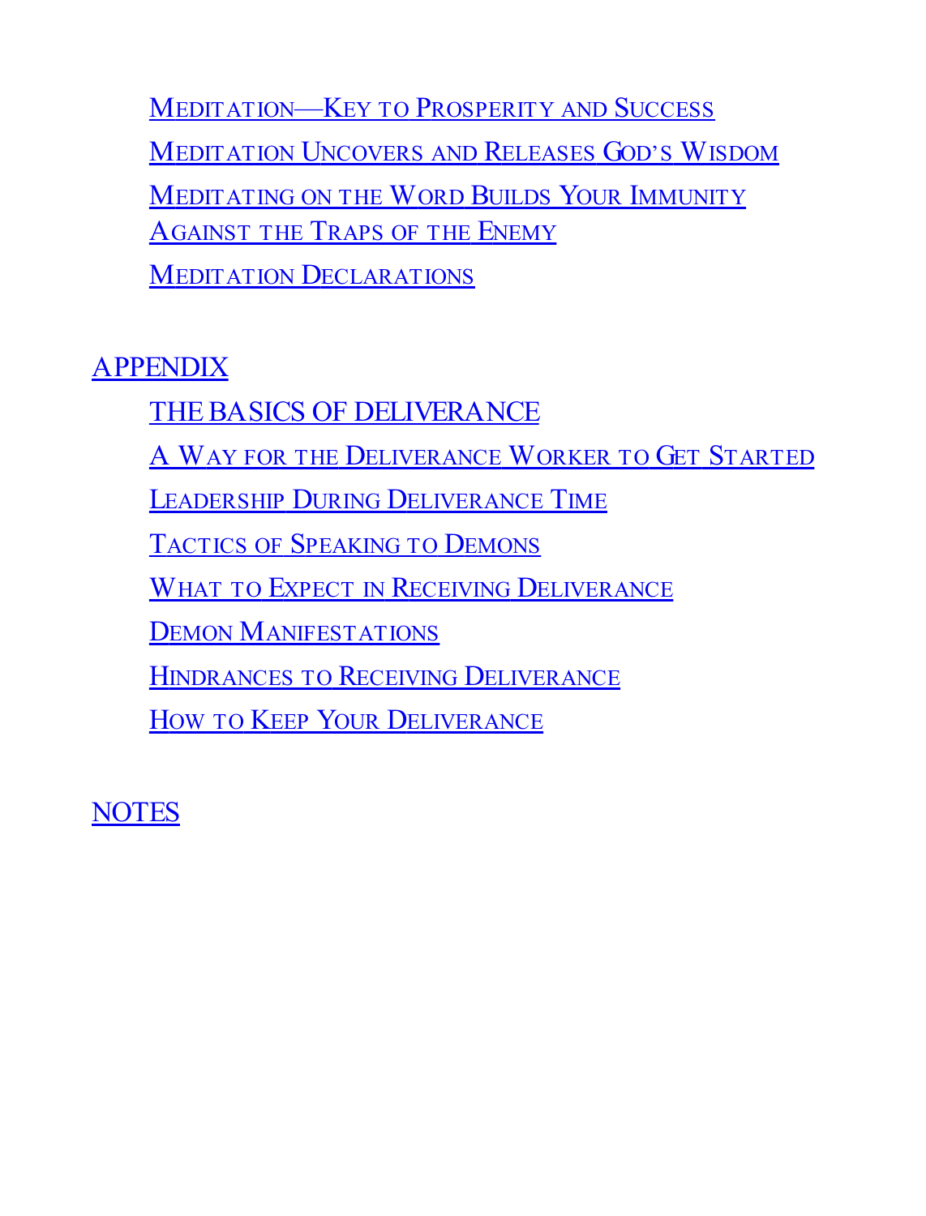Meditation—Key to Prosperity and Success

Meditation Uncovers and Releases God's Wisdom

Meditating on the Word Builds Your Immunity Against the Traps of the Enemy

Meditation Declarations

APPENDIX

THE BASICS OF DELIVERANCE

A Way for the Deliverance Worker to Get Started

Leadership During Deliverance Time

Tactics of Speaking to Demons

What to Expect in Receiving Deliverance

Demon Manifestations

Hindrances to Receiving Deliverance

How to Keep Your Deliverance

NOTES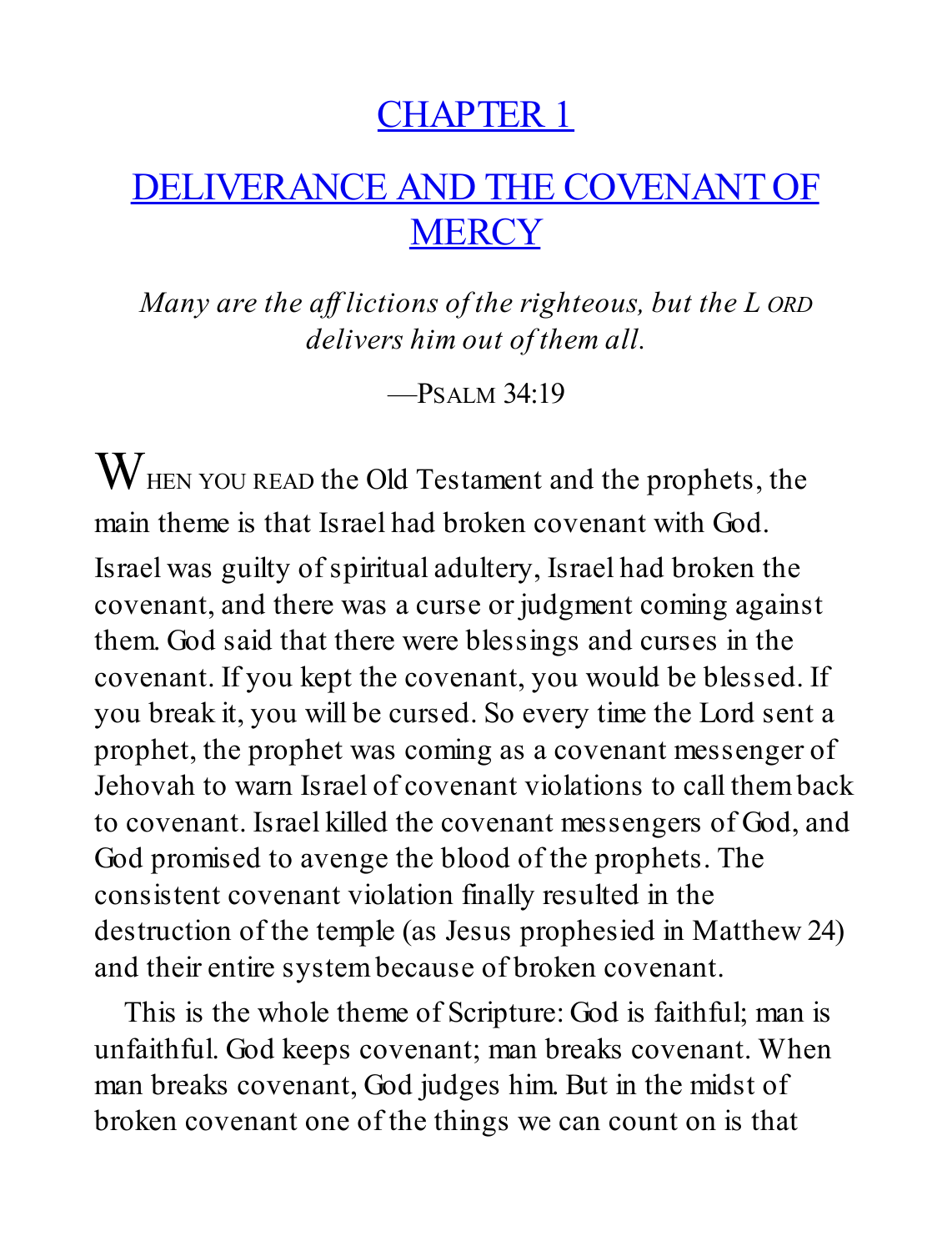# CHAPTER 1

## DELIVERANCE AND THE COVENANT OF MERCY

*Many are the afflictions of the righteous, but the LORD delivers him out of them all.*

—PSALM 34:19

WHEN YOU READ the Old Testament and the prophets, the main theme is that Israel had broken covenant with God. Israel was guilty of spiritual adultery, Israel had broken the covenant, and there was a curse or judgment coming against them. God said that there were blessings and curses in the covenant. If you kept the covenant, you would be blessed. If you break it, you will be cursed. So every time the Lord sent a prophet, the prophet was coming as a covenant messenger of Jehovah to warn Israel of covenant violations to call them back to covenant. Israel killed the covenant messengers of God, and God promised to avenge the blood of the prophets. The consistent covenant violation finally resulted in the destruction of the temple (as Jesus prophesied in Matthew 24) and their entire system because of broken covenant.

This is the whole theme of Scripture: God is faithful; man is unfaithful. God keeps covenant; man breaks covenant. When man breaks covenant, God judges him. But in the midst of broken covenant one of the things we can count on is that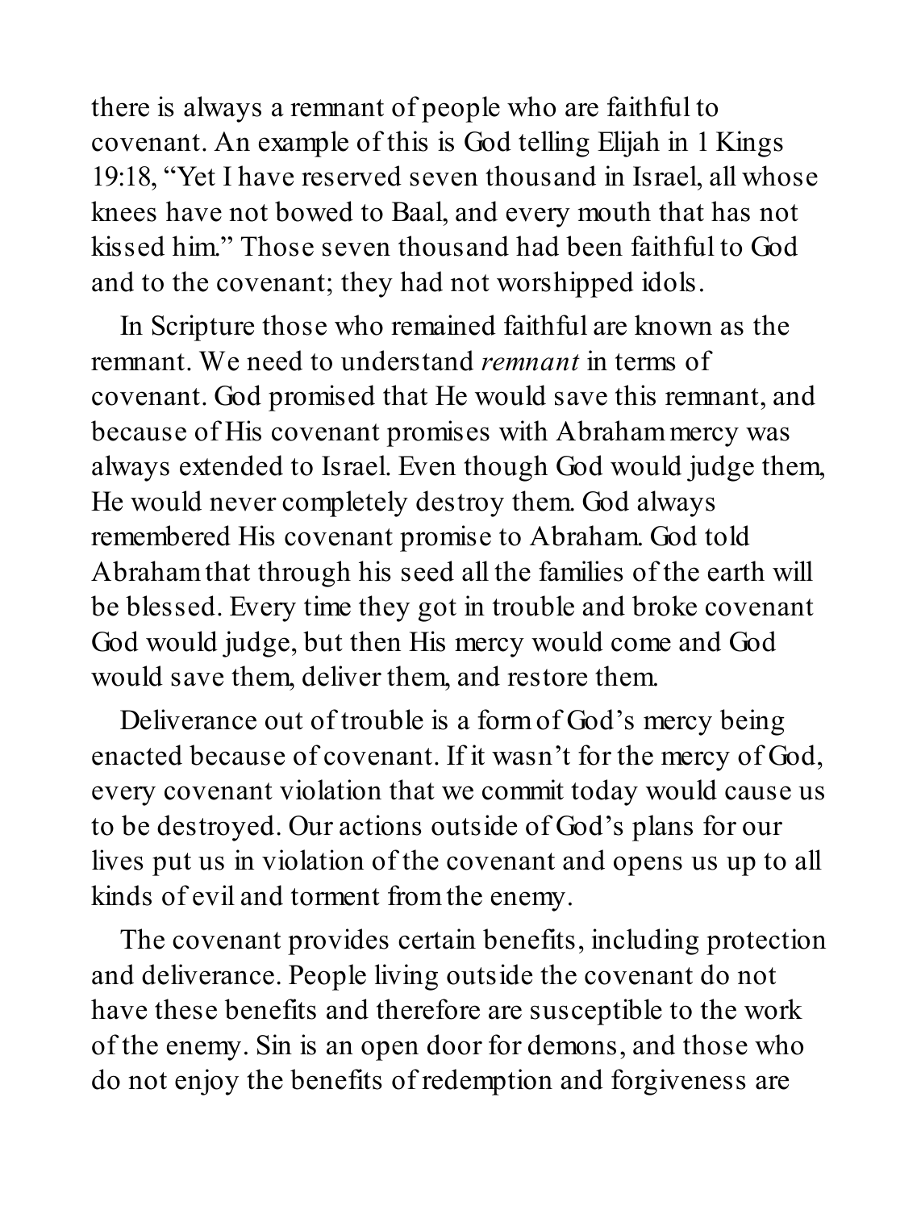there is always a remnant of people who are faithful to covenant. An example of this is God telling Elijah in 1 Kings 19:18, "Yet I have reserved seven thousand in Israel, all whose knees have not bowed to Baal, and every mouth that has not kissed him." Those seven thousand had been faithful to God and to the covenant; they had not worshipped idols.

In Scripture those who remained faithful are known as the remnant. We need to understand *remnant* in terms of covenant. God promised that He would save this remnant, and because of His covenant promises with Abraham mercy was always extended to Israel. Even though God would judge them, He would never completely destroy them. God always remembered His covenant promise to Abraham. God told Abraham that through his seed all the families of the earth will be blessed. Every time they got in trouble and broke covenant God would judge, but then His mercy would come and God would save them, deliver them, and restore them.

Deliverance out of trouble is a form of God's mercy being enacted because of covenant. If it wasn't for the mercy of God, every covenant violation that we commit today would cause us to be destroyed. Our actions outside of God's plans for our lives put us in violation of the covenant and opens us up to all kinds of evil and torment from the enemy.

The covenant provides certain benefits, including protection and deliverance. People living outside the covenant do not have these benefits and therefore are susceptible to the work of the enemy. Sin is an open door for demons, and those who do not enjoy the benefits of redemption and forgiveness are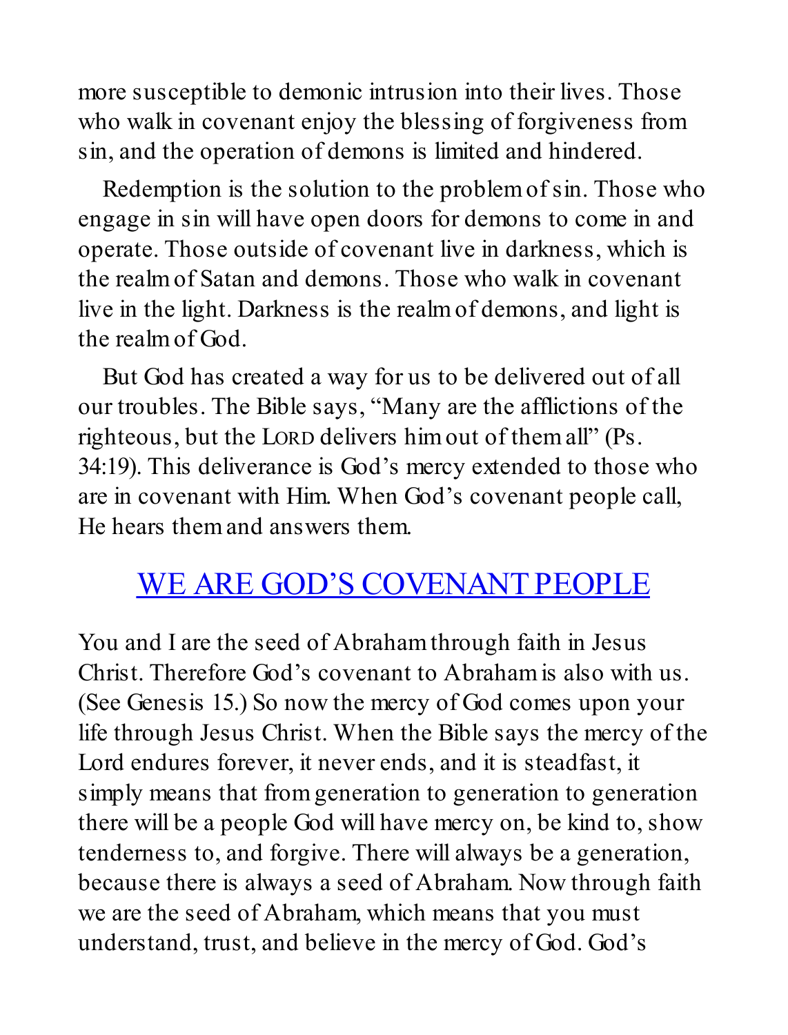more susceptible to demonic intrusion into their lives. Those who walk in covenant enjoy the blessing of forgiveness from sin, and the operation of demons is limited and hindered.

Redemption is the solution to the problem of sin. Those who engage in sin will have open doors for demons to come in and operate. Those outside of covenant live in darkness, which is the realm of Satan and demons. Those who walk in covenant live in the light. Darkness is the realm of demons, and light is the realm of God.

But God has created a way for us to be delivered out of all our troubles. The Bible says, "Many are the afflictions of the righteous, but the LORD delivers him out of them all" (Ps. 34:19). This deliverance is God's mercy extended to those who are in covenant with Him. When God's covenant people call, He hears them and answers them.

## WE ARE GOD'S COVENANT PEOPLE

You and I are the seed of Abraham through faith in Jesus Christ. Therefore God's covenant to Abraham is also with us. (See Genesis 15.) So now the mercy of God comes upon your life through Jesus Christ. When the Bible says the mercy of the Lord endures forever, it never ends, and it is steadfast, it simply means that from generation to generation to generation there will be a people God will have mercy on, be kind to, show tenderness to, and forgive. There will always be a generation, because there is always a seed of Abraham. Now through faith we are the seed of Abraham, which means that you must understand, trust, and believe in the mercy of God. God's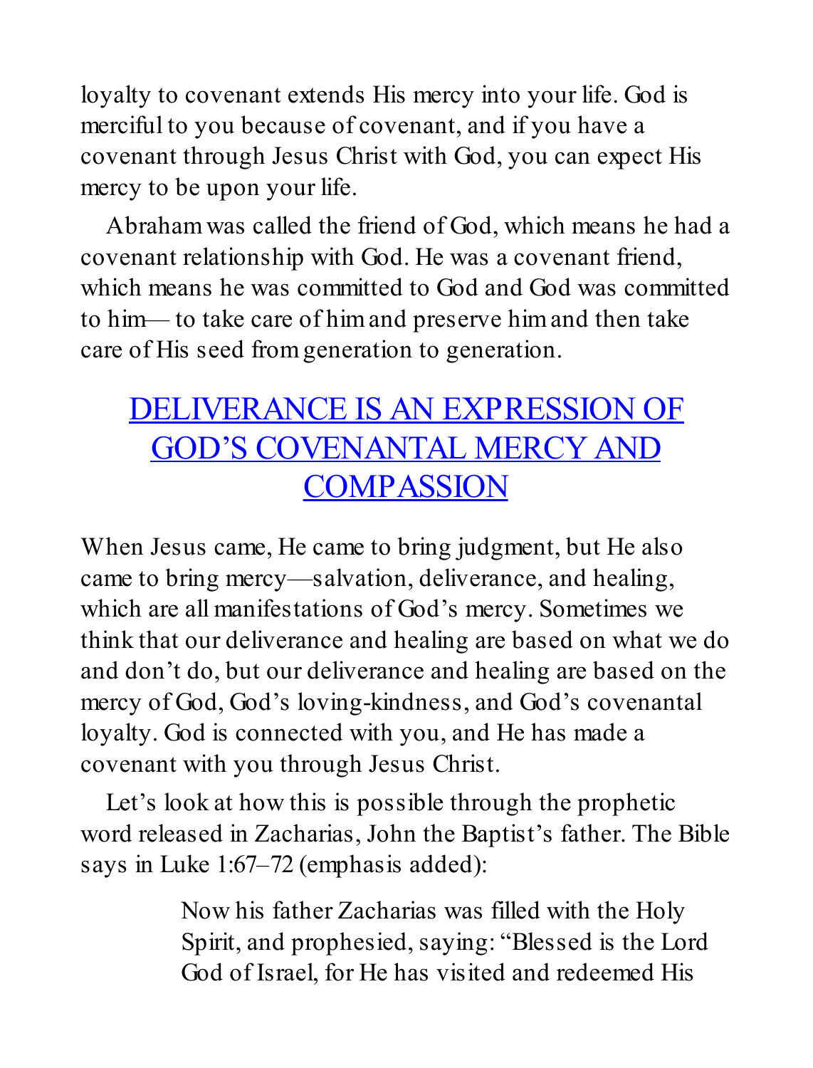loyalty to covenant extends His mercy into your life. God is merciful to you because of covenant, and if you have a covenant through Jesus Christ with God, you can expect His mercy to be upon your life.

Abraham was called the friend of God, which means he had a covenant relationship with God. He was a covenant friend, which means he was committed to God and God was committed to him— to take care of him and preserve him and then take care of His seed from generation to generation.

## DELIVERANCE IS AN EXPRESSION OF GOD'S COVENANTAL MERCY AND COMPASSION

When Jesus came, He came to bring judgment, but He also came to bring mercy—salvation, deliverance, and healing, which are all manifestations of God's mercy. Sometimes we think that our deliverance and healing are based on what we do and don't do, but our deliverance and healing are based on the mercy of God, God's loving-kindness, and God's covenantal loyalty. God is connected with you, and He has made a covenant with you through Jesus Christ.

Let's look at how this is possible through the prophetic word released in Zacharias, John the Baptist's father. The Bible says in Luke 1:67–72 (emphasis added):

> Now his father Zacharias was filled with the Holy Spirit, and prophesied, saying: "Blessed is the Lord God of Israel, for He has visited and redeemed His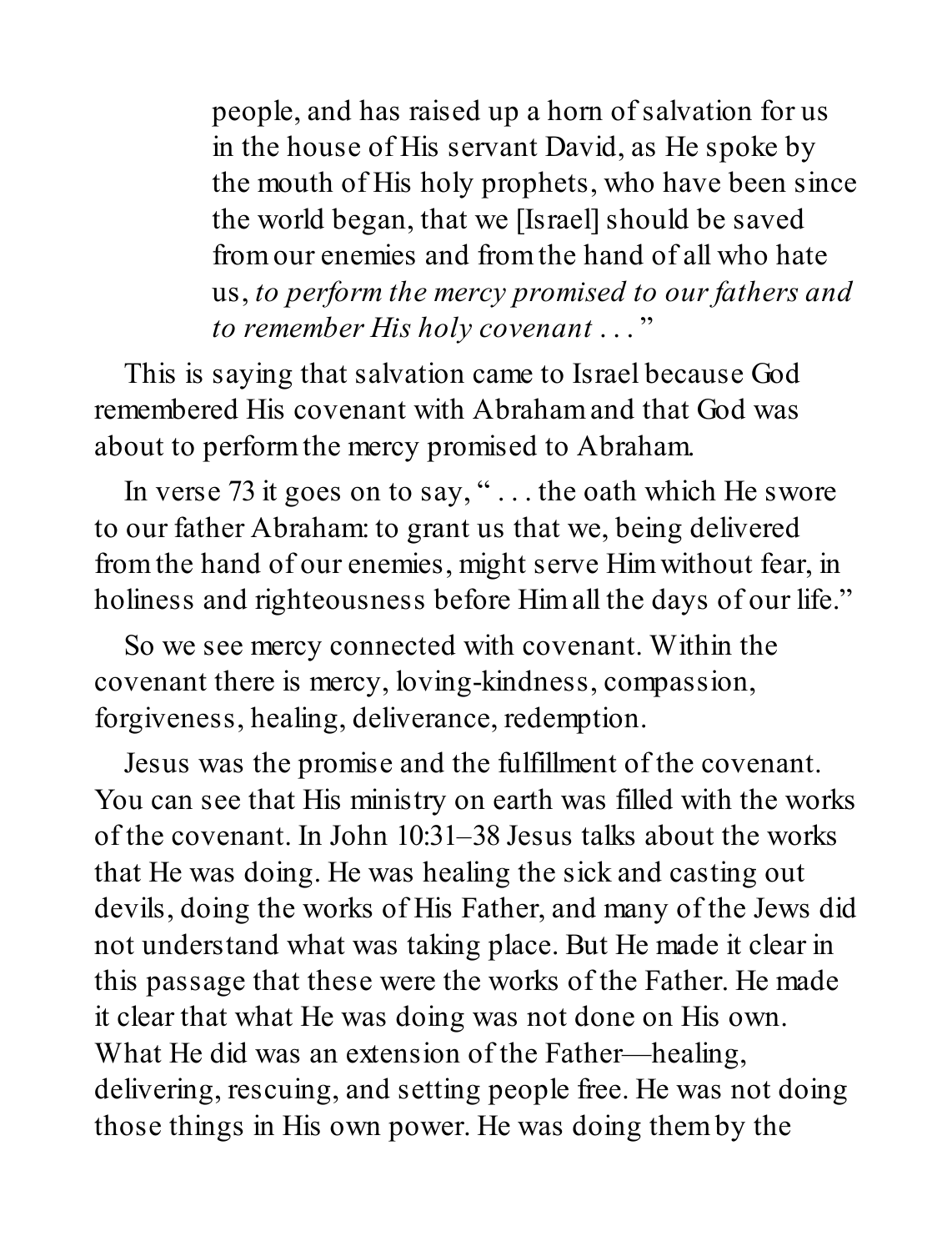> people, and has raised up a horn of salvation for us in the house of His servant David, as He spoke by the mouth of His holy prophets, who have been since the world began, that we [Israel] should be saved from our enemies and from the hand of all who hate us, *to perform the mercy promised to our fathers and to remember His holy covenant . . .*"

This is saying that salvation came to Israel because God remembered His covenant with Abraham and that God was about to perform the mercy promised to Abraham.

In verse 73 it goes on to say, " . . . the oath which He swore to our father Abraham: to grant us that we, being delivered from the hand of our enemies, might serve Him without fear, in holiness and righteousness before Him all the days of our life."

So we see mercy connected with covenant. Within the covenant there is mercy, loving-kindness, compassion, forgiveness, healing, deliverance, redemption.

Jesus was the promise and the fulfillment of the covenant. You can see that His ministry on earth was filled with the works of the covenant. In John 10:31–38 Jesus talks about the works that He was doing. He was healing the sick and casting out devils, doing the works of His Father, and many of the Jews did not understand what was taking place. But He made it clear in this passage that these were the works of the Father. He made it clear that what He was doing was not done on His own. What He did was an extension of the Father—healing, delivering, rescuing, and setting people free. He was not doing those things in His own power. He was doing them by the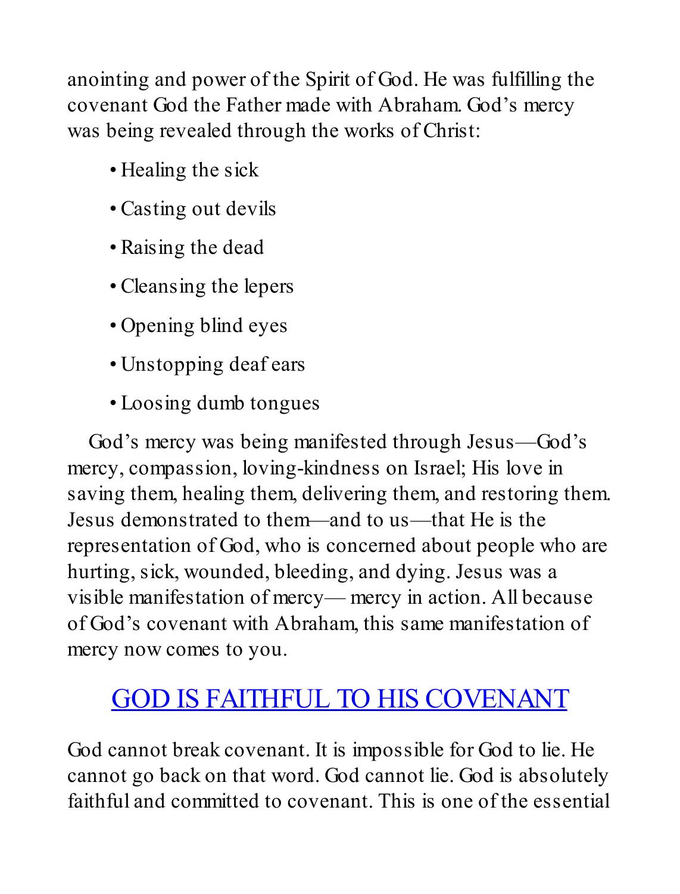anointing and power of the Spirit of God. He was fulfilling the covenant God the Father made with Abraham. God's mercy was being revealed through the works of Christ:

- Healing the sick
- Casting out devils
- Raising the dead
- Cleansing the lepers
- Opening blind eyes
- Unstopping deaf ears
- Loosing dumb tongues

God's mercy was being manifested through Jesus—God's mercy, compassion, loving-kindness on Israel; His love in saving them, healing them, delivering them, and restoring them. Jesus demonstrated to them—and to us—that He is the representation of God, who is concerned about people who are hurting, sick, wounded, bleeding, and dying. Jesus was a visible manifestation of mercy— mercy in action. All because of God's covenant with Abraham, this same manifestation of mercy now comes to you.

## GOD IS FAITHFUL TO HIS COVENANT

God cannot break covenant. It is impossible for God to lie. He cannot go back on that word. God cannot lie. God is absolutely faithful and committed to covenant. This is one of the essential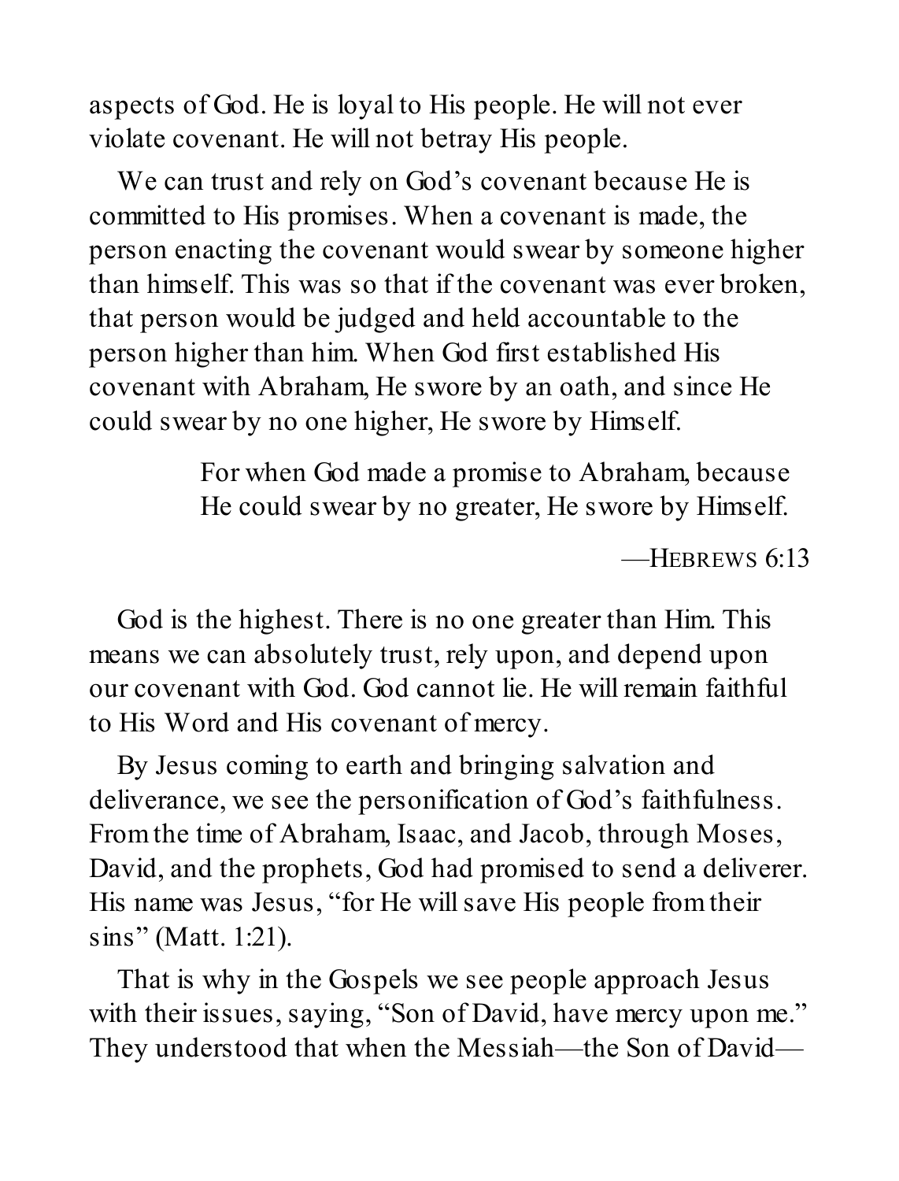aspects of God. He is loyal to His people. He will not ever violate covenant. He will not betray His people.

We can trust and rely on God's covenant because He is committed to His promises. When a covenant is made, the person enacting the covenant would swear by someone higher than himself. This was so that if the covenant was ever broken, that person would be judged and held accountable to the person higher than him. When God first established His covenant with Abraham, He swore by an oath, and since He could swear by no one higher, He swore by Himself.

> For when God made a promise to Abraham, because He could swear by no greater, He swore by Himself.
>
> —Hebrews 6:13

God is the highest. There is no one greater than Him. This means we can absolutely trust, rely upon, and depend upon our covenant with God. God cannot lie. He will remain faithful to His Word and His covenant of mercy.

By Jesus coming to earth and bringing salvation and deliverance, we see the personification of God's faithfulness. From the time of Abraham, Isaac, and Jacob, through Moses, David, and the prophets, God had promised to send a deliverer. His name was Jesus, "for He will save His people from their sins" (Matt. 1:21).

That is why in the Gospels we see people approach Jesus with their issues, saying, "Son of David, have mercy upon me." They understood that when the Messiah—the Son of David—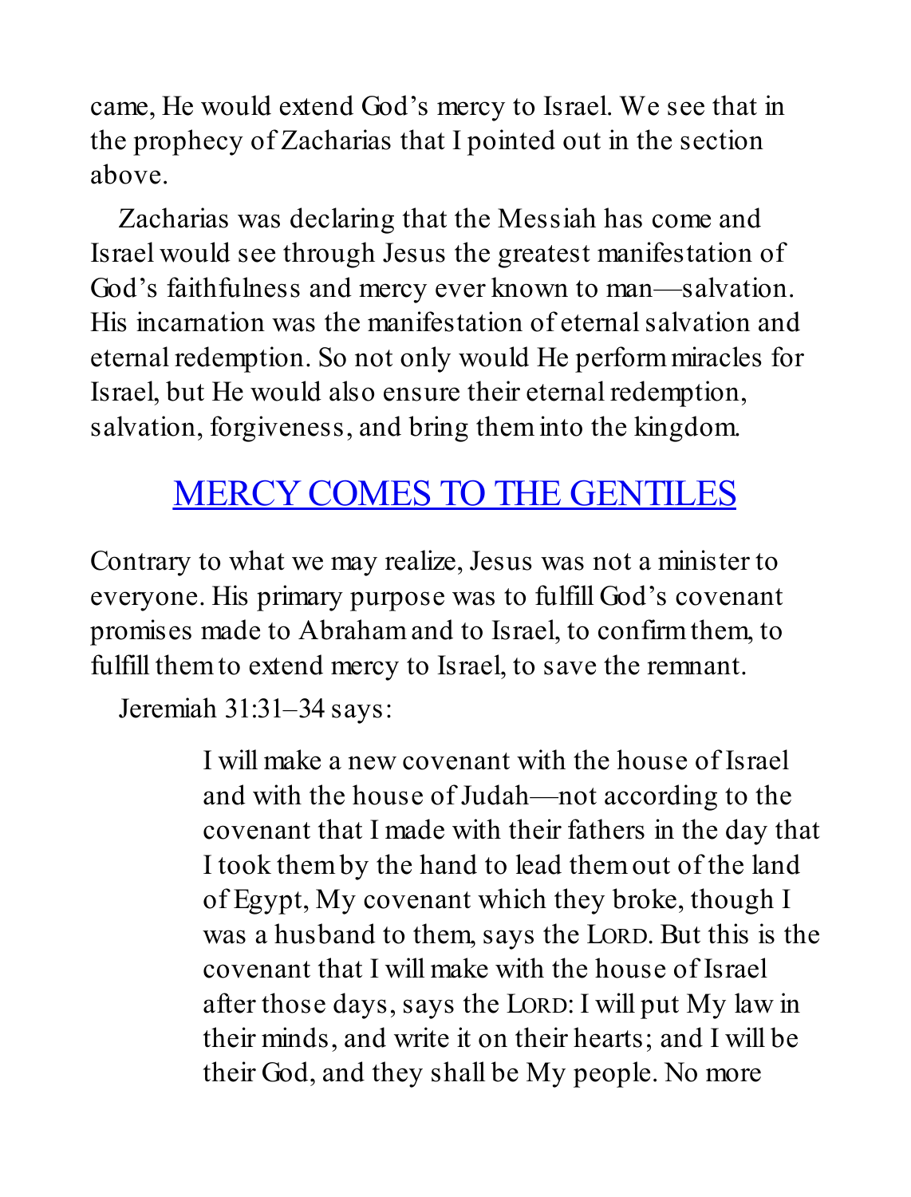came, He would extend God's mercy to Israel. We see that in the prophecy of Zacharias that I pointed out in the section above.

Zacharias was declaring that the Messiah has come and Israel would see through Jesus the greatest manifestation of God's faithfulness and mercy ever known to man—salvation. His incarnation was the manifestation of eternal salvation and eternal redemption. So not only would He perform miracles for Israel, but He would also ensure their eternal redemption, salvation, forgiveness, and bring them into the kingdom.

## MERCY COMES TO THE GENTILES

Contrary to what we may realize, Jesus was not a minister to everyone. His primary purpose was to fulfill God's covenant promises made to Abraham and to Israel, to confirm them, to fulfill them to extend mercy to Israel, to save the remnant.

Jeremiah 31:31–34 says:

> I will make a new covenant with the house of Israel and with the house of Judah—not according to the covenant that I made with their fathers in the day that I took them by the hand to lead them out of the land of Egypt, My covenant which they broke, though I was a husband to them, says the LORD. But this is the covenant that I will make with the house of Israel after those days, says the LORD: I will put My law in their minds, and write it on their hearts; and I will be their God, and they shall be My people. No more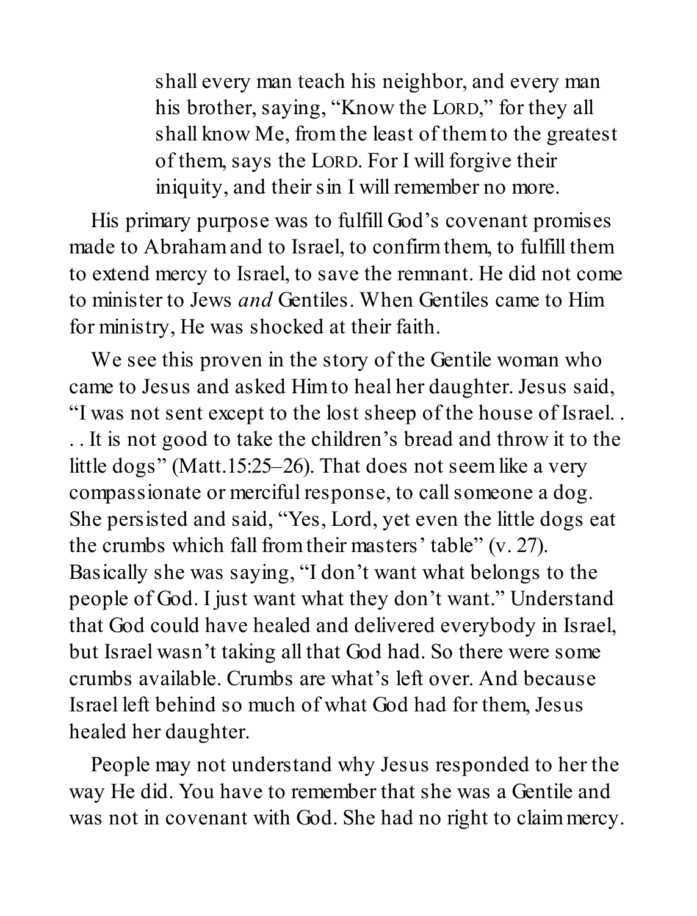> shall every man teach his neighbor, and every man his brother, saying, "Know the LORD," for they all shall know Me, from the least of them to the greatest of them, says the LORD. For I will forgive their iniquity, and their sin I will remember no more.

His primary purpose was to fulfill God's covenant promises made to Abraham and to Israel, to confirm them, to fulfill them to extend mercy to Israel, to save the remnant. He did not come to minister to Jews *and* Gentiles. When Gentiles came to Him for ministry, He was shocked at their faith.

We see this proven in the story of the Gentile woman who came to Jesus and asked Him to heal her daughter. Jesus said, "I was not sent except to the lost sheep of the house of Israel. . . . It is not good to take the children's bread and throw it to the little dogs" (Matt.15:25–26). That does not seem like a very compassionate or merciful response, to call someone a dog. She persisted and said, "Yes, Lord, yet even the little dogs eat the crumbs which fall from their masters' table" (v. 27). Basically she was saying, "I don't want what belongs to the people of God. I just want what they don't want." Understand that God could have healed and delivered everybody in Israel, but Israel wasn't taking all that God had. So there were some crumbs available. Crumbs are what's left over. And because Israel left behind so much of what God had for them, Jesus healed her daughter.

People may not understand why Jesus responded to her the way He did. You have to remember that she was a Gentile and was not in covenant with God. She had no right to claim mercy.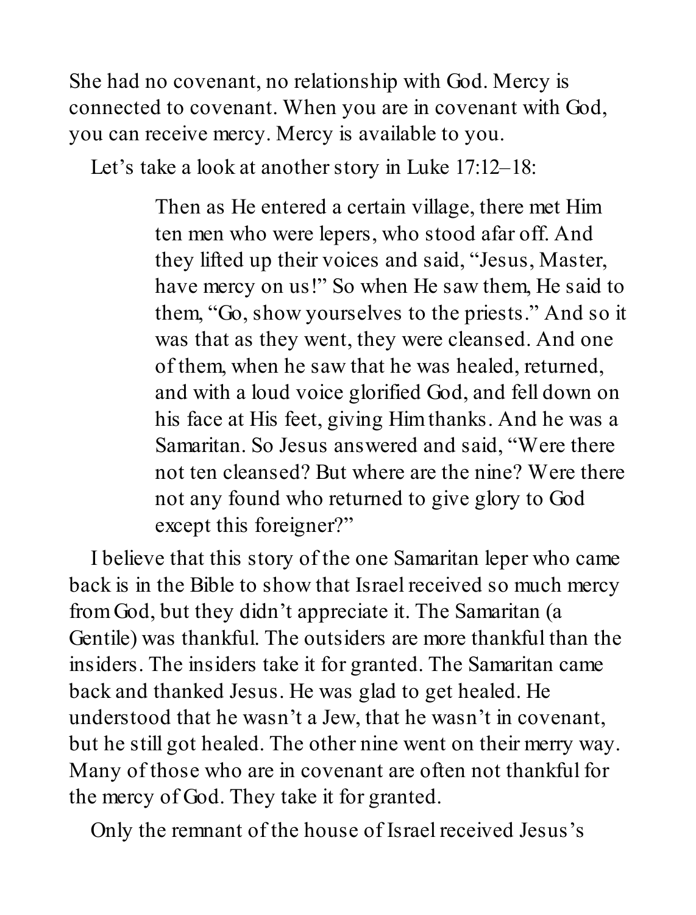She had no covenant, no relationship with God. Mercy is connected to covenant. When you are in covenant with God, you can receive mercy. Mercy is available to you.

Let's take a look at another story in Luke 17:12–18:

> Then as He entered a certain village, there met Him ten men who were lepers, who stood afar off. And they lifted up their voices and said, "Jesus, Master, have mercy on us!" So when He saw them, He said to them, "Go, show yourselves to the priests." And so it was that as they went, they were cleansed. And one of them, when he saw that he was healed, returned, and with a loud voice glorified God, and fell down on his face at His feet, giving Him thanks. And he was a Samaritan. So Jesus answered and said, "Were there not ten cleansed? But where are the nine? Were there not any found who returned to give glory to God except this foreigner?"

I believe that this story of the one Samaritan leper who came back is in the Bible to show that Israel received so much mercy from God, but they didn't appreciate it. The Samaritan (a Gentile) was thankful. The outsiders are more thankful than the insiders. The insiders take it for granted. The Samaritan came back and thanked Jesus. He was glad to get healed. He understood that he wasn't a Jew, that he wasn't in covenant, but he still got healed. The other nine went on their merry way. Many of those who are in covenant are often not thankful for the mercy of God. They take it for granted.

Only the remnant of the house of Israel received Jesus's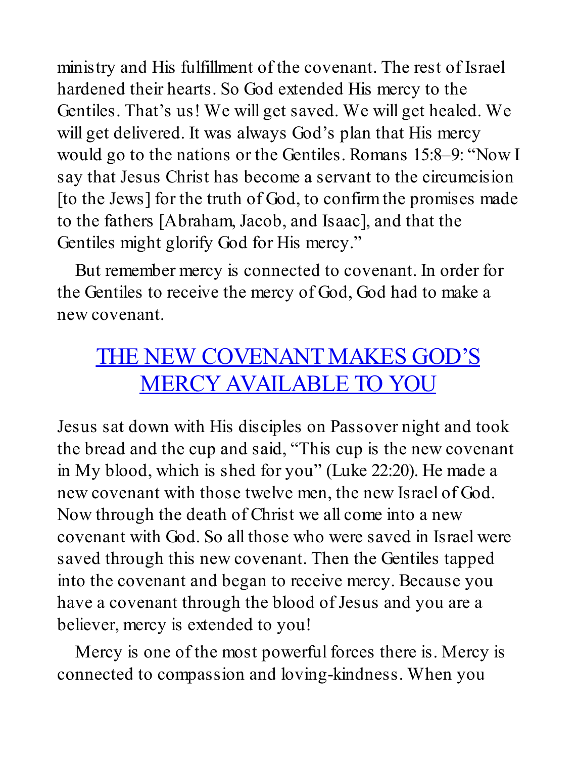ministry and His fulfillment of the covenant. The rest of Israel hardened their hearts. So God extended His mercy to the Gentiles. That's us! We will get saved. We will get healed. We will get delivered. It was always God's plan that His mercy would go to the nations or the Gentiles. Romans 15:8–9: "Now I say that Jesus Christ has become a servant to the circumcision [to the Jews] for the truth of God, to confirm the promises made to the fathers [Abraham, Jacob, and Isaac], and that the Gentiles might glorify God for His mercy."

But remember mercy is connected to covenant. In order for the Gentiles to receive the mercy of God, God had to make a new covenant.

## THE NEW COVENANT MAKES GOD'S MERCY AVAILABLE TO YOU

Jesus sat down with His disciples on Passover night and took the bread and the cup and said, "This cup is the new covenant in My blood, which is shed for you" (Luke 22:20). He made a new covenant with those twelve men, the new Israel of God. Now through the death of Christ we all come into a new covenant with God. So all those who were saved in Israel were saved through this new covenant. Then the Gentiles tapped into the covenant and began to receive mercy. Because you have a covenant through the blood of Jesus and you are a believer, mercy is extended to you!

Mercy is one of the most powerful forces there is. Mercy is connected to compassion and loving-kindness. When you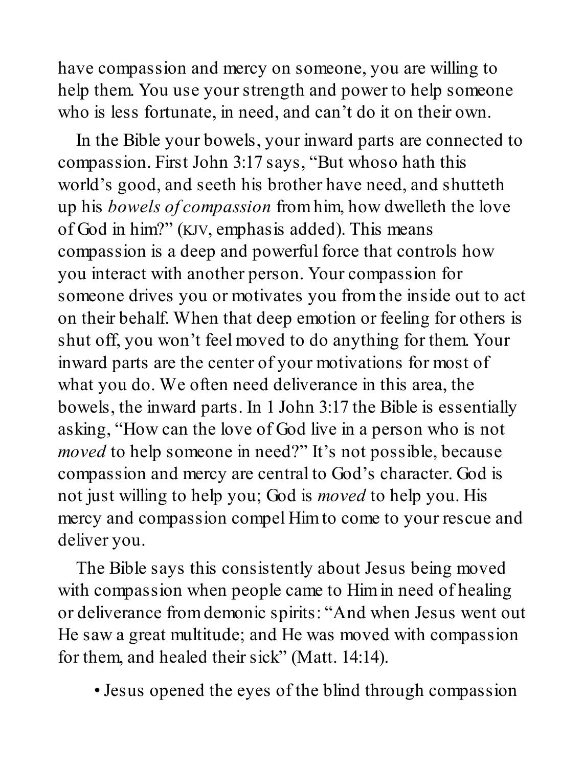have compassion and mercy on someone, you are willing to help them. You use your strength and power to help someone who is less fortunate, in need, and can't do it on their own.

In the Bible your bowels, your inward parts are connected to compassion. First John 3:17 says, "But whoso hath this world's good, and seeth his brother have need, and shutteth up his *bowels of compassion* from him, how dwelleth the love of God in him?" (KJV, emphasis added). This means compassion is a deep and powerful force that controls how you interact with another person. Your compassion for someone drives you or motivates you from the inside out to act on their behalf. When that deep emotion or feeling for others is shut off, you won't feel moved to do anything for them. Your inward parts are the center of your motivations for most of what you do. We often need deliverance in this area, the bowels, the inward parts. In 1 John 3:17 the Bible is essentially asking, "How can the love of God live in a person who is not *moved* to help someone in need?" It's not possible, because compassion and mercy are central to God's character. God is not just willing to help you; God is *moved* to help you. His mercy and compassion compel Him to come to your rescue and deliver you.

The Bible says this consistently about Jesus being moved with compassion when people came to Him in need of healing or deliverance from demonic spirits: "And when Jesus went out He saw a great multitude; and He was moved with compassion for them, and healed their sick" (Matt. 14:14).

- Jesus opened the eyes of the blind through compassion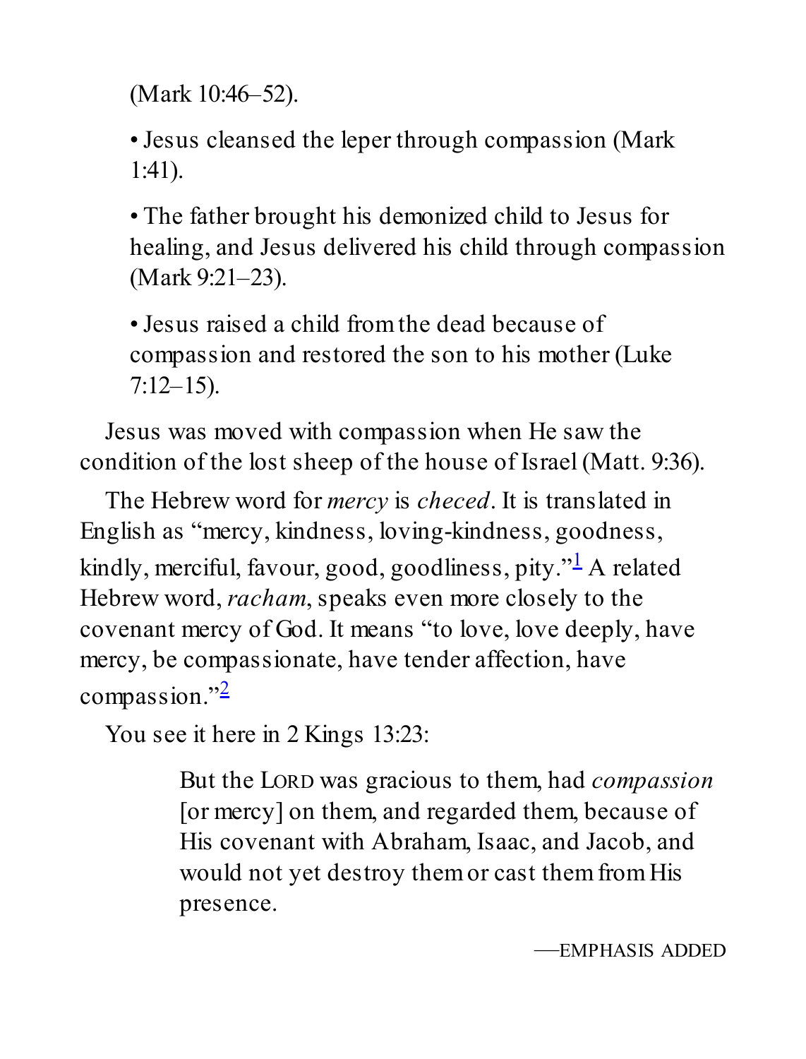(Mark 10:46–52).

- Jesus cleansed the leper through compassion (Mark 1:41).
- The father brought his demonized child to Jesus for healing, and Jesus delivered his child through compassion (Mark 9:21–23).
- Jesus raised a child from the dead because of compassion and restored the son to his mother (Luke 7:12–15).

Jesus was moved with compassion when He saw the condition of the lost sheep of the house of Israel (Matt. 9:36).

The Hebrew word for *mercy* is *checed*. It is translated in English as “mercy, kindness, loving-kindness, goodness, kindly, merciful, favour, good, goodliness, pity.”[1] A related Hebrew word, *racham*, speaks even more closely to the covenant mercy of God. It means “to love, love deeply, have mercy, be compassionate, have tender affection, have compassion.”[2]

You see it here in 2 Kings 13:23:

> But the LORD was gracious to them, had *compassion* [or mercy] on them, and regarded them, because of His covenant with Abraham, Isaac, and Jacob, and would not yet destroy them or cast them from His presence.
>
> —EMPHASIS ADDED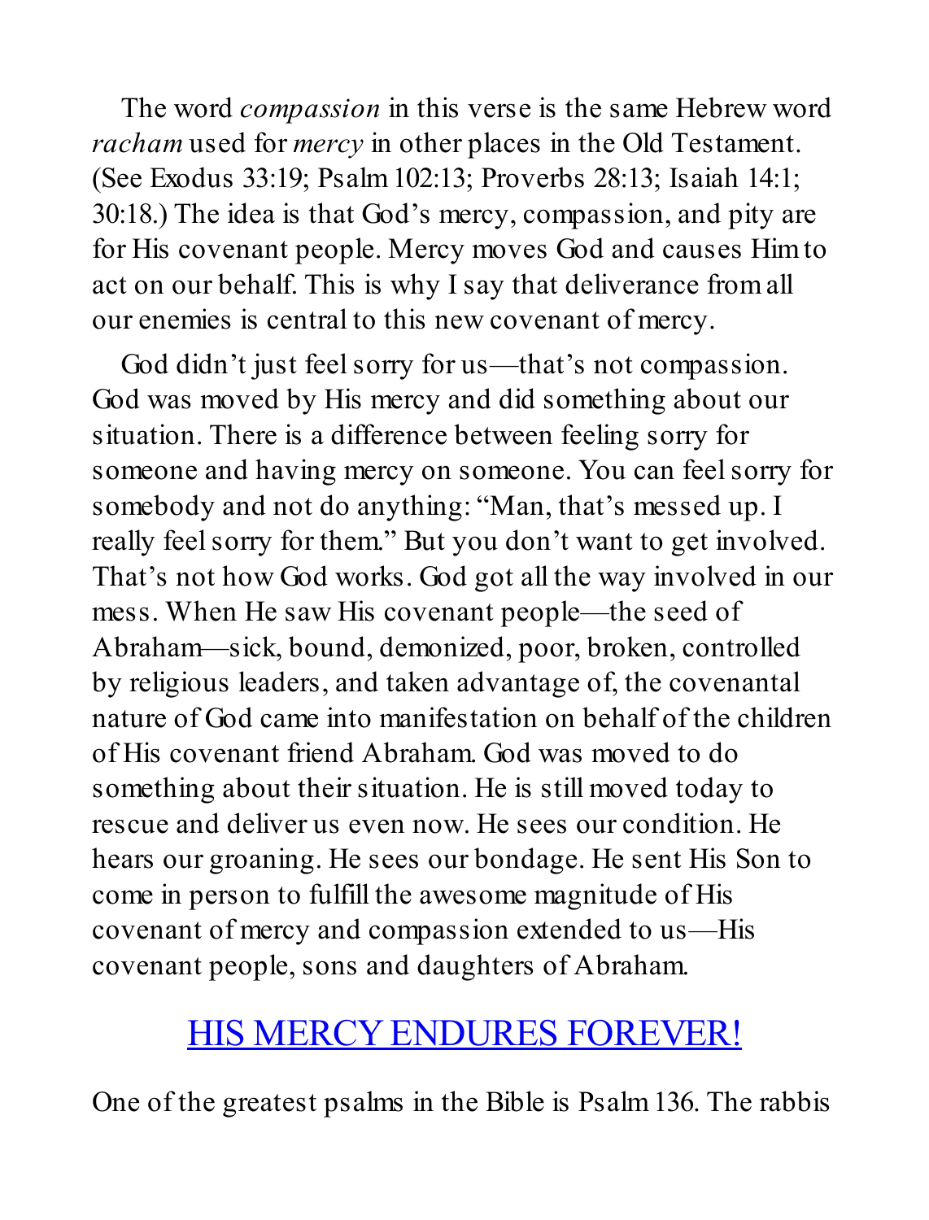The word *compassion* in this verse is the same Hebrew word *racham* used for *mercy* in other places in the Old Testament. (See Exodus 33:19; Psalm 102:13; Proverbs 28:13; Isaiah 14:1; 30:18.) The idea is that God's mercy, compassion, and pity are for His covenant people. Mercy moves God and causes Him to act on our behalf. This is why I say that deliverance from all our enemies is central to this new covenant of mercy.

God didn't just feel sorry for us—that's not compassion. God was moved by His mercy and did something about our situation. There is a difference between feeling sorry for someone and having mercy on someone. You can feel sorry for somebody and not do anything: "Man, that's messed up. I really feel sorry for them." But you don't want to get involved. That's not how God works. God got all the way involved in our mess. When He saw His covenant people—the seed of Abraham—sick, bound, demonized, poor, broken, controlled by religious leaders, and taken advantage of, the covenantal nature of God came into manifestation on behalf of the children of His covenant friend Abraham. God was moved to do something about their situation. He is still moved today to rescue and deliver us even now. He sees our condition. He hears our groaning. He sees our bondage. He sent His Son to come in person to fulfill the awesome magnitude of His covenant of mercy and compassion extended to us—His covenant people, sons and daughters of Abraham.

## HIS MERCY ENDURES FOREVER!

One of the greatest psalms in the Bible is Psalm 136. The rabbis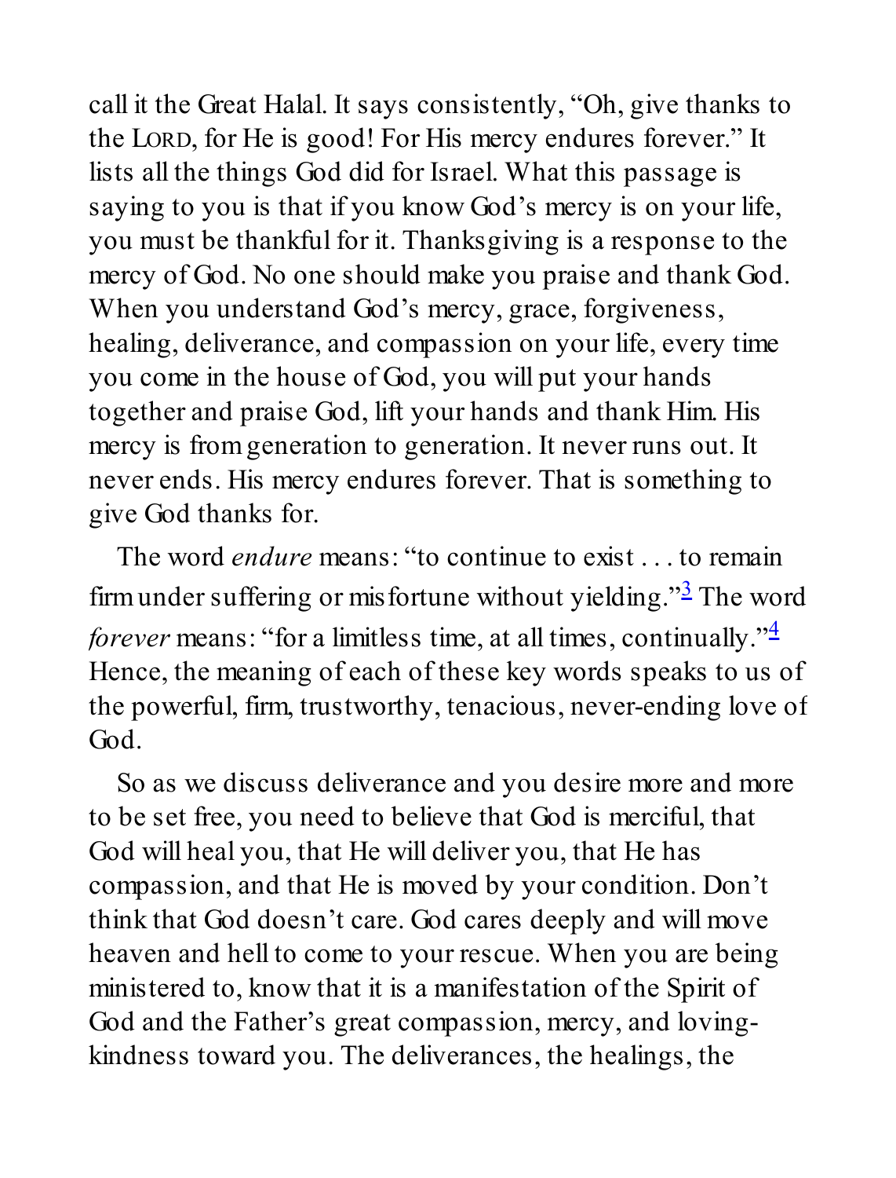call it the Great Halal. It says consistently, "Oh, give thanks to the LORD, for He is good! For His mercy endures forever." It lists all the things God did for Israel. What this passage is saying to you is that if you know God's mercy is on your life, you must be thankful for it. Thanksgiving is a response to the mercy of God. No one should make you praise and thank God. When you understand God's mercy, grace, forgiveness, healing, deliverance, and compassion on your life, every time you come in the house of God, you will put your hands together and praise God, lift your hands and thank Him. His mercy is from generation to generation. It never runs out. It never ends. His mercy endures forever. That is something to give God thanks for.

The word *endure* means: "to continue to exist . . . to remain firm under suffering or misfortune without yielding."[3] The word *forever* means: "for a limitless time, at all times, continually."[4] Hence, the meaning of each of these key words speaks to us of the powerful, firm, trustworthy, tenacious, never-ending love of God.

So as we discuss deliverance and you desire more and more to be set free, you need to believe that God is merciful, that God will heal you, that He will deliver you, that He has compassion, and that He is moved by your condition. Don't think that God doesn't care. God cares deeply and will move heaven and hell to come to your rescue. When you are being ministered to, know that it is a manifestation of the Spirit of God and the Father's great compassion, mercy, and loving-kindness toward you. The deliverances, the healings, the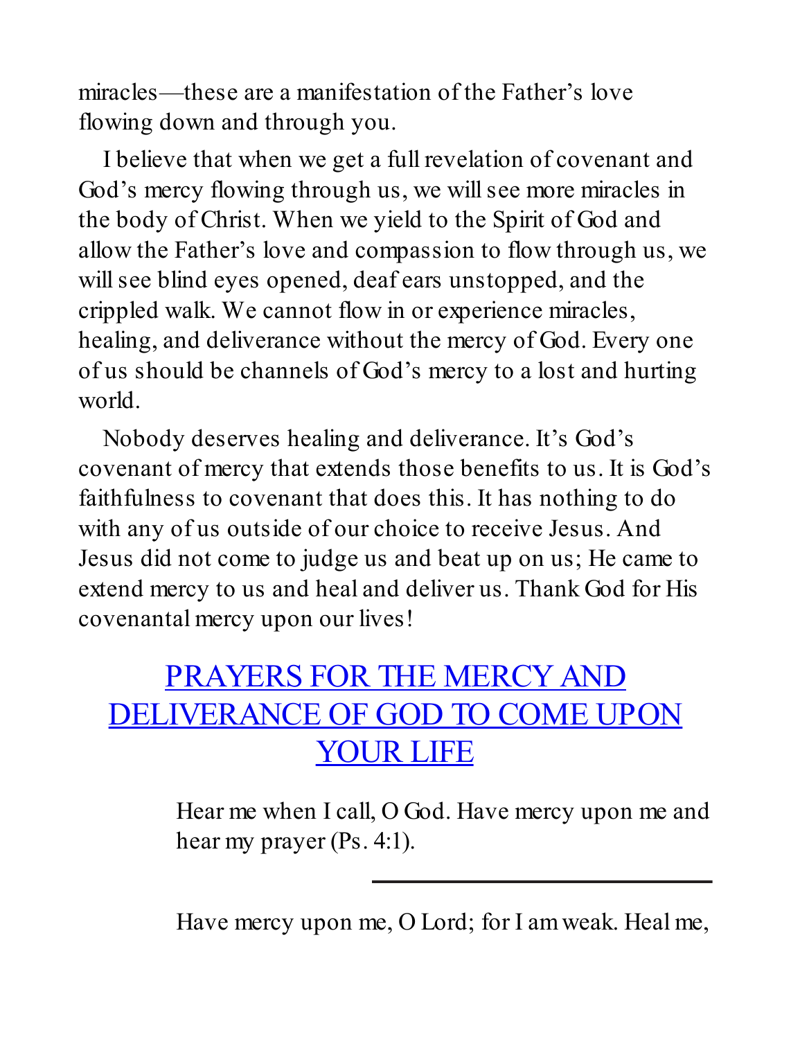miracles—these are a manifestation of the Father's love flowing down and through you.

I believe that when we get a full revelation of covenant and God's mercy flowing through us, we will see more miracles in the body of Christ. When we yield to the Spirit of God and allow the Father's love and compassion to flow through us, we will see blind eyes opened, deaf ears unstopped, and the crippled walk. We cannot flow in or experience miracles, healing, and deliverance without the mercy of God. Every one of us should be channels of God's mercy to a lost and hurting world.

Nobody deserves healing and deliverance. It's God's covenant of mercy that extends those benefits to us. It is God's faithfulness to covenant that does this. It has nothing to do with any of us outside of our choice to receive Jesus. And Jesus did not come to judge us and beat up on us; He came to extend mercy to us and heal and deliver us. Thank God for His covenantal mercy upon our lives!

## PRAYERS FOR THE MERCY AND DELIVERANCE OF GOD TO COME UPON YOUR LIFE

> Hear me when I call, O God. Have mercy upon me and hear my prayer (Ps. 4:1).

---

> Have mercy upon me, O Lord; for I am weak. Heal me,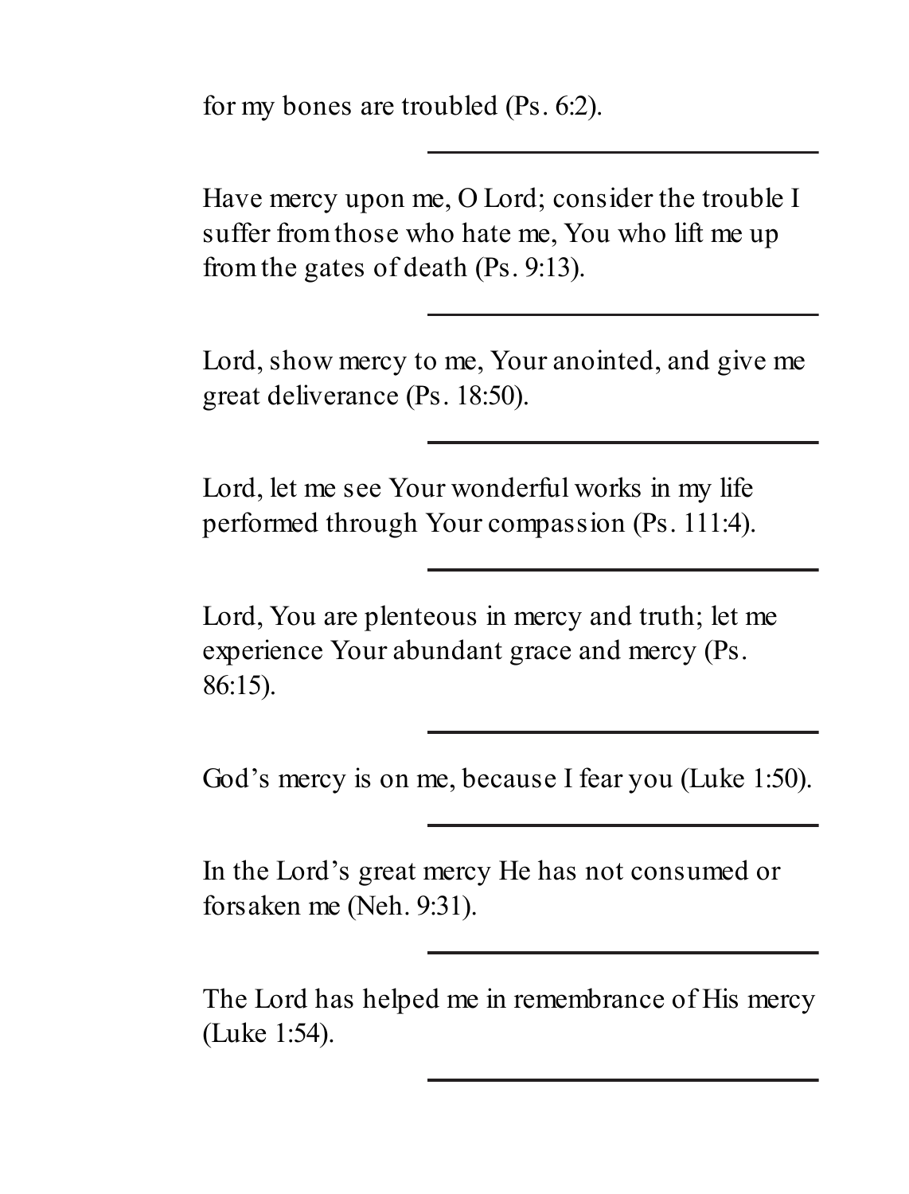for my bones are troubled (Ps. 6:2).

---

Have mercy upon me, O Lord; consider the trouble I suffer from those who hate me, You who lift me up from the gates of death (Ps. 9:13).

---

Lord, show mercy to me, Your anointed, and give me great deliverance (Ps. 18:50).

---

Lord, let me see Your wonderful works in my life performed through Your compassion (Ps. 111:4).

---

Lord, You are plenteous in mercy and truth; let me experience Your abundant grace and mercy (Ps. 86:15).

---

God's mercy is on me, because I fear you (Luke 1:50).

---

In the Lord's great mercy He has not consumed or forsaken me (Neh. 9:31).

---

The Lord has helped me in remembrance of His mercy (Luke 1:54).

---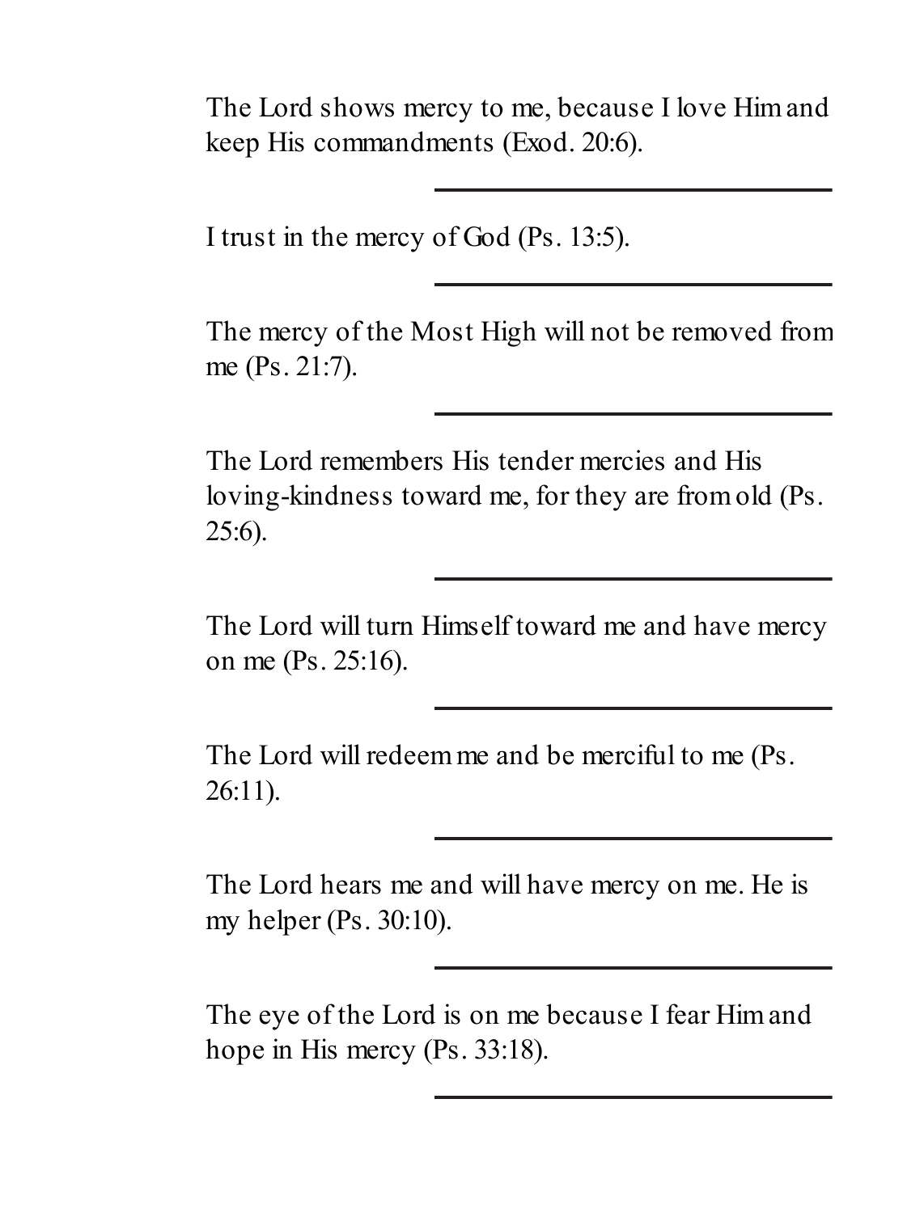The Lord shows mercy to me, because I love Him and keep His commandments (Exod. 20:6).

___

I trust in the mercy of God (Ps. 13:5).

___

The mercy of the Most High will not be removed from me (Ps. 21:7).

___

The Lord remembers His tender mercies and His loving-kindness toward me, for they are from old (Ps. 25:6).

___

The Lord will turn Himself toward me and have mercy on me (Ps. 25:16).

___

The Lord will redeem me and be merciful to me (Ps. 26:11).

___

The Lord hears me and will have mercy on me. He is my helper (Ps. 30:10).

___

The eye of the Lord is on me because I fear Him and hope in His mercy (Ps. 33:18).

___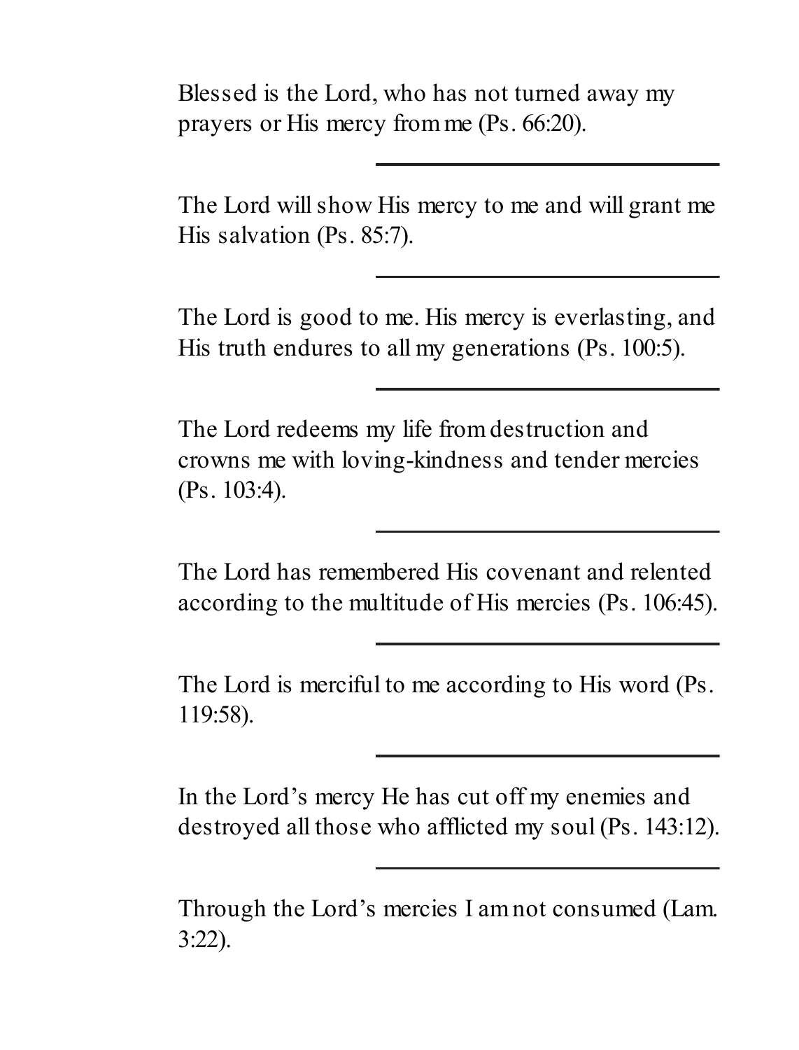Blessed is the Lord, who has not turned away my prayers or His mercy from me (Ps. 66:20).

---

The Lord will show His mercy to me and will grant me His salvation (Ps. 85:7).

---

The Lord is good to me. His mercy is everlasting, and His truth endures to all my generations (Ps. 100:5).

---

The Lord redeems my life from destruction and crowns me with loving-kindness and tender mercies (Ps. 103:4).

---

The Lord has remembered His covenant and relented according to the multitude of His mercies (Ps. 106:45).

---

The Lord is merciful to me according to His word (Ps. 119:58).

---

In the Lord's mercy He has cut off my enemies and destroyed all those who afflicted my soul (Ps. 143:12).

---

Through the Lord's mercies I am not consumed (Lam. 3:22).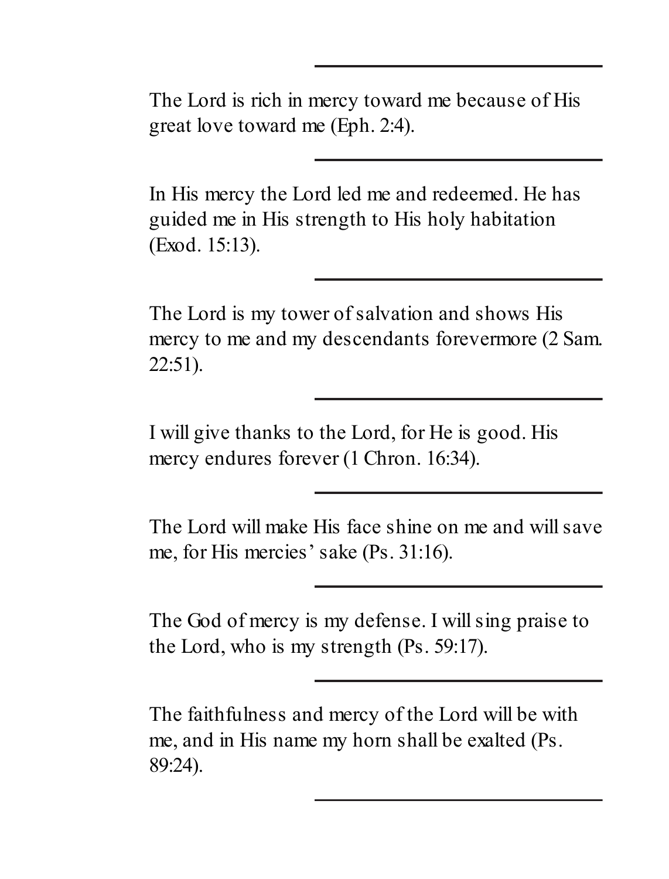---

The Lord is rich in mercy toward me because of His great love toward me (Eph. 2:4).

---

In His mercy the Lord led me and redeemed. He has guided me in His strength to His holy habitation (Exod. 15:13).

---

The Lord is my tower of salvation and shows His mercy to me and my descendants forevermore (2 Sam. 22:51).

---

I will give thanks to the Lord, for He is good. His mercy endures forever (1 Chron. 16:34).

---

The Lord will make His face shine on me and will save me, for His mercies' sake (Ps. 31:16).

---

The God of mercy is my defense. I will sing praise to the Lord, who is my strength (Ps. 59:17).

---

The faithfulness and mercy of the Lord will be with me, and in His name my horn shall be exalted (Ps. 89:24).

---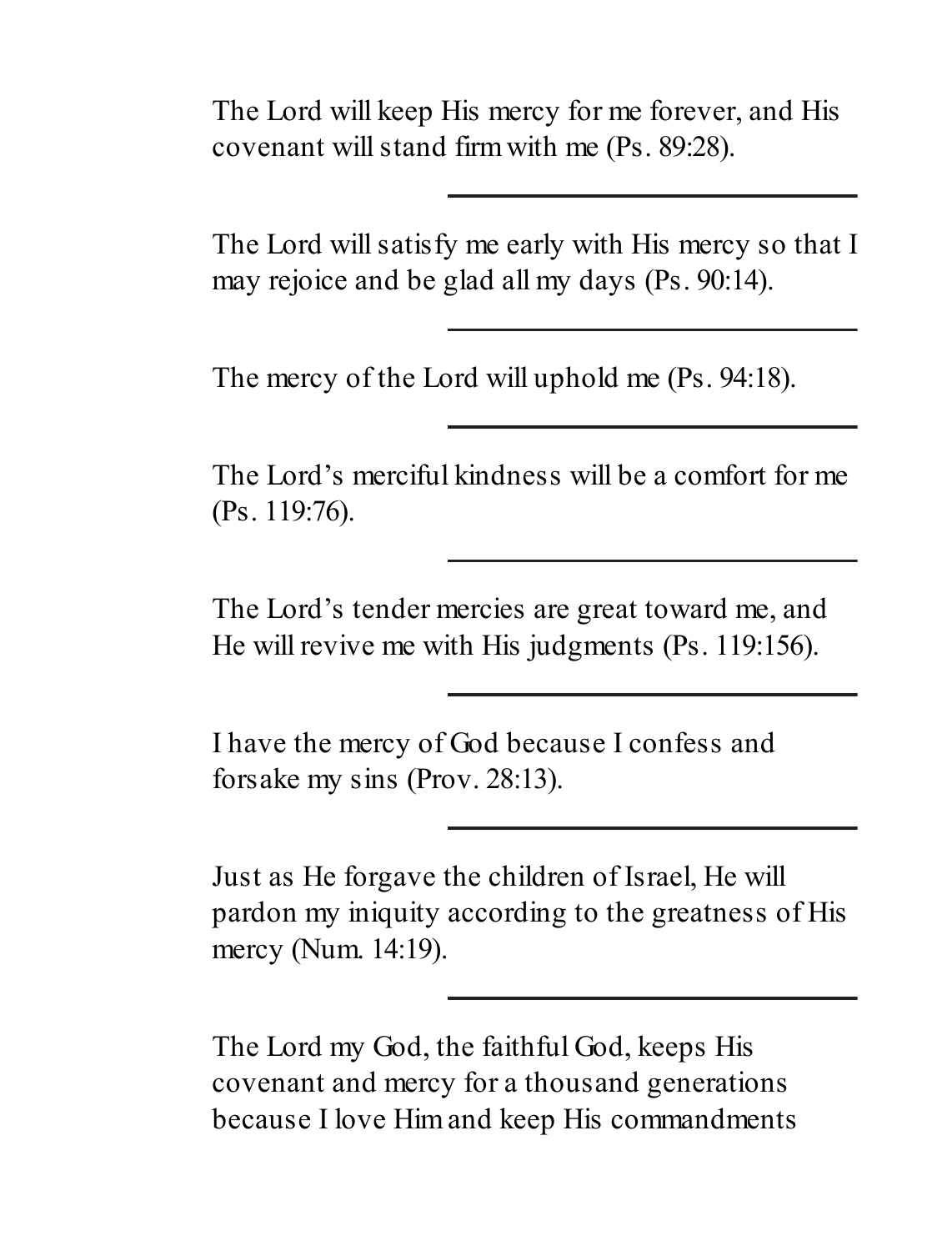The Lord will keep His mercy for me forever, and His covenant will stand firm with me (Ps. 89:28).

---

The Lord will satisfy me early with His mercy so that I may rejoice and be glad all my days (Ps. 90:14).

---

The mercy of the Lord will uphold me (Ps. 94:18).

---

The Lord's merciful kindness will be a comfort for me (Ps. 119:76).

---

The Lord's tender mercies are great toward me, and He will revive me with His judgments (Ps. 119:156).

---

I have the mercy of God because I confess and forsake my sins (Prov. 28:13).

---

Just as He forgave the children of Israel, He will pardon my iniquity according to the greatness of His mercy (Num. 14:19).

---

The Lord my God, the faithful God, keeps His covenant and mercy for a thousand generations because I love Him and keep His commandments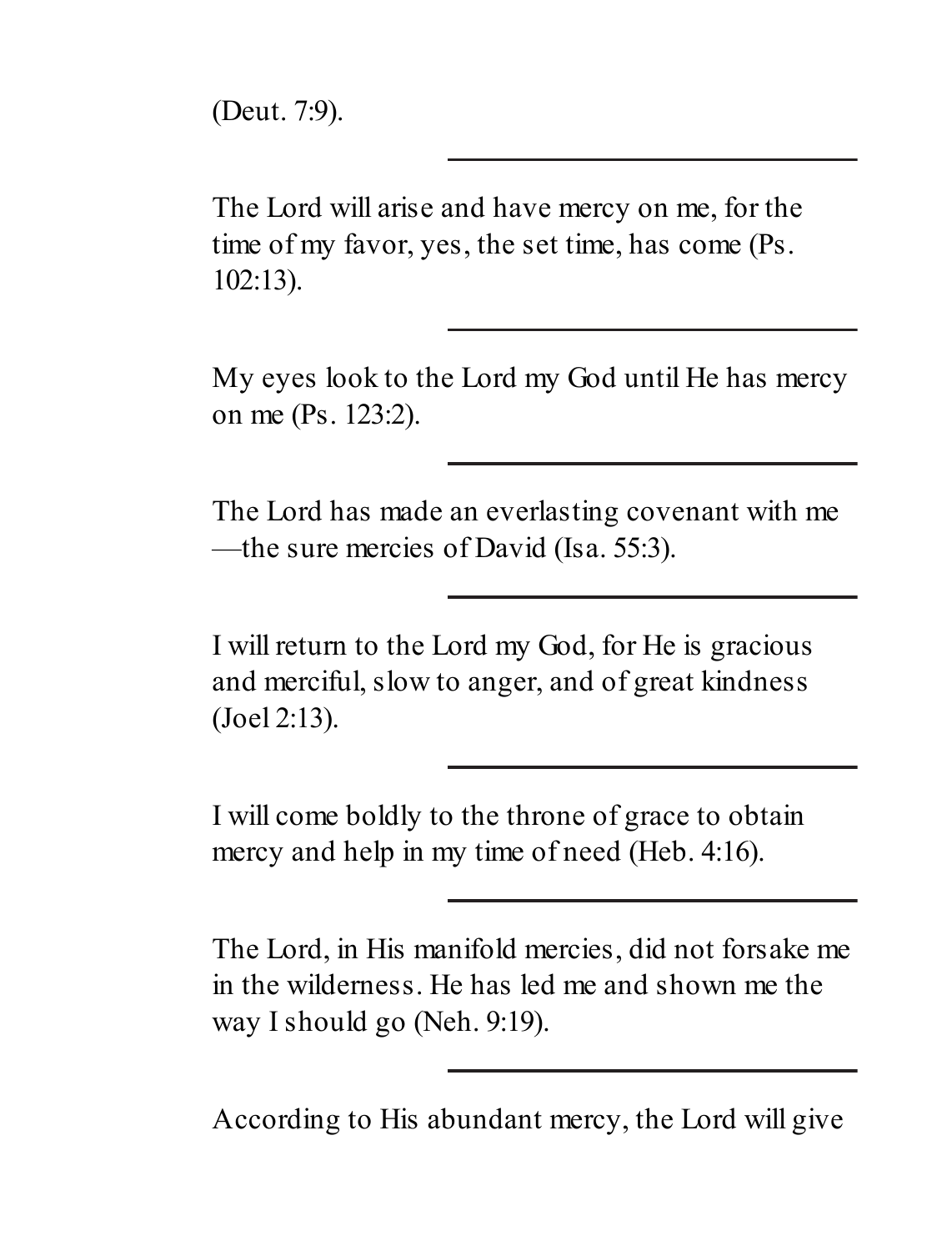(Deut. 7:9).

---

The Lord will arise and have mercy on me, for the time of my favor, yes, the set time, has come (Ps. 102:13).

---

My eyes look to the Lord my God until He has mercy on me (Ps. 123:2).

---

The Lord has made an everlasting covenant with me —the sure mercies of David (Isa. 55:3).

---

I will return to the Lord my God, for He is gracious and merciful, slow to anger, and of great kindness (Joel 2:13).

---

I will come boldly to the throne of grace to obtain mercy and help in my time of need (Heb. 4:16).

---

The Lord, in His manifold mercies, did not forsake me in the wilderness. He has led me and shown me the way I should go (Neh. 9:19).

---

According to His abundant mercy, the Lord will give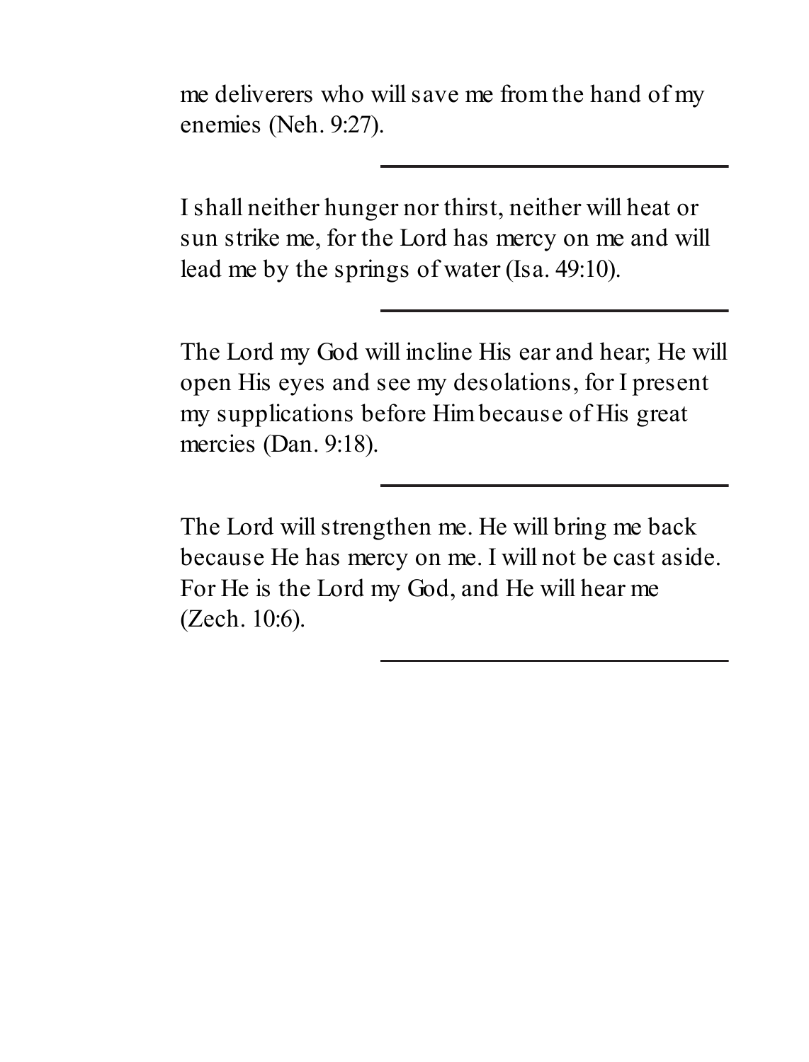me deliverers who will save me from the hand of my enemies (Neh. 9:27).

---

I shall neither hunger nor thirst, neither will heat or sun strike me, for the Lord has mercy on me and will lead me by the springs of water (Isa. 49:10).

---

The Lord my God will incline His ear and hear; He will open His eyes and see my desolations, for I present my supplications before Him because of His great mercies (Dan. 9:18).

---

The Lord will strengthen me. He will bring me back because He has mercy on me. I will not be cast aside. For He is the Lord my God, and He will hear me (Zech. 10:6).

---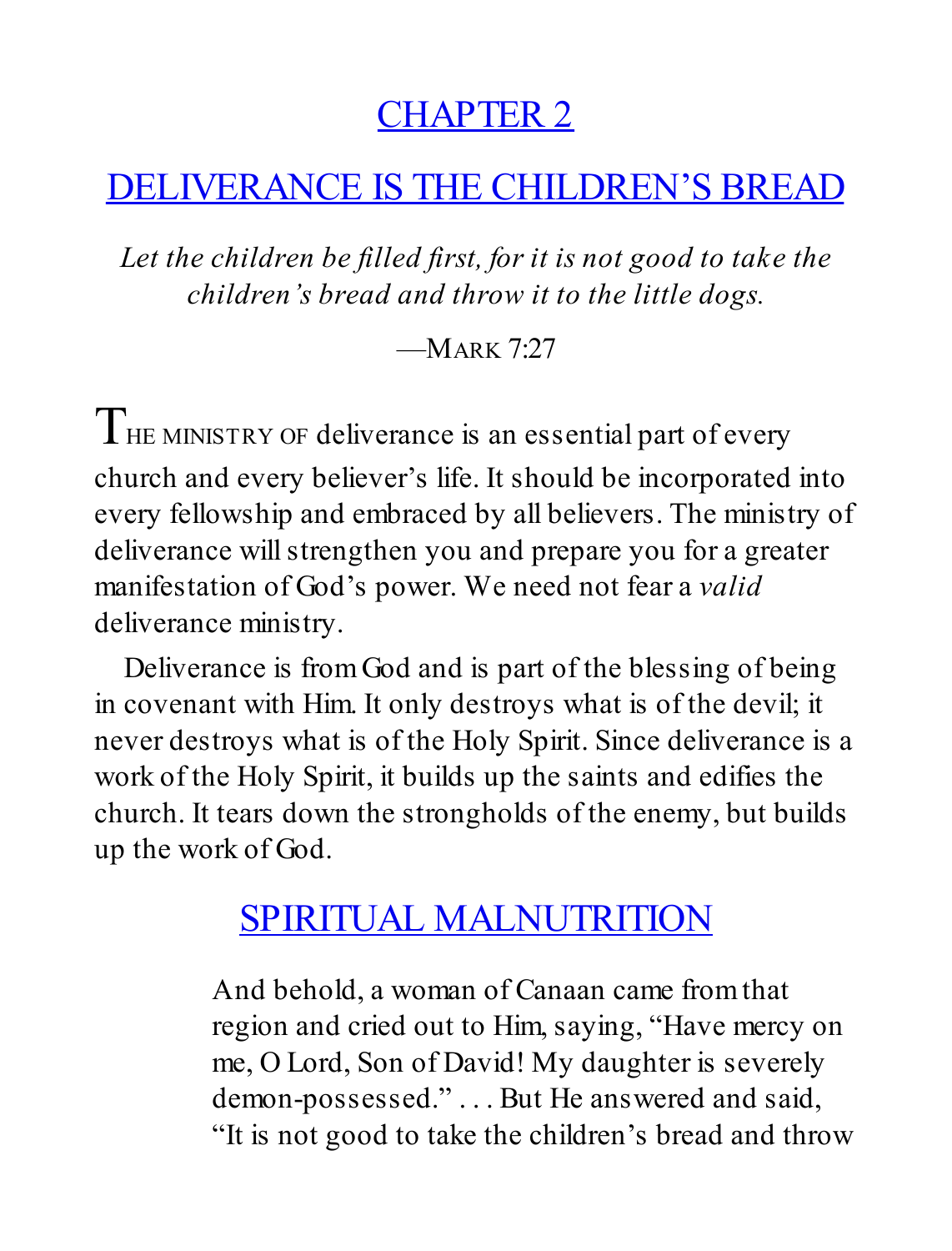# CHAPTER 2

# DELIVERANCE IS THE CHILDREN'S BREAD

*Let the children be filled first, for it is not good to take the children's bread and throw it to the little dogs.*

—MARK 7:27

THE MINISTRY OF deliverance is an essential part of every church and every believer's life. It should be incorporated into every fellowship and embraced by all believers. The ministry of deliverance will strengthen you and prepare you for a greater manifestation of God's power. We need not fear a *valid* deliverance ministry.

Deliverance is from God and is part of the blessing of being in covenant with Him. It only destroys what is of the devil; it never destroys what is of the Holy Spirit. Since deliverance is a work of the Holy Spirit, it builds up the saints and edifies the church. It tears down the strongholds of the enemy, but builds up the work of God.

## SPIRITUAL MALNUTRITION

> And behold, a woman of Canaan came from that region and cried out to Him, saying, "Have mercy on me, O Lord, Son of David! My daughter is severely demon-possessed." . . . But He answered and said, "It is not good to take the children's bread and throw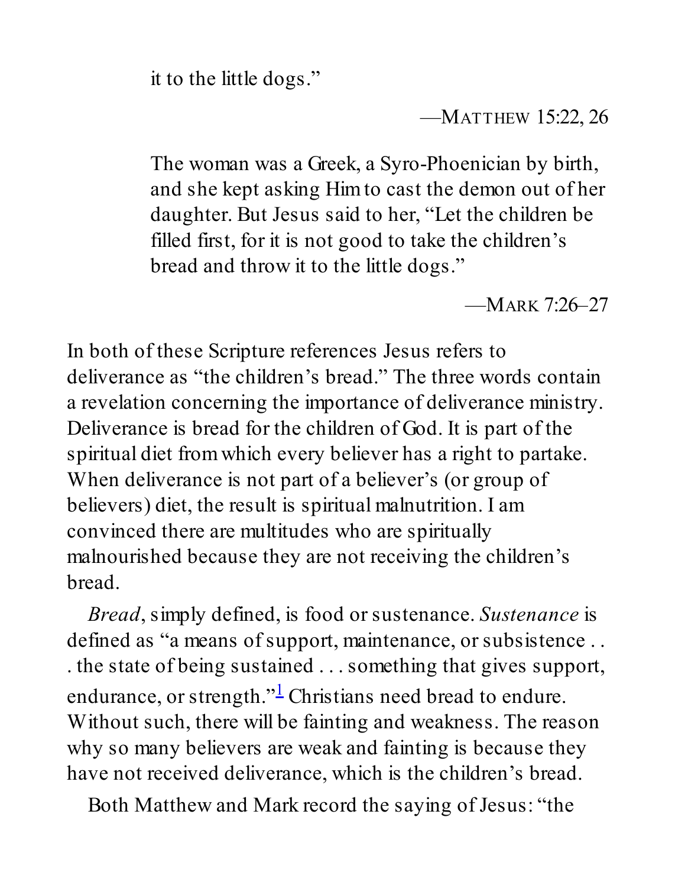> it to the little dogs."
>
> —MATTHEW 15:22, 26

> The woman was a Greek, a Syro-Phoenician by birth, and she kept asking Him to cast the demon out of her daughter. But Jesus said to her, "Let the children be filled first, for it is not good to take the children's bread and throw it to the little dogs."
>
> —MARK 7:26–27

In both of these Scripture references Jesus refers to deliverance as "the children's bread." The three words contain a revelation concerning the importance of deliverance ministry. Deliverance is bread for the children of God. It is part of the spiritual diet from which every believer has a right to partake. When deliverance is not part of a believer's (or group of believers) diet, the result is spiritual malnutrition. I am convinced there are multitudes who are spiritually malnourished because they are not receiving the children's bread.

*Bread*, simply defined, is food or sustenance. *Sustenance* is defined as "a means of support, maintenance, or subsistence . . . the state of being sustained . . . something that gives support, endurance, or strength."[1] Christians need bread to endure. Without such, there will be fainting and weakness. The reason why so many believers are weak and fainting is because they have not received deliverance, which is the children's bread.

Both Matthew and Mark record the saying of Jesus: "the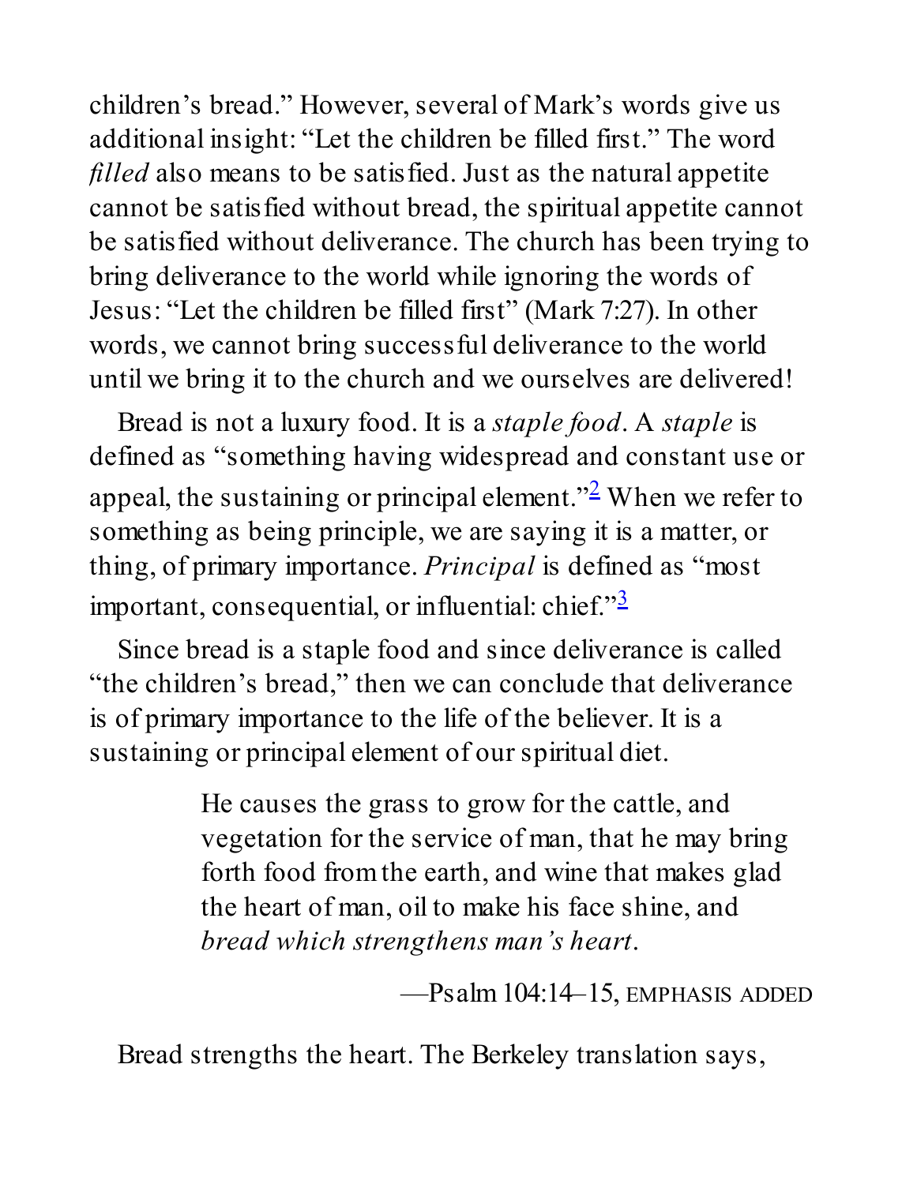children's bread." However, several of Mark's words give us additional insight: "Let the children be filled first." The word *filled* also means to be satisfied. Just as the natural appetite cannot be satisfied without bread, the spiritual appetite cannot be satisfied without deliverance. The church has been trying to bring deliverance to the world while ignoring the words of Jesus: "Let the children be filled first" (Mark 7:27). In other words, we cannot bring successful deliverance to the world until we bring it to the church and we ourselves are delivered!

Bread is not a luxury food. It is a *staple food*. A *staple* is defined as "something having widespread and constant use or appeal, the sustaining or principal element."[2] When we refer to something as being principle, we are saying it is a matter, or thing, of primary importance. *Principal* is defined as "most important, consequential, or influential: chief."[3]

Since bread is a staple food and since deliverance is called "the children's bread," then we can conclude that deliverance is of primary importance to the life of the believer. It is a sustaining or principal element of our spiritual diet.

> He causes the grass to grow for the cattle, and vegetation for the service of man, that he may bring forth food from the earth, and wine that makes glad the heart of man, oil to make his face shine, and *bread which strengthens man's heart*.
>
> —Psalm 104:14–15, EMPHASIS ADDED

Bread strengths the heart. The Berkeley translation says,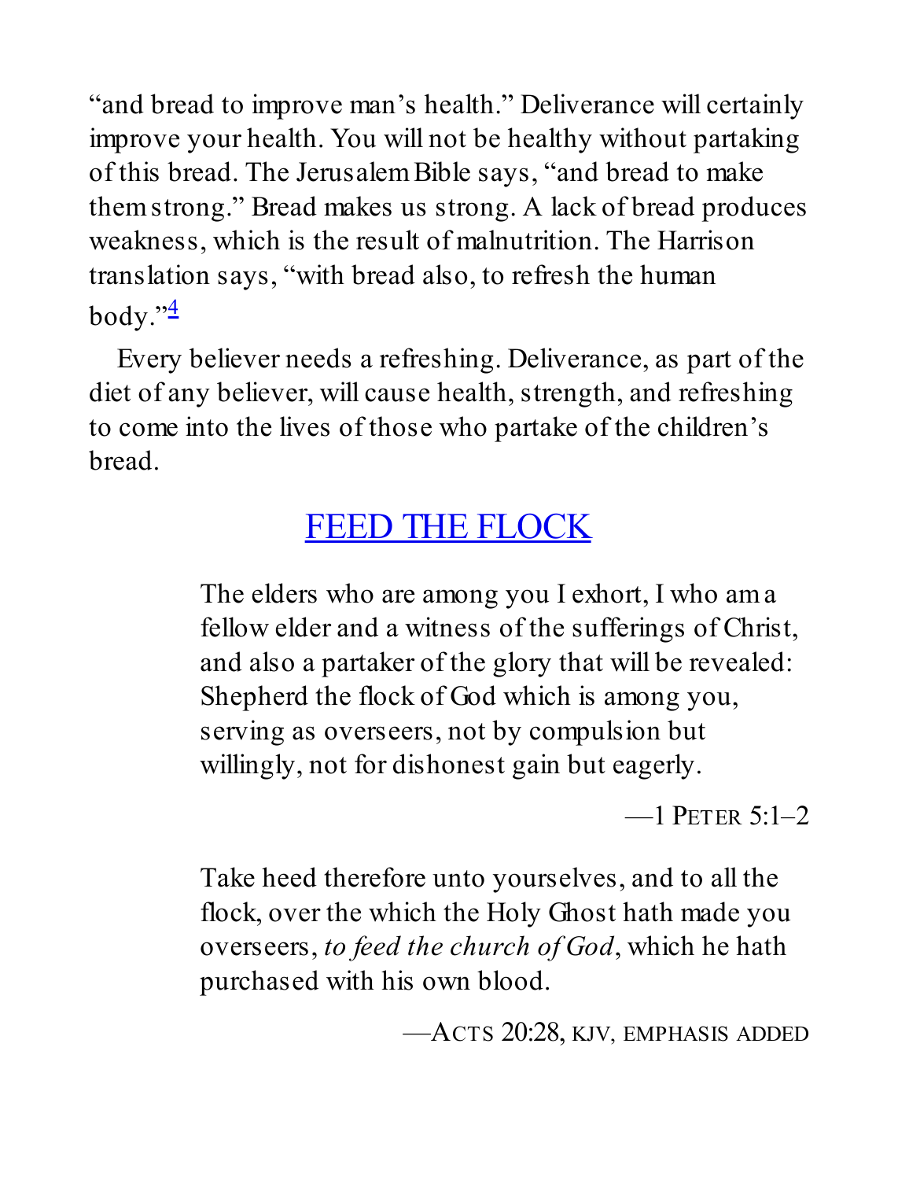"and bread to improve man's health." Deliverance will certainly improve your health. You will not be healthy without partaking of this bread. The Jerusalem Bible says, "and bread to make them strong." Bread makes us strong. A lack of bread produces weakness, which is the result of malnutrition. The Harrison translation says, "with bread also, to refresh the human body."[4]

Every believer needs a refreshing. Deliverance, as part of the diet of any believer, will cause health, strength, and refreshing to come into the lives of those who partake of the children's bread.

## FEED THE FLOCK

> The elders who are among you I exhort, I who am a fellow elder and a witness of the sufferings of Christ, and also a partaker of the glory that will be revealed: Shepherd the flock of God which is among you, serving as overseers, not by compulsion but willingly, not for dishonest gain but eagerly.
>
> —1 PETER 5:1–2

> Take heed therefore unto yourselves, and to all the flock, over the which the Holy Ghost hath made you overseers, *to feed the church of God*, which he hath purchased with his own blood.
>
> —ACTS 20:28, KJV, EMPHASIS ADDED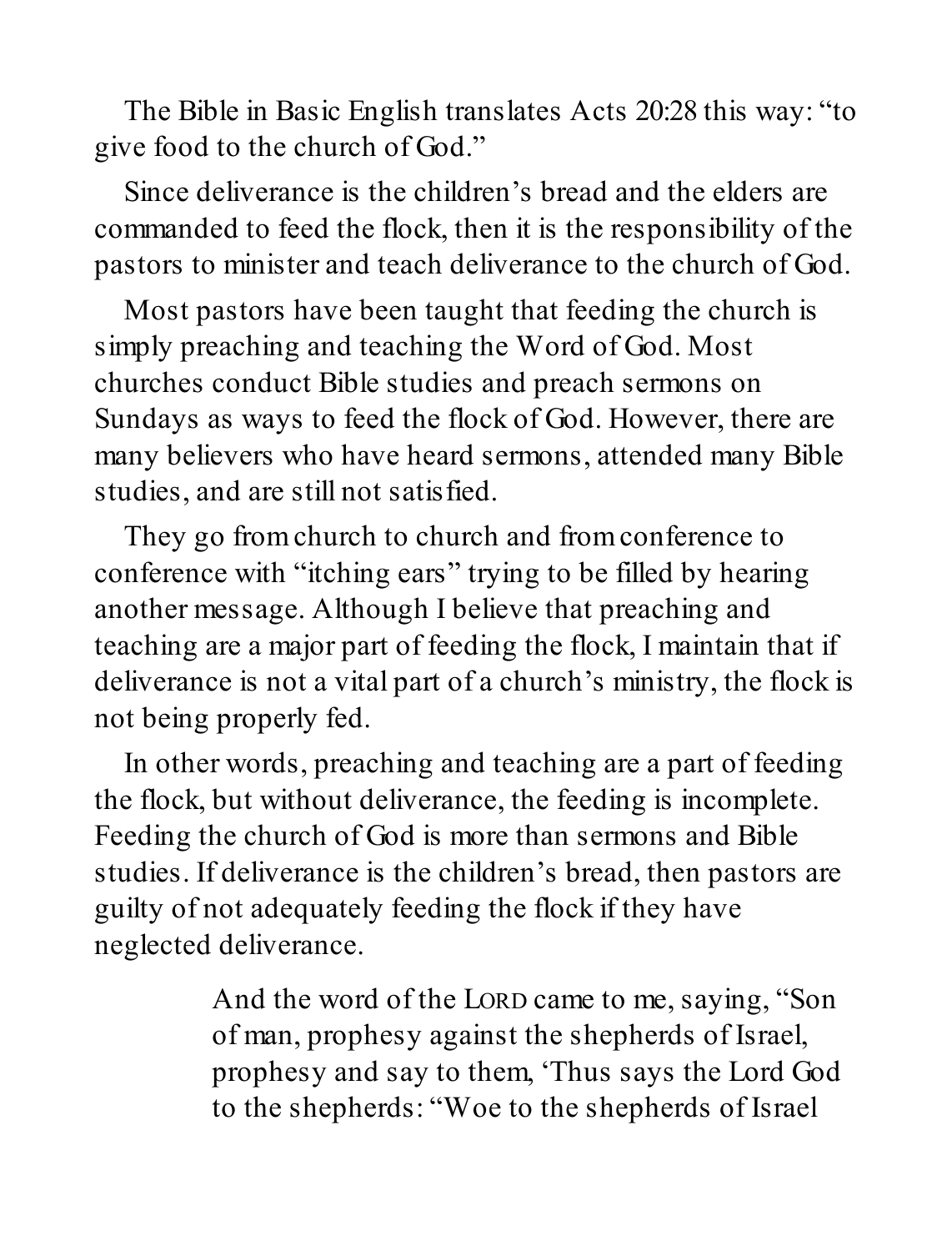The Bible in Basic English translates Acts 20:28 this way: "to give food to the church of God."

Since deliverance is the children's bread and the elders are commanded to feed the flock, then it is the responsibility of the pastors to minister and teach deliverance to the church of God.

Most pastors have been taught that feeding the church is simply preaching and teaching the Word of God. Most churches conduct Bible studies and preach sermons on Sundays as ways to feed the flock of God. However, there are many believers who have heard sermons, attended many Bible studies, and are still not satisfied.

They go from church to church and from conference to conference with "itching ears" trying to be filled by hearing another message. Although I believe that preaching and teaching are a major part of feeding the flock, I maintain that if deliverance is not a vital part of a church's ministry, the flock is not being properly fed.

In other words, preaching and teaching are a part of feeding the flock, but without deliverance, the feeding is incomplete. Feeding the church of God is more than sermons and Bible studies. If deliverance is the children's bread, then pastors are guilty of not adequately feeding the flock if they have neglected deliverance.

> And the word of the LORD came to me, saying, "Son of man, prophesy against the shepherds of Israel, prophesy and say to them, 'Thus says the Lord God to the shepherds: "Woe to the shepherds of Israel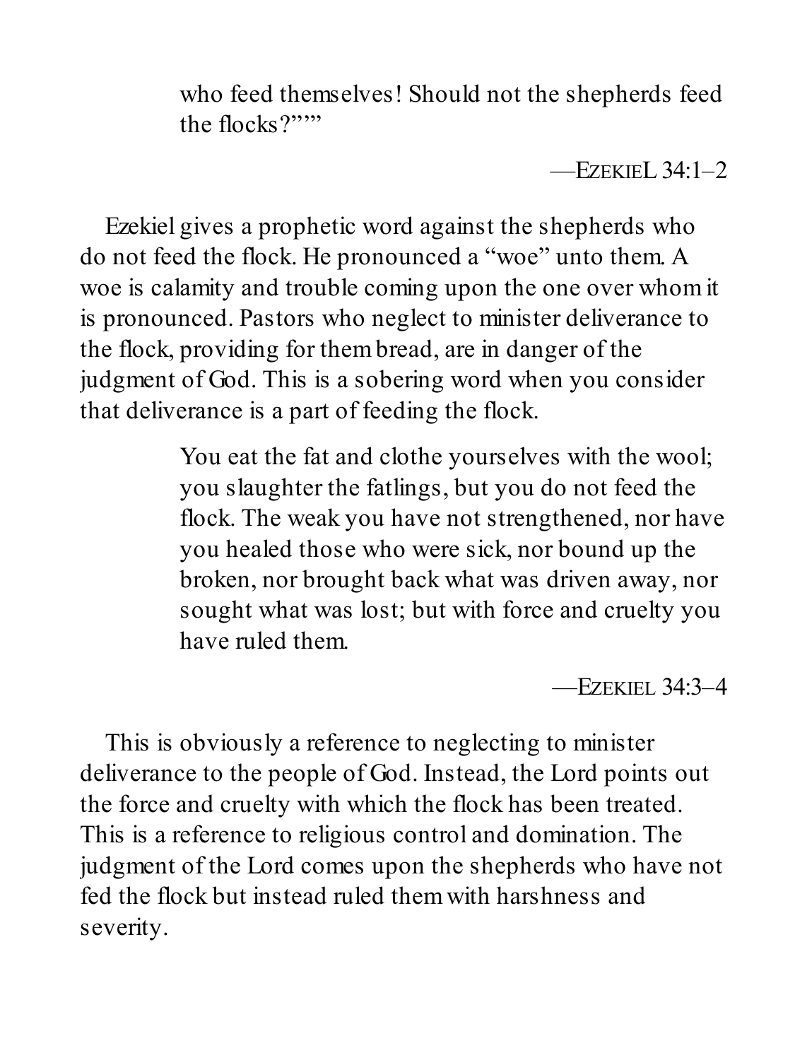> who feed themselves! Should not the shepherds feed the flocks?"'"
>
> —EZEKIEL 34:1–2

Ezekiel gives a prophetic word against the shepherds who do not feed the flock. He pronounced a "woe" unto them. A woe is calamity and trouble coming upon the one over whom it is pronounced. Pastors who neglect to minister deliverance to the flock, providing for them bread, are in danger of the judgment of God. This is a sobering word when you consider that deliverance is a part of feeding the flock.

> You eat the fat and clothe yourselves with the wool; you slaughter the fatlings, but you do not feed the flock. The weak you have not strengthened, nor have you healed those who were sick, nor bound up the broken, nor brought back what was driven away, nor sought what was lost; but with force and cruelty you have ruled them.
>
> —EZEKIEL 34:3–4

This is obviously a reference to neglecting to minister deliverance to the people of God. Instead, the Lord points out the force and cruelty with which the flock has been treated. This is a reference to religious control and domination. The judgment of the Lord comes upon the shepherds who have not fed the flock but instead ruled them with harshness and severity.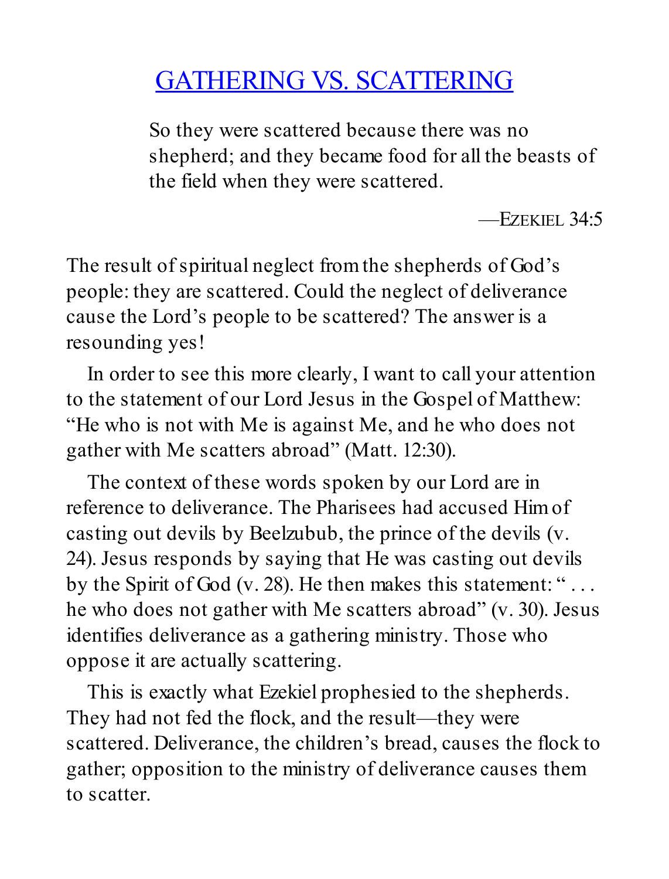# GATHERING VS. SCATTERING

> So they were scattered because there was no shepherd; and they became food for all the beasts of the field when they were scattered.
>
> —EZEKIEL 34:5

The result of spiritual neglect from the shepherds of God's people: they are scattered. Could the neglect of deliverance cause the Lord's people to be scattered? The answer is a resounding yes!

In order to see this more clearly, I want to call your attention to the statement of our Lord Jesus in the Gospel of Matthew: "He who is not with Me is against Me, and he who does not gather with Me scatters abroad" (Matt. 12:30).

The context of these words spoken by our Lord are in reference to deliverance. The Pharisees had accused Him of casting out devils by Beelzubub, the prince of the devils (v. 24). Jesus responds by saying that He was casting out devils by the Spirit of God (v. 28). He then makes this statement: " . . . he who does not gather with Me scatters abroad" (v. 30). Jesus identifies deliverance as a gathering ministry. Those who oppose it are actually scattering.

This is exactly what Ezekiel prophesied to the shepherds. They had not fed the flock, and the result—they were scattered. Deliverance, the children's bread, causes the flock to gather; opposition to the ministry of deliverance causes them to scatter.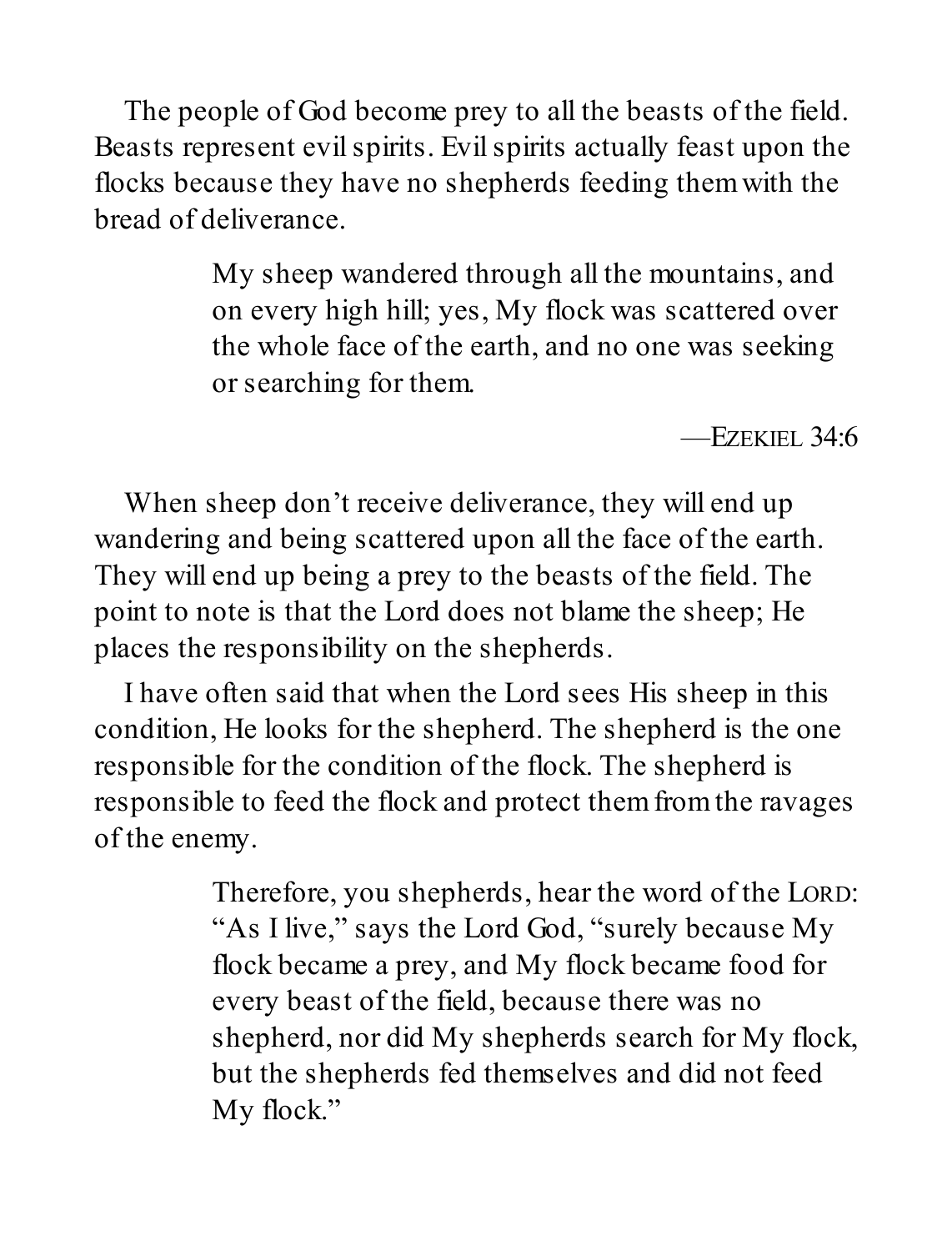The people of God become prey to all the beasts of the field. Beasts represent evil spirits. Evil spirits actually feast upon the flocks because they have no shepherds feeding them with the bread of deliverance.

> My sheep wandered through all the mountains, and on every high hill; yes, My flock was scattered over the whole face of the earth, and no one was seeking or searching for them.
>
> —EZEKIEL 34:6

When sheep don't receive deliverance, they will end up wandering and being scattered upon all the face of the earth. They will end up being a prey to the beasts of the field. The point to note is that the Lord does not blame the sheep; He places the responsibility on the shepherds.

I have often said that when the Lord sees His sheep in this condition, He looks for the shepherd. The shepherd is the one responsible for the condition of the flock. The shepherd is responsible to feed the flock and protect them from the ravages of the enemy.

> Therefore, you shepherds, hear the word of the LORD: "As I live," says the Lord God, "surely because My flock became a prey, and My flock became food for every beast of the field, because there was no shepherd, nor did My shepherds search for My flock, but the shepherds fed themselves and did not feed My flock."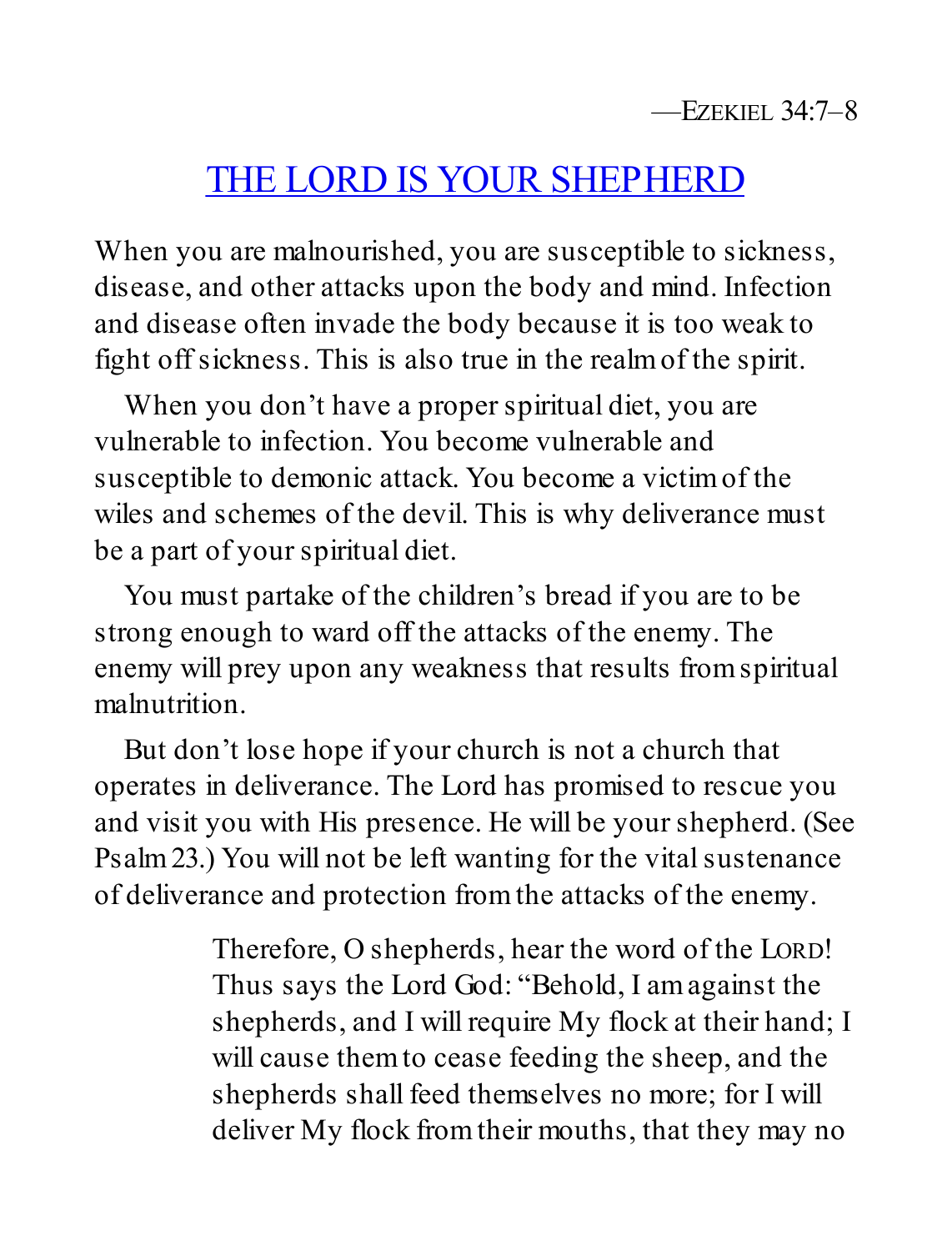—EZEKIEL 34:7–8

## THE LORD IS YOUR SHEPHERD

When you are malnourished, you are susceptible to sickness, disease, and other attacks upon the body and mind. Infection and disease often invade the body because it is too weak to fight off sickness. This is also true in the realm of the spirit.

When you don't have a proper spiritual diet, you are vulnerable to infection. You become vulnerable and susceptible to demonic attack. You become a victim of the wiles and schemes of the devil. This is why deliverance must be a part of your spiritual diet.

You must partake of the children's bread if you are to be strong enough to ward off the attacks of the enemy. The enemy will prey upon any weakness that results from spiritual malnutrition.

But don't lose hope if your church is not a church that operates in deliverance. The Lord has promised to rescue you and visit you with His presence. He will be your shepherd. (See Psalm 23.) You will not be left wanting for the vital sustenance of deliverance and protection from the attacks of the enemy.

> Therefore, O shepherds, hear the word of the LORD! Thus says the Lord God: "Behold, I am against the shepherds, and I will require My flock at their hand; I will cause them to cease feeding the sheep, and the shepherds shall feed themselves no more; for I will deliver My flock from their mouths, that they may no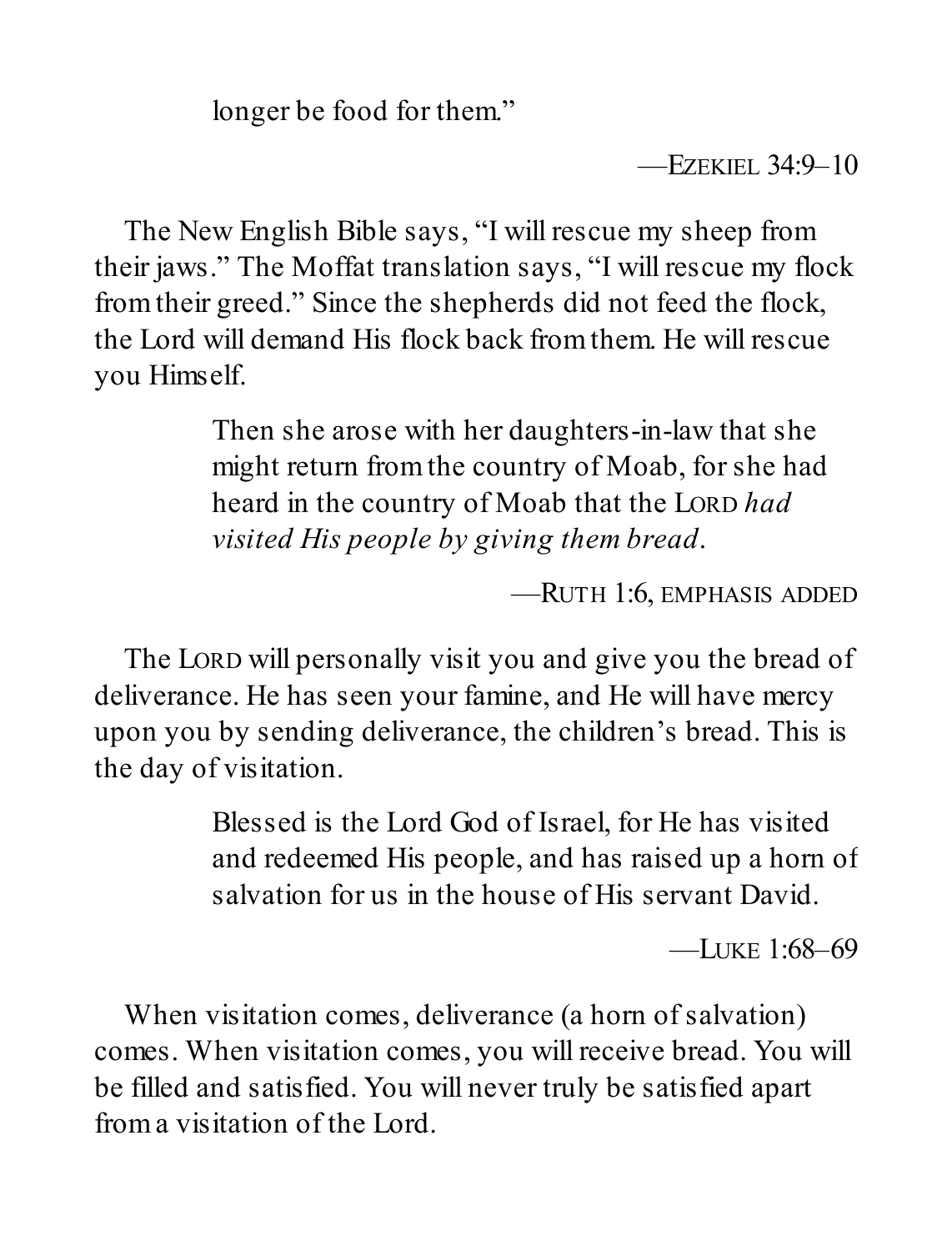> longer be food for them."
>
> —Ezekiel 34:9–10

The New English Bible says, "I will rescue my sheep from their jaws." The Moffat translation says, "I will rescue my flock from their greed." Since the shepherds did not feed the flock, the Lord will demand His flock back from them. He will rescue you Himself.

> Then she arose with her daughters-in-law that she might return from the country of Moab, for she had heard in the country of Moab that the LORD *had visited His people by giving them bread*.
>
> —Ruth 1:6, emphasis added

The LORD will personally visit you and give you the bread of deliverance. He has seen your famine, and He will have mercy upon you by sending deliverance, the children's bread. This is the day of visitation.

> Blessed is the Lord God of Israel, for He has visited and redeemed His people, and has raised up a horn of salvation for us in the house of His servant David.
>
> —Luke 1:68–69

When visitation comes, deliverance (a horn of salvation) comes. When visitation comes, you will receive bread. You will be filled and satisfied. You will never truly be satisfied apart from a visitation of the Lord.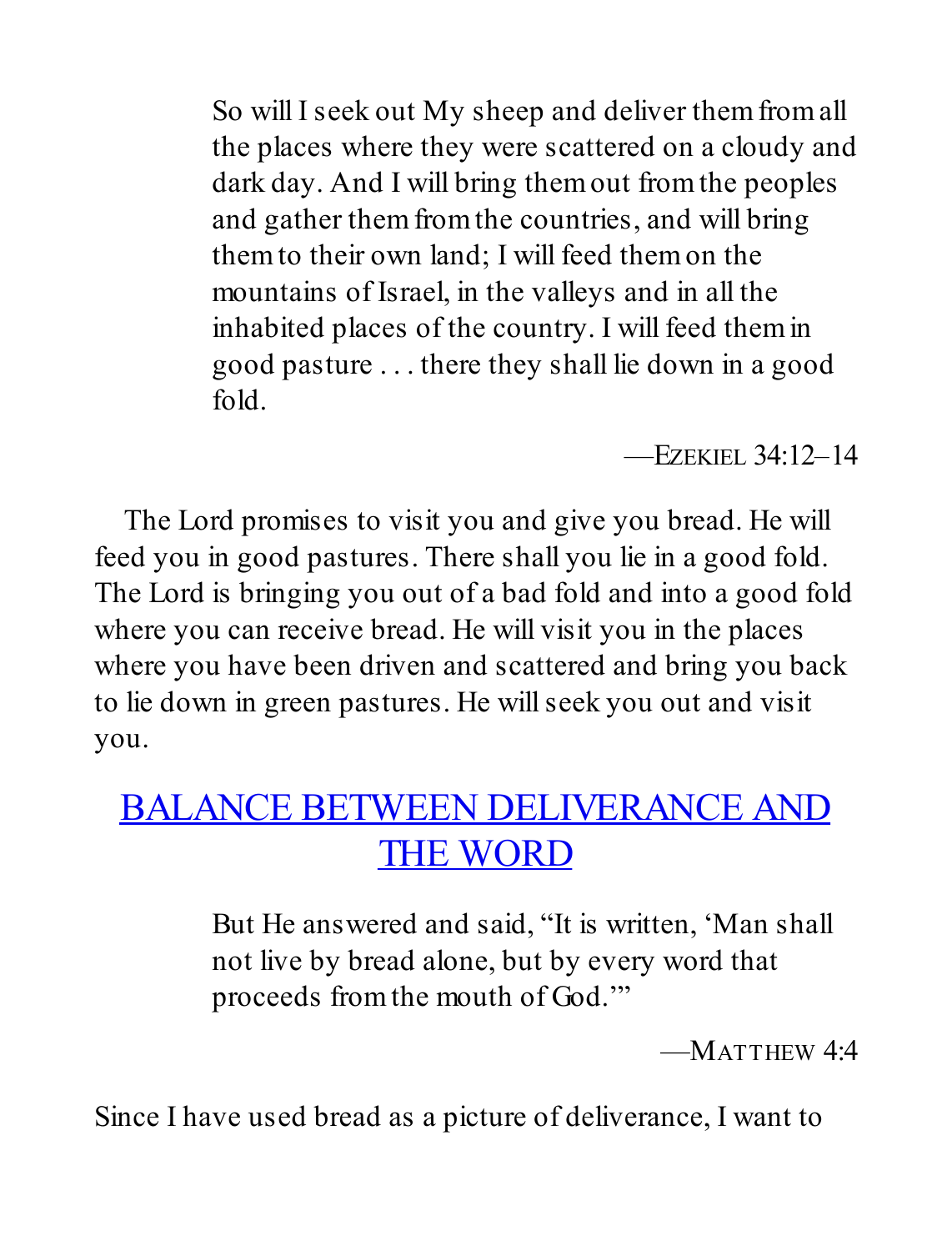> So will I seek out My sheep and deliver them from all the places where they were scattered on a cloudy and dark day. And I will bring them out from the peoples and gather them from the countries, and will bring them to their own land; I will feed them on the mountains of Israel, in the valleys and in all the inhabited places of the country. I will feed them in good pasture . . . there they shall lie down in a good fold.
>
> —Ezekiel 34:12–14

The Lord promises to visit you and give you bread. He will feed you in good pastures. There shall you lie in a good fold. The Lord is bringing you out of a bad fold and into a good fold where you can receive bread. He will visit you in the places where you have been driven and scattered and bring you back to lie down in green pastures. He will seek you out and visit you.

## BALANCE BETWEEN DELIVERANCE AND THE WORD

> But He answered and said, "It is written, 'Man shall not live by bread alone, but by every word that proceeds from the mouth of God.'"
>
> —Matthew 4:4

Since I have used bread as a picture of deliverance, I want to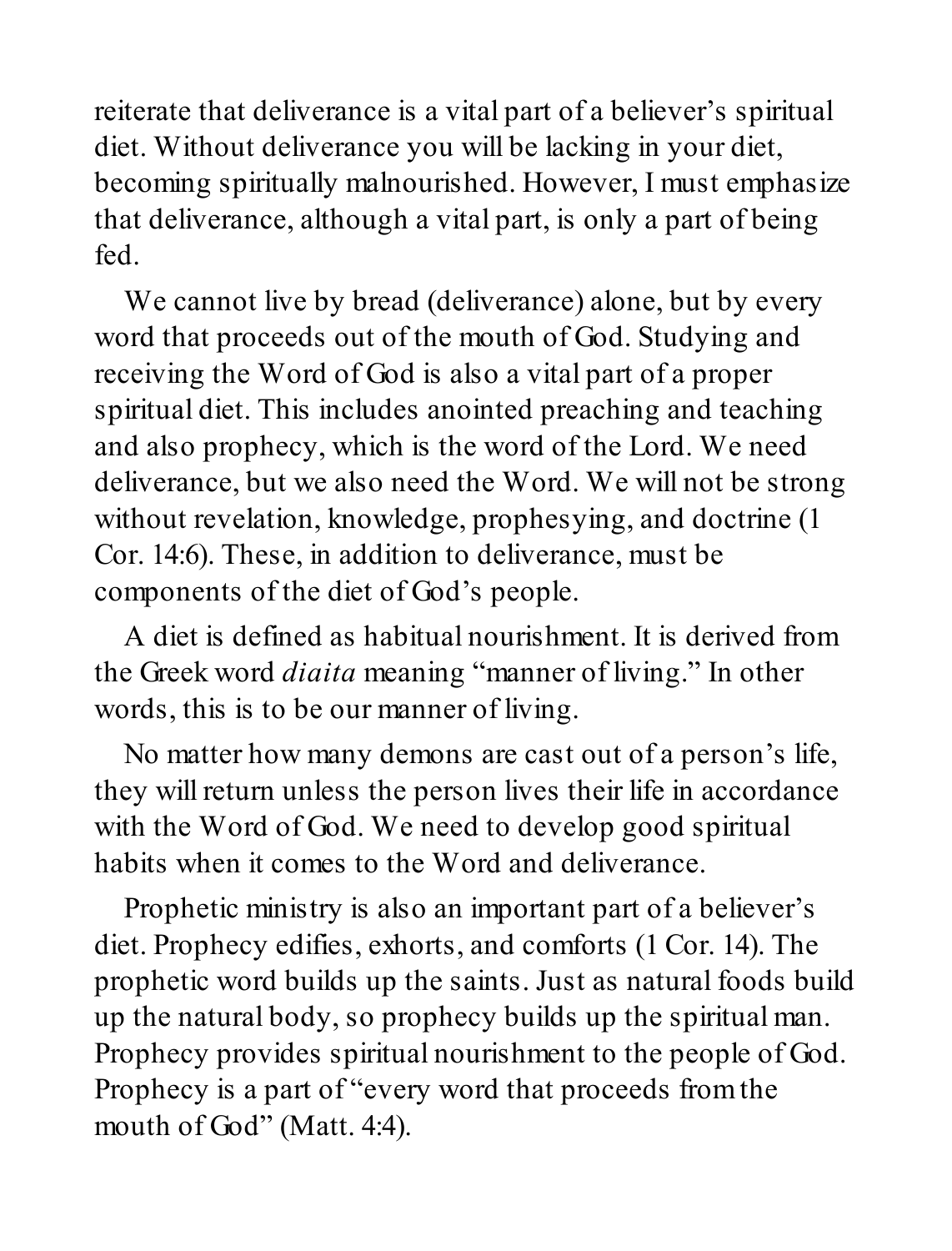reiterate that deliverance is a vital part of a believer's spiritual diet. Without deliverance you will be lacking in your diet, becoming spiritually malnourished. However, I must emphasize that deliverance, although a vital part, is only a part of being fed.

We cannot live by bread (deliverance) alone, but by every word that proceeds out of the mouth of God. Studying and receiving the Word of God is also a vital part of a proper spiritual diet. This includes anointed preaching and teaching and also prophecy, which is the word of the Lord. We need deliverance, but we also need the Word. We will not be strong without revelation, knowledge, prophesying, and doctrine (1 Cor. 14:6). These, in addition to deliverance, must be components of the diet of God's people.

A diet is defined as habitual nourishment. It is derived from the Greek word *diaita* meaning "manner of living." In other words, this is to be our manner of living.

No matter how many demons are cast out of a person's life, they will return unless the person lives their life in accordance with the Word of God. We need to develop good spiritual habits when it comes to the Word and deliverance.

Prophetic ministry is also an important part of a believer's diet. Prophecy edifies, exhorts, and comforts (1 Cor. 14). The prophetic word builds up the saints. Just as natural foods build up the natural body, so prophecy builds up the spiritual man. Prophecy provides spiritual nourishment to the people of God. Prophecy is a part of "every word that proceeds from the mouth of God" (Matt. 4:4).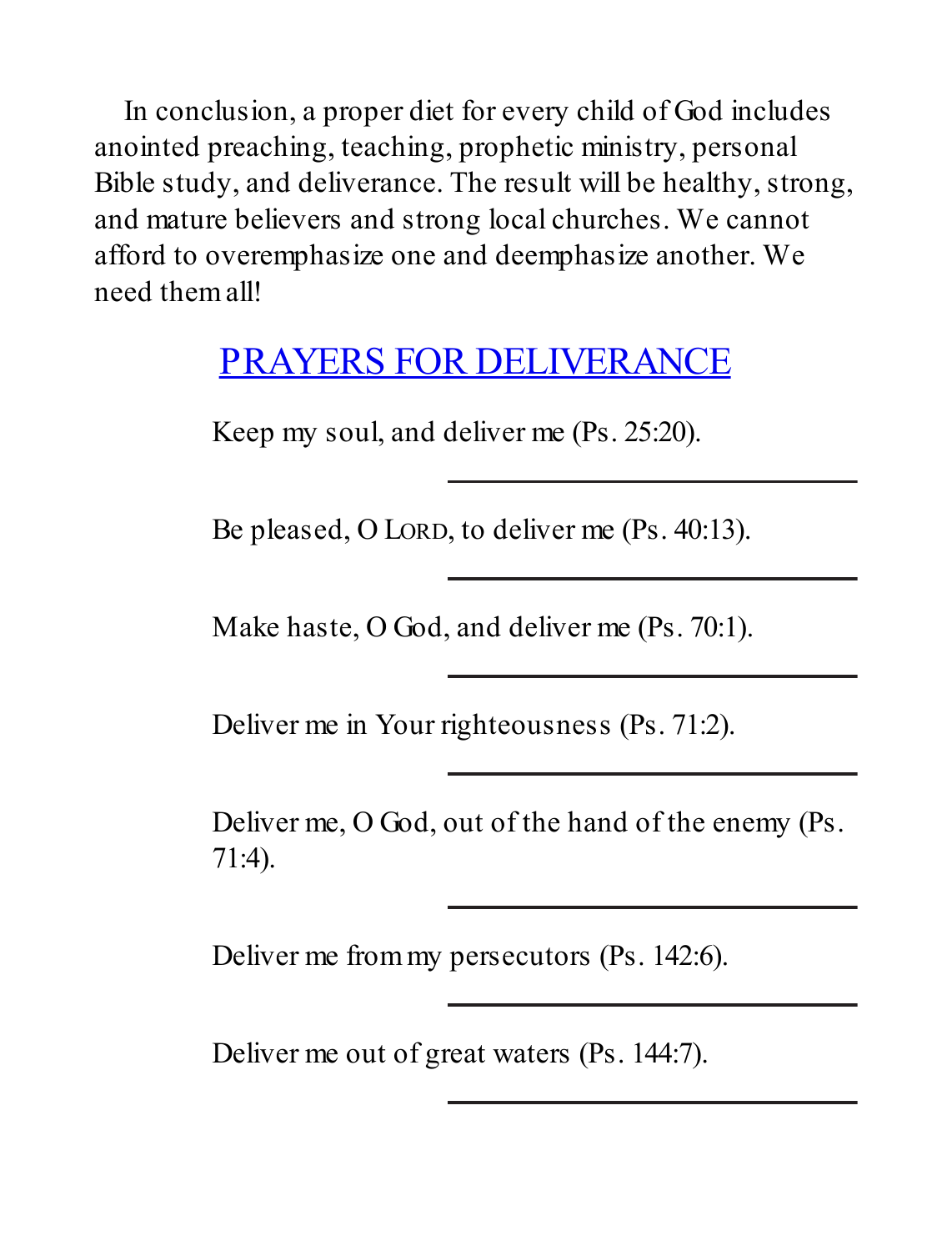In conclusion, a proper diet for every child of God includes anointed preaching, teaching, prophetic ministry, personal Bible study, and deliverance. The result will be healthy, strong, and mature believers and strong local churches. We cannot afford to overemphasize one and deemphasize another. We need them all!

## PRAYERS FOR DELIVERANCE

Keep my soul, and deliver me (Ps. 25:20).

Be pleased, O LORD, to deliver me (Ps. 40:13).

Make haste, O God, and deliver me (Ps. 70:1).

Deliver me in Your righteousness (Ps. 71:2).

Deliver me, O God, out of the hand of the enemy (Ps. 71:4).

Deliver me from my persecutors (Ps. 142:6).

Deliver me out of great waters (Ps. 144:7).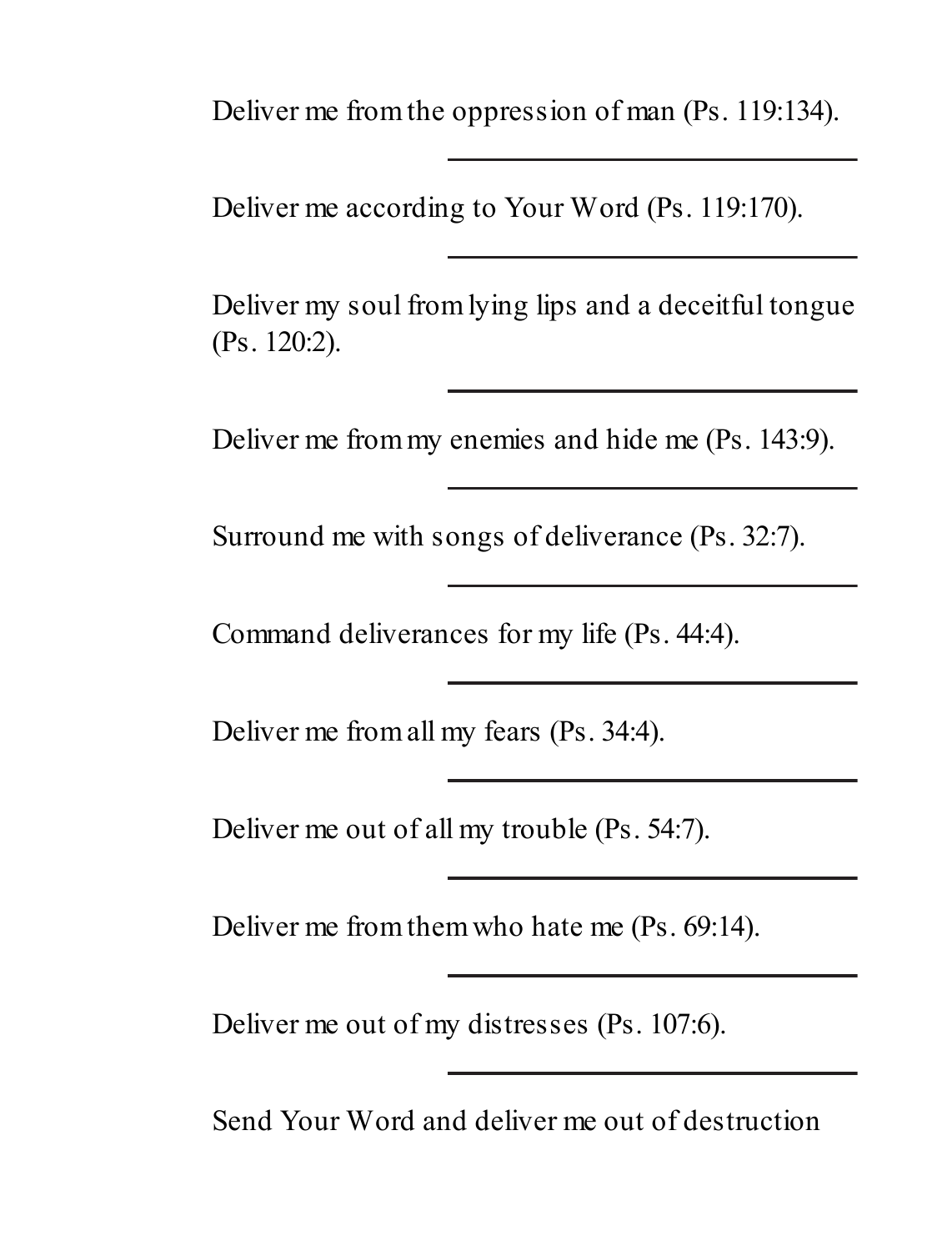Deliver me from the oppression of man (Ps. 119:134).

\_\_\_\_\_\_\_\_\_\_\_\_\_\_\_\_\_\_\_\_\_\_\_\_\_\_\_\_

Deliver me according to Your Word (Ps. 119:170).

\_\_\_\_\_\_\_\_\_\_\_\_\_\_\_\_\_\_\_\_\_\_\_\_\_\_\_\_

Deliver my soul from lying lips and a deceitful tongue (Ps. 120:2).

\_\_\_\_\_\_\_\_\_\_\_\_\_\_\_\_\_\_\_\_\_\_\_\_\_\_\_\_

Deliver me from my enemies and hide me (Ps. 143:9).

\_\_\_\_\_\_\_\_\_\_\_\_\_\_\_\_\_\_\_\_\_\_\_\_\_\_\_\_

Surround me with songs of deliverance (Ps. 32:7).

\_\_\_\_\_\_\_\_\_\_\_\_\_\_\_\_\_\_\_\_\_\_\_\_\_\_\_\_

Command deliverances for my life (Ps. 44:4).

\_\_\_\_\_\_\_\_\_\_\_\_\_\_\_\_\_\_\_\_\_\_\_\_\_\_\_\_

Deliver me from all my fears (Ps. 34:4).

\_\_\_\_\_\_\_\_\_\_\_\_\_\_\_\_\_\_\_\_\_\_\_\_\_\_\_\_

Deliver me out of all my trouble (Ps. 54:7).

\_\_\_\_\_\_\_\_\_\_\_\_\_\_\_\_\_\_\_\_\_\_\_\_\_\_\_\_

Deliver me from them who hate me (Ps. 69:14).

\_\_\_\_\_\_\_\_\_\_\_\_\_\_\_\_\_\_\_\_\_\_\_\_\_\_\_\_

Deliver me out of my distresses (Ps. 107:6).

\_\_\_\_\_\_\_\_\_\_\_\_\_\_\_\_\_\_\_\_\_\_\_\_\_\_\_\_

Send Your Word and deliver me out of destruction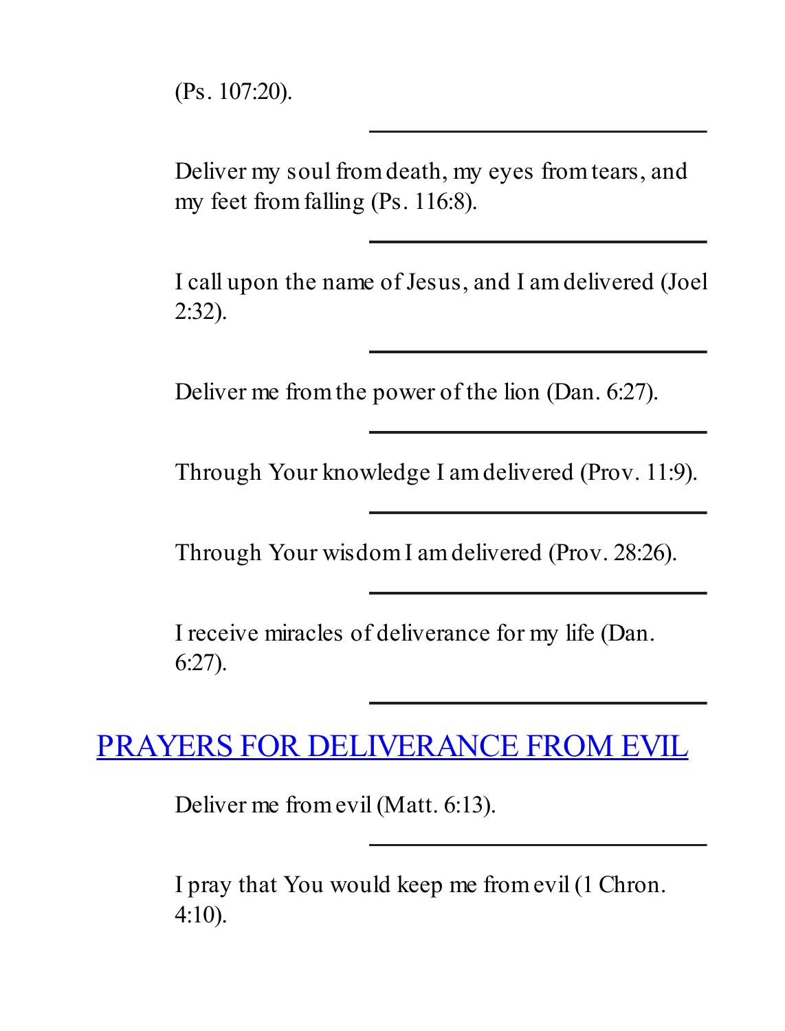(Ps. 107:20).

---

Deliver my soul from death, my eyes from tears, and my feet from falling (Ps. 116:8).

---

I call upon the name of Jesus, and I am delivered (Joel 2:32).

---

Deliver me from the power of the lion (Dan. 6:27).

---

Through Your knowledge I am delivered (Prov. 11:9).

---

Through Your wisdom I am delivered (Prov. 28:26).

---

I receive miracles of deliverance for my life (Dan. 6:27).

---

## PRAYERS FOR DELIVERANCE FROM EVIL

Deliver me from evil (Matt. 6:13).

---

I pray that You would keep me from evil (1 Chron. 4:10).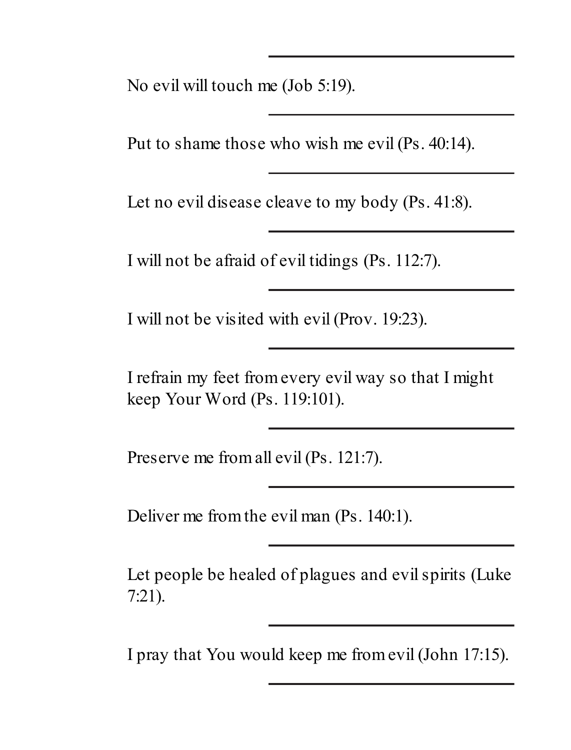No evil will touch me (Job 5:19).

Put to shame those who wish me evil (Ps. 40:14).

Let no evil disease cleave to my body (Ps. 41:8).

I will not be afraid of evil tidings (Ps. 112:7).

I will not be visited with evil (Prov. 19:23).

I refrain my feet from every evil way so that I might keep Your Word (Ps. 119:101).

Preserve me from all evil (Ps. 121:7).

Deliver me from the evil man (Ps. 140:1).

Let people be healed of plagues and evil spirits (Luke 7:21).

I pray that You would keep me from evil (John 17:15).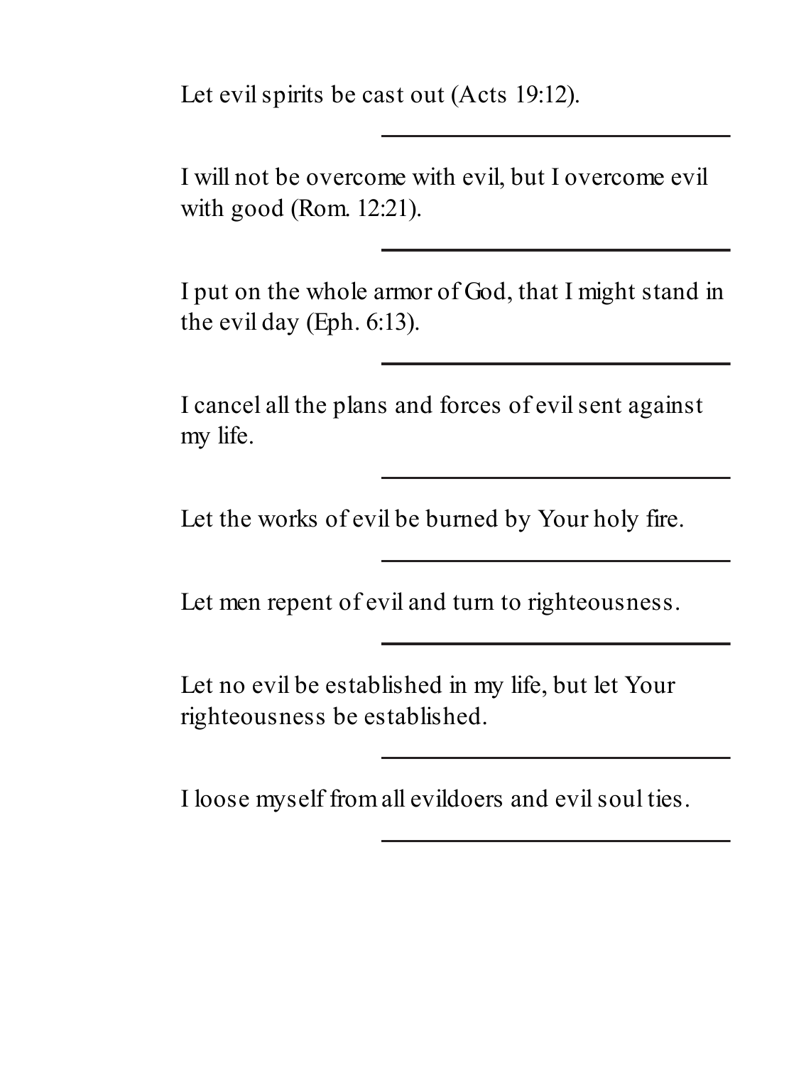Let evil spirits be cast out (Acts 19:12).

______________________________

I will not be overcome with evil, but I overcome evil with good (Rom. 12:21).

______________________________

I put on the whole armor of God, that I might stand in the evil day (Eph. 6:13).

______________________________

I cancel all the plans and forces of evil sent against my life.

______________________________

Let the works of evil be burned by Your holy fire.

______________________________

Let men repent of evil and turn to righteousness.

______________________________

Let no evil be established in my life, but let Your righteousness be established.

______________________________

I loose myself from all evildoers and evil soul ties.

______________________________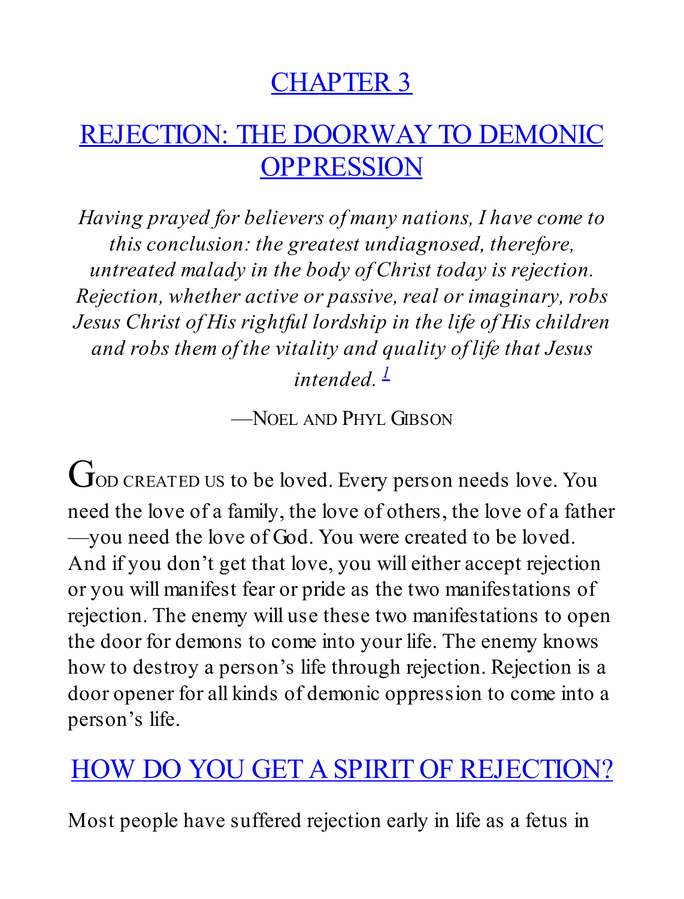# CHAPTER 3

# REJECTION: THE DOORWAY TO DEMONIC OPPRESSION

*Having prayed for believers of many nations, I have come to this conclusion: the greatest undiagnosed, therefore, untreated malady in the body of Christ today is rejection. Rejection, whether active or passive, real or imaginary, robs Jesus Christ of His rightful lordship in the life of His children and robs them of the vitality and quality of life that Jesus intended.* [1]

—NOEL AND PHYL GIBSON

GOD CREATED US to be loved. Every person needs love. You need the love of a family, the love of others, the love of a father—you need the love of God. You were created to be loved. And if you don't get that love, you will either accept rejection or you will manifest fear or pride as the two manifestations of rejection. The enemy will use these two manifestations to open the door for demons to come into your life. The enemy knows how to destroy a person's life through rejection. Rejection is a door opener for all kinds of demonic oppression to come into a person's life.

## HOW DO YOU GET A SPIRIT OF REJECTION?

Most people have suffered rejection early in life as a fetus in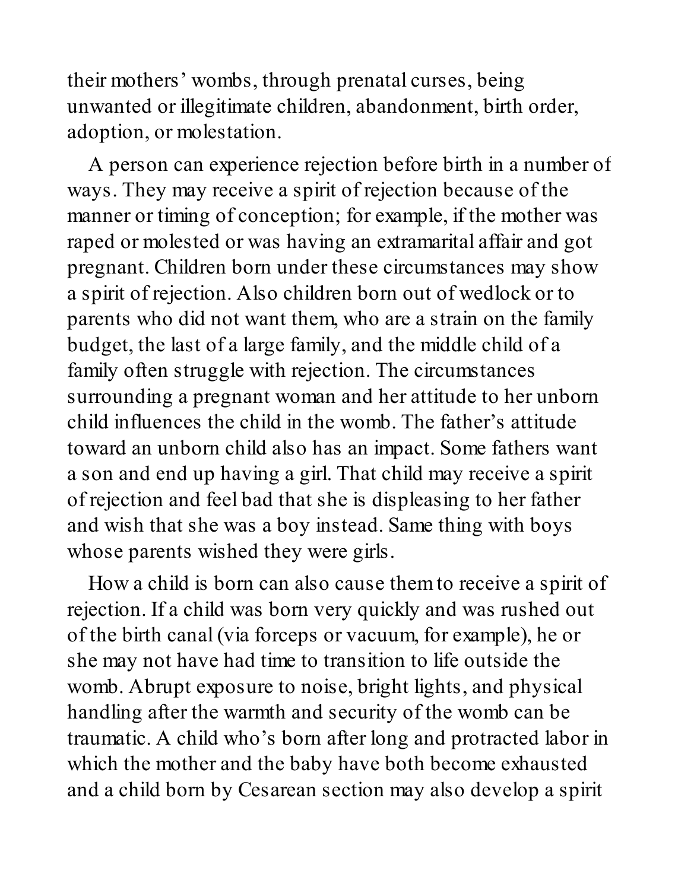their mothers' wombs, through prenatal curses, being unwanted or illegitimate children, abandonment, birth order, adoption, or molestation.

A person can experience rejection before birth in a number of ways. They may receive a spirit of rejection because of the manner or timing of conception; for example, if the mother was raped or molested or was having an extramarital affair and got pregnant. Children born under these circumstances may show a spirit of rejection. Also children born out of wedlock or to parents who did not want them, who are a strain on the family budget, the last of a large family, and the middle child of a family often struggle with rejection. The circumstances surrounding a pregnant woman and her attitude to her unborn child influences the child in the womb. The father's attitude toward an unborn child also has an impact. Some fathers want a son and end up having a girl. That child may receive a spirit of rejection and feel bad that she is displeasing to her father and wish that she was a boy instead. Same thing with boys whose parents wished they were girls.

How a child is born can also cause them to receive a spirit of rejection. If a child was born very quickly and was rushed out of the birth canal (via forceps or vacuum, for example), he or she may not have had time to transition to life outside the womb. Abrupt exposure to noise, bright lights, and physical handling after the warmth and security of the womb can be traumatic. A child who's born after long and protracted labor in which the mother and the baby have both become exhausted and a child born by Cesarean section may also develop a spirit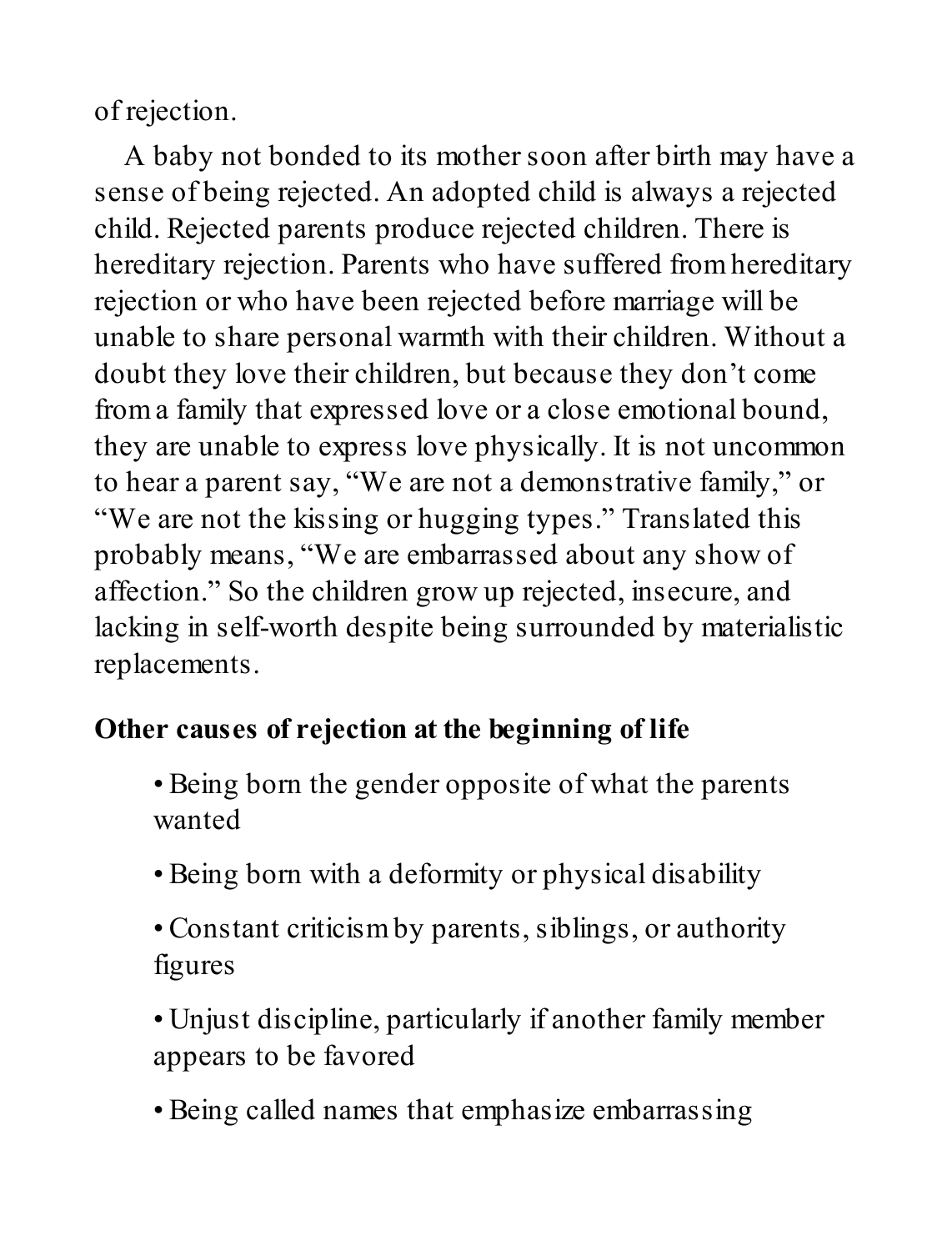of rejection.

A baby not bonded to its mother soon after birth may have a sense of being rejected. An adopted child is always a rejected child. Rejected parents produce rejected children. There is hereditary rejection. Parents who have suffered from hereditary rejection or who have been rejected before marriage will be unable to share personal warmth with their children. Without a doubt they love their children, but because they don't come from a family that expressed love or a close emotional bound, they are unable to express love physically. It is not uncommon to hear a parent say, "We are not a demonstrative family," or "We are not the kissing or hugging types." Translated this probably means, "We are embarrassed about any show of affection." So the children grow up rejected, insecure, and lacking in self-worth despite being surrounded by materialistic replacements.

**Other causes of rejection at the beginning of life**

- Being born the gender opposite of what the parents wanted
- Being born with a deformity or physical disability
- Constant criticism by parents, siblings, or authority figures
- Unjust discipline, particularly if another family member appears to be favored
- Being called names that emphasize embarrassing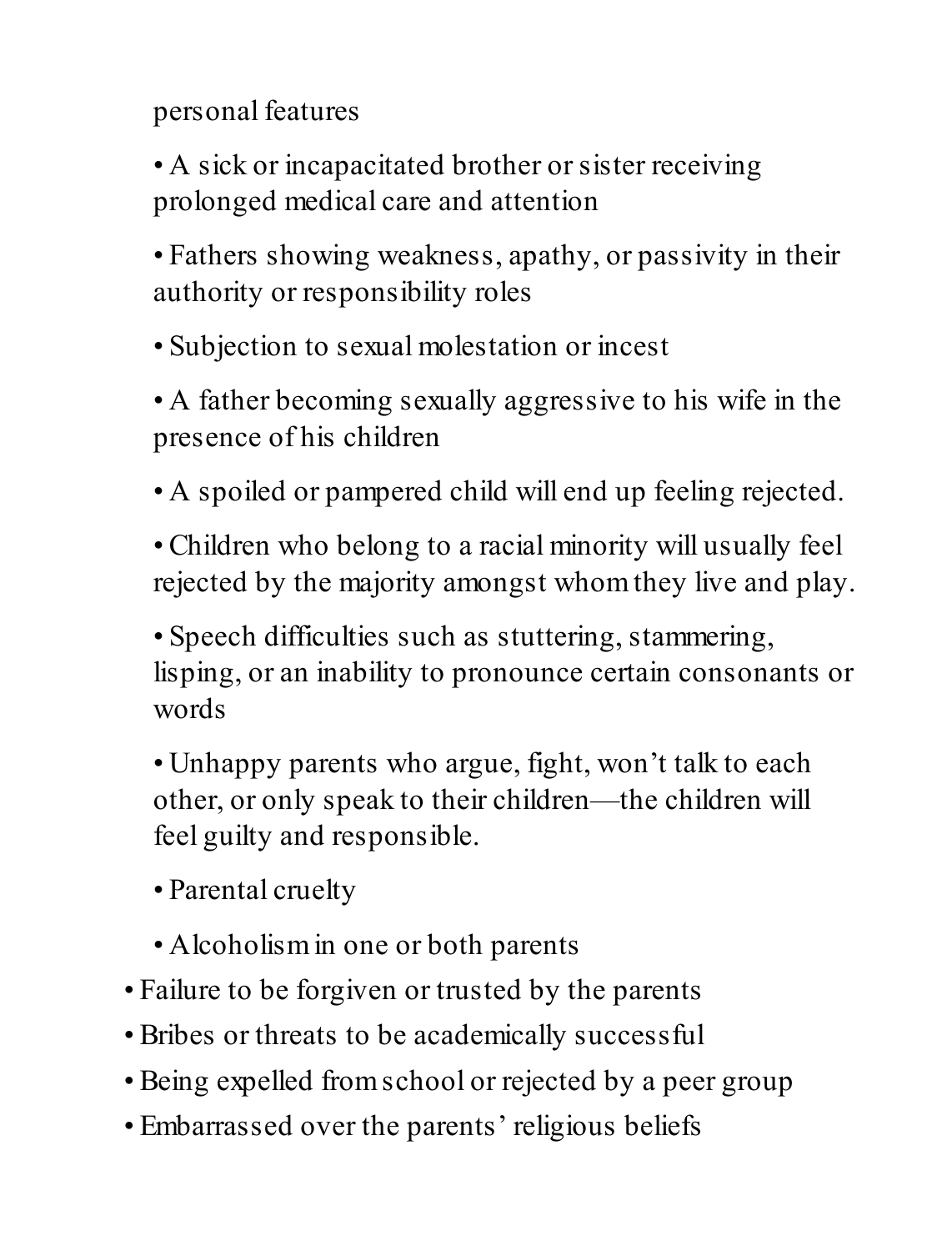personal features

- A sick or incapacitated brother or sister receiving prolonged medical care and attention
- Fathers showing weakness, apathy, or passivity in their authority or responsibility roles
- Subjection to sexual molestation or incest
- A father becoming sexually aggressive to his wife in the presence of his children
- A spoiled or pampered child will end up feeling rejected.
- Children who belong to a racial minority will usually feel rejected by the majority amongst whom they live and play.
- Speech difficulties such as stuttering, stammering, lisping, or an inability to pronounce certain consonants or words
- Unhappy parents who argue, fight, won't talk to each other, or only speak to their children—the children will feel guilty and responsible.
- Parental cruelty
- Alcoholism in one or both parents

- Failure to be forgiven or trusted by the parents
- Bribes or threats to be academically successful
- Being expelled from school or rejected by a peer group
- Embarrassed over the parents' religious beliefs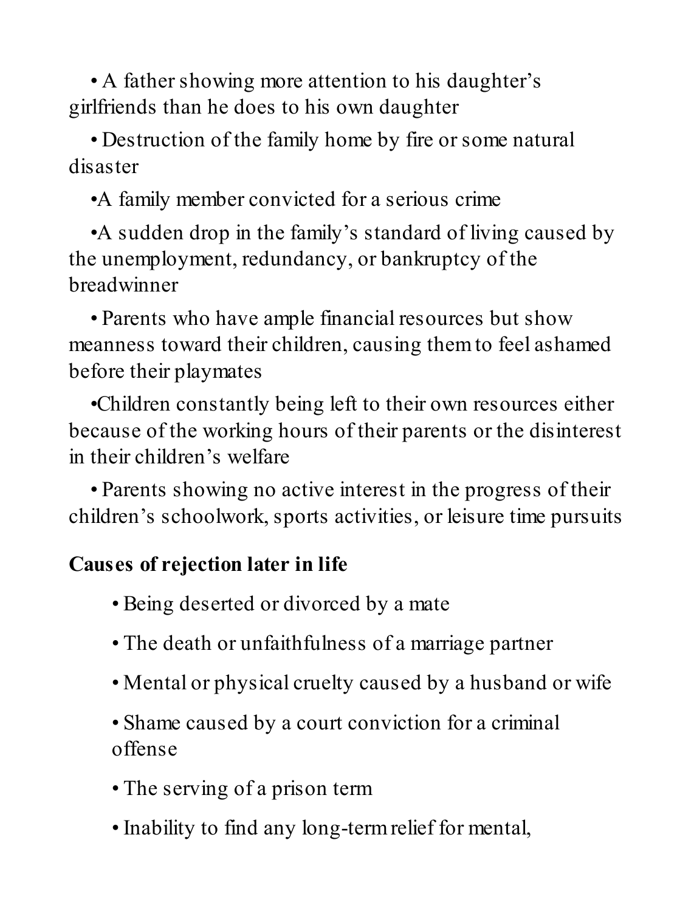- A father showing more attention to his daughter's girlfriends than he does to his own daughter
- Destruction of the family home by fire or some natural disaster
- A family member convicted for a serious crime
- A sudden drop in the family's standard of living caused by the unemployment, redundancy, or bankruptcy of the breadwinner
- Parents who have ample financial resources but show meanness toward their children, causing them to feel ashamed before their playmates
- Children constantly being left to their own resources either because of the working hours of their parents or the disinterest in their children's welfare
- Parents showing no active interest in the progress of their children's schoolwork, sports activities, or leisure time pursuits

**Causes of rejection later in life**

- Being deserted or divorced by a mate
- The death or unfaithfulness of a marriage partner
- Mental or physical cruelty caused by a husband or wife
- Shame caused by a court conviction for a criminal offense
- The serving of a prison term
- Inability to find any long-term relief for mental,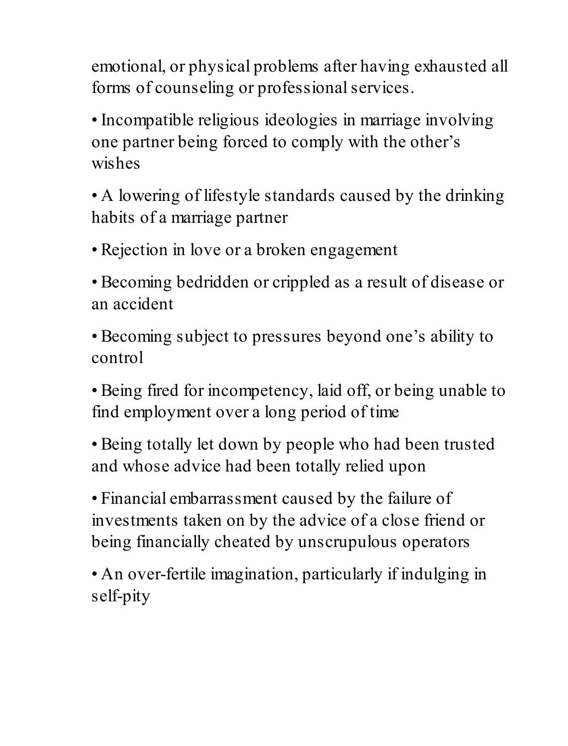emotional, or physical problems after having exhausted all forms of counseling or professional services.

- Incompatible religious ideologies in marriage involving one partner being forced to comply with the other's wishes
- A lowering of lifestyle standards caused by the drinking habits of a marriage partner
- Rejection in love or a broken engagement
- Becoming bedridden or crippled as a result of disease or an accident
- Becoming subject to pressures beyond one's ability to control
- Being fired for incompetency, laid off, or being unable to find employment over a long period of time
- Being totally let down by people who had been trusted and whose advice had been totally relied upon
- Financial embarrassment caused by the failure of investments taken on by the advice of a close friend or being financially cheated by unscrupulous operators
- An over-fertile imagination, particularly if indulging in self-pity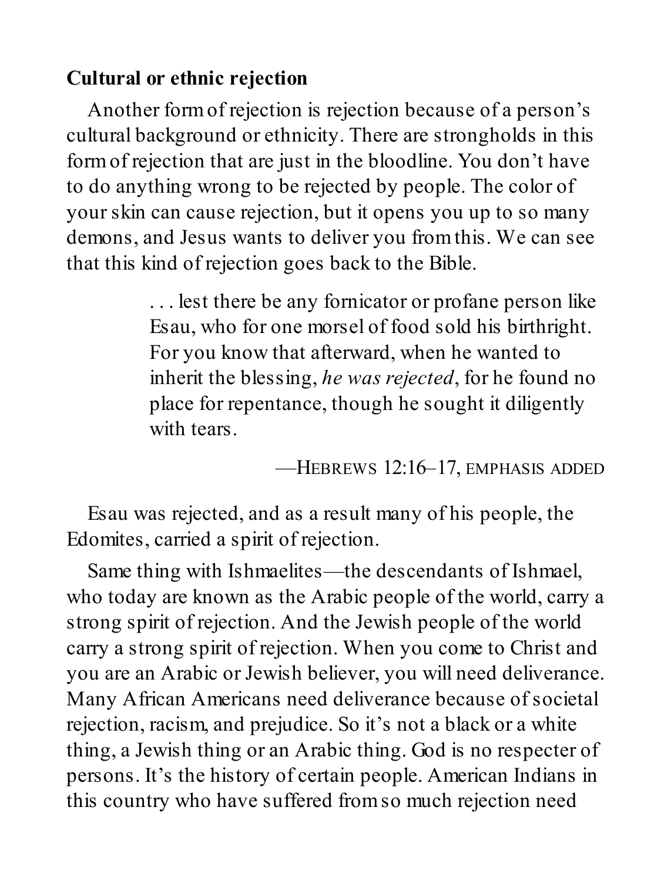**Cultural or ethnic rejection**

Another form of rejection is rejection because of a person's cultural background or ethnicity. There are strongholds in this form of rejection that are just in the bloodline. You don't have to do anything wrong to be rejected by people. The color of your skin can cause rejection, but it opens you up to so many demons, and Jesus wants to deliver you from this. We can see that this kind of rejection goes back to the Bible.

> . . . lest there be any fornicator or profane person like Esau, who for one morsel of food sold his birthright. For you know that afterward, when he wanted to inherit the blessing, *he was rejected*, for he found no place for repentance, though he sought it diligently with tears.
>
> —HEBREWS 12:16–17, EMPHASIS ADDED

Esau was rejected, and as a result many of his people, the Edomites, carried a spirit of rejection.

Same thing with Ishmaelites—the descendants of Ishmael, who today are known as the Arabic people of the world, carry a strong spirit of rejection. And the Jewish people of the world carry a strong spirit of rejection. When you come to Christ and you are an Arabic or Jewish believer, you will need deliverance. Many African Americans need deliverance because of societal rejection, racism, and prejudice. So it's not a black or a white thing, a Jewish thing or an Arabic thing. God is no respecter of persons. It's the history of certain people. American Indians in this country who have suffered from so much rejection need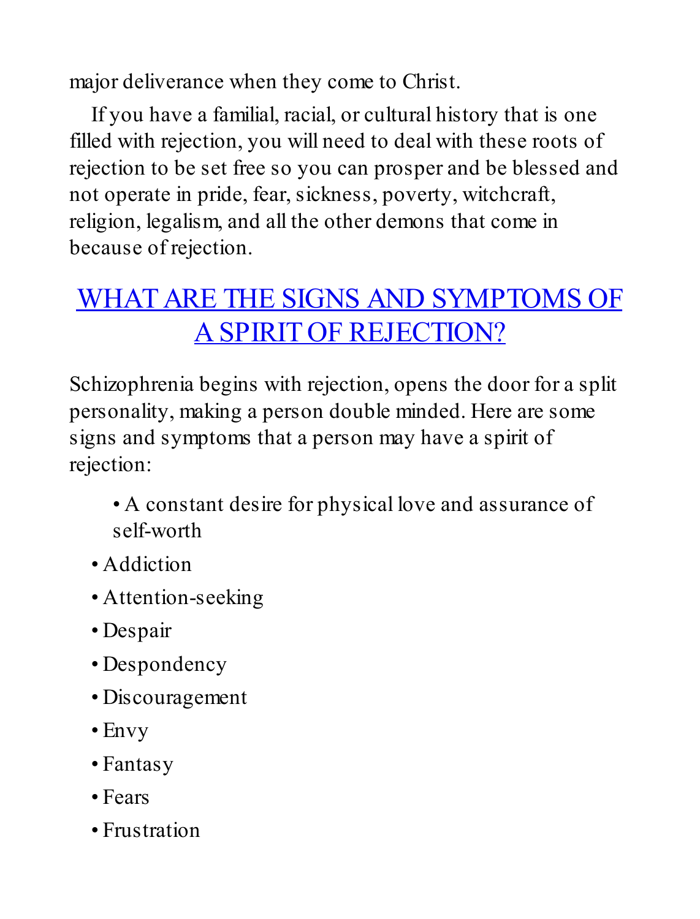major deliverance when they come to Christ.

If you have a familial, racial, or cultural history that is one filled with rejection, you will need to deal with these roots of rejection to be set free so you can prosper and be blessed and not operate in pride, fear, sickness, poverty, witchcraft, religion, legalism, and all the other demons that come in because of rejection.

## WHAT ARE THE SIGNS AND SYMPTOMS OF A SPIRIT OF REJECTION?

Schizophrenia begins with rejection, opens the door for a split personality, making a person double minded. Here are some signs and symptoms that a person may have a spirit of rejection:

- A constant desire for physical love and assurance of self-worth
- Addiction
- Attention-seeking
- Despair
- Despondency
- Discouragement
- Envy
- Fantasy
- Fears
- Frustration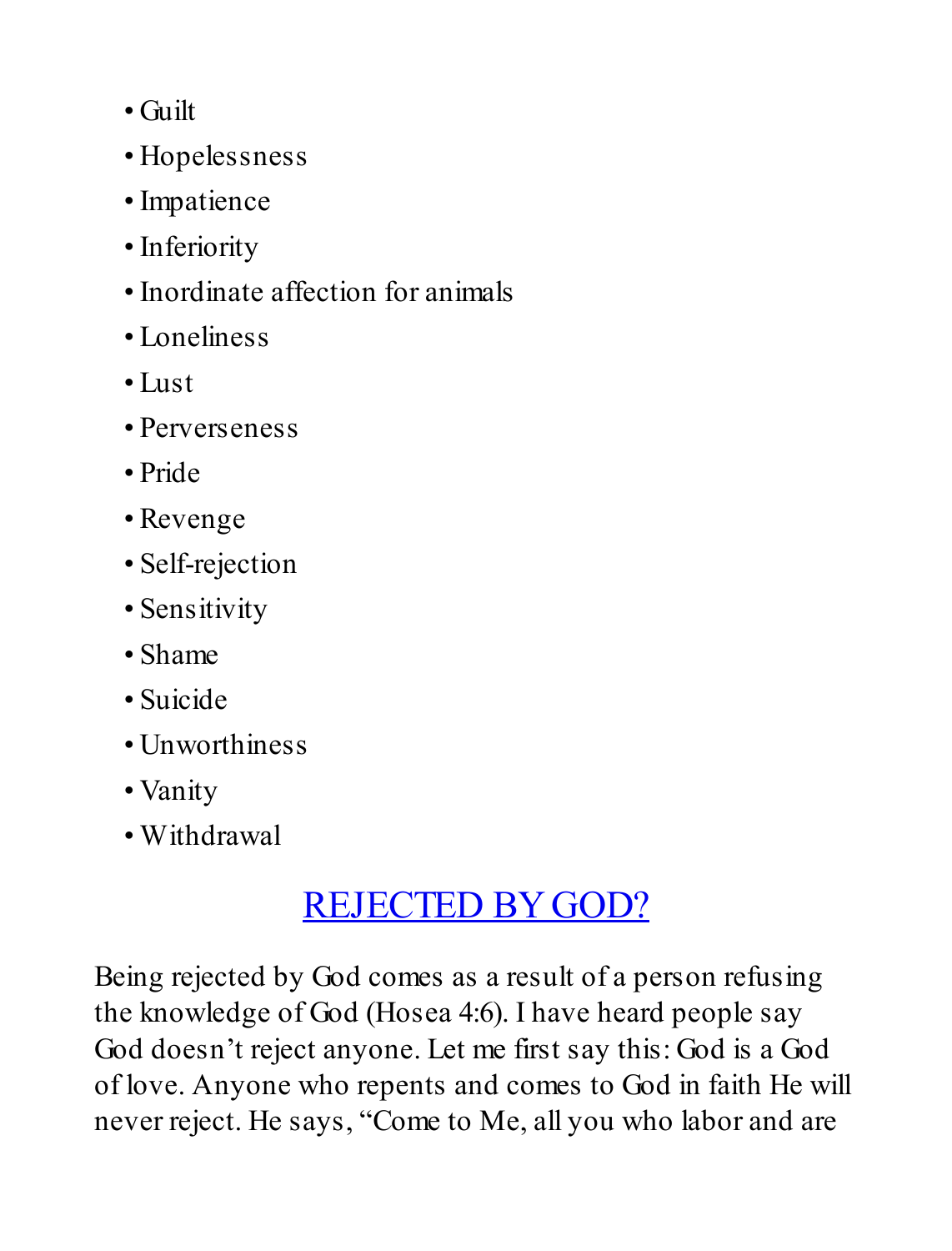- Guilt
- Hopelessness
- Impatience
- Inferiority
- Inordinate affection for animals
- Loneliness
- Lust
- Perverseness
- Pride
- Revenge
- Self-rejection
- Sensitivity
- Shame
- Suicide
- Unworthiness
- Vanity
- Withdrawal

## REJECTED BY GOD?

Being rejected by God comes as a result of a person refusing the knowledge of God (Hosea 4:6). I have heard people say God doesn't reject anyone. Let me first say this: God is a God of love. Anyone who repents and comes to God in faith He will never reject. He says, "Come to Me, all you who labor and are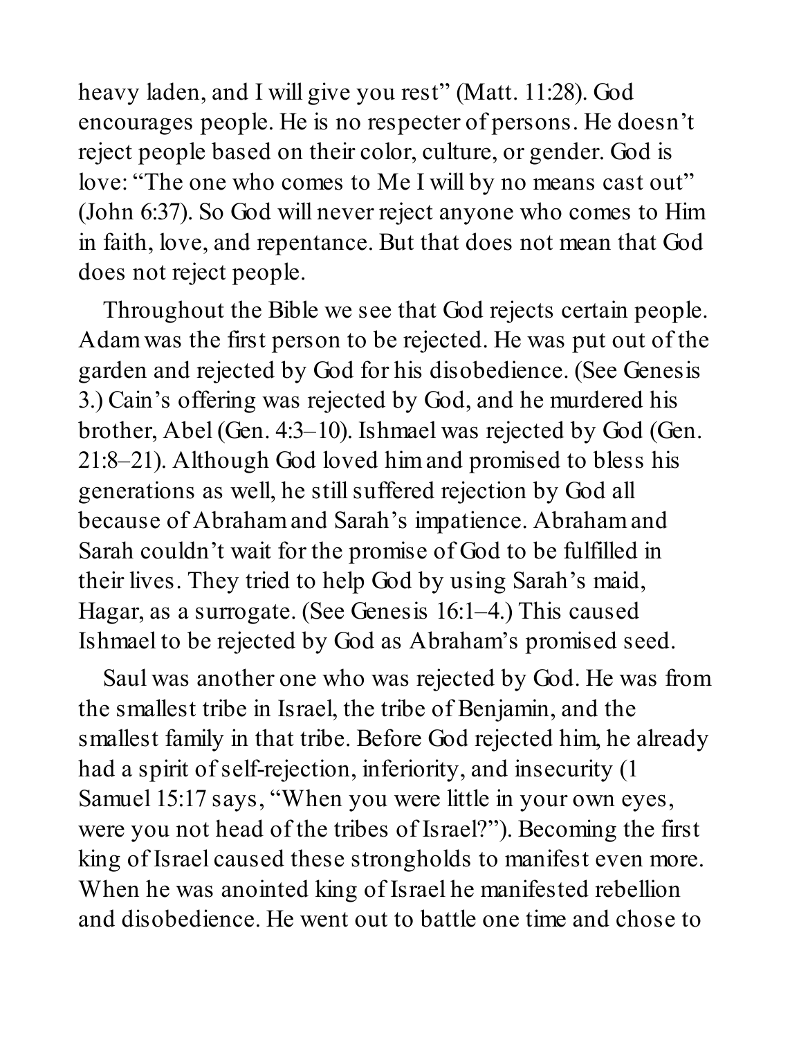heavy laden, and I will give you rest" (Matt. 11:28). God encourages people. He is no respecter of persons. He doesn't reject people based on their color, culture, or gender. God is love: "The one who comes to Me I will by no means cast out" (John 6:37). So God will never reject anyone who comes to Him in faith, love, and repentance. But that does not mean that God does not reject people.

Throughout the Bible we see that God rejects certain people. Adam was the first person to be rejected. He was put out of the garden and rejected by God for his disobedience. (See Genesis 3.) Cain's offering was rejected by God, and he murdered his brother, Abel (Gen. 4:3–10). Ishmael was rejected by God (Gen. 21:8–21). Although God loved him and promised to bless his generations as well, he still suffered rejection by God all because of Abraham and Sarah's impatience. Abraham and Sarah couldn't wait for the promise of God to be fulfilled in their lives. They tried to help God by using Sarah's maid, Hagar, as a surrogate. (See Genesis 16:1–4.) This caused Ishmael to be rejected by God as Abraham's promised seed.

Saul was another one who was rejected by God. He was from the smallest tribe in Israel, the tribe of Benjamin, and the smallest family in that tribe. Before God rejected him, he already had a spirit of self-rejection, inferiority, and insecurity (1 Samuel 15:17 says, "When you were little in your own eyes, were you not head of the tribes of Israel?"). Becoming the first king of Israel caused these strongholds to manifest even more. When he was anointed king of Israel he manifested rebellion and disobedience. He went out to battle one time and chose to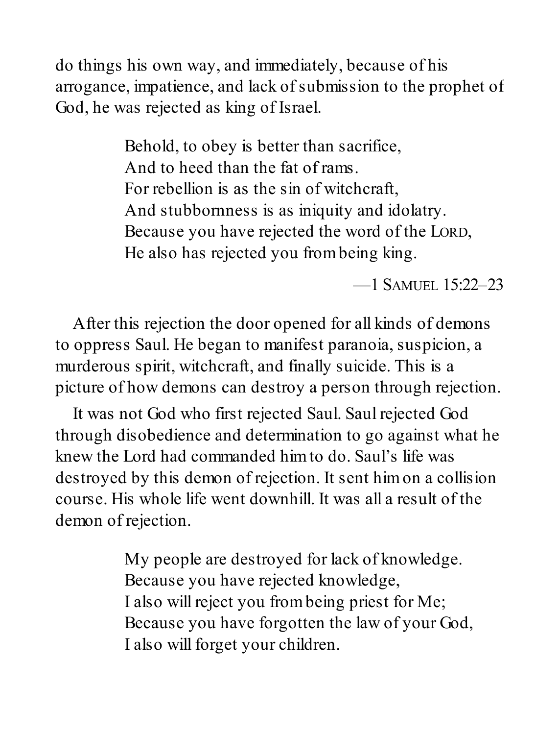do things his own way, and immediately, because of his arrogance, impatience, and lack of submission to the prophet of God, he was rejected as king of Israel.

> Behold, to obey is better than sacrifice,
> And to heed than the fat of rams.
> For rebellion is as the sin of witchcraft,
> And stubbornness is as iniquity and idolatry.
> Because you have rejected the word of the LORD,
> He also has rejected you from being king.
>
> —1 SAMUEL 15:22–23

After this rejection the door opened for all kinds of demons to oppress Saul. He began to manifest paranoia, suspicion, a murderous spirit, witchcraft, and finally suicide. This is a picture of how demons can destroy a person through rejection.

It was not God who first rejected Saul. Saul rejected God through disobedience and determination to go against what he knew the Lord had commanded him to do. Saul's life was destroyed by this demon of rejection. It sent him on a collision course. His whole life went downhill. It was all a result of the demon of rejection.

> My people are destroyed for lack of knowledge.
> Because you have rejected knowledge,
> I also will reject you from being priest for Me;
> Because you have forgotten the law of your God,
> I also will forget your children.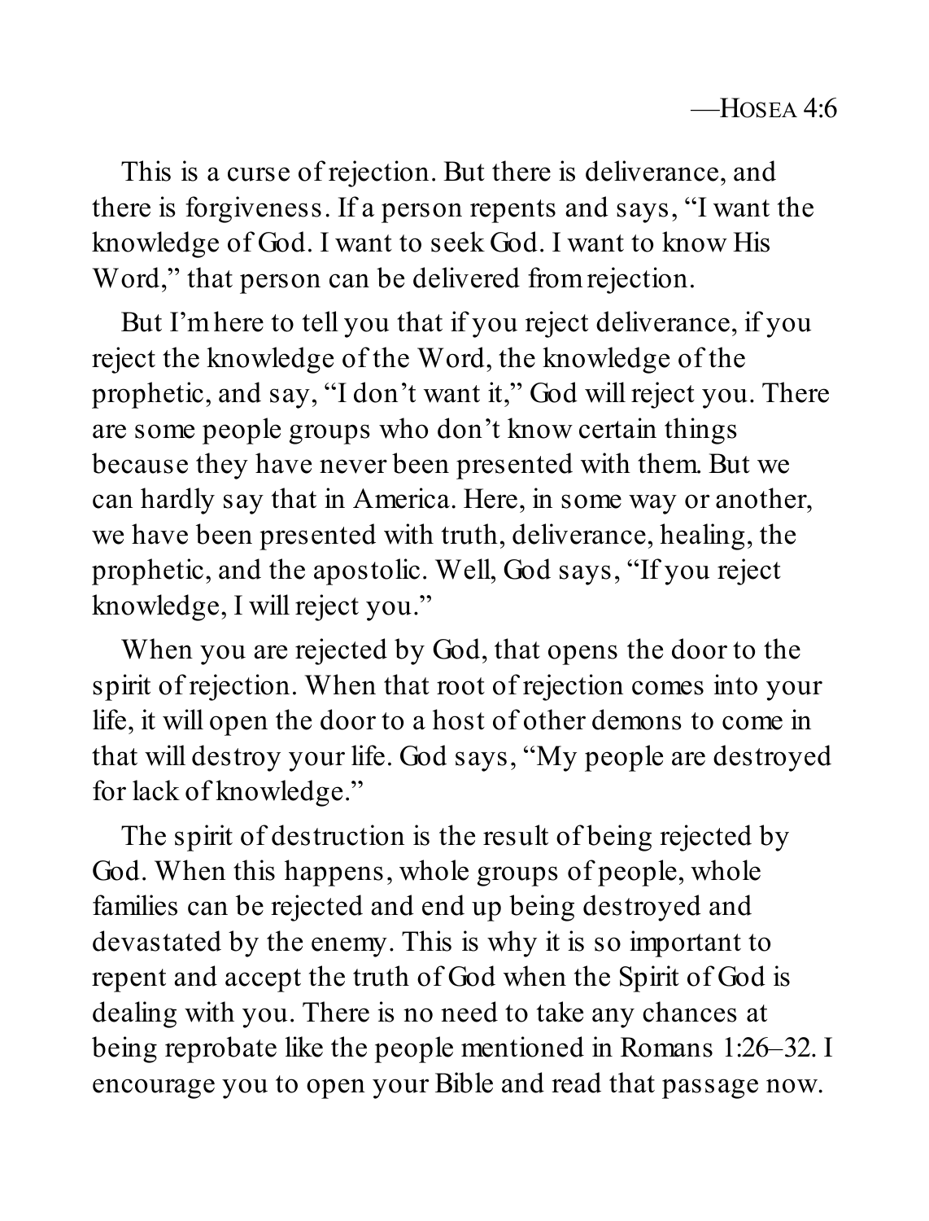—Hosea 4:6

This is a curse of rejection. But there is deliverance, and there is forgiveness. If a person repents and says, "I want the knowledge of God. I want to seek God. I want to know His Word," that person can be delivered from rejection.

But I'm here to tell you that if you reject deliverance, if you reject the knowledge of the Word, the knowledge of the prophetic, and say, "I don't want it," God will reject you. There are some people groups who don't know certain things because they have never been presented with them. But we can hardly say that in America. Here, in some way or another, we have been presented with truth, deliverance, healing, the prophetic, and the apostolic. Well, God says, "If you reject knowledge, I will reject you."

When you are rejected by God, that opens the door to the spirit of rejection. When that root of rejection comes into your life, it will open the door to a host of other demons to come in that will destroy your life. God says, "My people are destroyed for lack of knowledge."

The spirit of destruction is the result of being rejected by God. When this happens, whole groups of people, whole families can be rejected and end up being destroyed and devastated by the enemy. This is why it is so important to repent and accept the truth of God when the Spirit of God is dealing with you. There is no need to take any chances at being reprobate like the people mentioned in Romans 1:26–32. I encourage you to open your Bible and read that passage now.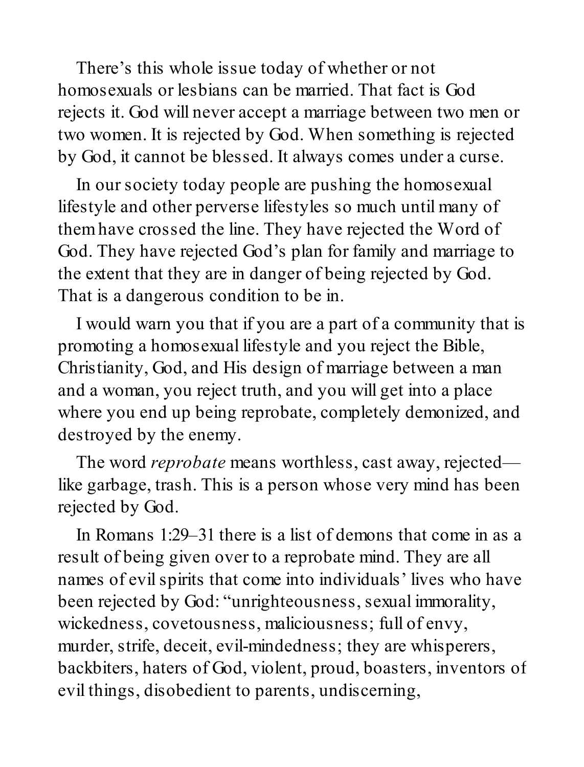There's this whole issue today of whether or not homosexuals or lesbians can be married. That fact is God rejects it. God will never accept a marriage between two men or two women. It is rejected by God. When something is rejected by God, it cannot be blessed. It always comes under a curse.

In our society today people are pushing the homosexual lifestyle and other perverse lifestyles so much until many of them have crossed the line. They have rejected the Word of God. They have rejected God's plan for family and marriage to the extent that they are in danger of being rejected by God. That is a dangerous condition to be in.

I would warn you that if you are a part of a community that is promoting a homosexual lifestyle and you reject the Bible, Christianity, God, and His design of marriage between a man and a woman, you reject truth, and you will get into a place where you end up being reprobate, completely demonized, and destroyed by the enemy.

The word *reprobate* means worthless, cast away, rejected—like garbage, trash. This is a person whose very mind has been rejected by God.

In Romans 1:29–31 there is a list of demons that come in as a result of being given over to a reprobate mind. They are all names of evil spirits that come into individuals' lives who have been rejected by God: "unrighteousness, sexual immorality, wickedness, covetousness, maliciousness; full of envy, murder, strife, deceit, evil-mindedness; they are whisperers, backbiters, haters of God, violent, proud, boasters, inventors of evil things, disobedient to parents, undiscerning,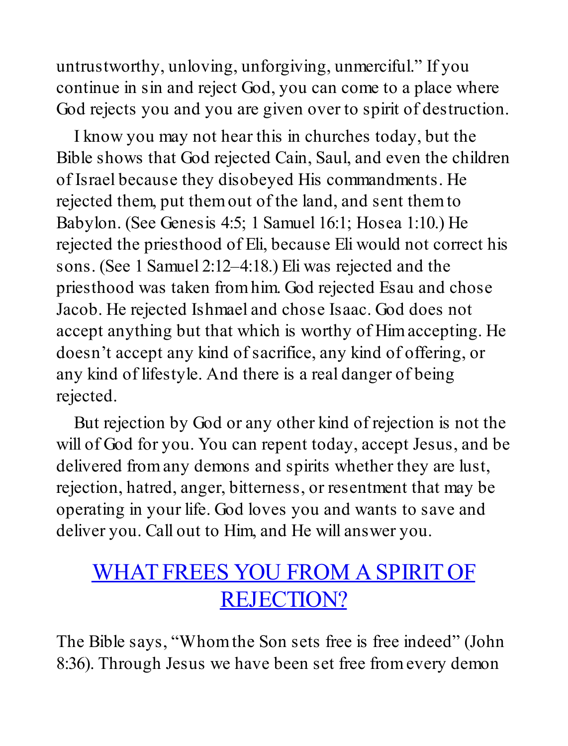untrustworthy, unloving, unforgiving, unmerciful." If you continue in sin and reject God, you can come to a place where God rejects you and you are given over to spirit of destruction.

I know you may not hear this in churches today, but the Bible shows that God rejected Cain, Saul, and even the children of Israel because they disobeyed His commandments. He rejected them, put them out of the land, and sent them to Babylon. (See Genesis 4:5; 1 Samuel 16:1; Hosea 1:10.) He rejected the priesthood of Eli, because Eli would not correct his sons. (See 1 Samuel 2:12–4:18.) Eli was rejected and the priesthood was taken from him. God rejected Esau and chose Jacob. He rejected Ishmael and chose Isaac. God does not accept anything but that which is worthy of Him accepting. He doesn't accept any kind of sacrifice, any kind of offering, or any kind of lifestyle. And there is a real danger of being rejected.

But rejection by God or any other kind of rejection is not the will of God for you. You can repent today, accept Jesus, and be delivered from any demons and spirits whether they are lust, rejection, hatred, anger, bitterness, or resentment that may be operating in your life. God loves you and wants to save and deliver you. Call out to Him, and He will answer you.

## WHAT FREES YOU FROM A SPIRIT OF REJECTION?

The Bible says, "Whom the Son sets free is free indeed" (John 8:36). Through Jesus we have been set free from every demon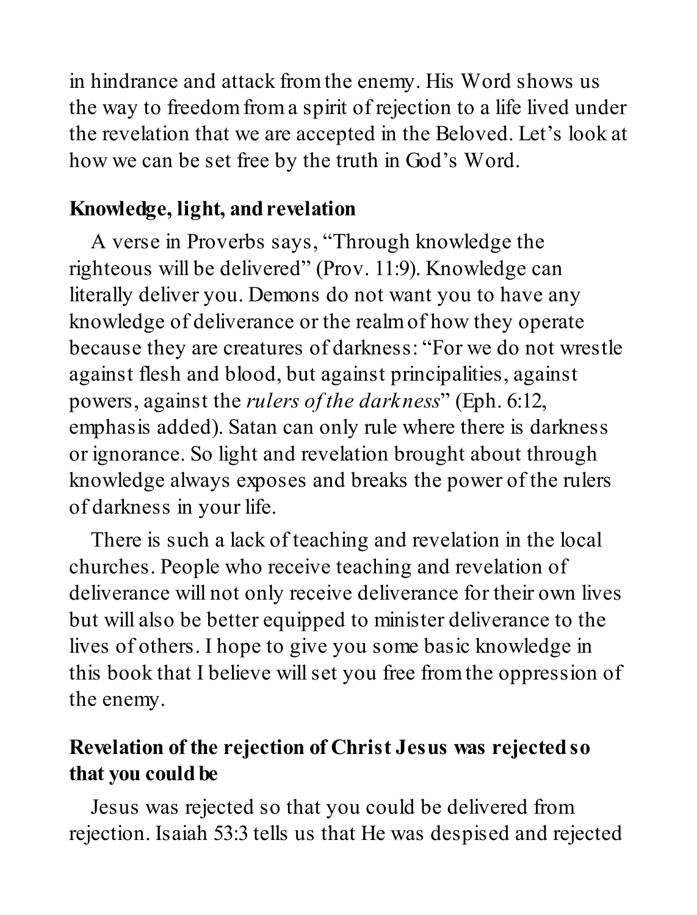in hindrance and attack from the enemy. His Word shows us the way to freedom from a spirit of rejection to a life lived under the revelation that we are accepted in the Beloved. Let's look at how we can be set free by the truth in God's Word.

### Knowledge, light, and revelation

A verse in Proverbs says, "Through knowledge the righteous will be delivered" (Prov. 11:9). Knowledge can literally deliver you. Demons do not want you to have any knowledge of deliverance or the realm of how they operate because they are creatures of darkness: "For we do not wrestle against flesh and blood, but against principalities, against powers, against the *rulers of the darkness*" (Eph. 6:12, emphasis added). Satan can only rule where there is darkness or ignorance. So light and revelation brought about through knowledge always exposes and breaks the power of the rulers of darkness in your life.

There is such a lack of teaching and revelation in the local churches. People who receive teaching and revelation of deliverance will not only receive deliverance for their own lives but will also be better equipped to minister deliverance to the lives of others. I hope to give you some basic knowledge in this book that I believe will set you free from the oppression of the enemy.

### Revelation of the rejection of Christ Jesus was rejected so that you could be

Jesus was rejected so that you could be delivered from rejection. Isaiah 53:3 tells us that He was despised and rejected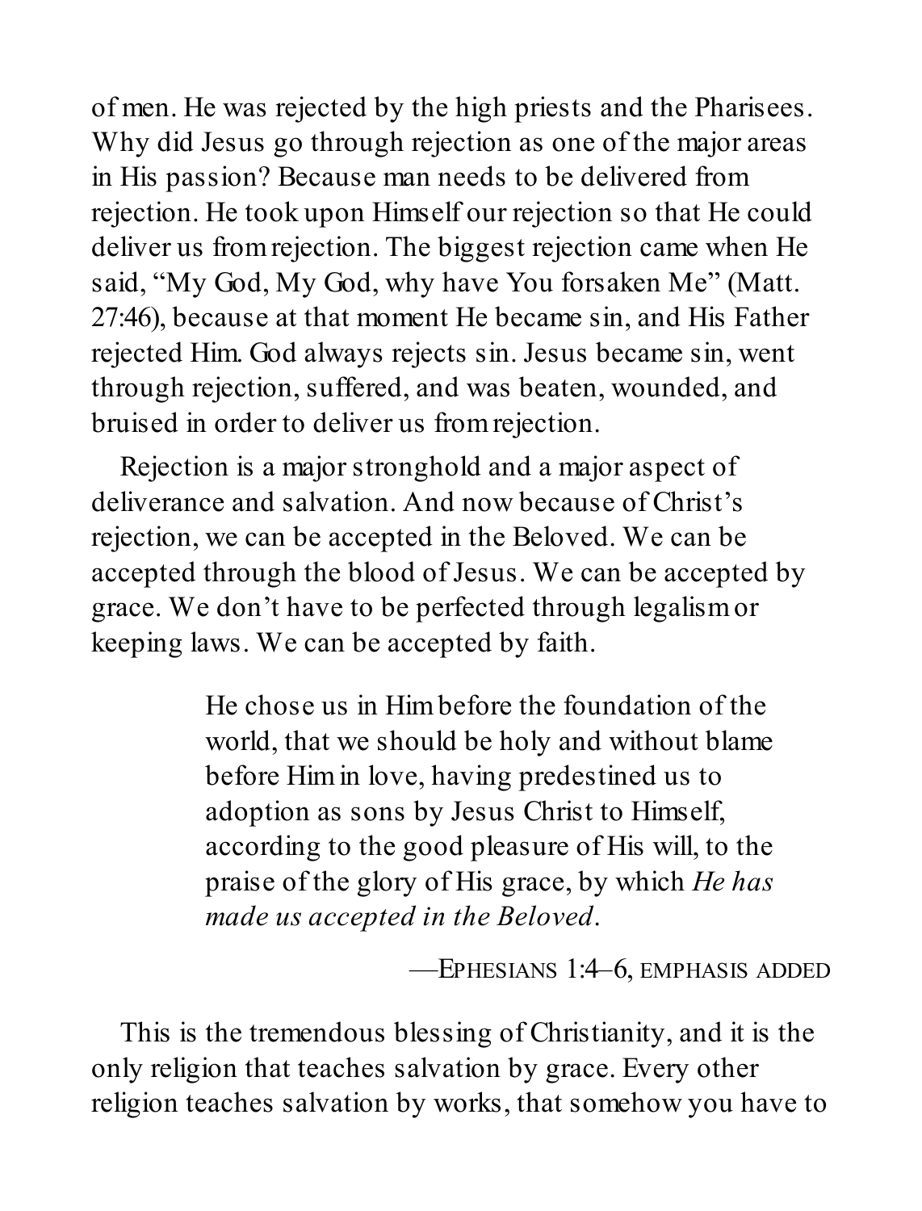of men. He was rejected by the high priests and the Pharisees. Why did Jesus go through rejection as one of the major areas in His passion? Because man needs to be delivered from rejection. He took upon Himself our rejection so that He could deliver us from rejection. The biggest rejection came when He said, "My God, My God, why have You forsaken Me" (Matt. 27:46), because at that moment He became sin, and His Father rejected Him. God always rejects sin. Jesus became sin, went through rejection, suffered, and was beaten, wounded, and bruised in order to deliver us from rejection.

Rejection is a major stronghold and a major aspect of deliverance and salvation. And now because of Christ's rejection, we can be accepted in the Beloved. We can be accepted through the blood of Jesus. We can be accepted by grace. We don't have to be perfected through legalism or keeping laws. We can be accepted by faith.

> He chose us in Him before the foundation of the world, that we should be holy and without blame before Him in love, having predestined us to adoption as sons by Jesus Christ to Himself, according to the good pleasure of His will, to the praise of the glory of His grace, by which *He has made us accepted in the Beloved*.
>
> —Ephesians 1:4–6, emphasis added

This is the tremendous blessing of Christianity, and it is the only religion that teaches salvation by grace. Every other religion teaches salvation by works, that somehow you have to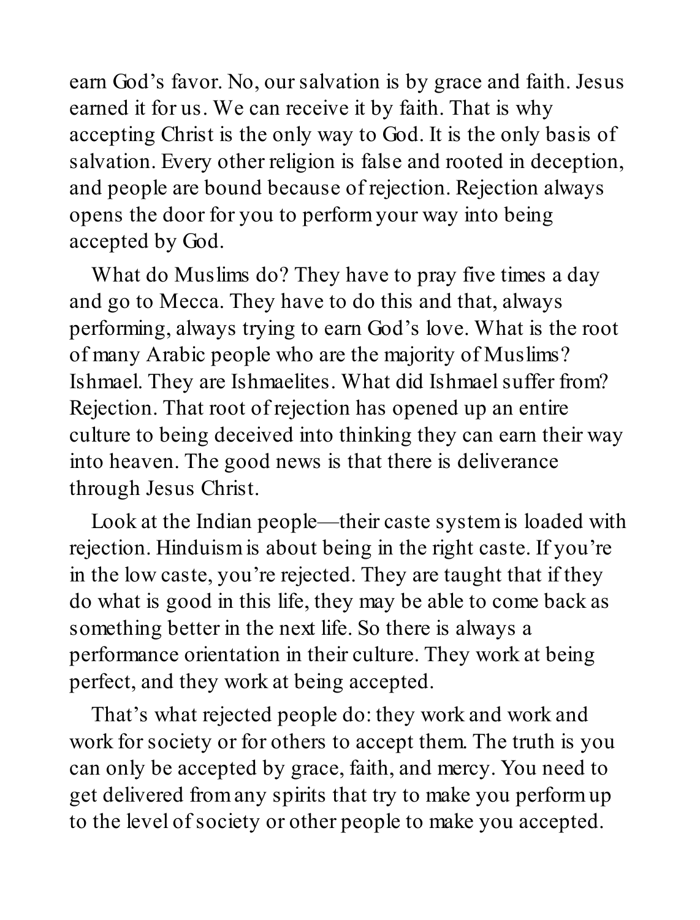earn God's favor. No, our salvation is by grace and faith. Jesus earned it for us. We can receive it by faith. That is why accepting Christ is the only way to God. It is the only basis of salvation. Every other religion is false and rooted in deception, and people are bound because of rejection. Rejection always opens the door for you to perform your way into being accepted by God.

What do Muslims do? They have to pray five times a day and go to Mecca. They have to do this and that, always performing, always trying to earn God's love. What is the root of many Arabic people who are the majority of Muslims? Ishmael. They are Ishmaelites. What did Ishmael suffer from? Rejection. That root of rejection has opened up an entire culture to being deceived into thinking they can earn their way into heaven. The good news is that there is deliverance through Jesus Christ.

Look at the Indian people—their caste system is loaded with rejection. Hinduism is about being in the right caste. If you're in the low caste, you're rejected. They are taught that if they do what is good in this life, they may be able to come back as something better in the next life. So there is always a performance orientation in their culture. They work at being perfect, and they work at being accepted.

That's what rejected people do: they work and work and work for society or for others to accept them. The truth is you can only be accepted by grace, faith, and mercy. You need to get delivered from any spirits that try to make you perform up to the level of society or other people to make you accepted.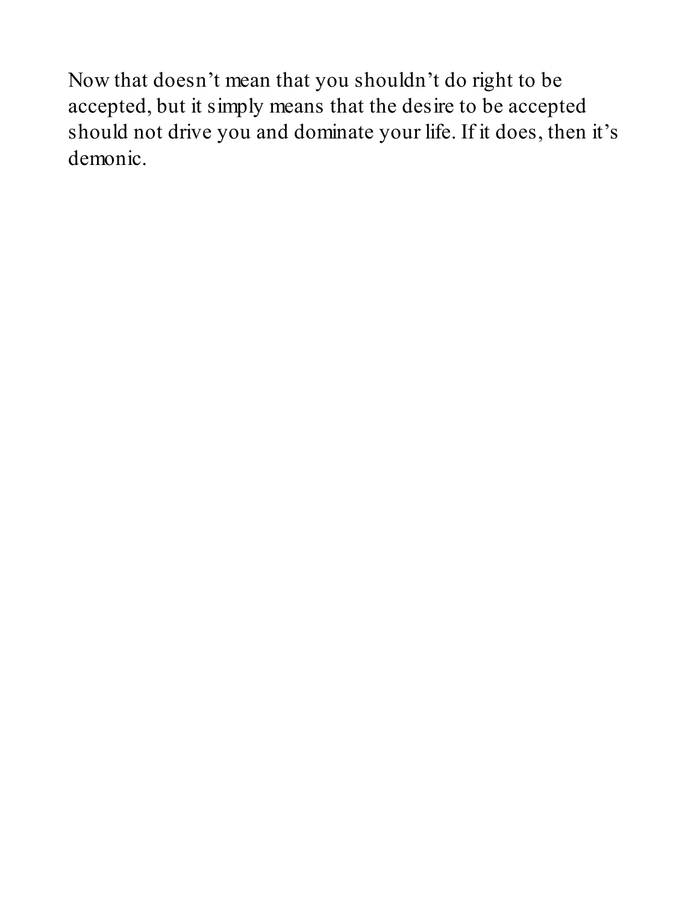Now that doesn’t mean that you shouldn’t do right to be accepted, but it simply means that the desire to be accepted should not drive you and dominate your life. If it does, then it’s demonic.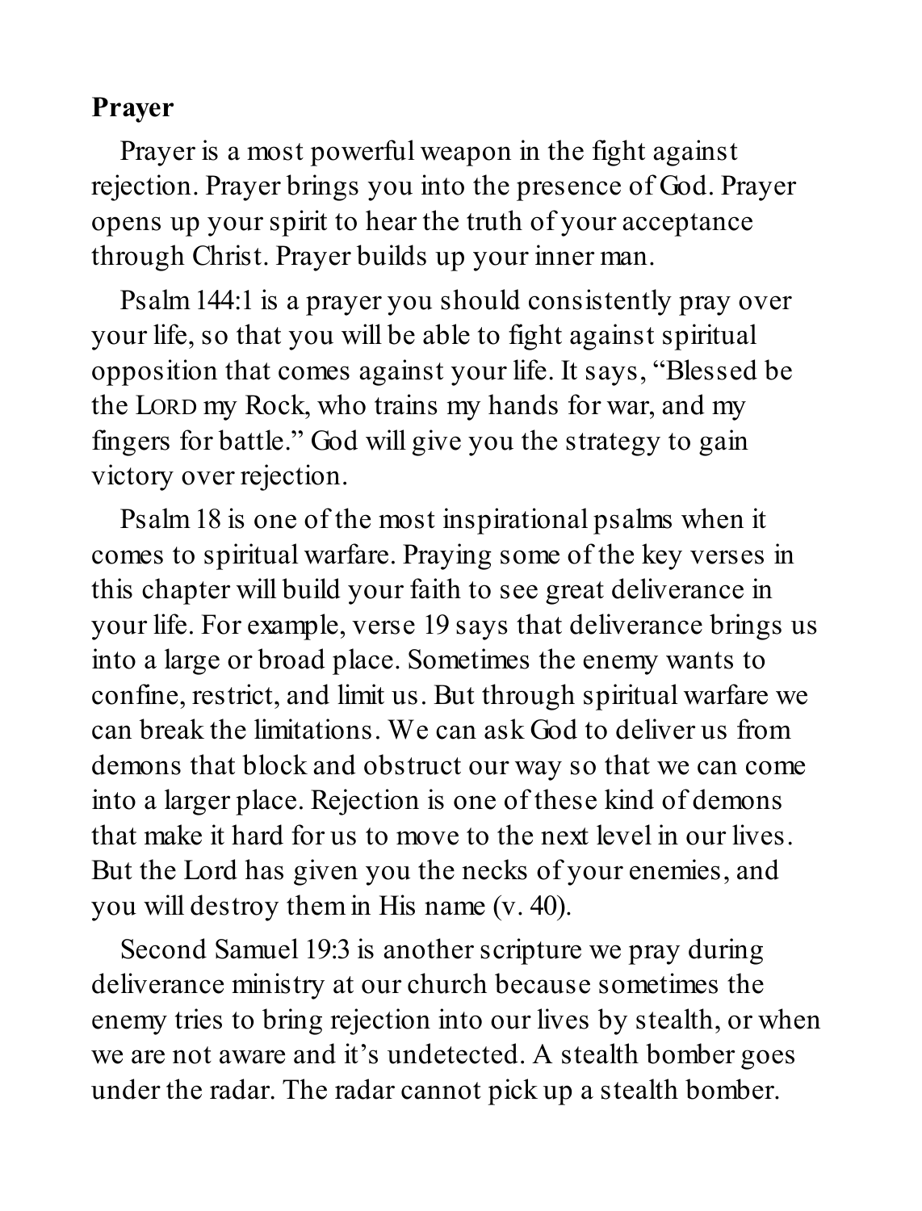**Prayer**

Prayer is a most powerful weapon in the fight against rejection. Prayer brings you into the presence of God. Prayer opens up your spirit to hear the truth of your acceptance through Christ. Prayer builds up your inner man.

Psalm 144:1 is a prayer you should consistently pray over your life, so that you will be able to fight against spiritual opposition that comes against your life. It says, "Blessed be the LORD my Rock, who trains my hands for war, and my fingers for battle." God will give you the strategy to gain victory over rejection.

Psalm 18 is one of the most inspirational psalms when it comes to spiritual warfare. Praying some of the key verses in this chapter will build your faith to see great deliverance in your life. For example, verse 19 says that deliverance brings us into a large or broad place. Sometimes the enemy wants to confine, restrict, and limit us. But through spiritual warfare we can break the limitations. We can ask God to deliver us from demons that block and obstruct our way so that we can come into a larger place. Rejection is one of these kind of demons that make it hard for us to move to the next level in our lives. But the Lord has given you the necks of your enemies, and you will destroy them in His name (v. 40).

Second Samuel 19:3 is another scripture we pray during deliverance ministry at our church because sometimes the enemy tries to bring rejection into our lives by stealth, or when we are not aware and it's undetected. A stealth bomber goes under the radar. The radar cannot pick up a stealth bomber.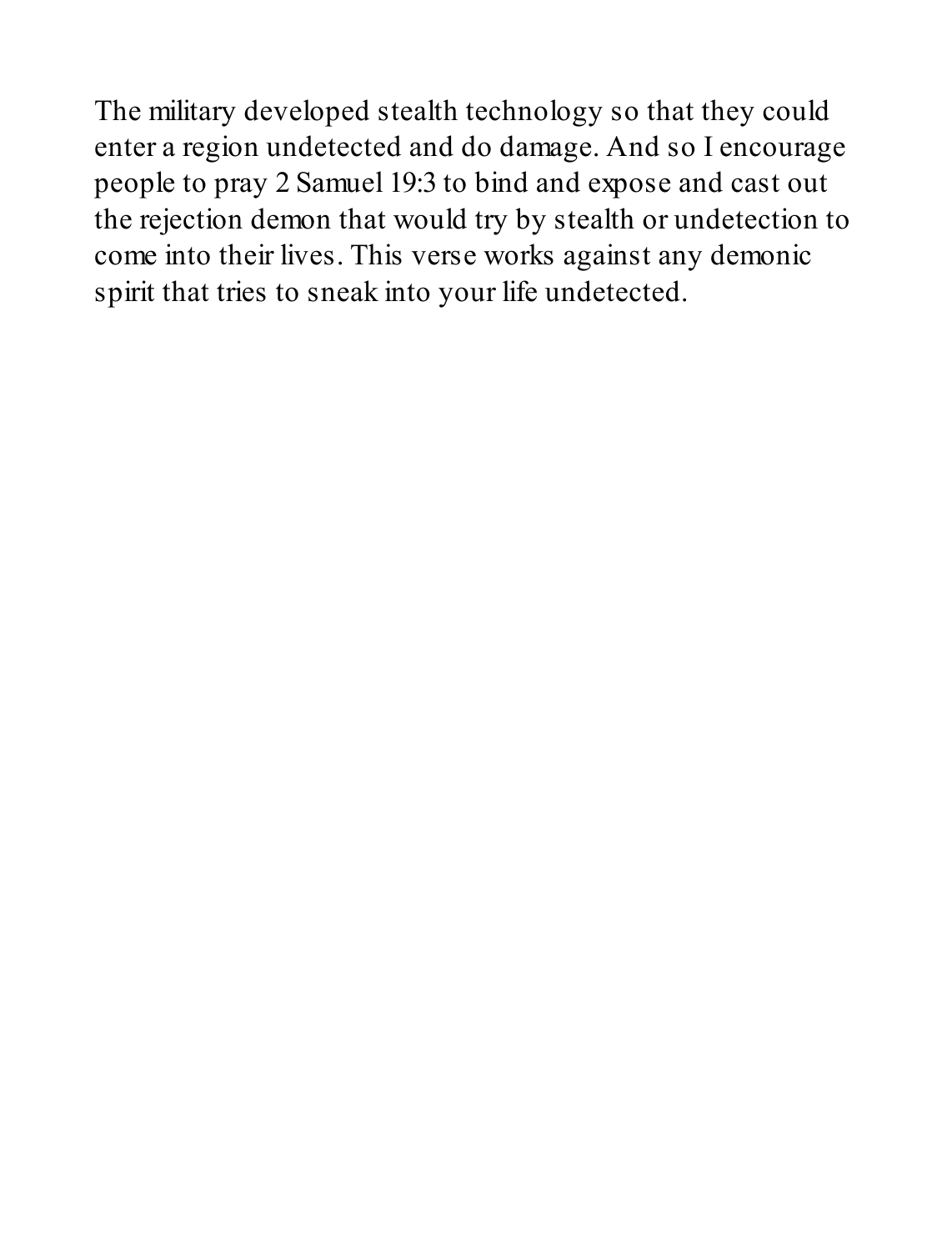The military developed stealth technology so that they could enter a region undetected and do damage. And so I encourage people to pray 2 Samuel 19:3 to bind and expose and cast out the rejection demon that would try by stealth or undetection to come into their lives. This verse works against any demonic spirit that tries to sneak into your life undetected.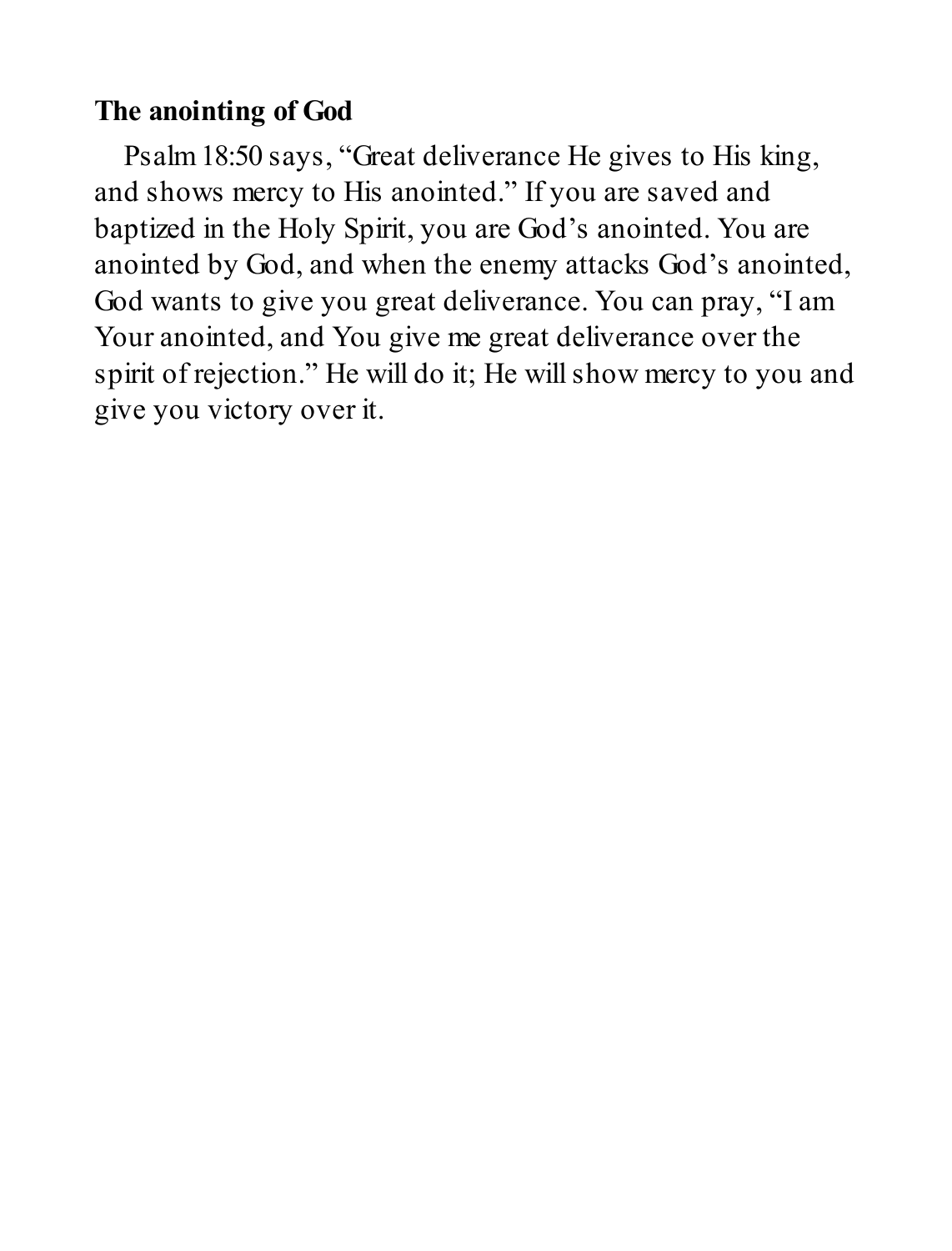**The anointing of God**

Psalm 18:50 says, “Great deliverance He gives to His king, and shows mercy to His anointed.” If you are saved and baptized in the Holy Spirit, you are God’s anointed. You are anointed by God, and when the enemy attacks God’s anointed, God wants to give you great deliverance. You can pray, “I am Your anointed, and You give me great deliverance over the spirit of rejection.” He will do it; He will show mercy to you and give you victory over it.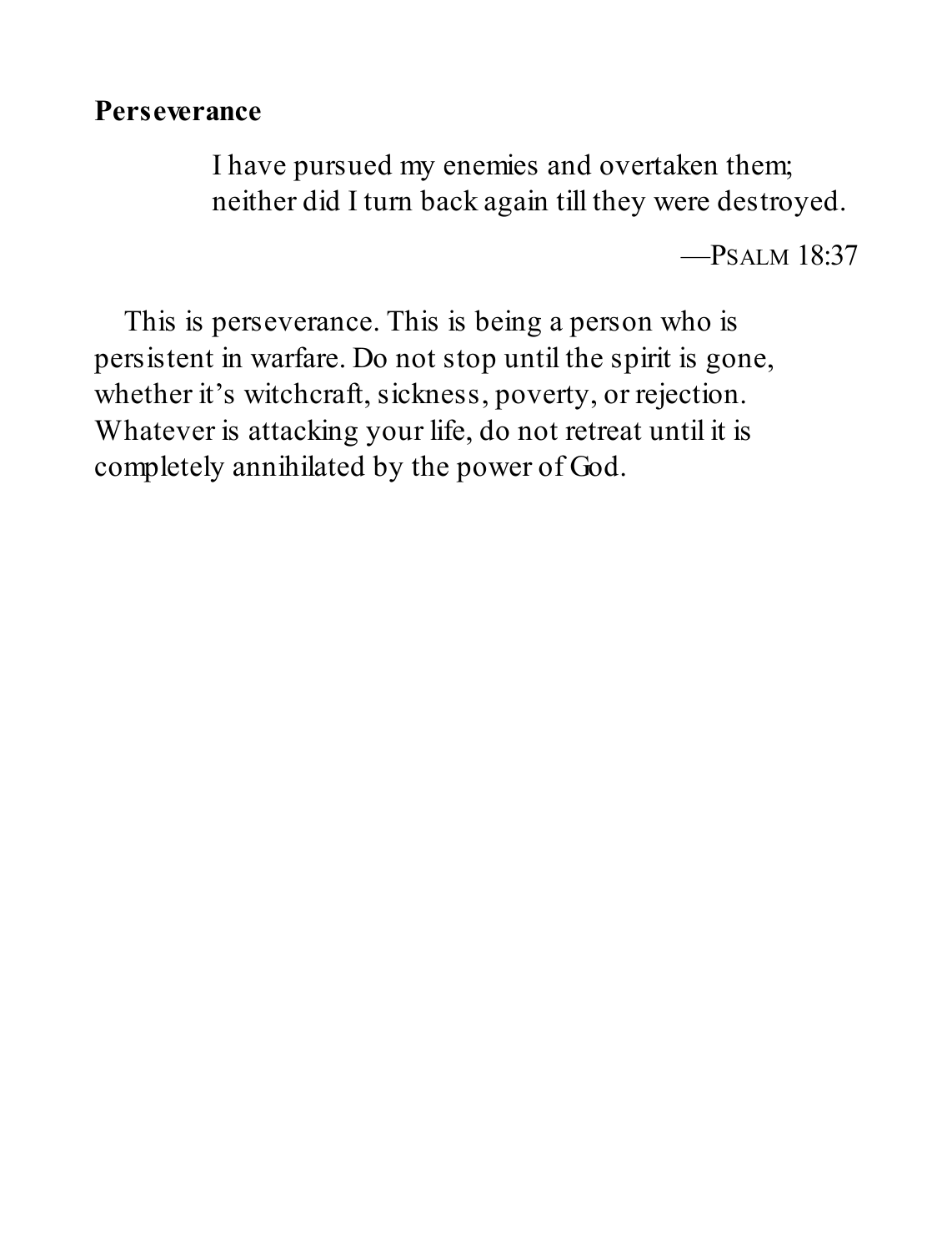**Perseverance**

> I have pursued my enemies and overtaken them;
> neither did I turn back again till they were destroyed.
>
> —Psalm 18:37

This is perseverance. This is being a person who is persistent in warfare. Do not stop until the spirit is gone, whether it's witchcraft, sickness, poverty, or rejection. Whatever is attacking your life, do not retreat until it is completely annihilated by the power of God.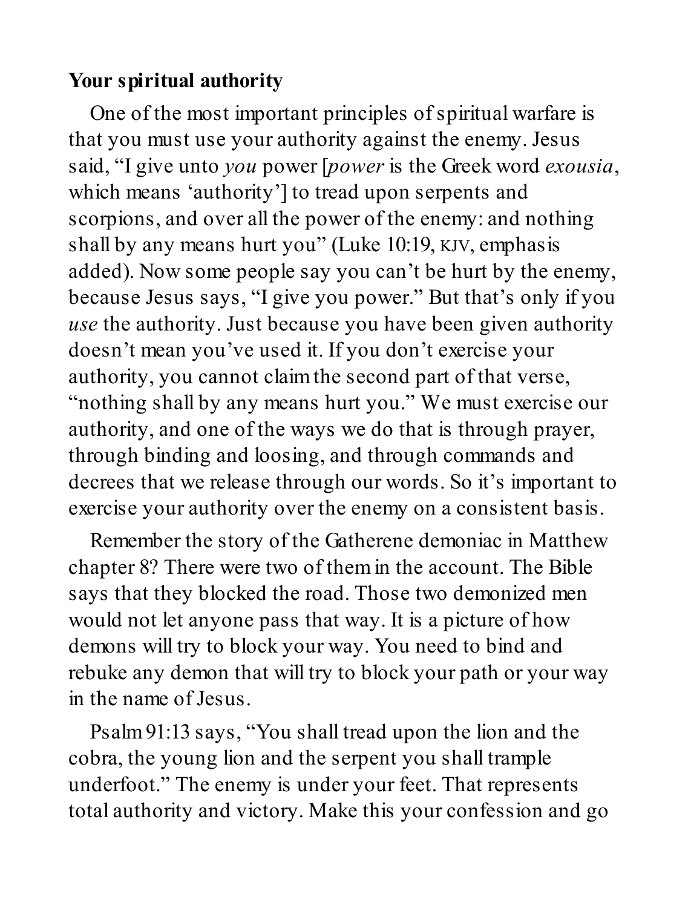**Your spiritual authority**

One of the most important principles of spiritual warfare is that you must use your authority against the enemy. Jesus said, "I give unto *you* power [*power* is the Greek word *exousia*, which means 'authority'] to tread upon serpents and scorpions, and over all the power of the enemy: and nothing shall by any means hurt you" (Luke 10:19, KJV, emphasis added). Now some people say you can't be hurt by the enemy, because Jesus says, "I give you power." But that's only if you *use* the authority. Just because you have been given authority doesn't mean you've used it. If you don't exercise your authority, you cannot claim the second part of that verse, "nothing shall by any means hurt you." We must exercise our authority, and one of the ways we do that is through prayer, through binding and loosing, and through commands and decrees that we release through our words. So it's important to exercise your authority over the enemy on a consistent basis.

Remember the story of the Gatherene demoniac in Matthew chapter 8? There were two of them in the account. The Bible says that they blocked the road. Those two demonized men would not let anyone pass that way. It is a picture of how demons will try to block your way. You need to bind and rebuke any demon that will try to block your path or your way in the name of Jesus.

Psalm 91:13 says, "You shall tread upon the lion and the cobra, the young lion and the serpent you shall trample underfoot." The enemy is under your feet. That represents total authority and victory. Make this your confession and go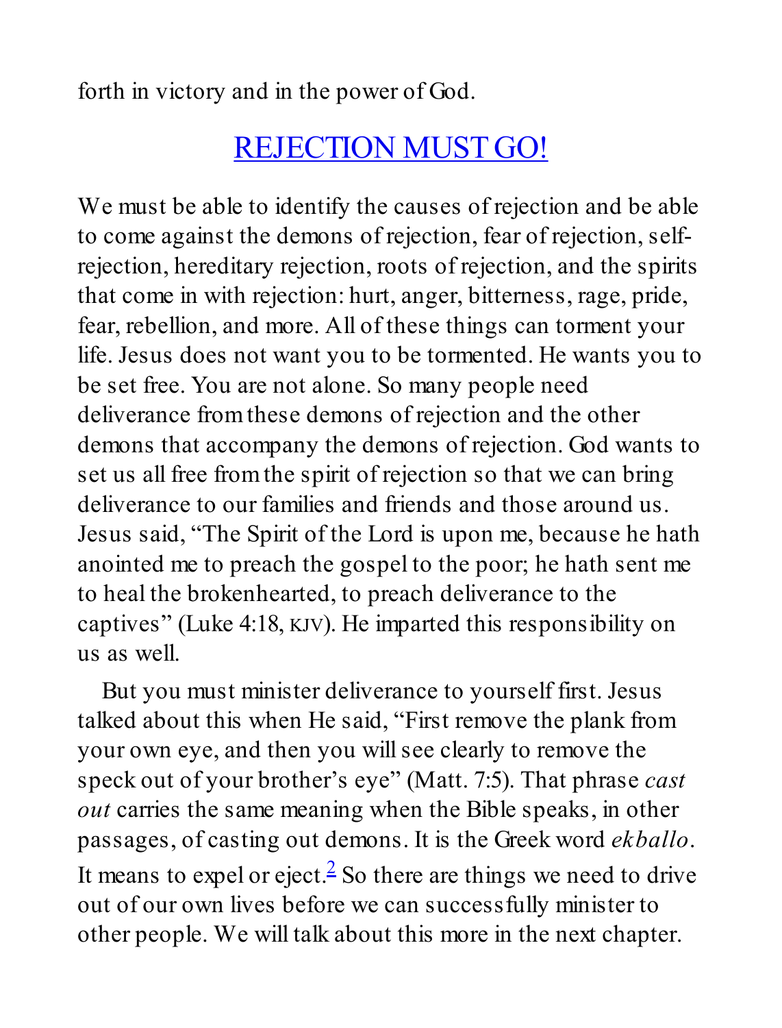forth in victory and in the power of God.

## REJECTION MUST GO!

We must be able to identify the causes of rejection and be able to come against the demons of rejection, fear of rejection, self-rejection, hereditary rejection, roots of rejection, and the spirits that come in with rejection: hurt, anger, bitterness, rage, pride, fear, rebellion, and more. All of these things can torment your life. Jesus does not want you to be tormented. He wants you to be set free. You are not alone. So many people need deliverance from these demons of rejection and the other demons that accompany the demons of rejection. God wants to set us all free from the spirit of rejection so that we can bring deliverance to our families and friends and those around us. Jesus said, "The Spirit of the Lord is upon me, because he hath anointed me to preach the gospel to the poor; he hath sent me to heal the brokenhearted, to preach deliverance to the captives" (Luke 4:18, KJV). He imparted this responsibility on us as well.

But you must minister deliverance to yourself first. Jesus talked about this when He said, "First remove the plank from your own eye, and then you will see clearly to remove the speck out of your brother's eye" (Matt. 7:5). That phrase *cast out* carries the same meaning when the Bible speaks, in other passages, of casting out demons. It is the Greek word *ekballo*. It means to expel or eject.[2] So there are things we need to drive out of our own lives before we can successfully minister to other people. We will talk about this more in the next chapter.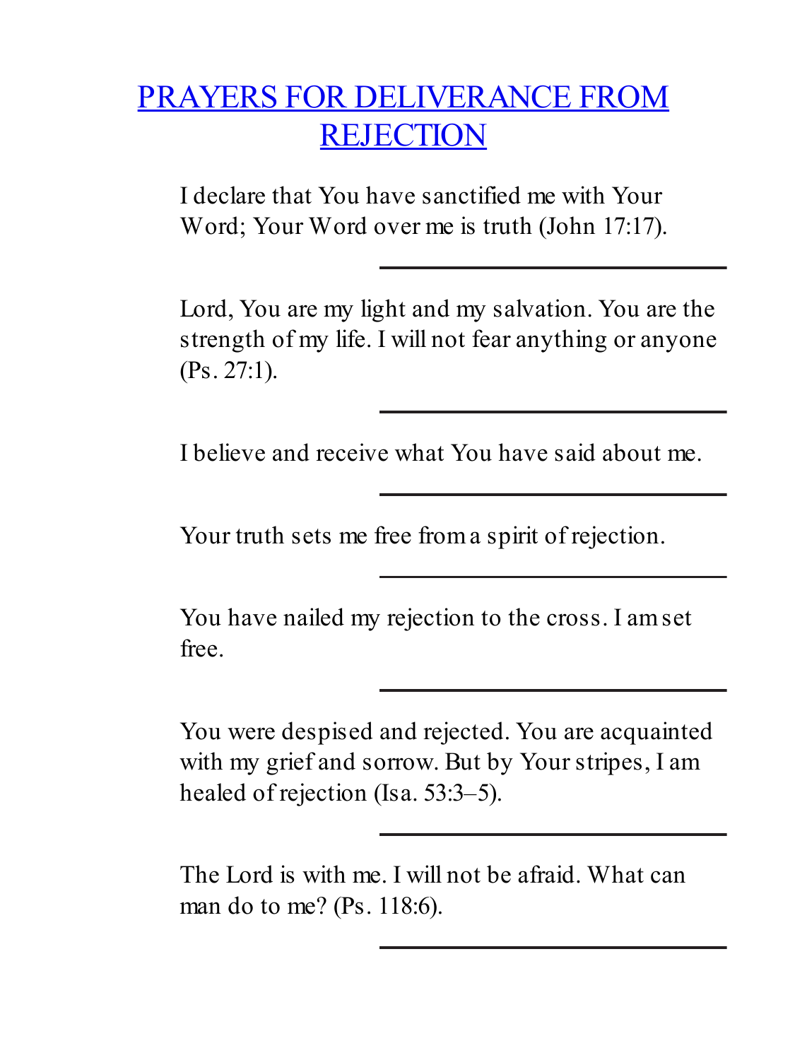# PRAYERS FOR DELIVERANCE FROM REJECTION

I declare that You have sanctified me with Your Word; Your Word over me is truth (John 17:17).

---

Lord, You are my light and my salvation. You are the strength of my life. I will not fear anything or anyone (Ps. 27:1).

---

I believe and receive what You have said about me.

---

Your truth sets me free from a spirit of rejection.

---

You have nailed my rejection to the cross. I am set free.

---

You were despised and rejected. You are acquainted with my grief and sorrow. But by Your stripes, I am healed of rejection (Isa. 53:3–5).

---

The Lord is with me. I will not be afraid. What can man do to me? (Ps. 118:6).

---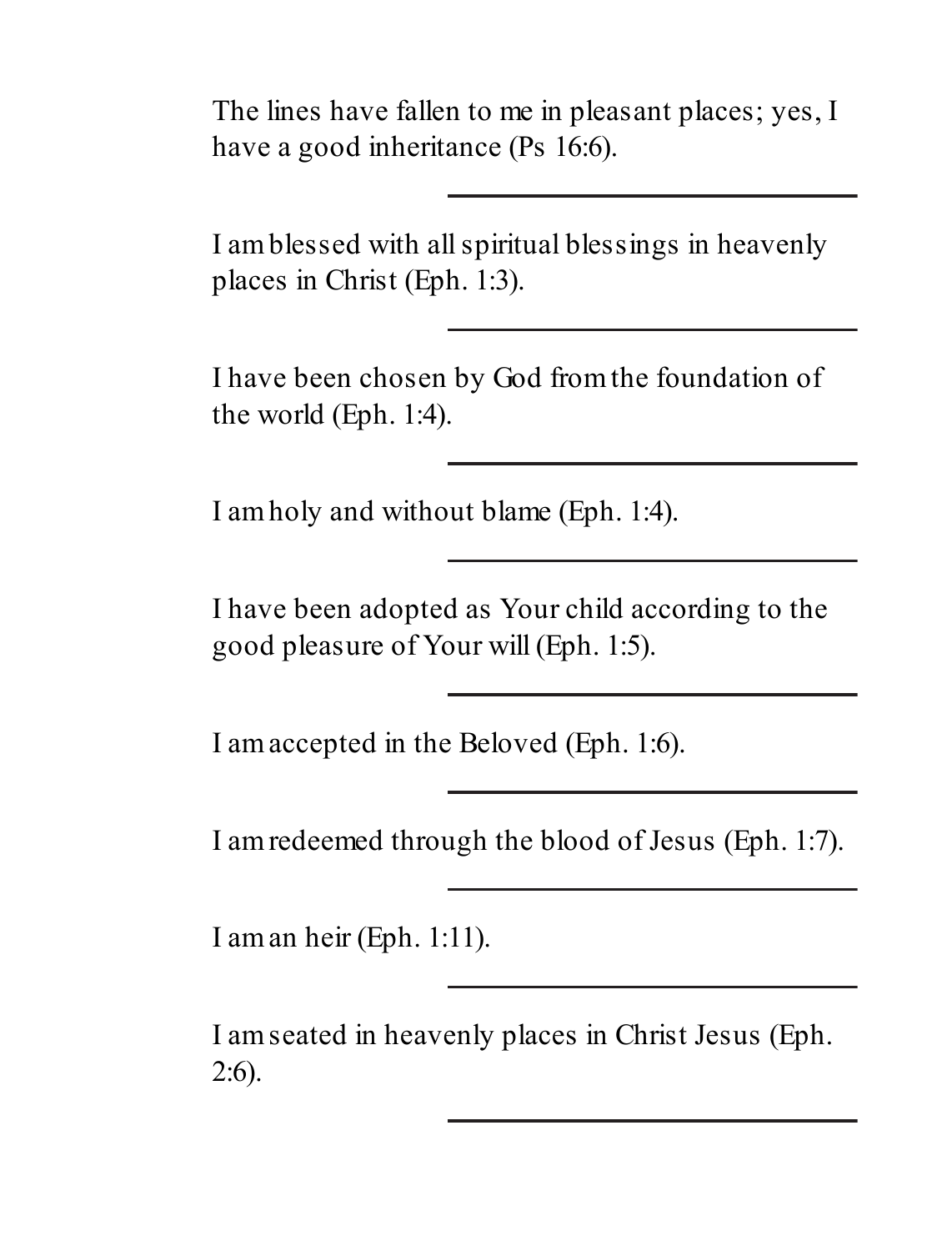The lines have fallen to me in pleasant places; yes, I have a good inheritance (Ps 16:6).

\_\_\_\_\_\_\_\_\_\_\_\_\_\_\_\_\_\_\_\_\_\_\_\_\_\_\_\_

I am blessed with all spiritual blessings in heavenly places in Christ (Eph. 1:3).

\_\_\_\_\_\_\_\_\_\_\_\_\_\_\_\_\_\_\_\_\_\_\_\_\_\_\_\_

I have been chosen by God from the foundation of the world (Eph. 1:4).

\_\_\_\_\_\_\_\_\_\_\_\_\_\_\_\_\_\_\_\_\_\_\_\_\_\_\_\_

I am holy and without blame (Eph. 1:4).

\_\_\_\_\_\_\_\_\_\_\_\_\_\_\_\_\_\_\_\_\_\_\_\_\_\_\_\_

I have been adopted as Your child according to the good pleasure of Your will (Eph. 1:5).

\_\_\_\_\_\_\_\_\_\_\_\_\_\_\_\_\_\_\_\_\_\_\_\_\_\_\_\_

I am accepted in the Beloved (Eph. 1:6).

\_\_\_\_\_\_\_\_\_\_\_\_\_\_\_\_\_\_\_\_\_\_\_\_\_\_\_\_

I am redeemed through the blood of Jesus (Eph. 1:7).

\_\_\_\_\_\_\_\_\_\_\_\_\_\_\_\_\_\_\_\_\_\_\_\_\_\_\_\_

I am an heir (Eph. 1:11).

\_\_\_\_\_\_\_\_\_\_\_\_\_\_\_\_\_\_\_\_\_\_\_\_\_\_\_\_

I am seated in heavenly places in Christ Jesus (Eph. 2:6).

\_\_\_\_\_\_\_\_\_\_\_\_\_\_\_\_\_\_\_\_\_\_\_\_\_\_\_\_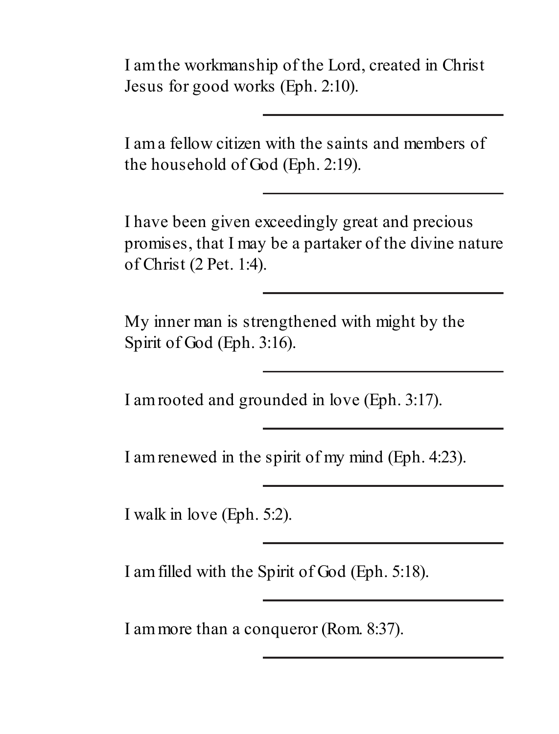I am the workmanship of the Lord, created in Christ Jesus for good works (Eph. 2:10).

\_\_\_\_\_\_\_\_\_\_\_\_\_\_\_\_\_\_\_\_\_\_\_\_\_\_\_\_\_\_

I am a fellow citizen with the saints and members of the household of God (Eph. 2:19).

\_\_\_\_\_\_\_\_\_\_\_\_\_\_\_\_\_\_\_\_\_\_\_\_\_\_\_\_\_\_

I have been given exceedingly great and precious promises, that I may be a partaker of the divine nature of Christ (2 Pet. 1:4).

\_\_\_\_\_\_\_\_\_\_\_\_\_\_\_\_\_\_\_\_\_\_\_\_\_\_\_\_\_\_

My inner man is strengthened with might by the Spirit of God (Eph. 3:16).

\_\_\_\_\_\_\_\_\_\_\_\_\_\_\_\_\_\_\_\_\_\_\_\_\_\_\_\_\_\_

I am rooted and grounded in love (Eph. 3:17).

\_\_\_\_\_\_\_\_\_\_\_\_\_\_\_\_\_\_\_\_\_\_\_\_\_\_\_\_\_\_

I am renewed in the spirit of my mind (Eph. 4:23).

\_\_\_\_\_\_\_\_\_\_\_\_\_\_\_\_\_\_\_\_\_\_\_\_\_\_\_\_\_\_

I walk in love (Eph. 5:2).

\_\_\_\_\_\_\_\_\_\_\_\_\_\_\_\_\_\_\_\_\_\_\_\_\_\_\_\_\_\_

I am filled with the Spirit of God (Eph. 5:18).

\_\_\_\_\_\_\_\_\_\_\_\_\_\_\_\_\_\_\_\_\_\_\_\_\_\_\_\_\_\_

I am more than a conqueror (Rom. 8:37).

\_\_\_\_\_\_\_\_\_\_\_\_\_\_\_\_\_\_\_\_\_\_\_\_\_\_\_\_\_\_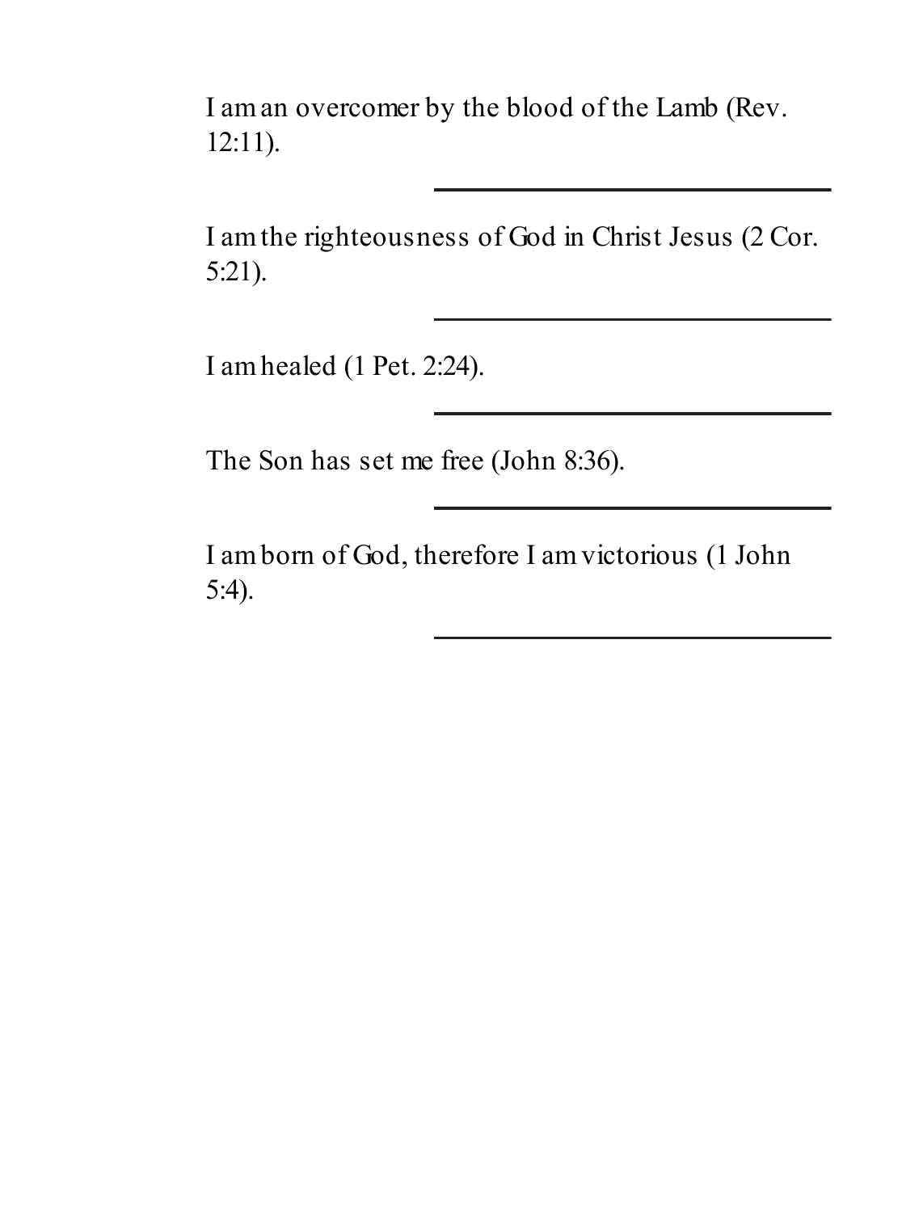I am an overcomer by the blood of the Lamb (Rev. 12:11).

______________________________

I am the righteousness of God in Christ Jesus (2 Cor. 5:21).

______________________________

I am healed (1 Pet. 2:24).

______________________________

The Son has set me free (John 8:36).

______________________________

I am born of God, therefore I am victorious (1 John 5:4).

______________________________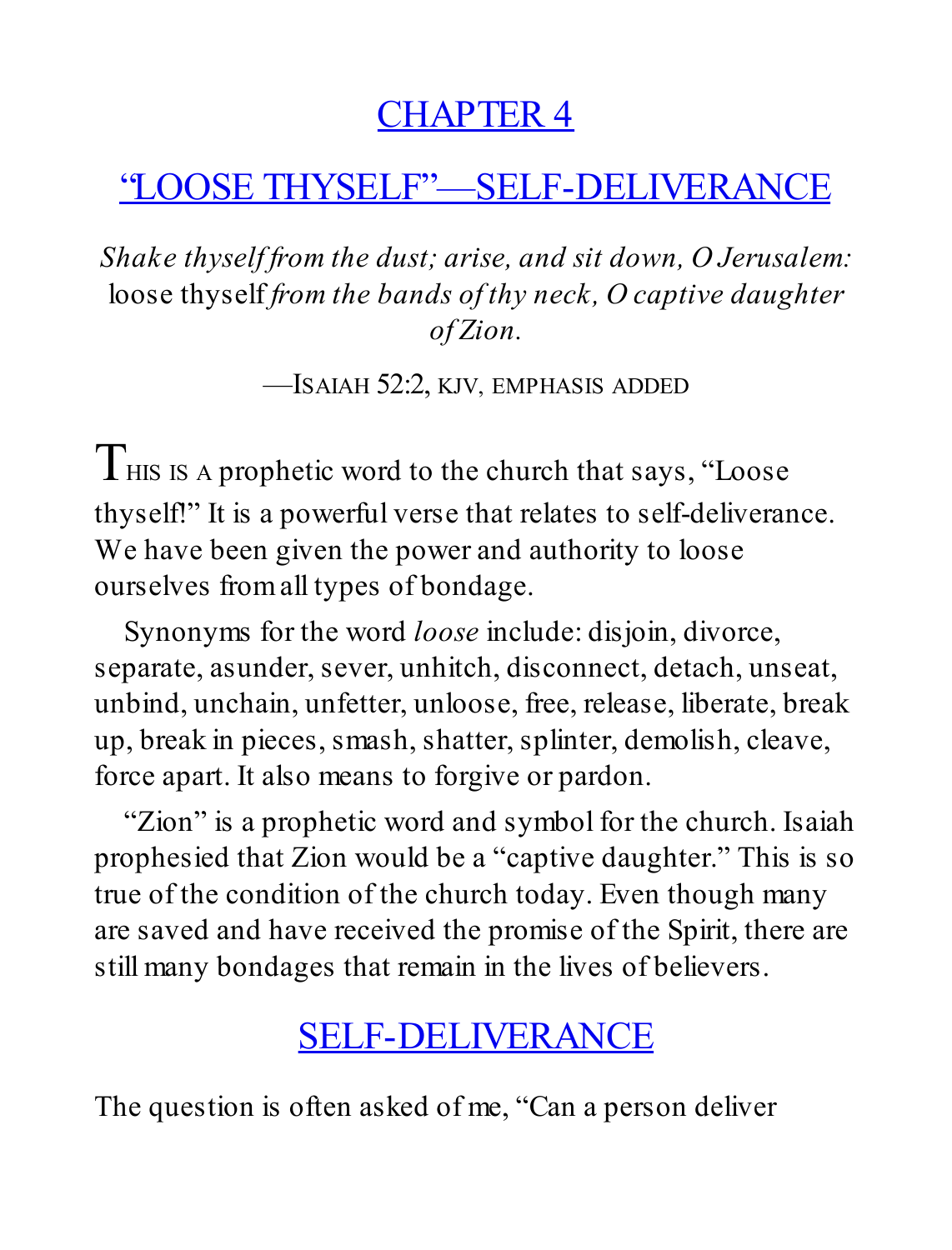# CHAPTER 4

## "LOOSE THYSELF"—SELF-DELIVERANCE

*Shake thyself from the dust; arise, and sit down, O Jerusalem:* loose thyself *from the bands of thy neck, O captive daughter of Zion.*

—ISAIAH 52:2, KJV, EMPHASIS ADDED

THIS IS A prophetic word to the church that says, "Loose thyself!" It is a powerful verse that relates to self-deliverance. We have been given the power and authority to loose ourselves from all types of bondage.

Synonyms for the word *loose* include: disjoin, divorce, separate, asunder, sever, unhitch, disconnect, detach, unseat, unbind, unchain, unfetter, unloose, free, release, liberate, break up, break in pieces, smash, shatter, splinter, demolish, cleave, force apart. It also means to forgive or pardon.

"Zion" is a prophetic word and symbol for the church. Isaiah prophesied that Zion would be a "captive daughter." This is so true of the condition of the church today. Even though many are saved and have received the promise of the Spirit, there are still many bondages that remain in the lives of believers.

## SELF-DELIVERANCE

The question is often asked of me, "Can a person deliver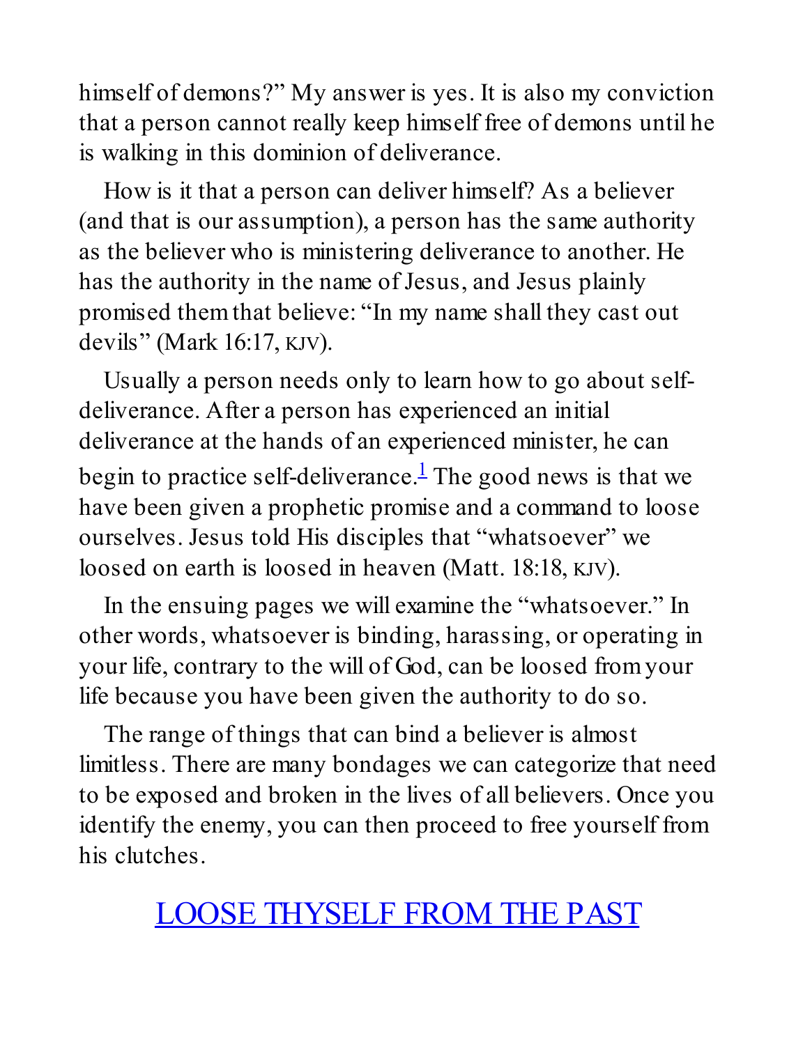himself of demons?" My answer is yes. It is also my conviction that a person cannot really keep himself free of demons until he is walking in this dominion of deliverance.

How is it that a person can deliver himself? As a believer (and that is our assumption), a person has the same authority as the believer who is ministering deliverance to another. He has the authority in the name of Jesus, and Jesus plainly promised them that believe: "In my name shall they cast out devils" (Mark 16:17, KJV).

Usually a person needs only to learn how to go about self-deliverance. After a person has experienced an initial deliverance at the hands of an experienced minister, he can begin to practice self-deliverance.[1] The good news is that we have been given a prophetic promise and a command to loose ourselves. Jesus told His disciples that "whatsoever" we loosed on earth is loosed in heaven (Matt. 18:18, KJV).

In the ensuing pages we will examine the "whatsoever." In other words, whatsoever is binding, harassing, or operating in your life, contrary to the will of God, can be loosed from your life because you have been given the authority to do so.

The range of things that can bind a believer is almost limitless. There are many bondages we can categorize that need to be exposed and broken in the lives of all believers. Once you identify the enemy, you can then proceed to free yourself from his clutches.

## LOOSE THYSELF FROM THE PAST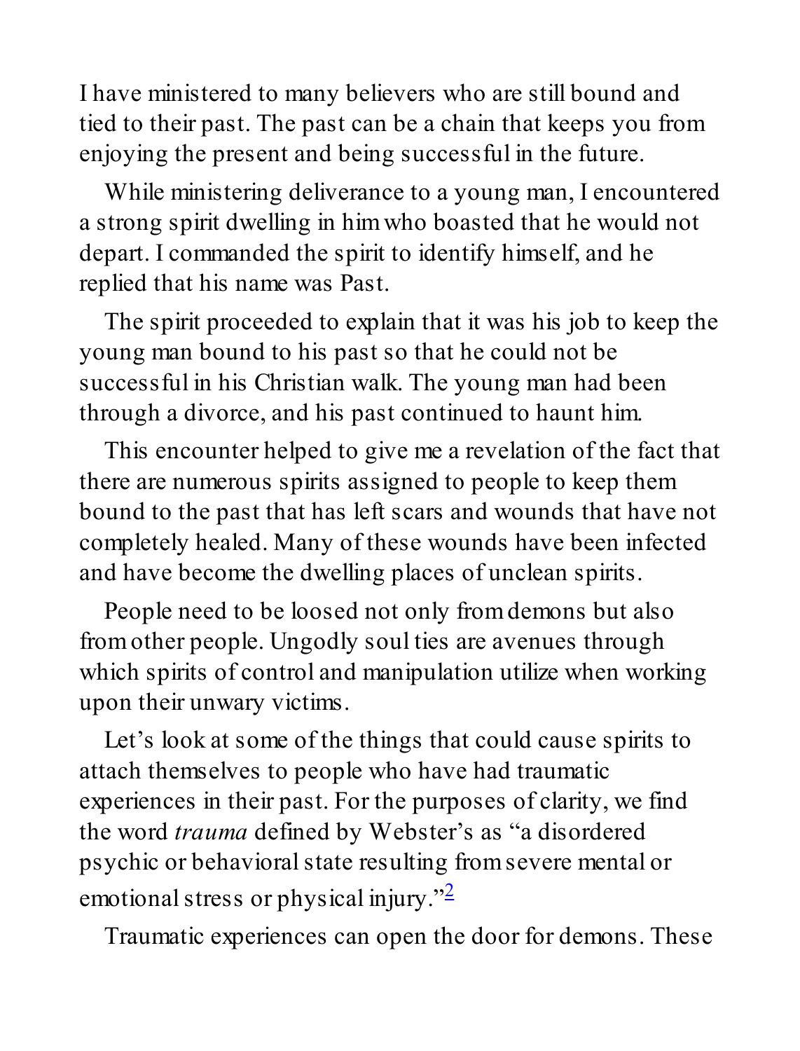I have ministered to many believers who are still bound and tied to their past. The past can be a chain that keeps you from enjoying the present and being successful in the future.

While ministering deliverance to a young man, I encountered a strong spirit dwelling in him who boasted that he would not depart. I commanded the spirit to identify himself, and he replied that his name was Past.

The spirit proceeded to explain that it was his job to keep the young man bound to his past so that he could not be successful in his Christian walk. The young man had been through a divorce, and his past continued to haunt him.

This encounter helped to give me a revelation of the fact that there are numerous spirits assigned to people to keep them bound to the past that has left scars and wounds that have not completely healed. Many of these wounds have been infected and have become the dwelling places of unclean spirits.

People need to be loosed not only from demons but also from other people. Ungodly soul ties are avenues through which spirits of control and manipulation utilize when working upon their unwary victims.

Let's look at some of the things that could cause spirits to attach themselves to people who have had traumatic experiences in their past. For the purposes of clarity, we find the word *trauma* defined by Webster's as "a disordered psychic or behavioral state resulting from severe mental or emotional stress or physical injury."[2]

Traumatic experiences can open the door for demons. These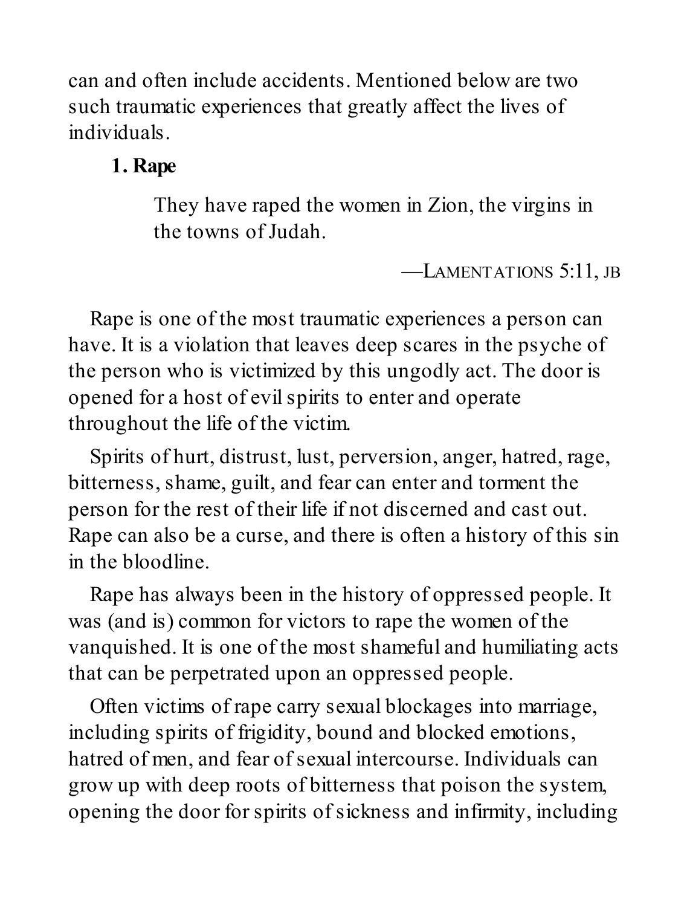can and often include accidents. Mentioned below are two such traumatic experiences that greatly affect the lives of individuals.

**1. Rape**

> They have raped the women in Zion, the virgins in the towns of Judah.
>
> —LAMENTATIONS 5:11, JB

Rape is one of the most traumatic experiences a person can have. It is a violation that leaves deep scares in the psyche of the person who is victimized by this ungodly act. The door is opened for a host of evil spirits to enter and operate throughout the life of the victim.

Spirits of hurt, distrust, lust, perversion, anger, hatred, rage, bitterness, shame, guilt, and fear can enter and torment the person for the rest of their life if not discerned and cast out. Rape can also be a curse, and there is often a history of this sin in the bloodline.

Rape has always been in the history of oppressed people. It was (and is) common for victors to rape the women of the vanquished. It is one of the most shameful and humiliating acts that can be perpetrated upon an oppressed people.

Often victims of rape carry sexual blockages into marriage, including spirits of frigidity, bound and blocked emotions, hatred of men, and fear of sexual intercourse. Individuals can grow up with deep roots of bitterness that poison the system, opening the door for spirits of sickness and infirmity, including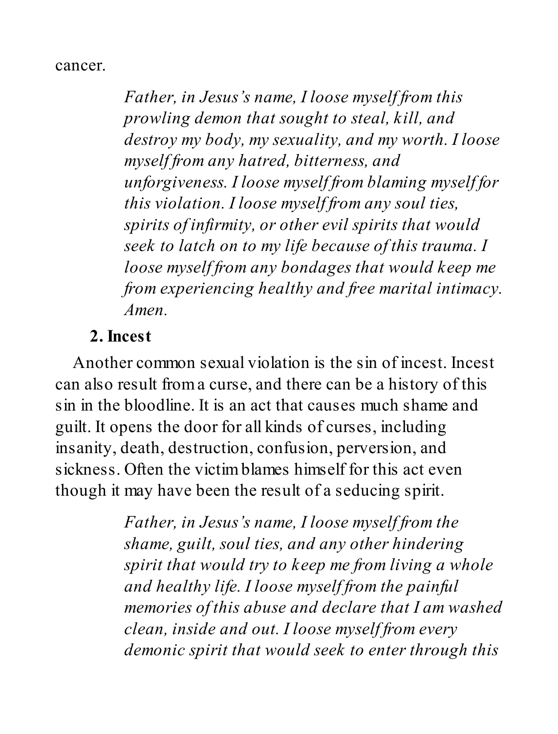cancer.

> *Father, in Jesus's name, I loose myself from this prowling demon that sought to steal, kill, and destroy my body, my sexuality, and my worth. I loose myself from any hatred, bitterness, and unforgiveness. I loose myself from blaming myself for this violation. I loose myself from any soul ties, spirits of infirmity, or other evil spirits that would seek to latch on to my life because of this trauma. I loose myself from any bondages that would keep me from experiencing healthy and free marital intimacy. Amen.*

**2. Incest**

Another common sexual violation is the sin of incest. Incest can also result from a curse, and there can be a history of this sin in the bloodline. It is an act that causes much shame and guilt. It opens the door for all kinds of curses, including insanity, death, destruction, confusion, perversion, and sickness. Often the victim blames himself for this act even though it may have been the result of a seducing spirit.

> *Father, in Jesus's name, I loose myself from the shame, guilt, soul ties, and any other hindering spirit that would try to keep me from living a whole and healthy life. I loose myself from the painful memories of this abuse and declare that I am washed clean, inside and out. I loose myself from every demonic spirit that would seek to enter through this*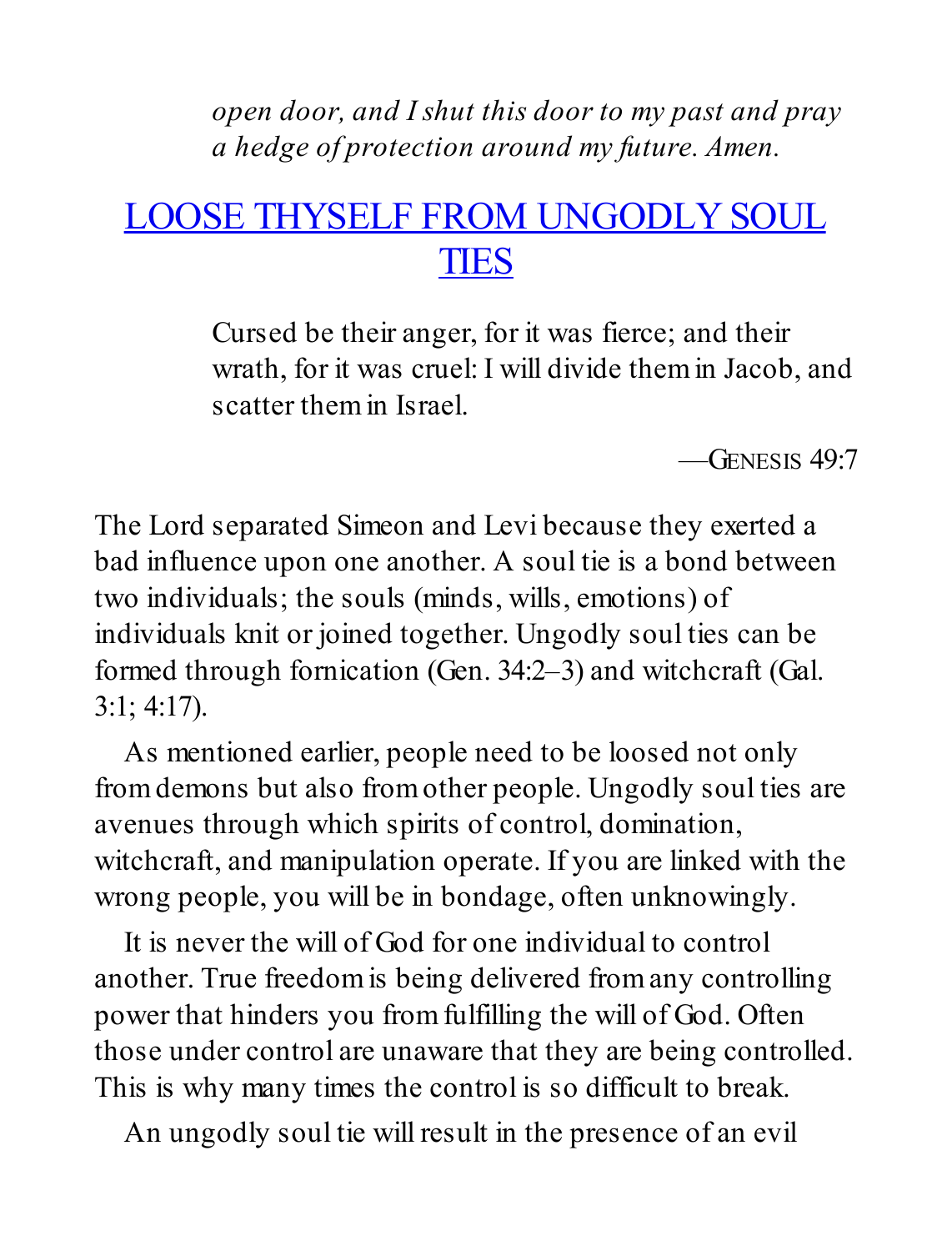*open door, and I shut this door to my past and pray a hedge of protection around my future. Amen.*

## LOOSE THYSELF FROM UNGODLY SOUL TIES

> Cursed be their anger, for it was fierce; and their wrath, for it was cruel: I will divide them in Jacob, and scatter them in Israel.
>
> —Genesis 49:7

The Lord separated Simeon and Levi because they exerted a bad influence upon one another. A soul tie is a bond between two individuals; the souls (minds, wills, emotions) of individuals knit or joined together. Ungodly soul ties can be formed through fornication (Gen. 34:2–3) and witchcraft (Gal. 3:1; 4:17).

As mentioned earlier, people need to be loosed not only from demons but also from other people. Ungodly soul ties are avenues through which spirits of control, domination, witchcraft, and manipulation operate. If you are linked with the wrong people, you will be in bondage, often unknowingly.

It is never the will of God for one individual to control another. True freedom is being delivered from any controlling power that hinders you from fulfilling the will of God. Often those under control are unaware that they are being controlled. This is why many times the control is so difficult to break.

An ungodly soul tie will result in the presence of an evil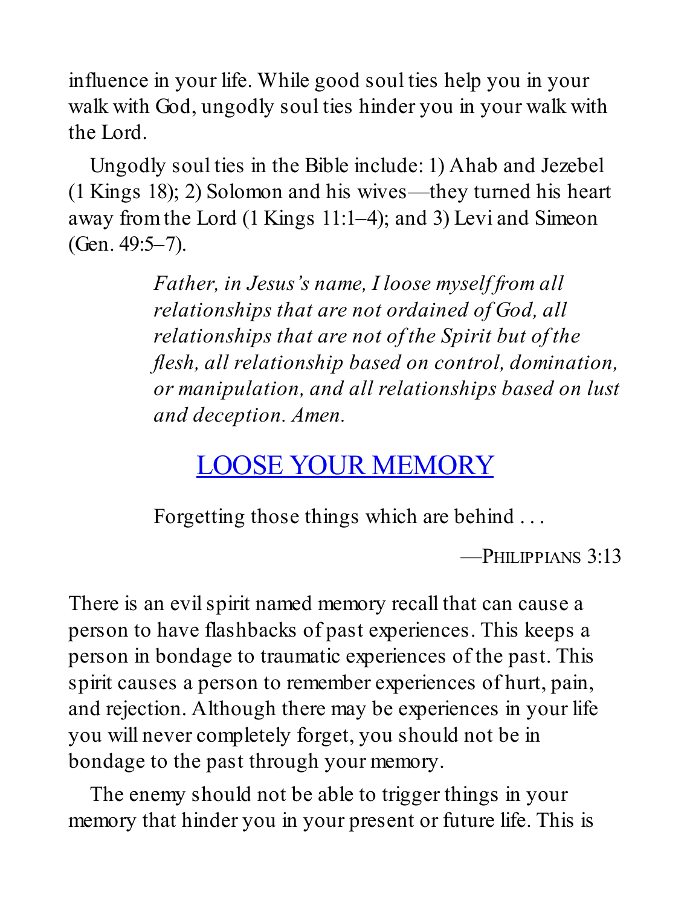influence in your life. While good soul ties help you in your walk with God, ungodly soul ties hinder you in your walk with the Lord.

Ungodly soul ties in the Bible include: 1) Ahab and Jezebel (1 Kings 18); 2) Solomon and his wives—they turned his heart away from the Lord (1 Kings 11:1–4); and 3) Levi and Simeon (Gen. 49:5–7).

> *Father, in Jesus's name, I loose myself from all relationships that are not ordained of God, all relationships that are not of the Spirit but of the flesh, all relationship based on control, domination, or manipulation, and all relationships based on lust and deception. Amen.*

## LOOSE YOUR MEMORY

> Forgetting those things which are behind . . .
>
> —PHILIPPIANS 3:13

There is an evil spirit named memory recall that can cause a person to have flashbacks of past experiences. This keeps a person in bondage to traumatic experiences of the past. This spirit causes a person to remember experiences of hurt, pain, and rejection. Although there may be experiences in your life you will never completely forget, you should not be in bondage to the past through your memory.

The enemy should not be able to trigger things in your memory that hinder you in your present or future life. This is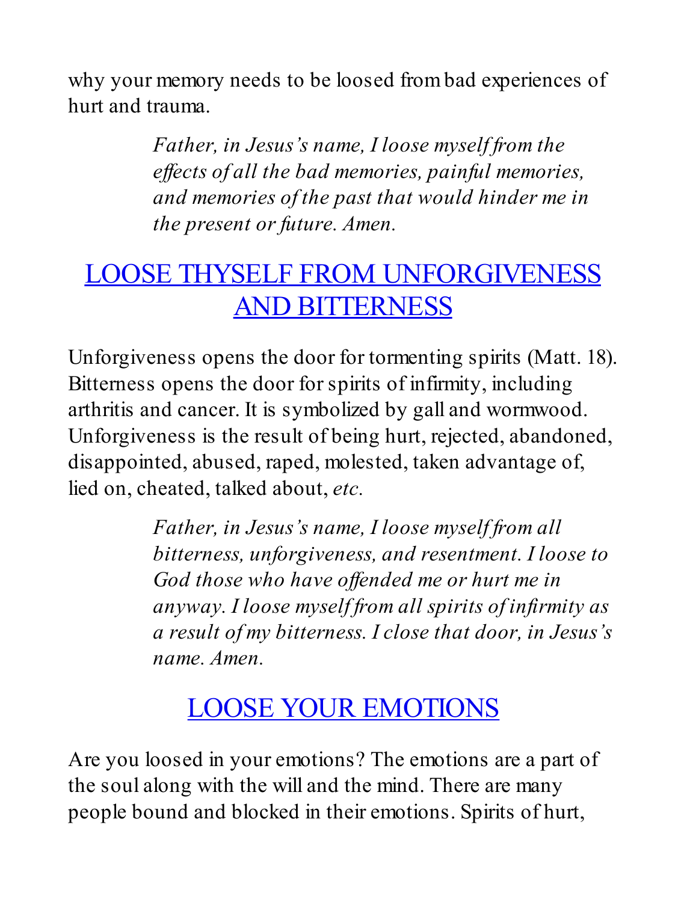why your memory needs to be loosed from bad experiences of hurt and trauma.

> *Father, in Jesus's name, I loose myself from the effects of all the bad memories, painful memories, and memories of the past that would hinder me in the present or future. Amen.*

## LOOSE THYSELF FROM UNFORGIVENESS AND BITTERNESS

Unforgiveness opens the door for tormenting spirits (Matt. 18). Bitterness opens the door for spirits of infirmity, including arthritis and cancer. It is symbolized by gall and wormwood. Unforgiveness is the result of being hurt, rejected, abandoned, disappointed, abused, raped, molested, taken advantage of, lied on, cheated, talked about, *etc.*

> *Father, in Jesus's name, I loose myself from all bitterness, unforgiveness, and resentment. I loose to God those who have offended me or hurt me in anyway. I loose myself from all spirits of infirmity as a result of my bitterness. I close that door, in Jesus's name. Amen.*

## LOOSE YOUR EMOTIONS

Are you loosed in your emotions? The emotions are a part of the soul along with the will and the mind. There are many people bound and blocked in their emotions. Spirits of hurt,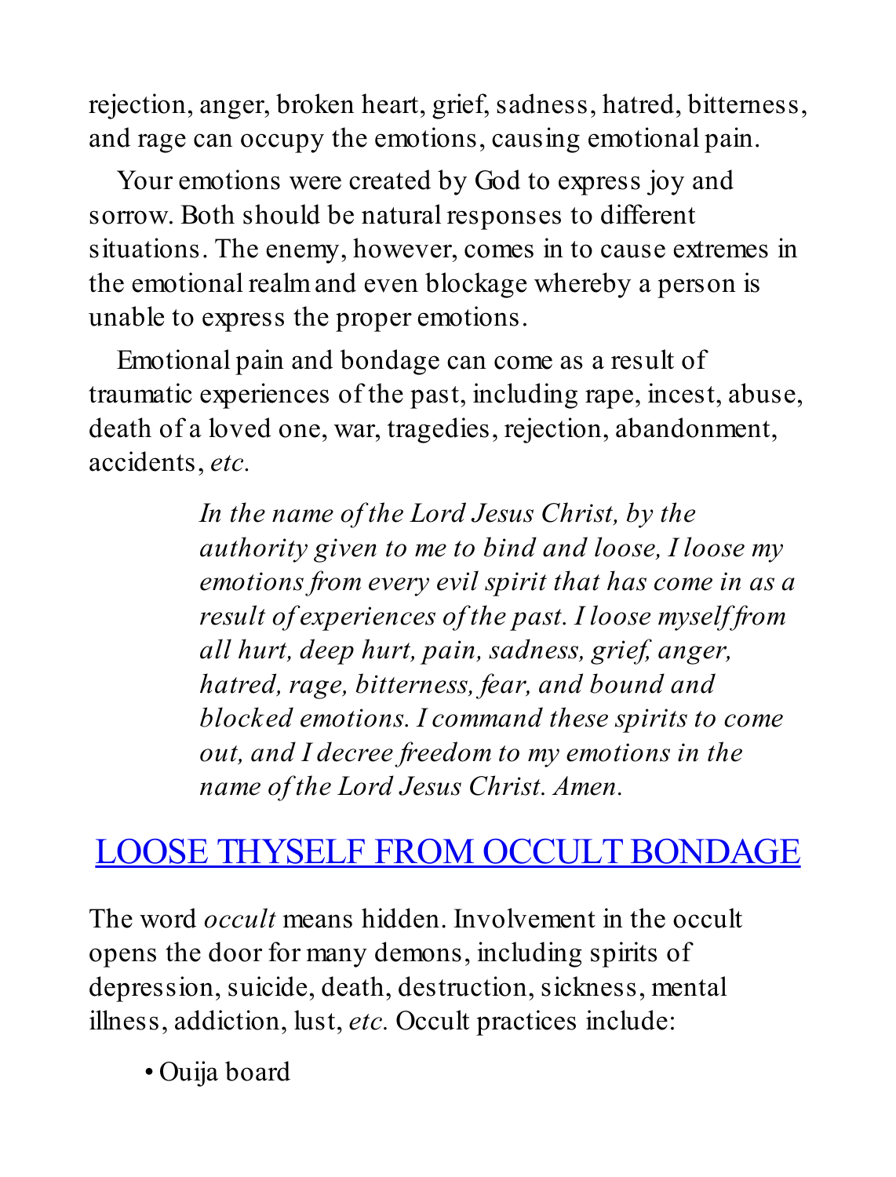rejection, anger, broken heart, grief, sadness, hatred, bitterness, and rage can occupy the emotions, causing emotional pain.

Your emotions were created by God to express joy and sorrow. Both should be natural responses to different situations. The enemy, however, comes in to cause extremes in the emotional realm and even blockage whereby a person is unable to express the proper emotions.

Emotional pain and bondage can come as a result of traumatic experiences of the past, including rape, incest, abuse, death of a loved one, war, tragedies, rejection, abandonment, accidents, *etc.*

> *In the name of the Lord Jesus Christ, by the authority given to me to bind and loose, I loose my emotions from every evil spirit that has come in as a result of experiences of the past. I loose myself from all hurt, deep hurt, pain, sadness, grief, anger, hatred, rage, bitterness, fear, and bound and blocked emotions. I command these spirits to come out, and I decree freedom to my emotions in the name of the Lord Jesus Christ. Amen.*

## LOOSE THYSELF FROM OCCULT BONDAGE

The word *occult* means hidden. Involvement in the occult opens the door for many demons, including spirits of depression, suicide, death, destruction, sickness, mental illness, addiction, lust, *etc.* Occult practices include:

- Ouija board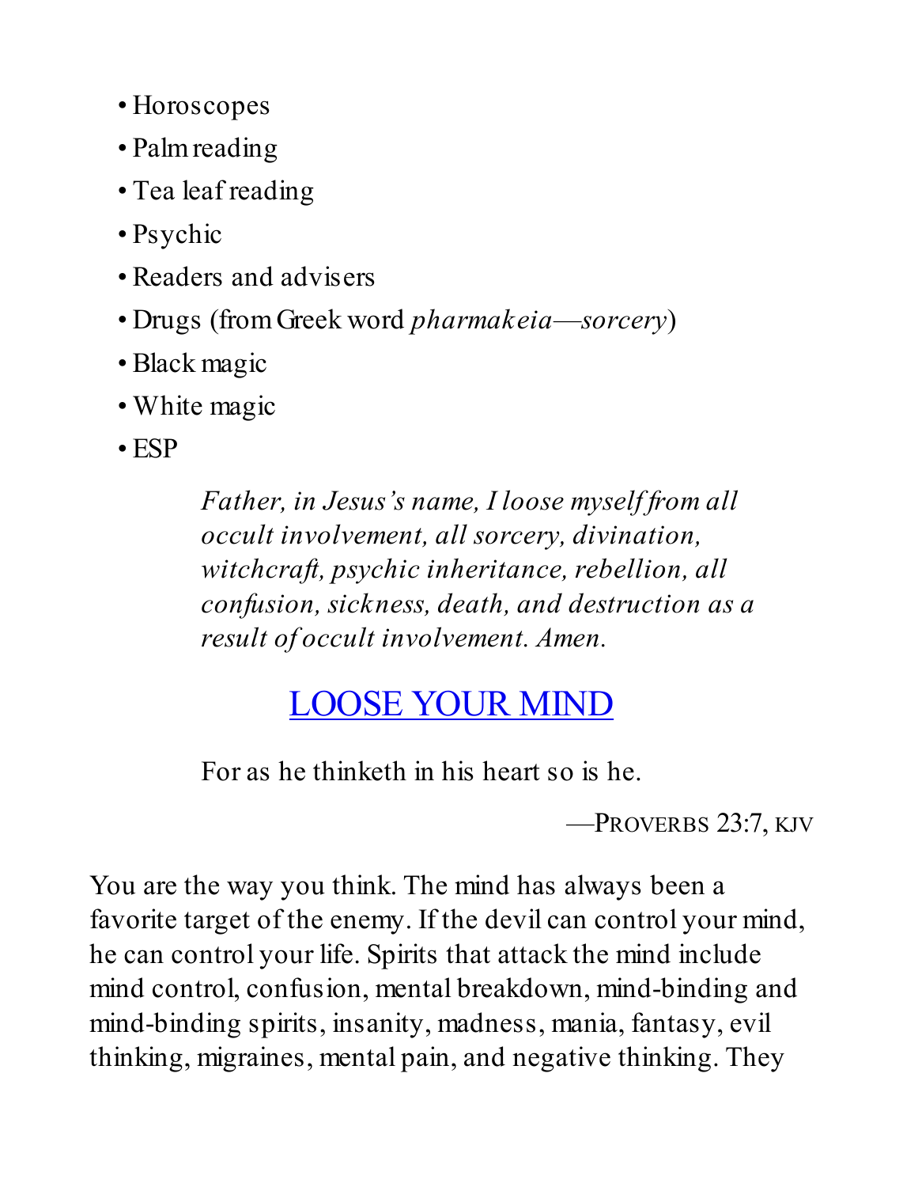- Horoscopes
- Palm reading
- Tea leaf reading
- Psychic
- Readers and advisers
- Drugs (from Greek word *pharmakeia—sorcery*)
- Black magic
- White magic
- ESP

> *Father, in Jesus's name, I loose myself from all occult involvement, all sorcery, divination, witchcraft, psychic inheritance, rebellion, all confusion, sickness, death, and destruction as a result of occult involvement. Amen.*

## LOOSE YOUR MIND

> For as he thinketh in his heart so is he.
>
> —Proverbs 23:7, KJV

You are the way you think. The mind has always been a favorite target of the enemy. If the devil can control your mind, he can control your life. Spirits that attack the mind include mind control, confusion, mental breakdown, mind-binding and mind-binding spirits, insanity, madness, mania, fantasy, evil thinking, migraines, mental pain, and negative thinking. They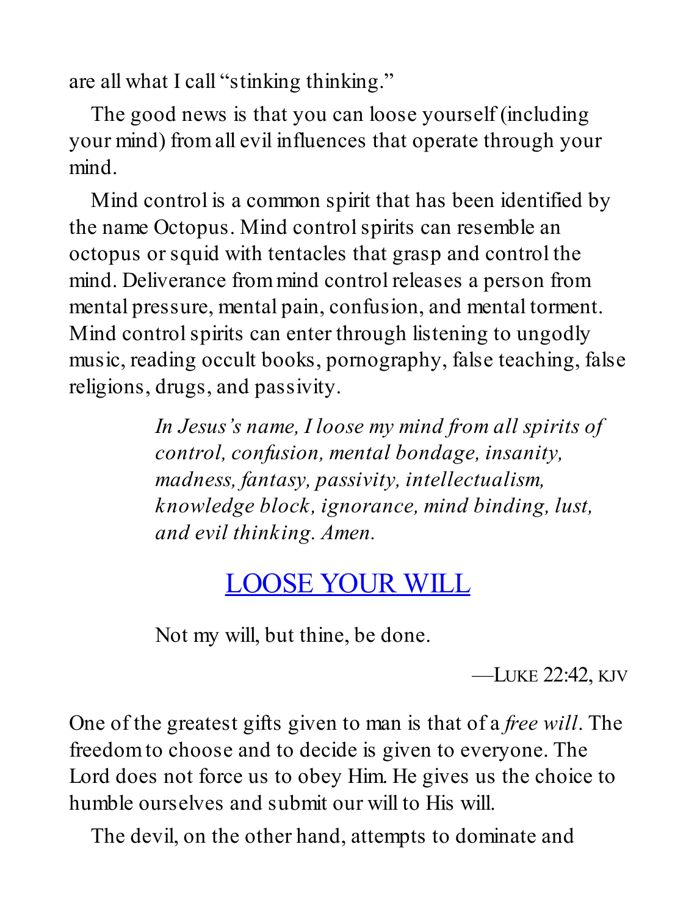are all what I call "stinking thinking."

The good news is that you can loose yourself (including your mind) from all evil influences that operate through your mind.

Mind control is a common spirit that has been identified by the name Octopus. Mind control spirits can resemble an octopus or squid with tentacles that grasp and control the mind. Deliverance from mind control releases a person from mental pressure, mental pain, confusion, and mental torment. Mind control spirits can enter through listening to ungodly music, reading occult books, pornography, false teaching, false religions, drugs, and passivity.

> *In Jesus's name, I loose my mind from all spirits of control, confusion, mental bondage, insanity, madness, fantasy, passivity, intellectualism, knowledge block, ignorance, mind binding, lust, and evil thinking. Amen.*

## LOOSE YOUR WILL

> Not my will, but thine, be done.
>
> —Luke 22:42, KJV

One of the greatest gifts given to man is that of a *free will*. The freedom to choose and to decide is given to everyone. The Lord does not force us to obey Him. He gives us the choice to humble ourselves and submit our will to His will.

The devil, on the other hand, attempts to dominate and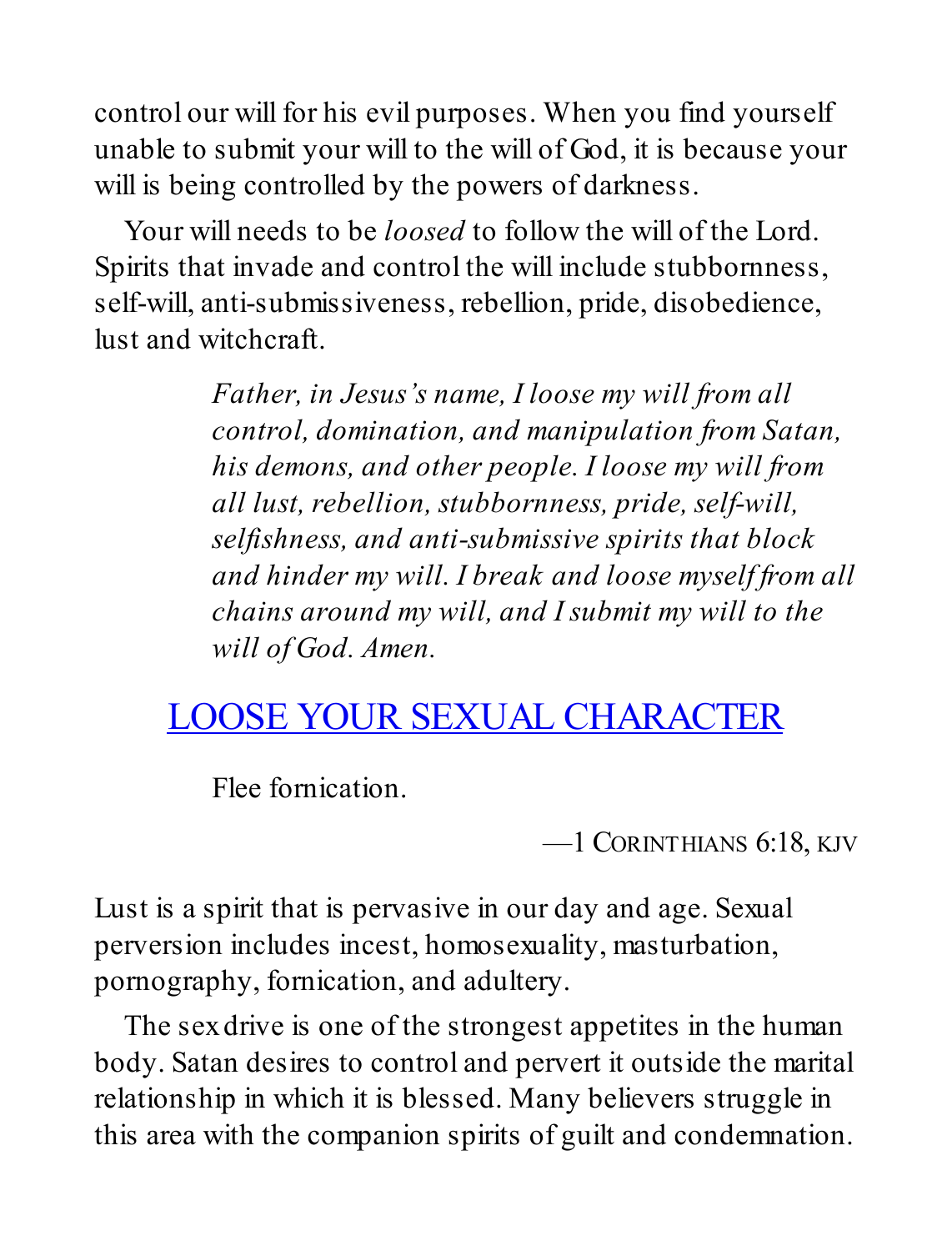control our will for his evil purposes. When you find yourself unable to submit your will to the will of God, it is because your will is being controlled by the powers of darkness.

Your will needs to be *loosed* to follow the will of the Lord. Spirits that invade and control the will include stubbornness, self-will, anti-submissiveness, rebellion, pride, disobedience, lust and witchcraft.

> *Father, in Jesus's name, I loose my will from all control, domination, and manipulation from Satan, his demons, and other people. I loose my will from all lust, rebellion, stubbornness, pride, self-will, selfishness, and anti-submissive spirits that block and hinder my will. I break and loose myself from all chains around my will, and I submit my will to the will of God. Amen.*

## LOOSE YOUR SEXUAL CHARACTER

> Flee fornication.
>
> —1 CORINTHIANS 6:18, KJV

Lust is a spirit that is pervasive in our day and age. Sexual perversion includes incest, homosexuality, masturbation, pornography, fornication, and adultery.

The sex drive is one of the strongest appetites in the human body. Satan desires to control and pervert it outside the marital relationship in which it is blessed. Many believers struggle in this area with the companion spirits of guilt and condemnation.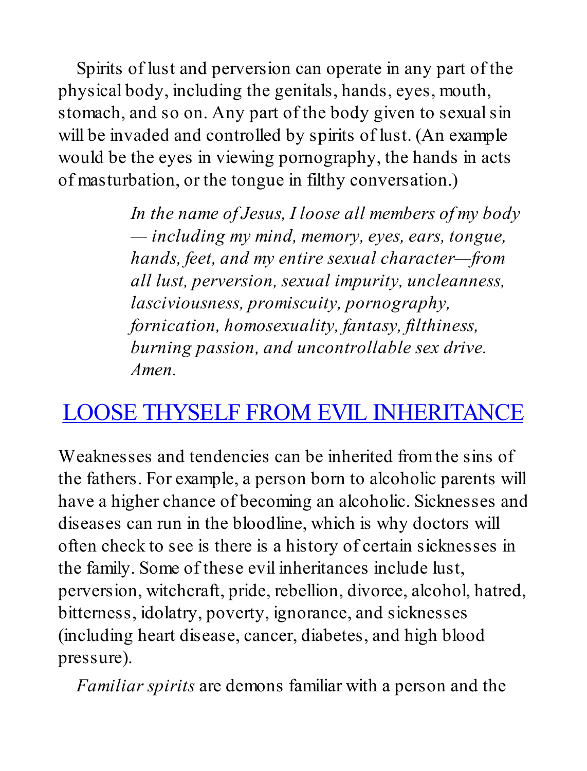Spirits of lust and perversion can operate in any part of the physical body, including the genitals, hands, eyes, mouth, stomach, and so on. Any part of the body given to sexual sin will be invaded and controlled by spirits of lust. (An example would be the eyes in viewing pornography, the hands in acts of masturbation, or the tongue in filthy conversation.)

> *In the name of Jesus, I loose all members of my body — including my mind, memory, eyes, ears, tongue, hands, feet, and my entire sexual character—from all lust, perversion, sexual impurity, uncleanness, lasciviousness, promiscuity, pornography, fornication, homosexuality, fantasy, filthiness, burning passion, and uncontrollable sex drive. Amen.*

## LOOSE THYSELF FROM EVIL INHERITANCE

Weaknesses and tendencies can be inherited from the sins of the fathers. For example, a person born to alcoholic parents will have a higher chance of becoming an alcoholic. Sicknesses and diseases can run in the bloodline, which is why doctors will often check to see is there is a history of certain sicknesses in the family. Some of these evil inheritances include lust, perversion, witchcraft, pride, rebellion, divorce, alcohol, hatred, bitterness, idolatry, poverty, ignorance, and sicknesses (including heart disease, cancer, diabetes, and high blood pressure).

*Familiar spirits* are demons familiar with a person and the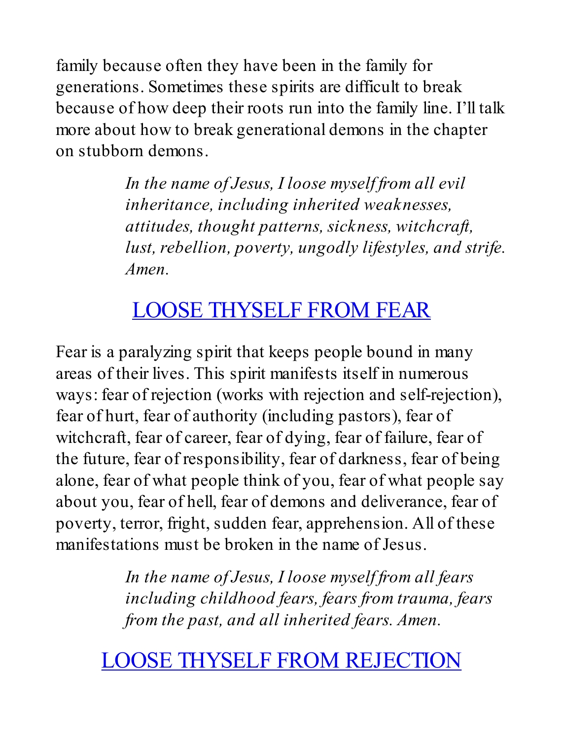family because often they have been in the family for generations. Sometimes these spirits are difficult to break because of how deep their roots run into the family line. I'll talk more about how to break generational demons in the chapter on stubborn demons.

> *In the name of Jesus, I loose myself from all evil inheritance, including inherited weaknesses, attitudes, thought patterns, sickness, witchcraft, lust, rebellion, poverty, ungodly lifestyles, and strife. Amen.*

## LOOSE THYSELF FROM FEAR

Fear is a paralyzing spirit that keeps people bound in many areas of their lives. This spirit manifests itself in numerous ways: fear of rejection (works with rejection and self-rejection), fear of hurt, fear of authority (including pastors), fear of witchcraft, fear of career, fear of dying, fear of failure, fear of the future, fear of responsibility, fear of darkness, fear of being alone, fear of what people think of you, fear of what people say about you, fear of hell, fear of demons and deliverance, fear of poverty, terror, fright, sudden fear, apprehension. All of these manifestations must be broken in the name of Jesus.

> *In the name of Jesus, I loose myself from all fears including childhood fears, fears from trauma, fears from the past, and all inherited fears. Amen.*

## LOOSE THYSELF FROM REJECTION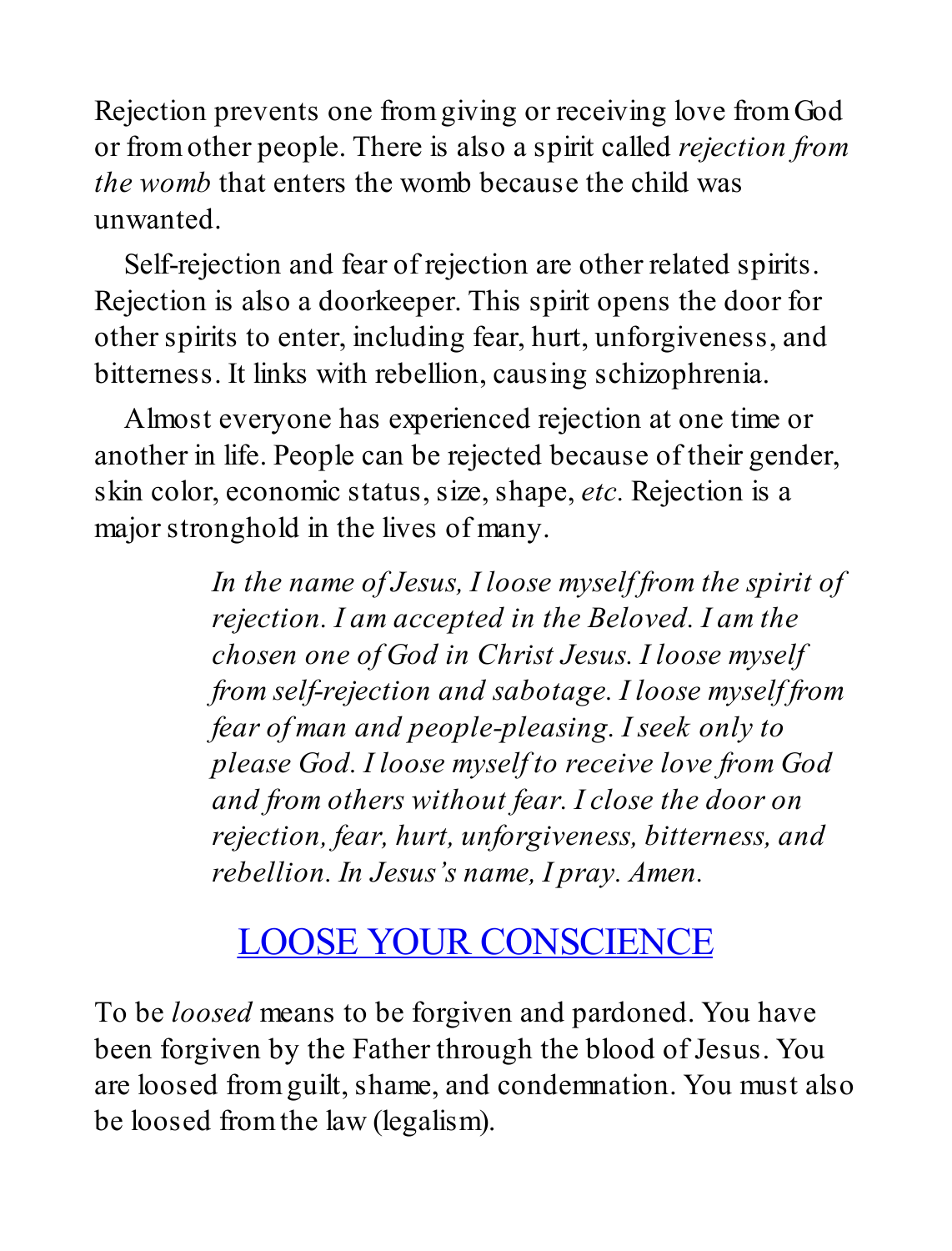Rejection prevents one from giving or receiving love from God or from other people. There is also a spirit called *rejection from the womb* that enters the womb because the child was unwanted.

Self-rejection and fear of rejection are other related spirits. Rejection is also a doorkeeper. This spirit opens the door for other spirits to enter, including fear, hurt, unforgiveness, and bitterness. It links with rebellion, causing schizophrenia.

Almost everyone has experienced rejection at one time or another in life. People can be rejected because of their gender, skin color, economic status, size, shape, *etc.* Rejection is a major stronghold in the lives of many.

> *In the name of Jesus, I loose myself from the spirit of rejection. I am accepted in the Beloved. I am the chosen one of God in Christ Jesus. I loose myself from self-rejection and sabotage. I loose myself from fear of man and people-pleasing. I seek only to please God. I loose myself to receive love from God and from others without fear. I close the door on rejection, fear, hurt, unforgiveness, bitterness, and rebellion. In Jesus's name, I pray. Amen.*

## LOOSE YOUR CONSCIENCE

To be *loosed* means to be forgiven and pardoned. You have been forgiven by the Father through the blood of Jesus. You are loosed from guilt, shame, and condemnation. You must also be loosed from the law (legalism).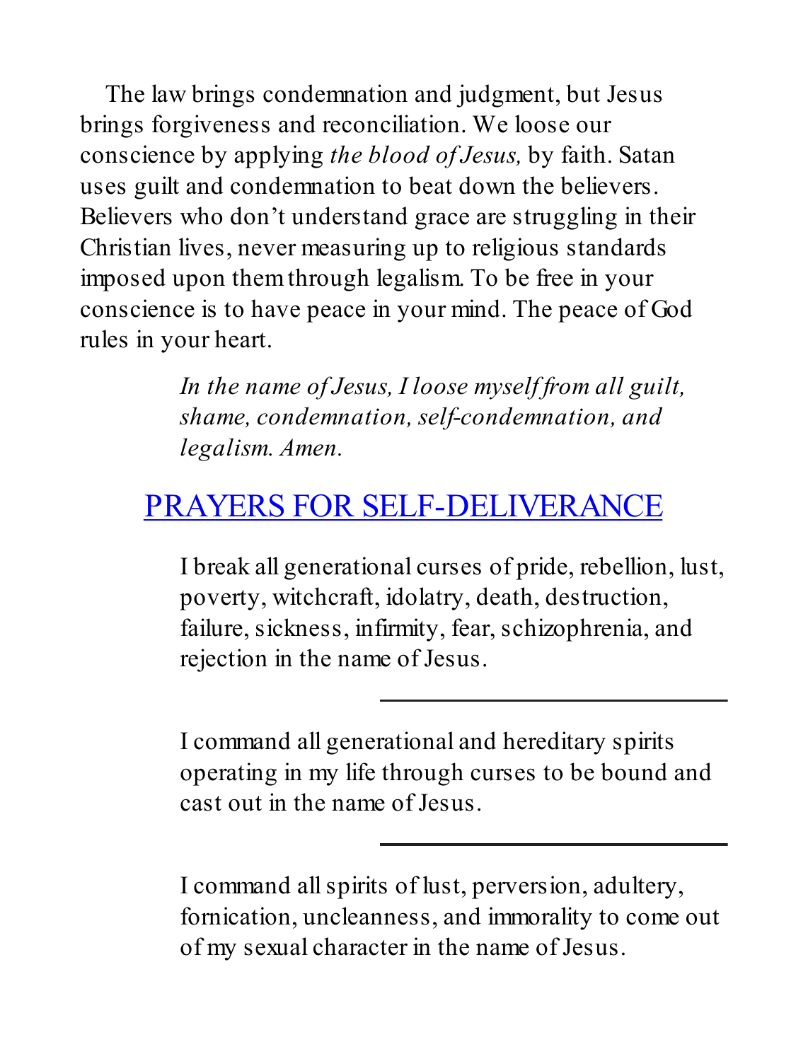The law brings condemnation and judgment, but Jesus brings forgiveness and reconciliation. We loose our conscience by applying *the blood of Jesus,* by faith. Satan uses guilt and condemnation to beat down the believers. Believers who don't understand grace are struggling in their Christian lives, never measuring up to religious standards imposed upon them through legalism. To be free in your conscience is to have peace in your mind. The peace of God rules in your heart.

> *In the name of Jesus, I loose myself from all guilt, shame, condemnation, self-condemnation, and legalism. Amen.*

## PRAYERS FOR SELF-DELIVERANCE

> I break all generational curses of pride, rebellion, lust, poverty, witchcraft, idolatry, death, destruction, failure, sickness, infirmity, fear, schizophrenia, and rejection in the name of Jesus.

---

> I command all generational and hereditary spirits operating in my life through curses to be bound and cast out in the name of Jesus.

---

> I command all spirits of lust, perversion, adultery, fornication, uncleanness, and immorality to come out of my sexual character in the name of Jesus.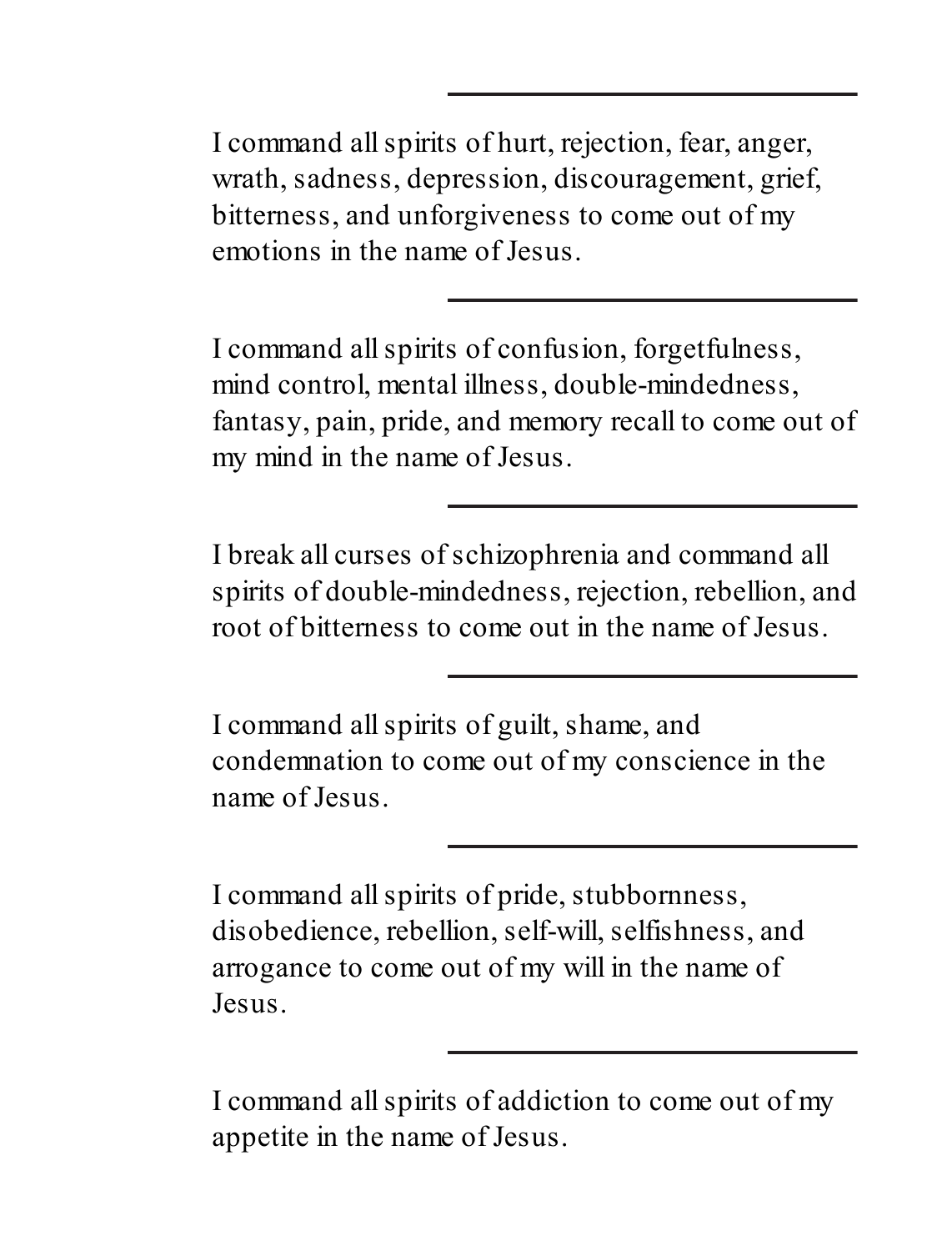---

I command all spirits of hurt, rejection, fear, anger, wrath, sadness, depression, discouragement, grief, bitterness, and unforgiveness to come out of my emotions in the name of Jesus.

---

I command all spirits of confusion, forgetfulness, mind control, mental illness, double-mindedness, fantasy, pain, pride, and memory recall to come out of my mind in the name of Jesus.

---

I break all curses of schizophrenia and command all spirits of double-mindedness, rejection, rebellion, and root of bitterness to come out in the name of Jesus.

---

I command all spirits of guilt, shame, and condemnation to come out of my conscience in the name of Jesus.

---

I command all spirits of pride, stubbornness, disobedience, rebellion, self-will, selfishness, and arrogance to come out of my will in the name of Jesus.

---

I command all spirits of addiction to come out of my appetite in the name of Jesus.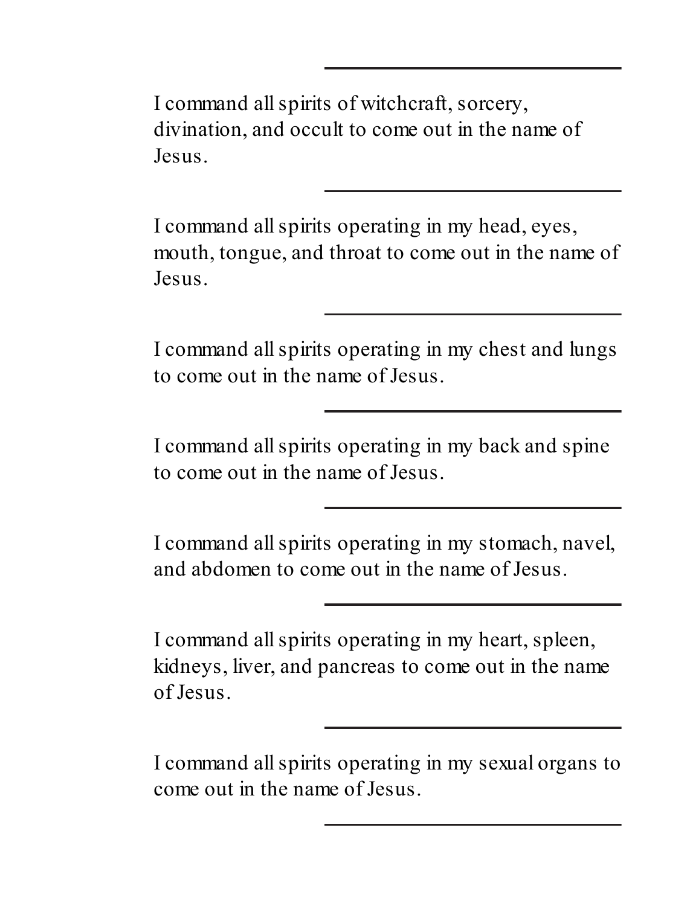I command all spirits of witchcraft, sorcery, divination, and occult to come out in the name of Jesus.

---

I command all spirits operating in my head, eyes, mouth, tongue, and throat to come out in the name of Jesus.

---

I command all spirits operating in my chest and lungs to come out in the name of Jesus.

---

I command all spirits operating in my back and spine to come out in the name of Jesus.

---

I command all spirits operating in my stomach, navel, and abdomen to come out in the name of Jesus.

---

I command all spirits operating in my heart, spleen, kidneys, liver, and pancreas to come out in the name of Jesus.

---

I command all spirits operating in my sexual organs to come out in the name of Jesus.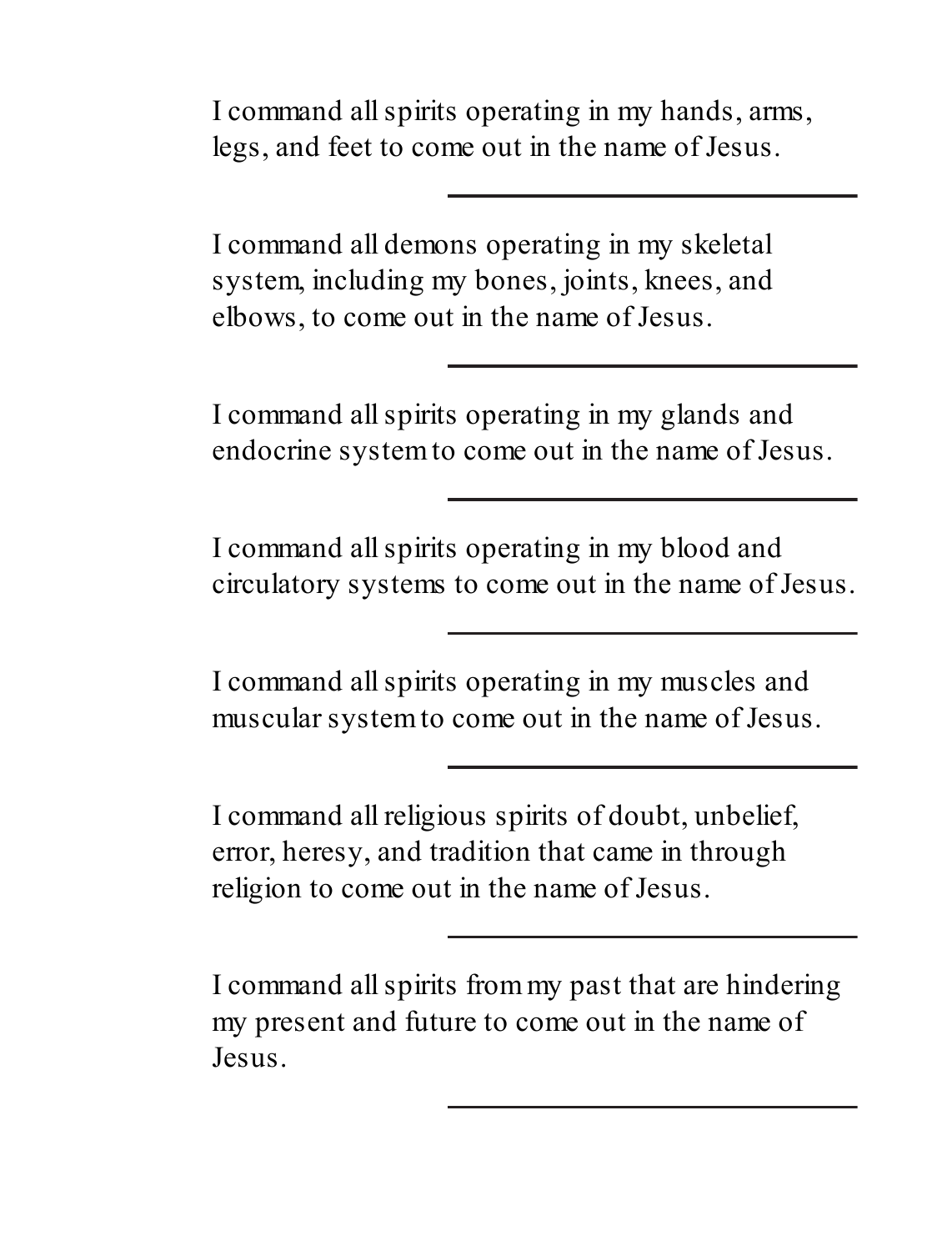I command all spirits operating in my hands, arms, legs, and feet to come out in the name of Jesus.

\_\_\_\_\_\_\_\_\_\_\_\_\_\_\_\_\_\_\_\_\_\_\_\_\_\_\_\_

I command all demons operating in my skeletal system, including my bones, joints, knees, and elbows, to come out in the name of Jesus.

\_\_\_\_\_\_\_\_\_\_\_\_\_\_\_\_\_\_\_\_\_\_\_\_\_\_\_\_

I command all spirits operating in my glands and endocrine system to come out in the name of Jesus.

\_\_\_\_\_\_\_\_\_\_\_\_\_\_\_\_\_\_\_\_\_\_\_\_\_\_\_\_

I command all spirits operating in my blood and circulatory systems to come out in the name of Jesus.

\_\_\_\_\_\_\_\_\_\_\_\_\_\_\_\_\_\_\_\_\_\_\_\_\_\_\_\_

I command all spirits operating in my muscles and muscular system to come out in the name of Jesus.

\_\_\_\_\_\_\_\_\_\_\_\_\_\_\_\_\_\_\_\_\_\_\_\_\_\_\_\_

I command all religious spirits of doubt, unbelief, error, heresy, and tradition that came in through religion to come out in the name of Jesus.

\_\_\_\_\_\_\_\_\_\_\_\_\_\_\_\_\_\_\_\_\_\_\_\_\_\_\_\_

I command all spirits from my past that are hindering my present and future to come out in the name of Jesus.

\_\_\_\_\_\_\_\_\_\_\_\_\_\_\_\_\_\_\_\_\_\_\_\_\_\_\_\_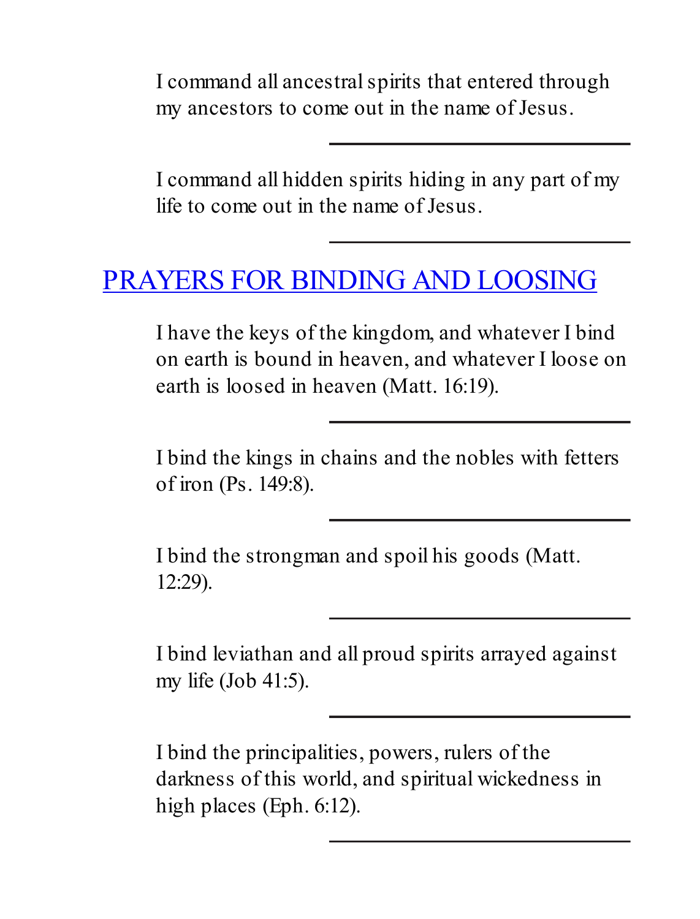I command all ancestral spirits that entered through my ancestors to come out in the name of Jesus.

---

I command all hidden spirits hiding in any part of my life to come out in the name of Jesus.

---

## PRAYERS FOR BINDING AND LOOSING

I have the keys of the kingdom, and whatever I bind on earth is bound in heaven, and whatever I loose on earth is loosed in heaven (Matt. 16:19).

---

I bind the kings in chains and the nobles with fetters of iron (Ps. 149:8).

---

I bind the strongman and spoil his goods (Matt. 12:29).

---

I bind leviathan and all proud spirits arrayed against my life (Job 41:5).

---

I bind the principalities, powers, rulers of the darkness of this world, and spiritual wickedness in high places (Eph. 6:12).

---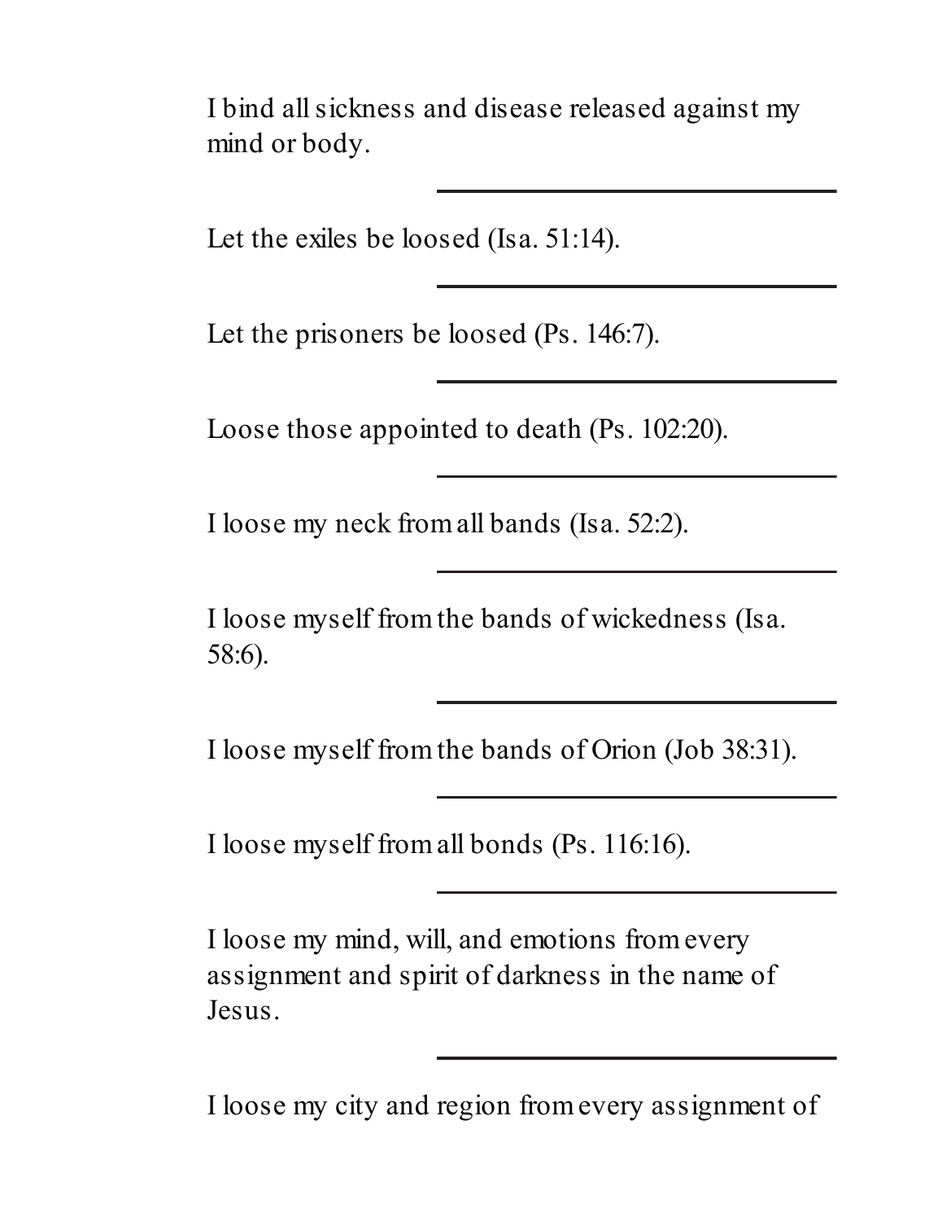I bind all sickness and disease released against my mind or body.

---

Let the exiles be loosed (Isa. 51:14).

---

Let the prisoners be loosed (Ps. 146:7).

---

Loose those appointed to death (Ps. 102:20).

---

I loose my neck from all bands (Isa. 52:2).

---

I loose myself from the bands of wickedness (Isa. 58:6).

---

I loose myself from the bands of Orion (Job 38:31).

---

I loose myself from all bonds (Ps. 116:16).

---

I loose my mind, will, and emotions from every assignment and spirit of darkness in the name of Jesus.

---

I loose my city and region from every assignment of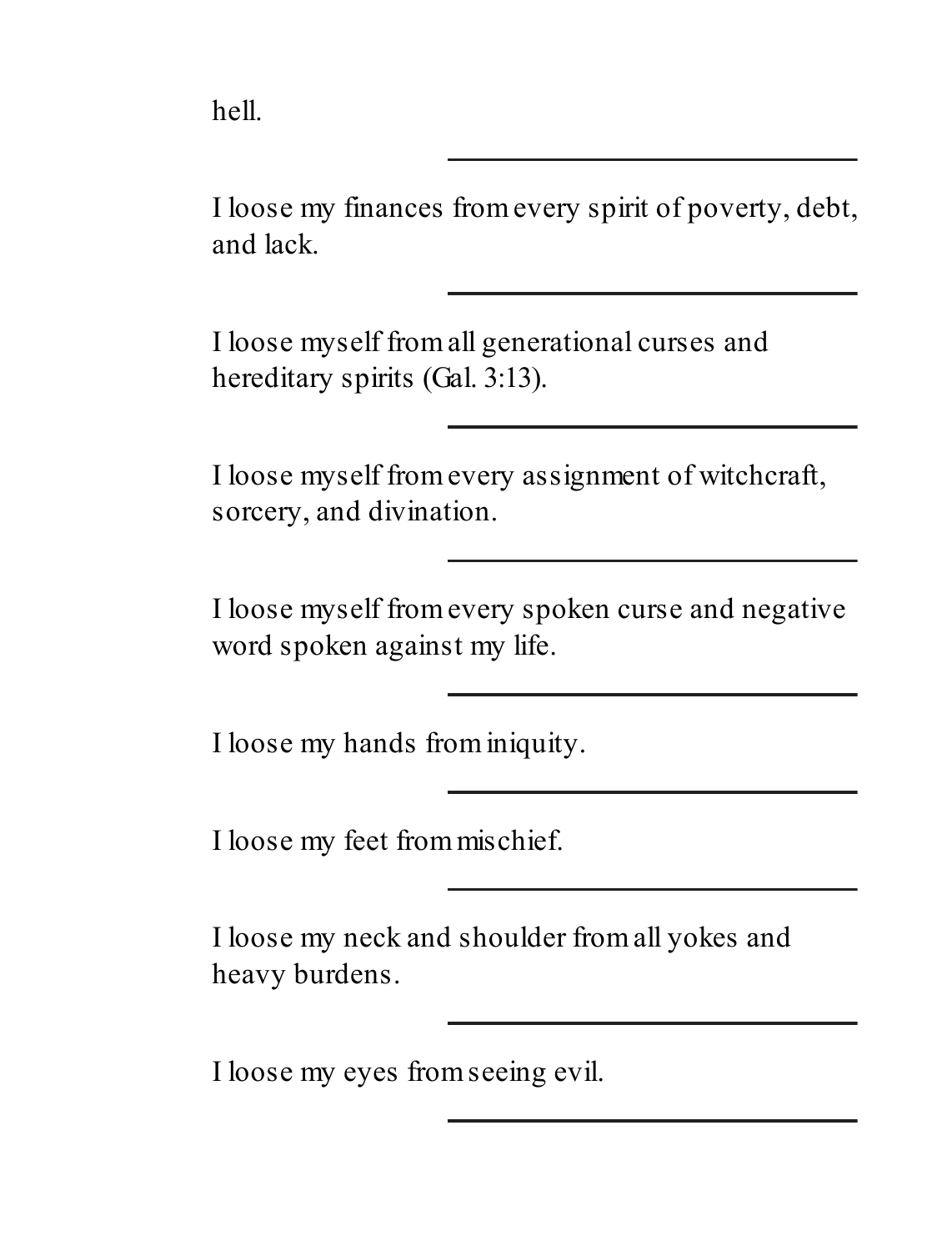hell.

---

I loose my finances from every spirit of poverty, debt, and lack.

---

I loose myself from all generational curses and hereditary spirits (Gal. 3:13).

---

I loose myself from every assignment of witchcraft, sorcery, and divination.

---

I loose myself from every spoken curse and negative word spoken against my life.

---

I loose my hands from iniquity.

---

I loose my feet from mischief.

---

I loose my neck and shoulder from all yokes and heavy burdens.

---

I loose my eyes from seeing evil.

---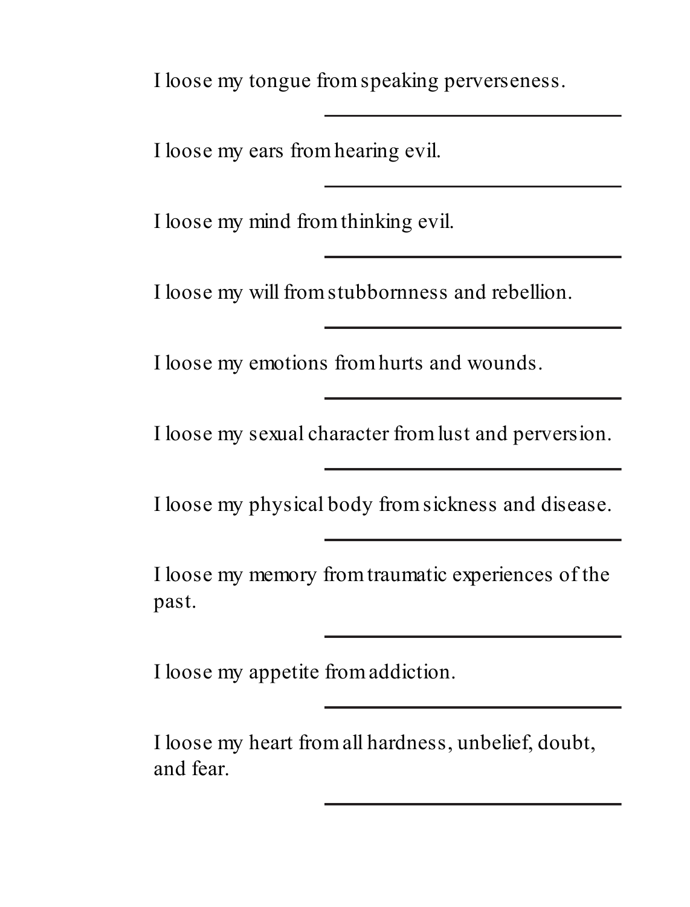I loose my tongue from speaking perverseness.

\_\_\_\_\_\_\_\_\_\_\_\_\_\_\_\_\_\_\_\_\_\_\_\_\_\_\_\_\_\_

I loose my ears from hearing evil.

\_\_\_\_\_\_\_\_\_\_\_\_\_\_\_\_\_\_\_\_\_\_\_\_\_\_\_\_\_\_

I loose my mind from thinking evil.

\_\_\_\_\_\_\_\_\_\_\_\_\_\_\_\_\_\_\_\_\_\_\_\_\_\_\_\_\_\_

I loose my will from stubbornness and rebellion.

\_\_\_\_\_\_\_\_\_\_\_\_\_\_\_\_\_\_\_\_\_\_\_\_\_\_\_\_\_\_

I loose my emotions from hurts and wounds.

\_\_\_\_\_\_\_\_\_\_\_\_\_\_\_\_\_\_\_\_\_\_\_\_\_\_\_\_\_\_

I loose my sexual character from lust and perversion.

\_\_\_\_\_\_\_\_\_\_\_\_\_\_\_\_\_\_\_\_\_\_\_\_\_\_\_\_\_\_

I loose my physical body from sickness and disease.

\_\_\_\_\_\_\_\_\_\_\_\_\_\_\_\_\_\_\_\_\_\_\_\_\_\_\_\_\_\_

I loose my memory from traumatic experiences of the past.

\_\_\_\_\_\_\_\_\_\_\_\_\_\_\_\_\_\_\_\_\_\_\_\_\_\_\_\_\_\_

I loose my appetite from addiction.

\_\_\_\_\_\_\_\_\_\_\_\_\_\_\_\_\_\_\_\_\_\_\_\_\_\_\_\_\_\_

I loose my heart from all hardness, unbelief, doubt, and fear.

\_\_\_\_\_\_\_\_\_\_\_\_\_\_\_\_\_\_\_\_\_\_\_\_\_\_\_\_\_\_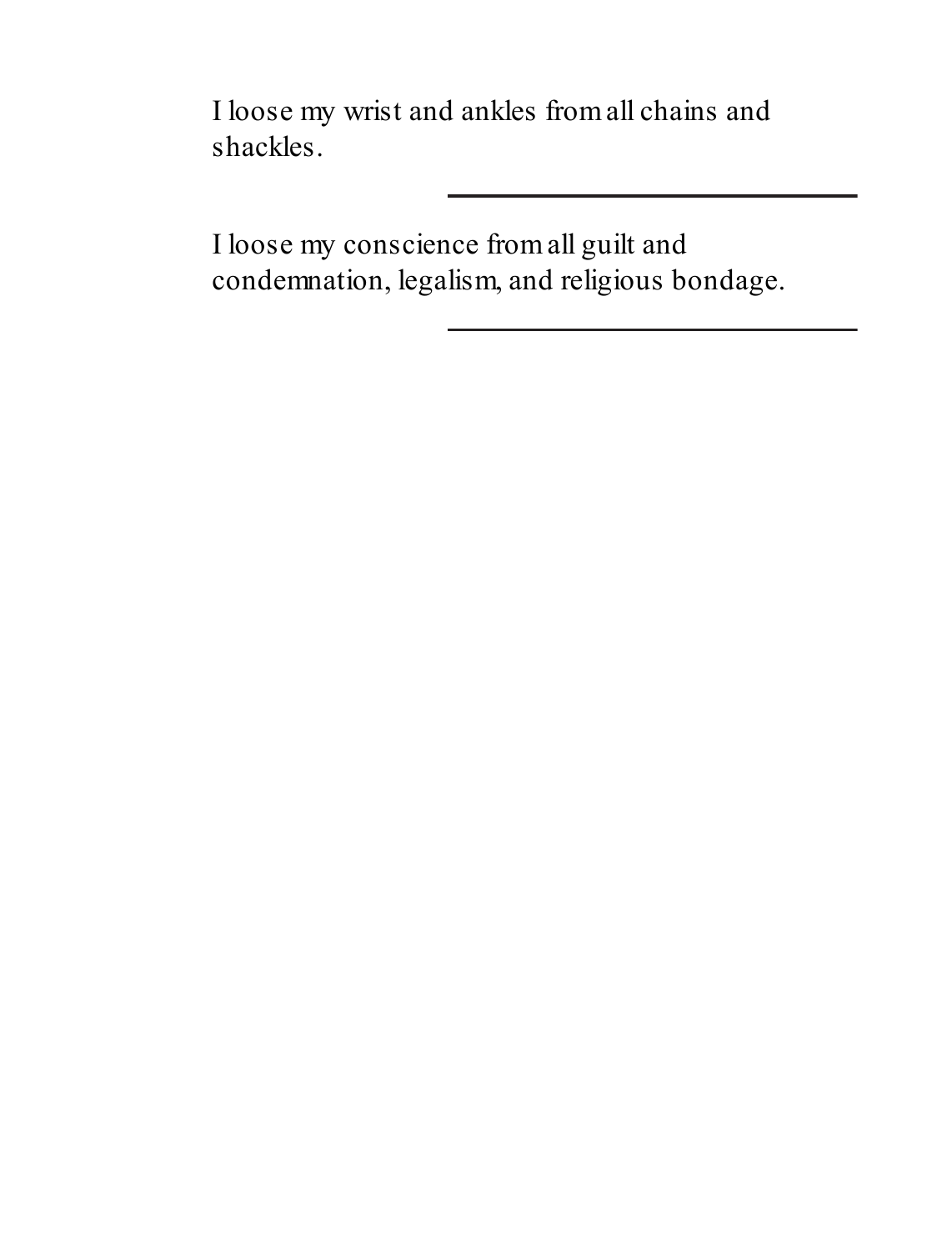I loose my wrist and ankles from all chains and shackles.

\_\_\_\_\_\_\_\_\_\_\_\_\_\_\_\_\_\_\_\_\_\_\_\_\_\_\_\_\_\_

I loose my conscience from all guilt and condemnation, legalism, and religious bondage.

\_\_\_\_\_\_\_\_\_\_\_\_\_\_\_\_\_\_\_\_\_\_\_\_\_\_\_\_\_\_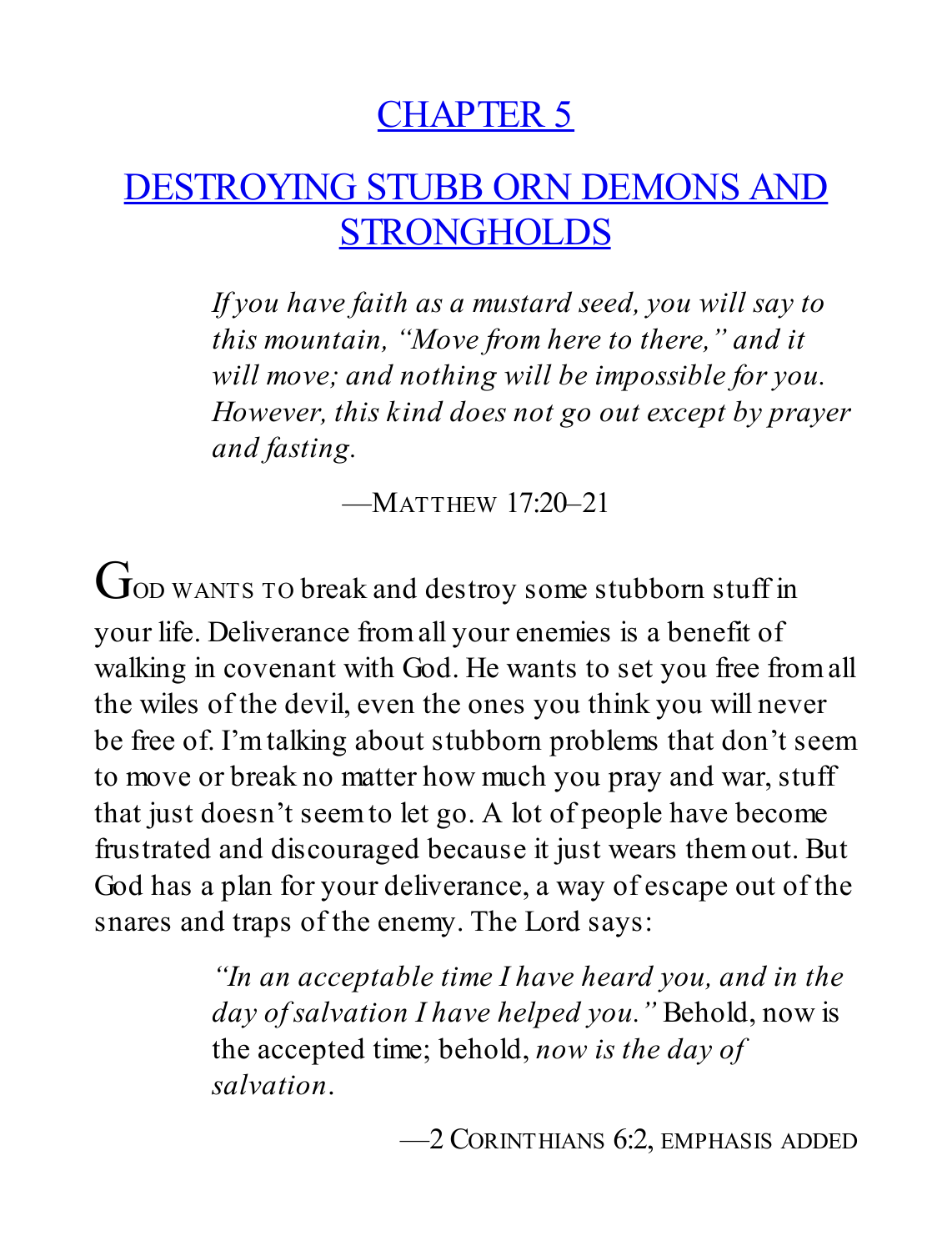# CHAPTER 5

# DESTROYING STUBB ORN DEMONS AND STRONGHOLDS

> *If you have faith as a mustard seed, you will say to this mountain, "Move from here to there," and it will move; and nothing will be impossible for you. However, this kind does not go out except by prayer and fasting.*
>
> —MATTHEW 17:20–21

GOD WANTS TO break and destroy some stubborn stuff in your life. Deliverance from all your enemies is a benefit of walking in covenant with God. He wants to set you free from all the wiles of the devil, even the ones you think you will never be free of. I'm talking about stubborn problems that don't seem to move or break no matter how much you pray and war, stuff that just doesn't seem to let go. A lot of people have become frustrated and discouraged because it just wears them out. But God has a plan for your deliverance, a way of escape out of the snares and traps of the enemy. The Lord says:

> *"In an acceptable time I have heard you, and in the day of salvation I have helped you."* Behold, now is the accepted time; behold, *now is the day of salvation*.
>
> —2 CORINTHIANS 6:2, EMPHASIS ADDED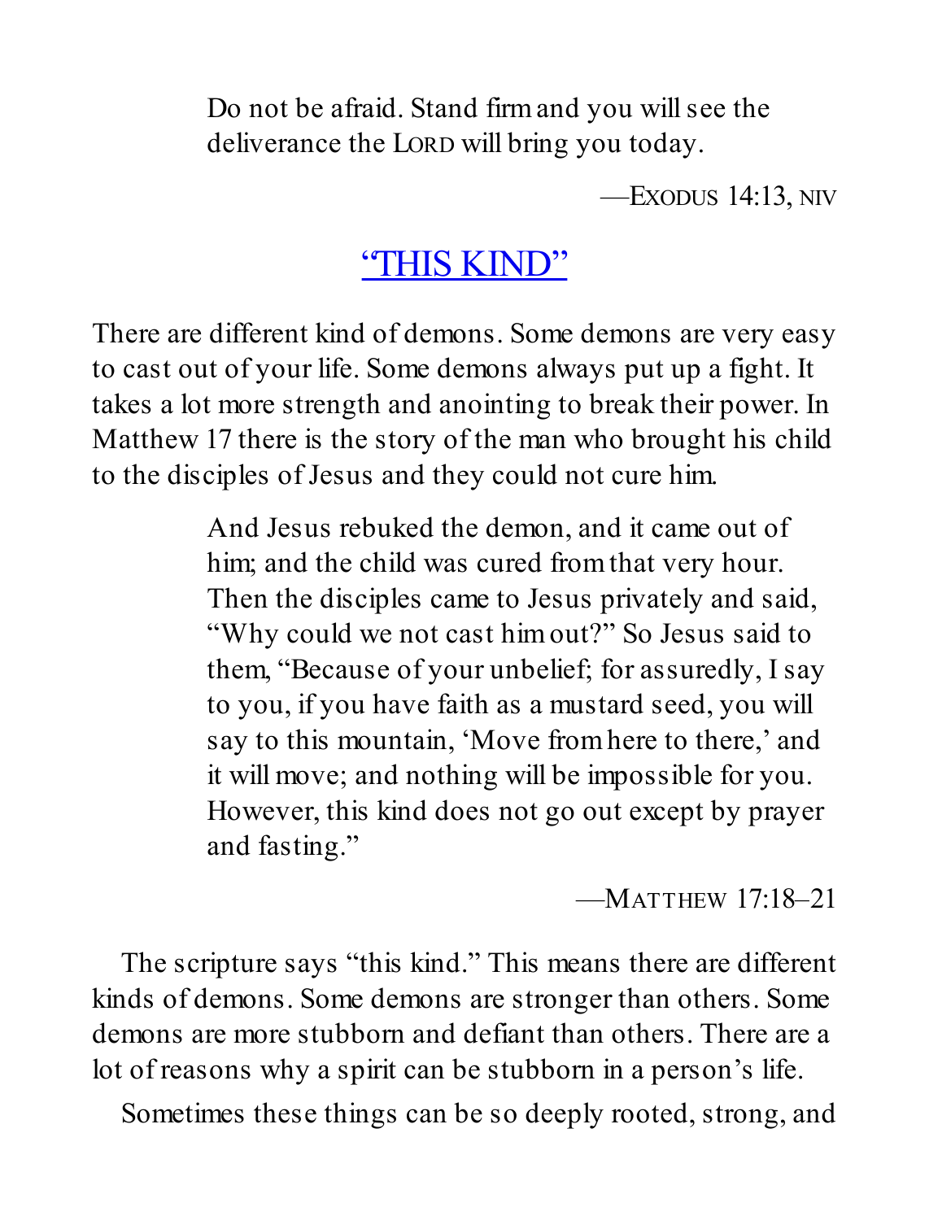> Do not be afraid. Stand firm and you will see the deliverance the LORD will bring you today.
>
> —EXODUS 14:13, NIV

## "THIS KIND"

There are different kind of demons. Some demons are very easy to cast out of your life. Some demons always put up a fight. It takes a lot more strength and anointing to break their power. In Matthew 17 there is the story of the man who brought his child to the disciples of Jesus and they could not cure him.

> And Jesus rebuked the demon, and it came out of him; and the child was cured from that very hour. Then the disciples came to Jesus privately and said, "Why could we not cast him out?" So Jesus said to them, "Because of your unbelief; for assuredly, I say to you, if you have faith as a mustard seed, you will say to this mountain, 'Move from here to there,' and it will move; and nothing will be impossible for you. However, this kind does not go out except by prayer and fasting."
>
> —MATTHEW 17:18–21

The scripture says "this kind." This means there are different kinds of demons. Some demons are stronger than others. Some demons are more stubborn and defiant than others. There are a lot of reasons why a spirit can be stubborn in a person's life.

Sometimes these things can be so deeply rooted, strong, and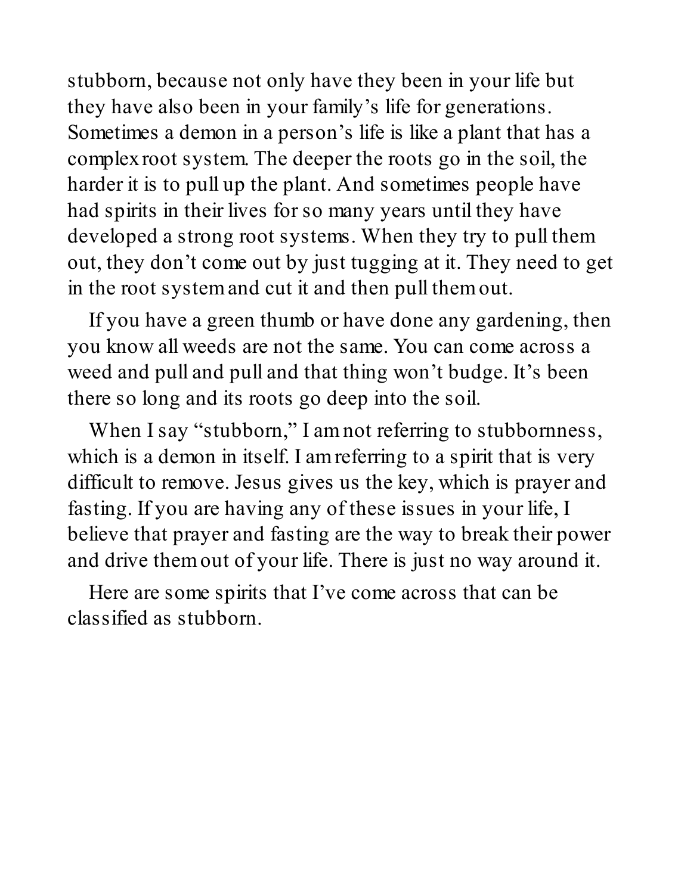stubborn, because not only have they been in your life but they have also been in your family's life for generations. Sometimes a demon in a person's life is like a plant that has a complex root system. The deeper the roots go in the soil, the harder it is to pull up the plant. And sometimes people have had spirits in their lives for so many years until they have developed a strong root systems. When they try to pull them out, they don't come out by just tugging at it. They need to get in the root system and cut it and then pull them out.

If you have a green thumb or have done any gardening, then you know all weeds are not the same. You can come across a weed and pull and pull and that thing won't budge. It's been there so long and its roots go deep into the soil.

When I say "stubborn," I am not referring to stubbornness, which is a demon in itself. I am referring to a spirit that is very difficult to remove. Jesus gives us the key, which is prayer and fasting. If you are having any of these issues in your life, I believe that prayer and fasting are the way to break their power and drive them out of your life. There is just no way around it.

Here are some spirits that I've come across that can be classified as stubborn.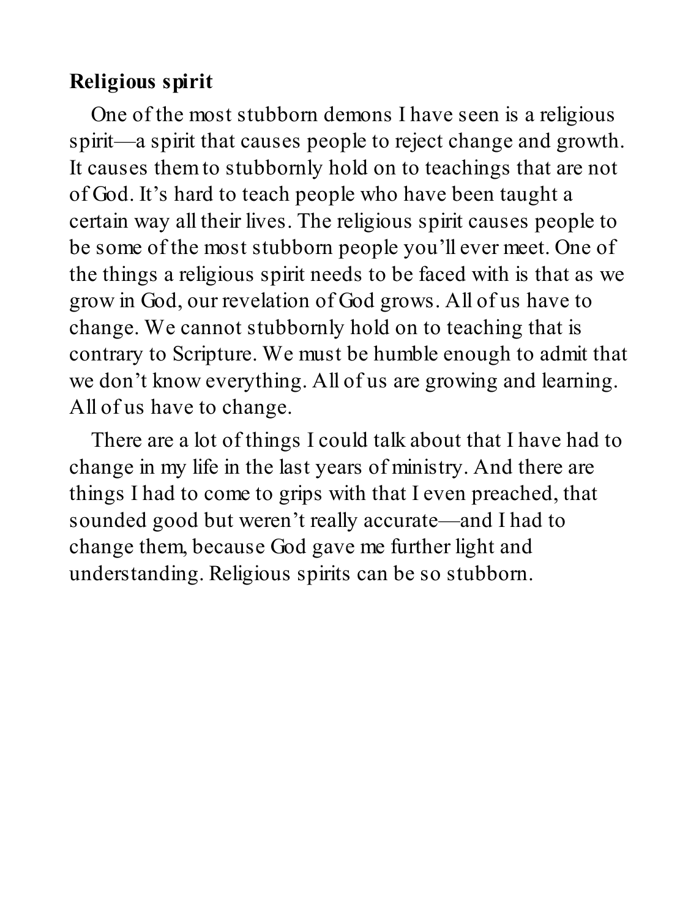**Religious spirit**

One of the most stubborn demons I have seen is a religious spirit—a spirit that causes people to reject change and growth. It causes them to stubbornly hold on to teachings that are not of God. It's hard to teach people who have been taught a certain way all their lives. The religious spirit causes people to be some of the most stubborn people you'll ever meet. One of the things a religious spirit needs to be faced with is that as we grow in God, our revelation of God grows. All of us have to change. We cannot stubbornly hold on to teaching that is contrary to Scripture. We must be humble enough to admit that we don't know everything. All of us are growing and learning. All of us have to change.

There are a lot of things I could talk about that I have had to change in my life in the last years of ministry. And there are things I had to come to grips with that I even preached, that sounded good but weren't really accurate—and I had to change them, because God gave me further light and understanding. Religious spirits can be so stubborn.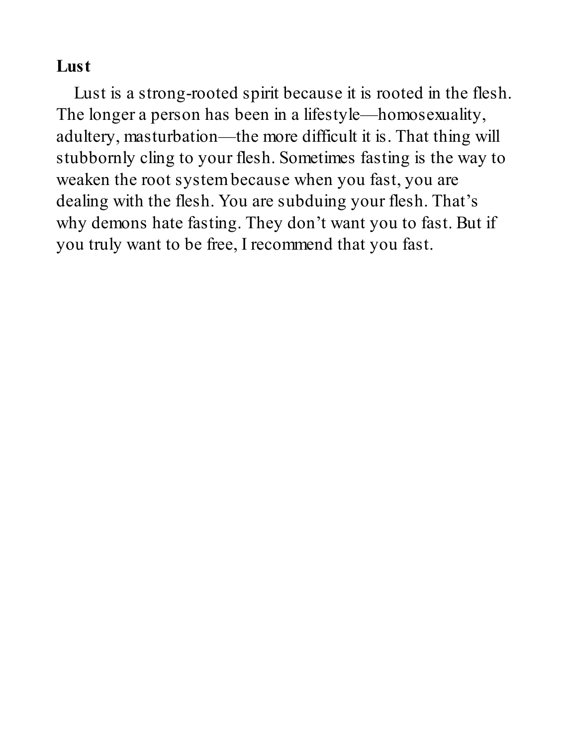**Lust**

Lust is a strong-rooted spirit because it is rooted in the flesh. The longer a person has been in a lifestyle—homosexuality, adultery, masturbation—the more difficult it is. That thing will stubbornly cling to your flesh. Sometimes fasting is the way to weaken the root system because when you fast, you are dealing with the flesh. You are subduing your flesh. That's why demons hate fasting. They don't want you to fast. But if you truly want to be free, I recommend that you fast.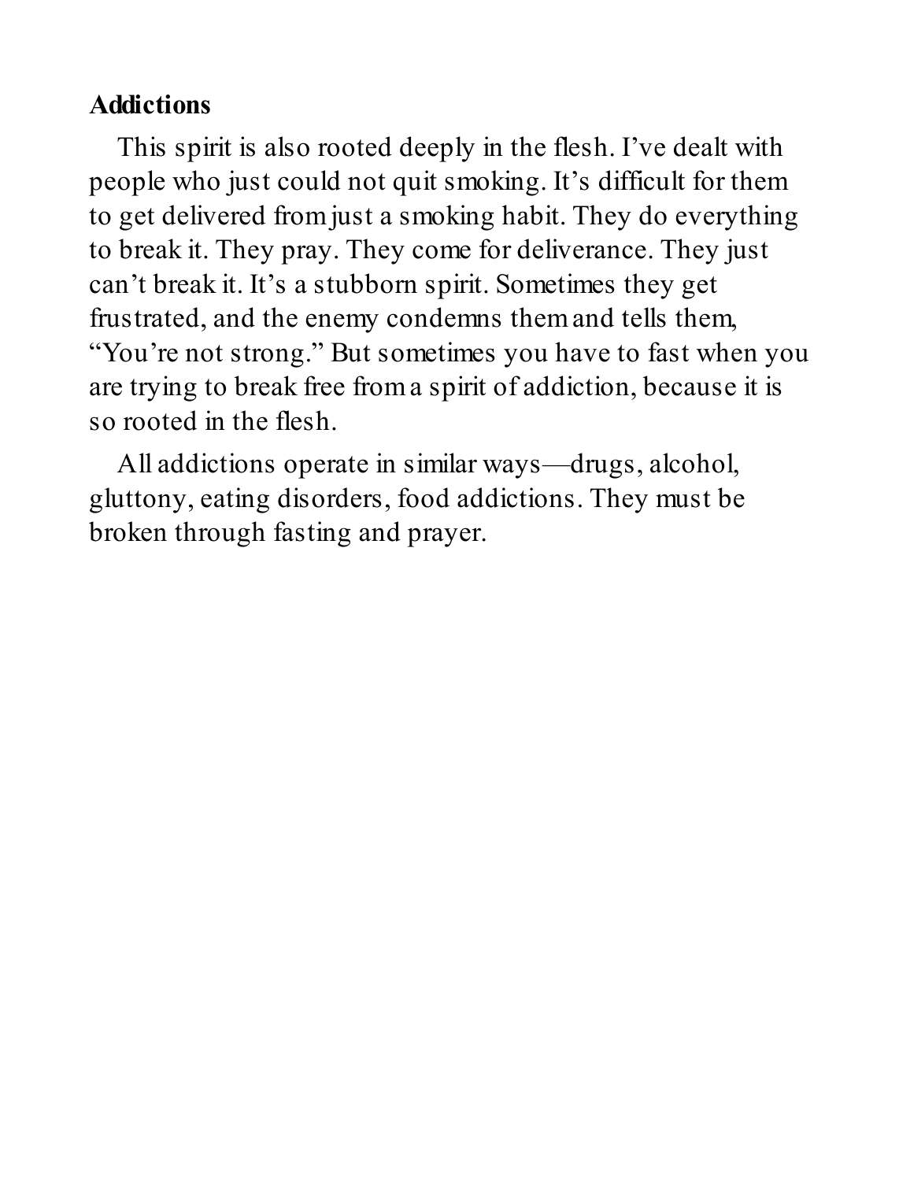**Addictions**

This spirit is also rooted deeply in the flesh. I've dealt with people who just could not quit smoking. It's difficult for them to get delivered from just a smoking habit. They do everything to break it. They pray. They come for deliverance. They just can't break it. It's a stubborn spirit. Sometimes they get frustrated, and the enemy condemns them and tells them, "You're not strong." But sometimes you have to fast when you are trying to break free from a spirit of addiction, because it is so rooted in the flesh.

All addictions operate in similar ways—drugs, alcohol, gluttony, eating disorders, food addictions. They must be broken through fasting and prayer.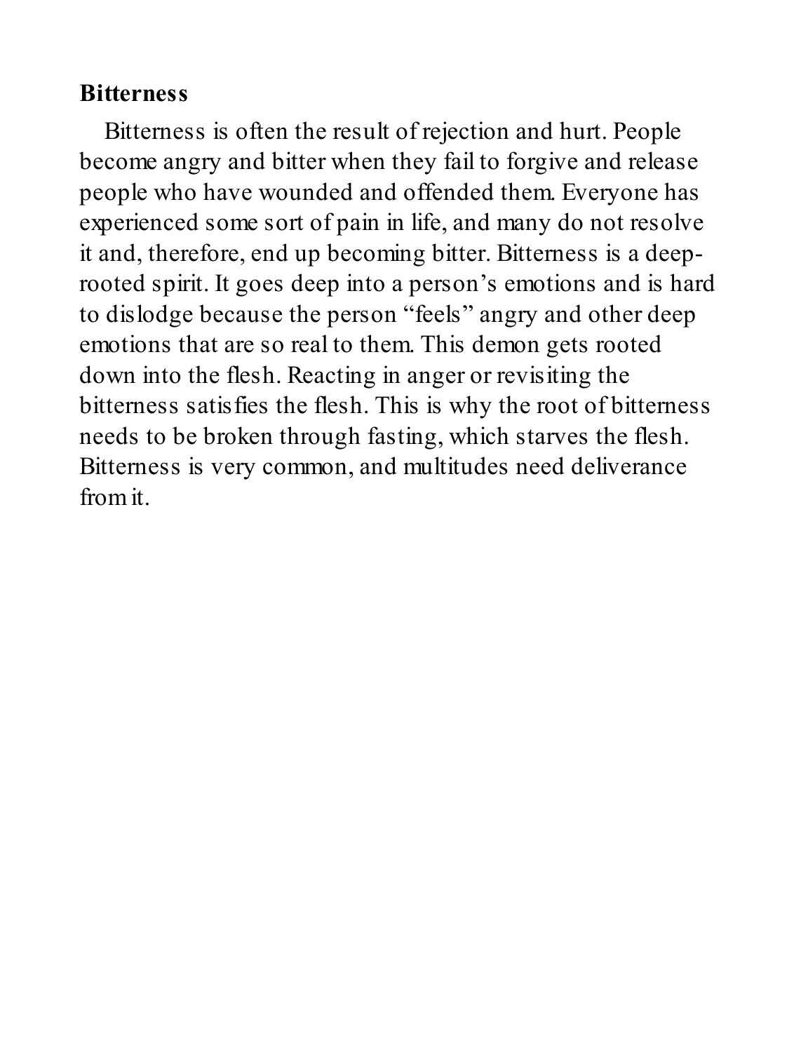**Bitterness**

Bitterness is often the result of rejection and hurt. People become angry and bitter when they fail to forgive and release people who have wounded and offended them. Everyone has experienced some sort of pain in life, and many do not resolve it and, therefore, end up becoming bitter. Bitterness is a deep-rooted spirit. It goes deep into a person's emotions and is hard to dislodge because the person "feels" angry and other deep emotions that are so real to them. This demon gets rooted down into the flesh. Reacting in anger or revisiting the bitterness satisfies the flesh. This is why the root of bitterness needs to be broken through fasting, which starves the flesh. Bitterness is very common, and multitudes need deliverance from it.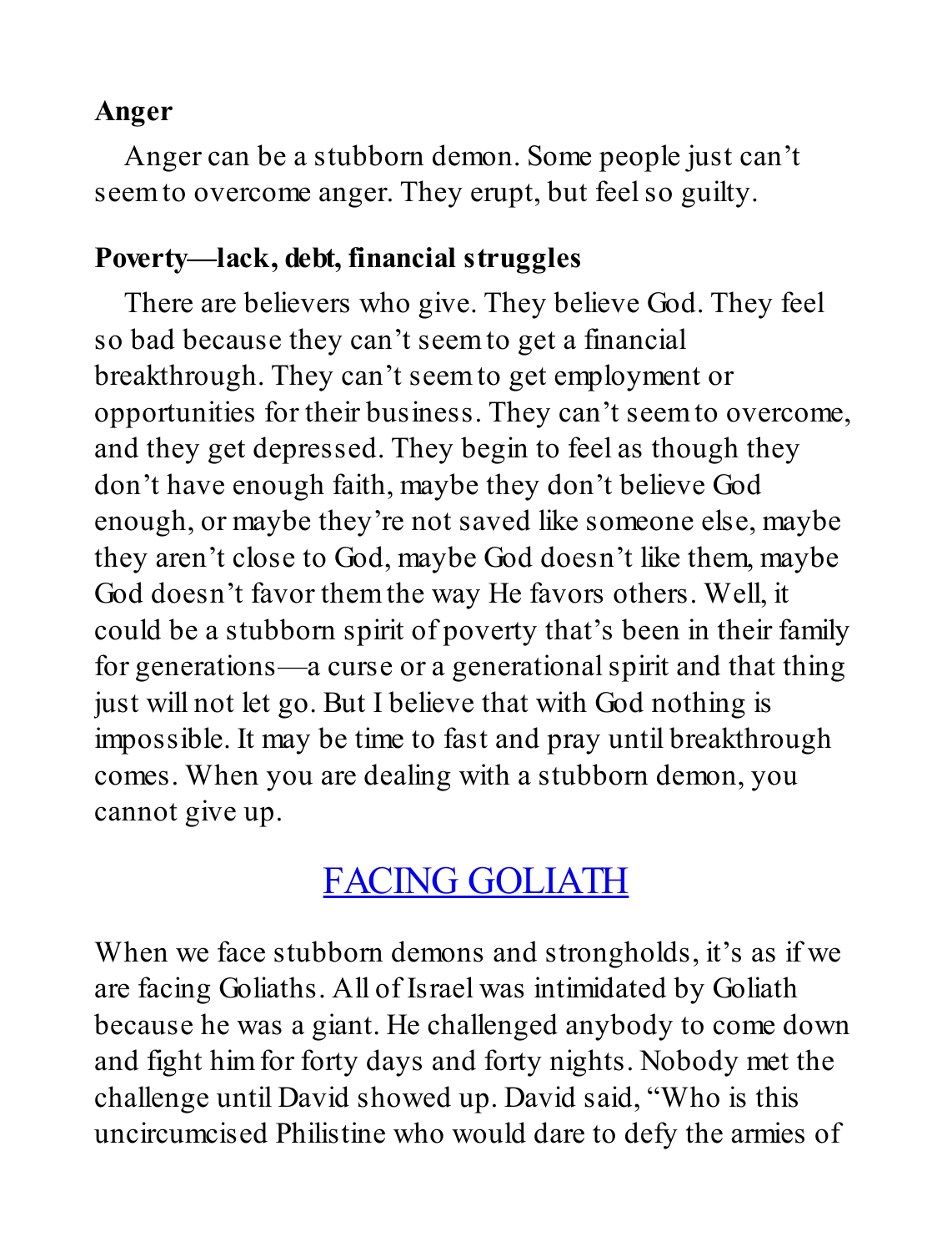**Anger**

Anger can be a stubborn demon. Some people just can't seem to overcome anger. They erupt, but feel so guilty.

**Poverty—lack, debt, financial struggles**

There are believers who give. They believe God. They feel so bad because they can't seem to get a financial breakthrough. They can't seem to get employment or opportunities for their business. They can't seem to overcome, and they get depressed. They begin to feel as though they don't have enough faith, maybe they don't believe God enough, or maybe they're not saved like someone else, maybe they aren't close to God, maybe God doesn't like them, maybe God doesn't favor them the way He favors others. Well, it could be a stubborn spirit of poverty that's been in their family for generations—a curse or a generational spirit and that thing just will not let go. But I believe that with God nothing is impossible. It may be time to fast and pray until breakthrough comes. When you are dealing with a stubborn demon, you cannot give up.

## FACING GOLIATH

When we face stubborn demons and strongholds, it's as if we are facing Goliaths. All of Israel was intimidated by Goliath because he was a giant. He challenged anybody to come down and fight him for forty days and forty nights. Nobody met the challenge until David showed up. David said, "Who is this uncircumcised Philistine who would dare to defy the armies of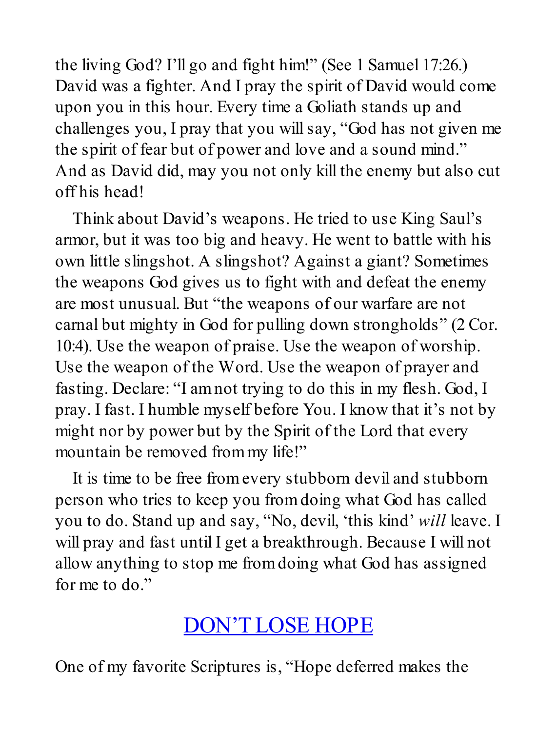the living God? I'll go and fight him!" (See 1 Samuel 17:26.) David was a fighter. And I pray the spirit of David would come upon you in this hour. Every time a Goliath stands up and challenges you, I pray that you will say, "God has not given me the spirit of fear but of power and love and a sound mind." And as David did, may you not only kill the enemy but also cut off his head!

Think about David's weapons. He tried to use King Saul's armor, but it was too big and heavy. He went to battle with his own little slingshot. A slingshot? Against a giant? Sometimes the weapons God gives us to fight with and defeat the enemy are most unusual. But "the weapons of our warfare are not carnal but mighty in God for pulling down strongholds" (2 Cor. 10:4). Use the weapon of praise. Use the weapon of worship. Use the weapon of the Word. Use the weapon of prayer and fasting. Declare: "I am not trying to do this in my flesh. God, I pray. I fast. I humble myself before You. I know that it's not by might nor by power but by the Spirit of the Lord that every mountain be removed from my life!"

It is time to be free from every stubborn devil and stubborn person who tries to keep you from doing what God has called you to do. Stand up and say, "No, devil, 'this kind' *will* leave. I will pray and fast until I get a breakthrough. Because I will not allow anything to stop me from doing what God has assigned for me to do."

## DON'T LOSE HOPE

One of my favorite Scriptures is, "Hope deferred makes the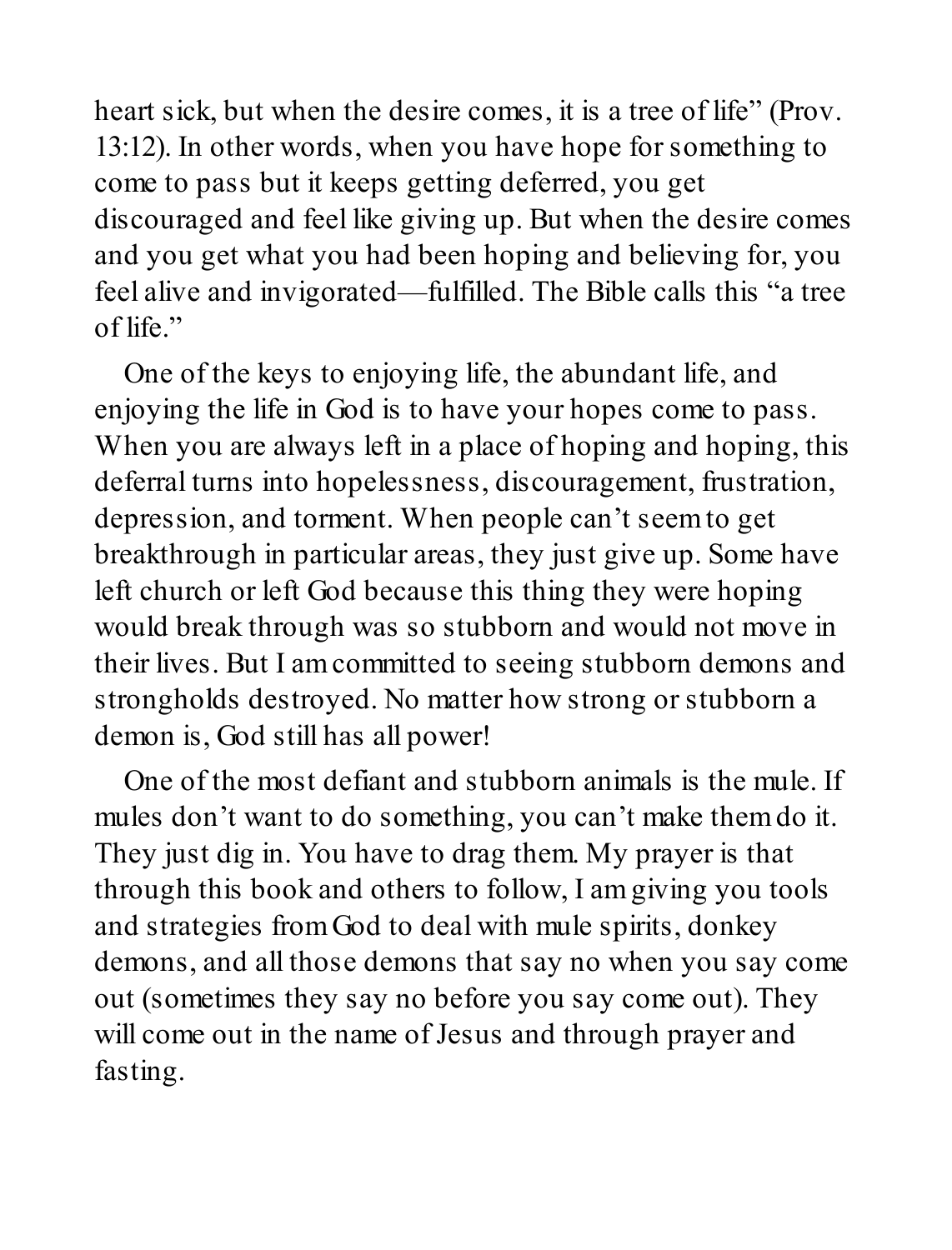heart sick, but when the desire comes, it is a tree of life" (Prov. 13:12). In other words, when you have hope for something to come to pass but it keeps getting deferred, you get discouraged and feel like giving up. But when the desire comes and you get what you had been hoping and believing for, you feel alive and invigorated—fulfilled. The Bible calls this "a tree of life."

One of the keys to enjoying life, the abundant life, and enjoying the life in God is to have your hopes come to pass. When you are always left in a place of hoping and hoping, this deferral turns into hopelessness, discouragement, frustration, depression, and torment. When people can't seem to get breakthrough in particular areas, they just give up. Some have left church or left God because this thing they were hoping would break through was so stubborn and would not move in their lives. But I am committed to seeing stubborn demons and strongholds destroyed. No matter how strong or stubborn a demon is, God still has all power!

One of the most defiant and stubborn animals is the mule. If mules don't want to do something, you can't make them do it. They just dig in. You have to drag them. My prayer is that through this book and others to follow, I am giving you tools and strategies from God to deal with mule spirits, donkey demons, and all those demons that say no when you say come out (sometimes they say no before you say come out). They will come out in the name of Jesus and through prayer and fasting.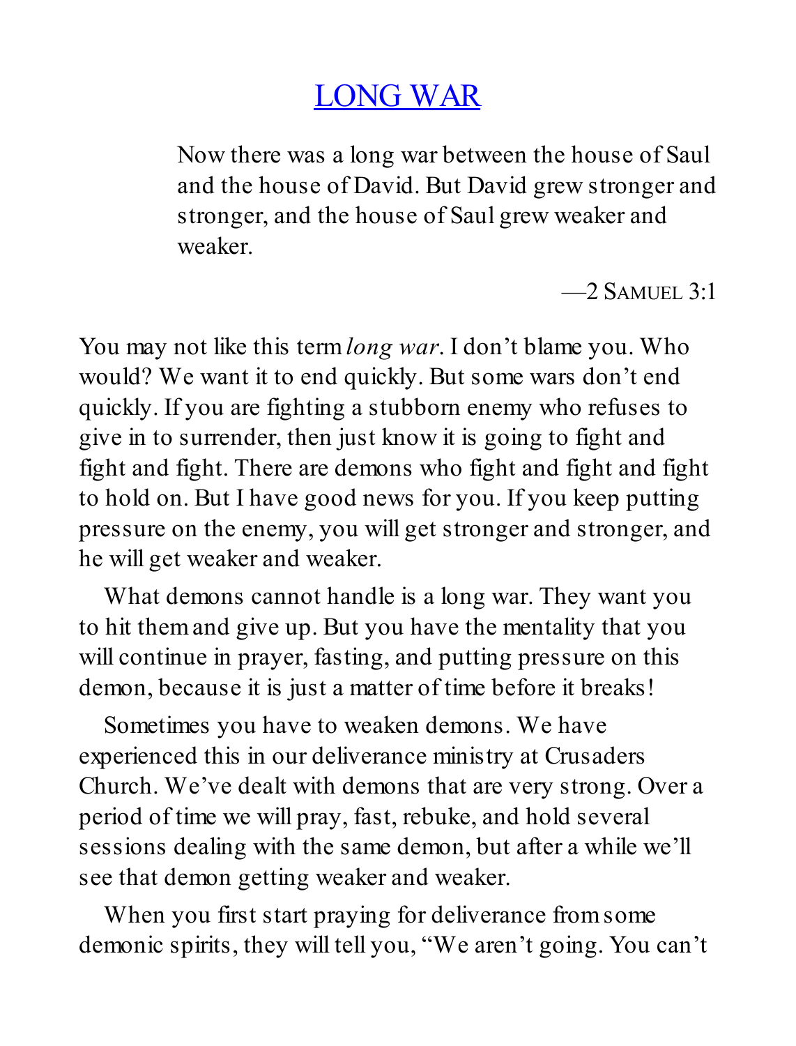# LONG WAR

> Now there was a long war between the house of Saul and the house of David. But David grew stronger and stronger, and the house of Saul grew weaker and weaker.
>
> —2 Samuel 3:1

You may not like this term *long war*. I don't blame you. Who would? We want it to end quickly. But some wars don't end quickly. If you are fighting a stubborn enemy who refuses to give in to surrender, then just know it is going to fight and fight and fight. There are demons who fight and fight and fight to hold on. But I have good news for you. If you keep putting pressure on the enemy, you will get stronger and stronger, and he will get weaker and weaker.

What demons cannot handle is a long war. They want you to hit them and give up. But you have the mentality that you will continue in prayer, fasting, and putting pressure on this demon, because it is just a matter of time before it breaks!

Sometimes you have to weaken demons. We have experienced this in our deliverance ministry at Crusaders Church. We've dealt with demons that are very strong. Over a period of time we will pray, fast, rebuke, and hold several sessions dealing with the same demon, but after a while we'll see that demon getting weaker and weaker.

When you first start praying for deliverance from some demonic spirits, they will tell you, "We aren't going. You can't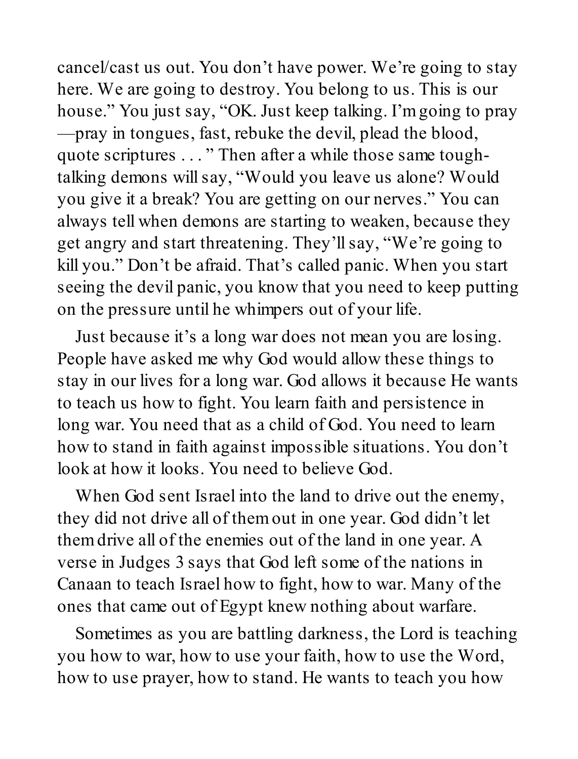cancel/cast us out. You don't have power. We're going to stay here. We are going to destroy. You belong to us. This is our house." You just say, "OK. Just keep talking. I'm going to pray—pray in tongues, fast, rebuke the devil, plead the blood, quote scriptures . . . " Then after a while those same tough-talking demons will say, "Would you leave us alone? Would you give it a break? You are getting on our nerves." You can always tell when demons are starting to weaken, because they get angry and start threatening. They'll say, "We're going to kill you." Don't be afraid. That's called panic. When you start seeing the devil panic, you know that you need to keep putting on the pressure until he whimpers out of your life.

Just because it's a long war does not mean you are losing. People have asked me why God would allow these things to stay in our lives for a long war. God allows it because He wants to teach us how to fight. You learn faith and persistence in long war. You need that as a child of God. You need to learn how to stand in faith against impossible situations. You don't look at how it looks. You need to believe God.

When God sent Israel into the land to drive out the enemy, they did not drive all of them out in one year. God didn't let them drive all of the enemies out of the land in one year. A verse in Judges 3 says that God left some of the nations in Canaan to teach Israel how to fight, how to war. Many of the ones that came out of Egypt knew nothing about warfare.

Sometimes as you are battling darkness, the Lord is teaching you how to war, how to use your faith, how to use the Word, how to use prayer, how to stand. He wants to teach you how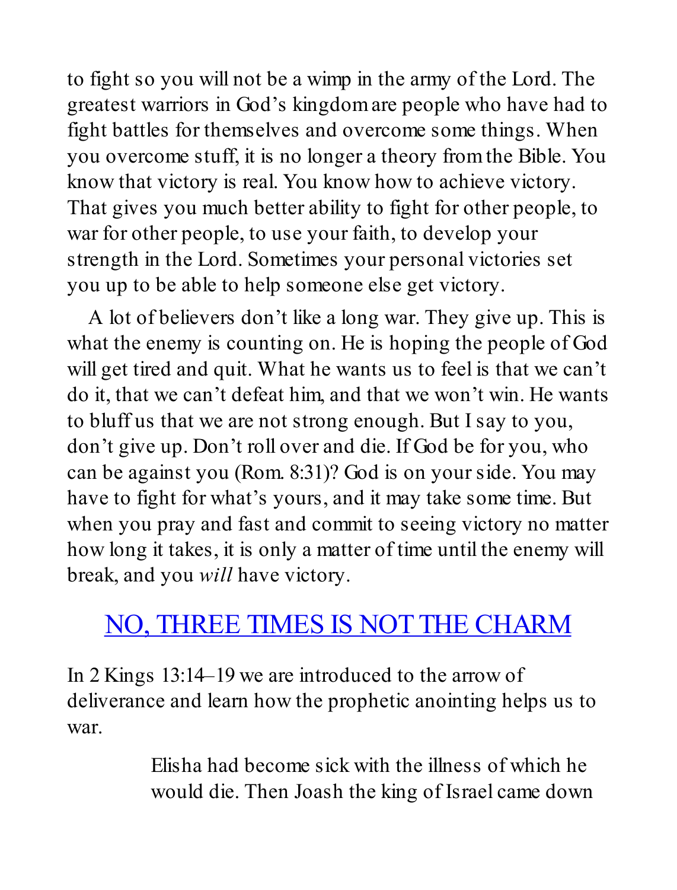to fight so you will not be a wimp in the army of the Lord. The greatest warriors in God's kingdom are people who have had to fight battles for themselves and overcome some things. When you overcome stuff, it is no longer a theory from the Bible. You know that victory is real. You know how to achieve victory. That gives you much better ability to fight for other people, to war for other people, to use your faith, to develop your strength in the Lord. Sometimes your personal victories set you up to be able to help someone else get victory.

A lot of believers don't like a long war. They give up. This is what the enemy is counting on. He is hoping the people of God will get tired and quit. What he wants us to feel is that we can't do it, that we can't defeat him, and that we won't win. He wants to bluff us that we are not strong enough. But I say to you, don't give up. Don't roll over and die. If God be for you, who can be against you (Rom. 8:31)? God is on your side. You may have to fight for what's yours, and it may take some time. But when you pray and fast and commit to seeing victory no matter how long it takes, it is only a matter of time until the enemy will break, and you *will* have victory.

## NO, THREE TIMES IS NOT THE CHARM

In 2 Kings 13:14–19 we are introduced to the arrow of deliverance and learn how the prophetic anointing helps us to war.

> Elisha had become sick with the illness of which he would die. Then Joash the king of Israel came down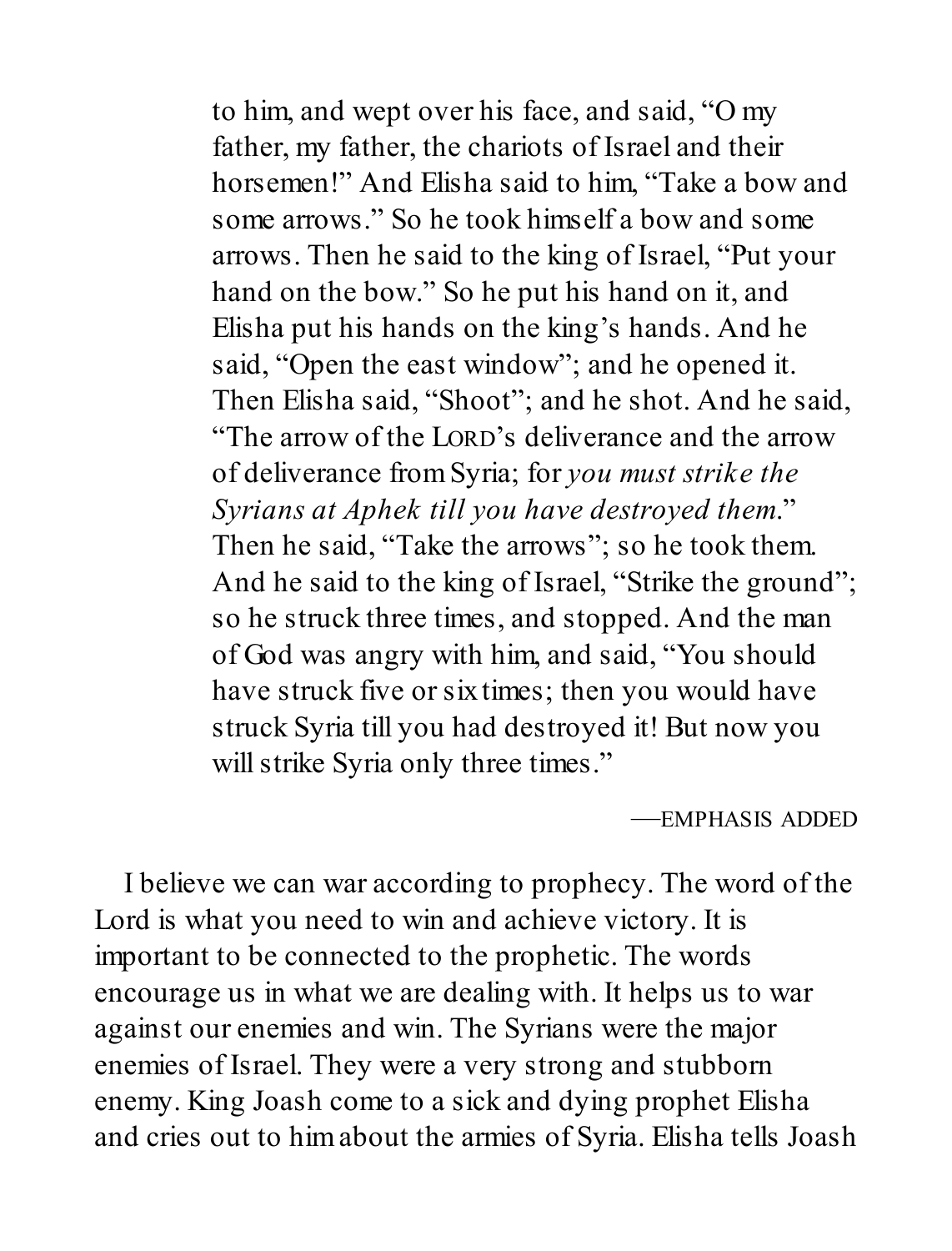> to him, and wept over his face, and said, “O my father, my father, the chariots of Israel and their horsemen!” And Elisha said to him, “Take a bow and some arrows.” So he took himself a bow and some arrows. Then he said to the king of Israel, “Put your hand on the bow.” So he put his hand on it, and Elisha put his hands on the king’s hands. And he said, “Open the east window”; and he opened it. Then Elisha said, “Shoot”; and he shot. And he said, “The arrow of the LORD’s deliverance and the arrow of deliverance from Syria; for *you must strike the Syrians at Aphek till you have destroyed them*.” Then he said, “Take the arrows”; so he took them. And he said to the king of Israel, “Strike the ground”; so he struck three times, and stopped. And the man of God was angry with him, and said, “You should have struck five or six times; then you would have struck Syria till you had destroyed it! But now you will strike Syria only three times.”
>
> —EMPHASIS ADDED

I believe we can war according to prophecy. The word of the Lord is what you need to win and achieve victory. It is important to be connected to the prophetic. The words encourage us in what we are dealing with. It helps us to war against our enemies and win. The Syrians were the major enemies of Israel. They were a very strong and stubborn enemy. King Joash come to a sick and dying prophet Elisha and cries out to him about the armies of Syria. Elisha tells Joash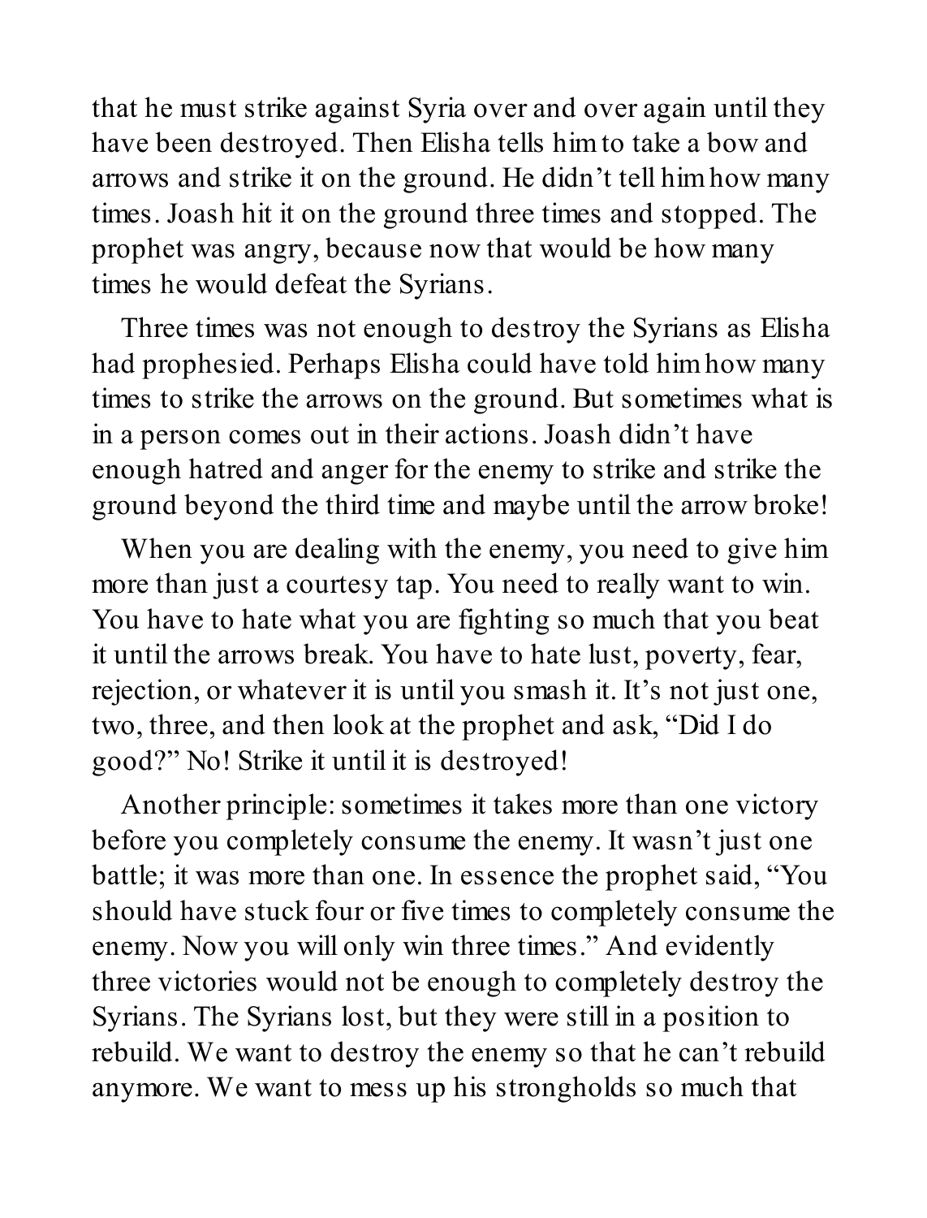that he must strike against Syria over and over again until they have been destroyed. Then Elisha tells him to take a bow and arrows and strike it on the ground. He didn't tell him how many times. Joash hit it on the ground three times and stopped. The prophet was angry, because now that would be how many times he would defeat the Syrians.

Three times was not enough to destroy the Syrians as Elisha had prophesied. Perhaps Elisha could have told him how many times to strike the arrows on the ground. But sometimes what is in a person comes out in their actions. Joash didn't have enough hatred and anger for the enemy to strike and strike the ground beyond the third time and maybe until the arrow broke!

When you are dealing with the enemy, you need to give him more than just a courtesy tap. You need to really want to win. You have to hate what you are fighting so much that you beat it until the arrows break. You have to hate lust, poverty, fear, rejection, or whatever it is until you smash it. It's not just one, two, three, and then look at the prophet and ask, "Did I do good?" No! Strike it until it is destroyed!

Another principle: sometimes it takes more than one victory before you completely consume the enemy. It wasn't just one battle; it was more than one. In essence the prophet said, "You should have stuck four or five times to completely consume the enemy. Now you will only win three times." And evidently three victories would not be enough to completely destroy the Syrians. The Syrians lost, but they were still in a position to rebuild. We want to destroy the enemy so that he can't rebuild anymore. We want to mess up his strongholds so much that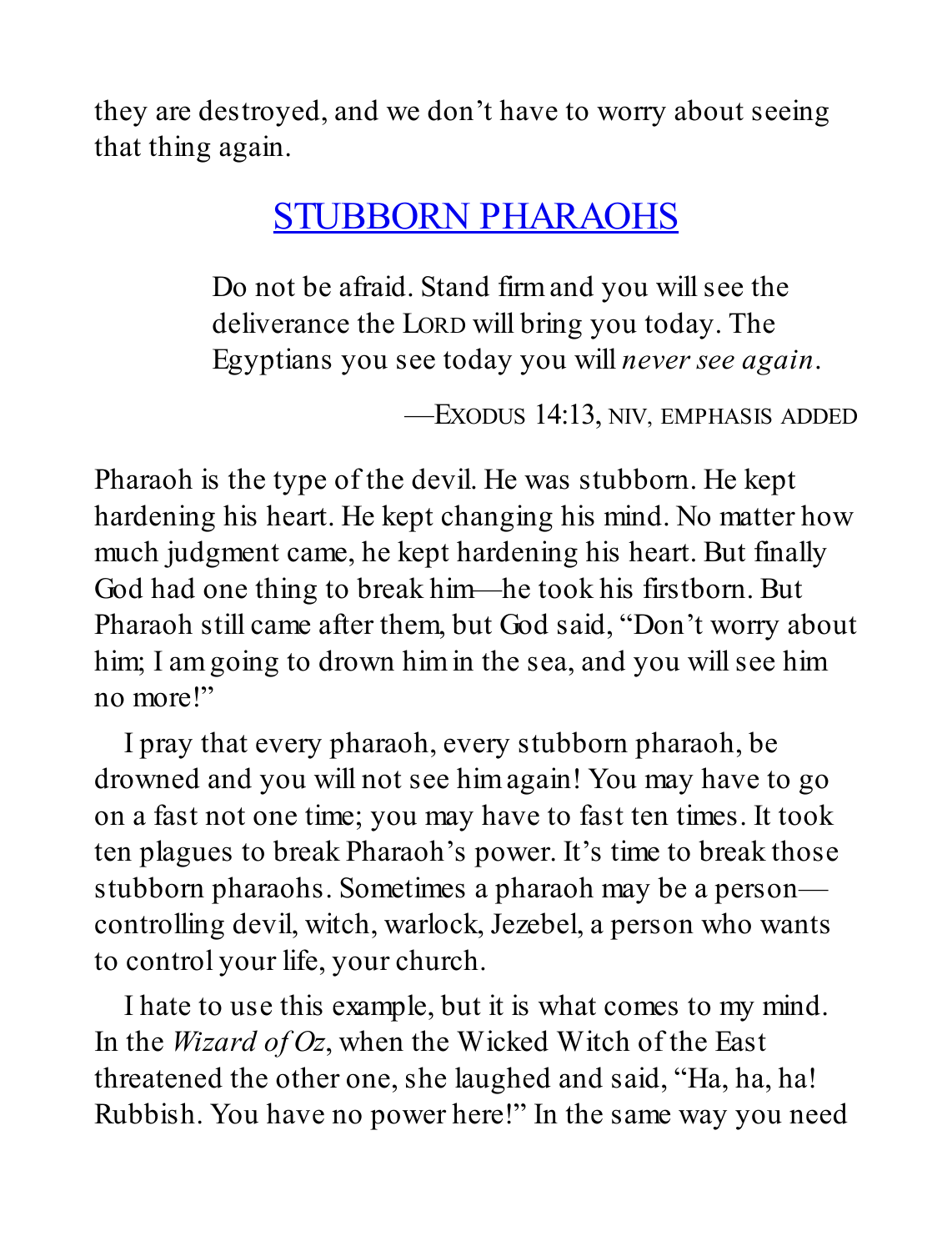they are destroyed, and we don't have to worry about seeing that thing again.

## STUBBORN PHARAOHS

> Do not be afraid. Stand firm and you will see the deliverance the LORD will bring you today. The Egyptians you see today you will *never see again*.
>
> —EXODUS 14:13, NIV, EMPHASIS ADDED

Pharaoh is the type of the devil. He was stubborn. He kept hardening his heart. He kept changing his mind. No matter how much judgment came, he kept hardening his heart. But finally God had one thing to break him—he took his firstborn. But Pharaoh still came after them, but God said, "Don't worry about him; I am going to drown him in the sea, and you will see him no more!"

I pray that every pharaoh, every stubborn pharaoh, be drowned and you will not see him again! You may have to go on a fast not one time; you may have to fast ten times. It took ten plagues to break Pharaoh's power. It's time to break those stubborn pharaohs. Sometimes a pharaoh may be a person—controlling devil, witch, warlock, Jezebel, a person who wants to control your life, your church.

I hate to use this example, but it is what comes to my mind. In the *Wizard of Oz*, when the Wicked Witch of the East threatened the other one, she laughed and said, "Ha, ha, ha! Rubbish. You have no power here!" In the same way you need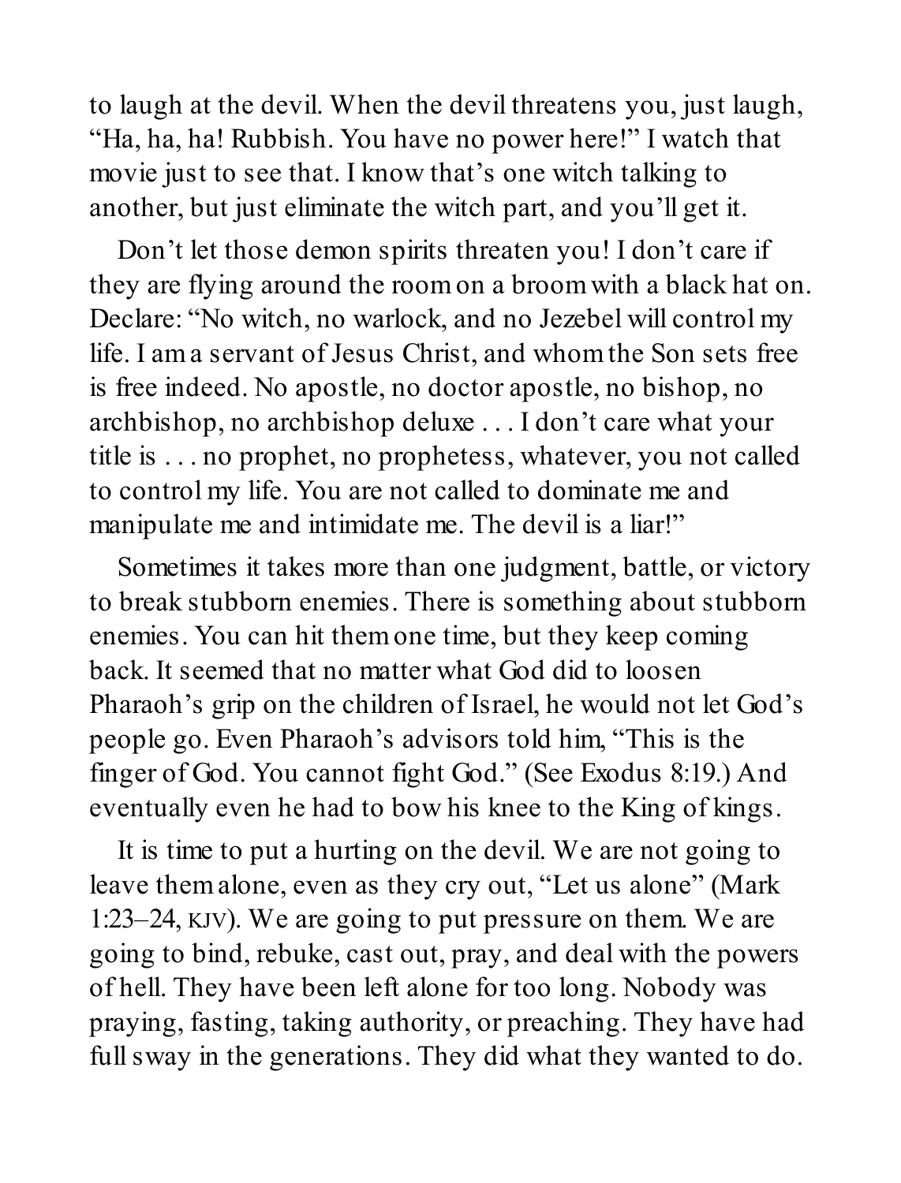to laugh at the devil. When the devil threatens you, just laugh, "Ha, ha, ha! Rubbish. You have no power here!" I watch that movie just to see that. I know that's one witch talking to another, but just eliminate the witch part, and you'll get it.

Don't let those demon spirits threaten you! I don't care if they are flying around the room on a broom with a black hat on. Declare: "No witch, no warlock, and no Jezebel will control my life. I am a servant of Jesus Christ, and whom the Son sets free is free indeed. No apostle, no doctor apostle, no bishop, no archbishop, no archbishop deluxe . . . I don't care what your title is . . . no prophet, no prophetess, whatever, you not called to control my life. You are not called to dominate me and manipulate me and intimidate me. The devil is a liar!"

Sometimes it takes more than one judgment, battle, or victory to break stubborn enemies. There is something about stubborn enemies. You can hit them one time, but they keep coming back. It seemed that no matter what God did to loosen Pharaoh's grip on the children of Israel, he would not let God's people go. Even Pharaoh's advisors told him, "This is the finger of God. You cannot fight God." (See Exodus 8:19.) And eventually even he had to bow his knee to the King of kings.

It is time to put a hurting on the devil. We are not going to leave them alone, even as they cry out, "Let us alone" (Mark 1:23–24, KJV). We are going to put pressure on them. We are going to bind, rebuke, cast out, pray, and deal with the powers of hell. They have been left alone for too long. Nobody was praying, fasting, taking authority, or preaching. They have had full sway in the generations. They did what they wanted to do.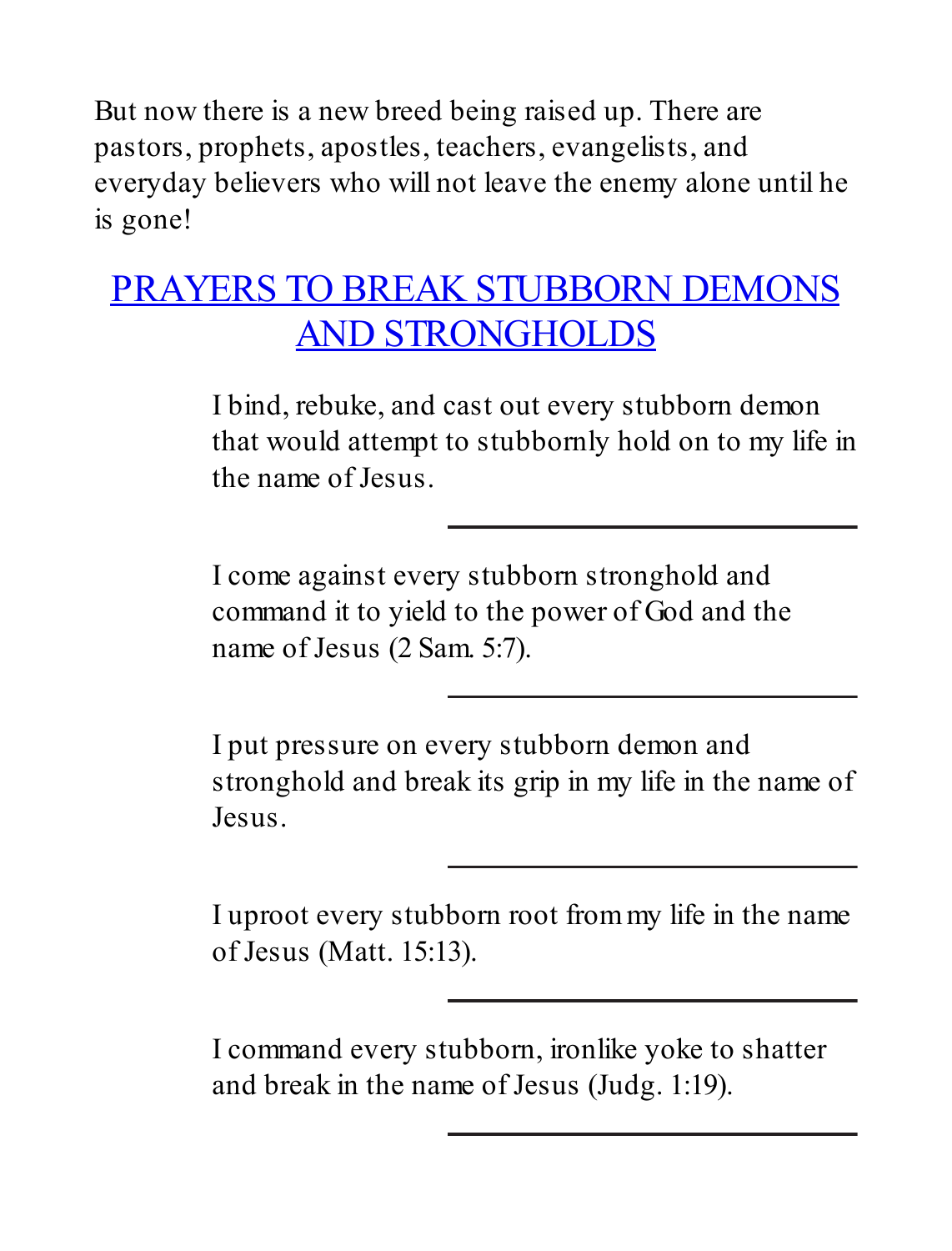But now there is a new breed being raised up. There are pastors, prophets, apostles, teachers, evangelists, and everyday believers who will not leave the enemy alone until he is gone!

## PRAYERS TO BREAK STUBBORN DEMONS AND STRONGHOLDS

> I bind, rebuke, and cast out every stubborn demon that would attempt to stubbornly hold on to my life in the name of Jesus.

---

> I come against every stubborn stronghold and command it to yield to the power of God and the name of Jesus (2 Sam. 5:7).

---

> I put pressure on every stubborn demon and stronghold and break its grip in my life in the name of Jesus.

---

> I uproot every stubborn root from my life in the name of Jesus (Matt. 15:13).

---

> I command every stubborn, ironlike yoke to shatter and break in the name of Jesus (Judg. 1:19).

---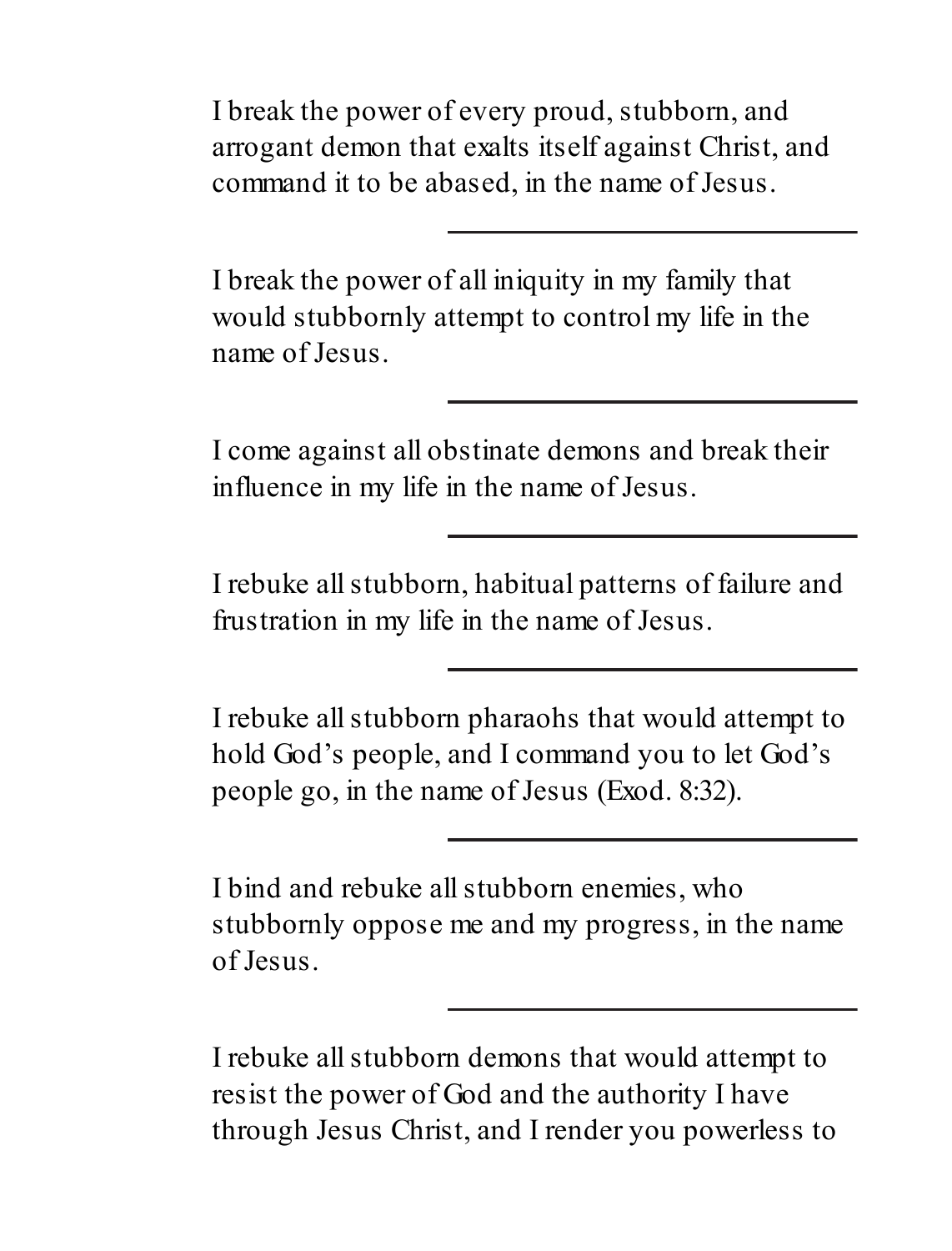I break the power of every proud, stubborn, and arrogant demon that exalts itself against Christ, and command it to be abased, in the name of Jesus.

---

I break the power of all iniquity in my family that would stubbornly attempt to control my life in the name of Jesus.

---

I come against all obstinate demons and break their influence in my life in the name of Jesus.

---

I rebuke all stubborn, habitual patterns of failure and frustration in my life in the name of Jesus.

---

I rebuke all stubborn pharaohs that would attempt to hold God's people, and I command you to let God's people go, in the name of Jesus (Exod. 8:32).

---

I bind and rebuke all stubborn enemies, who stubbornly oppose me and my progress, in the name of Jesus.

---

I rebuke all stubborn demons that would attempt to resist the power of God and the authority I have through Jesus Christ, and I render you powerless to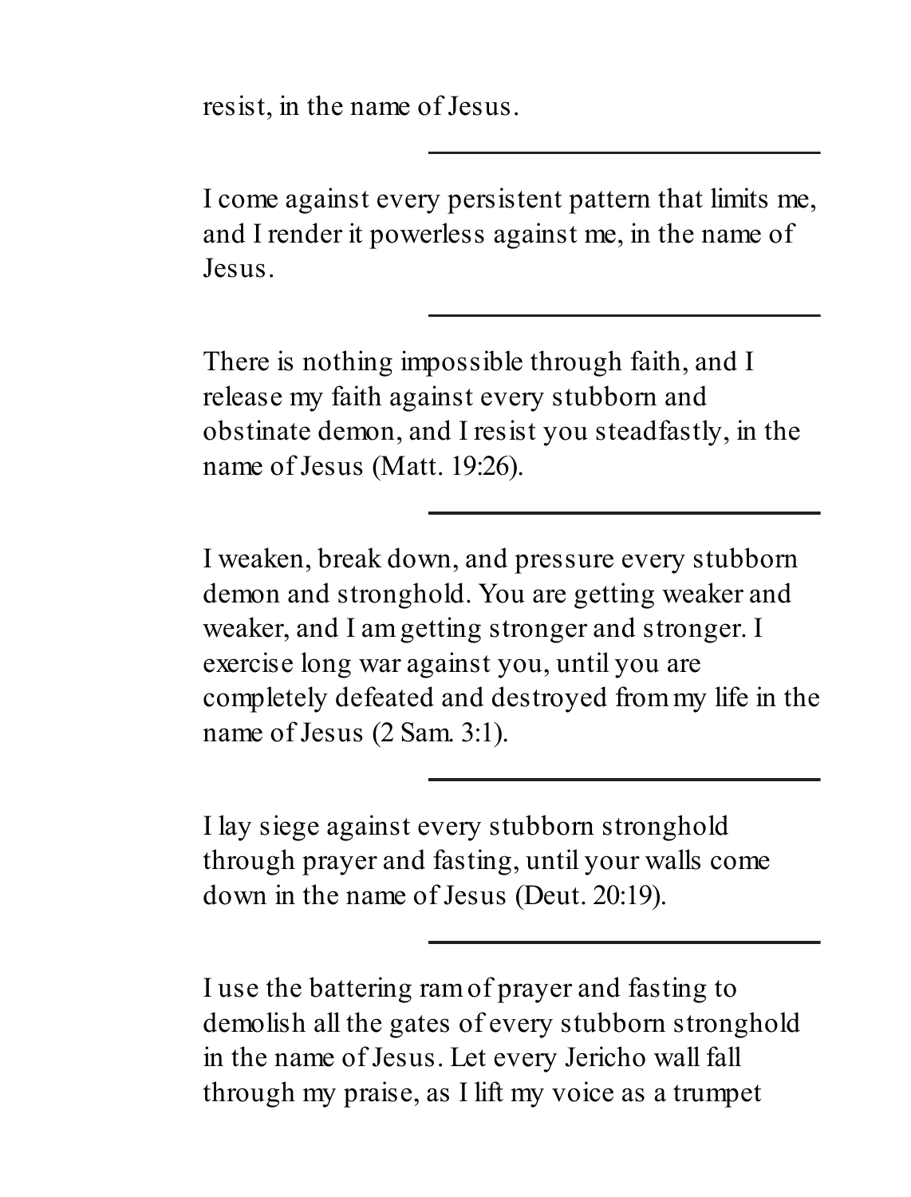resist, in the name of Jesus.

---

I come against every persistent pattern that limits me, and I render it powerless against me, in the name of Jesus.

---

There is nothing impossible through faith, and I release my faith against every stubborn and obstinate demon, and I resist you steadfastly, in the name of Jesus (Matt. 19:26).

---

I weaken, break down, and pressure every stubborn demon and stronghold. You are getting weaker and weaker, and I am getting stronger and stronger. I exercise long war against you, until you are completely defeated and destroyed from my life in the name of Jesus (2 Sam. 3:1).

---

I lay siege against every stubborn stronghold through prayer and fasting, until your walls come down in the name of Jesus (Deut. 20:19).

---

I use the battering ram of prayer and fasting to demolish all the gates of every stubborn stronghold in the name of Jesus. Let every Jericho wall fall through my praise, as I lift my voice as a trumpet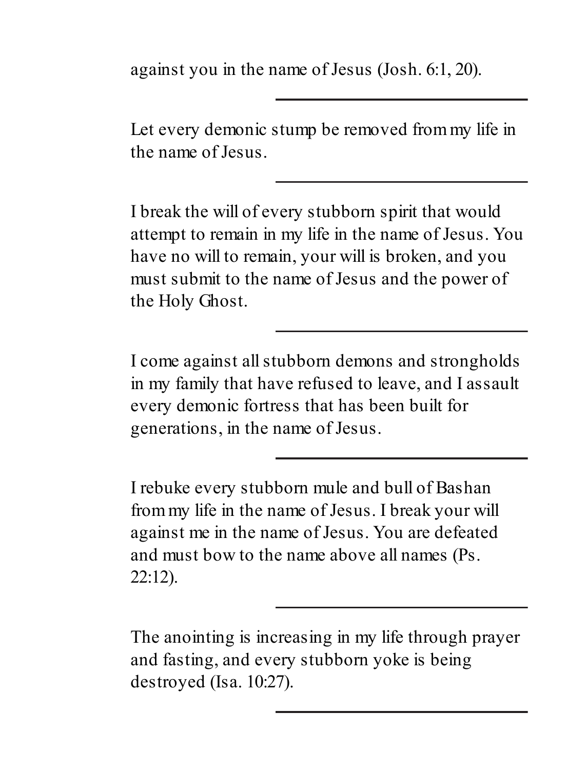against you in the name of Jesus (Josh. 6:1, 20).

---

Let every demonic stump be removed from my life in the name of Jesus.

---

I break the will of every stubborn spirit that would attempt to remain in my life in the name of Jesus. You have no will to remain, your will is broken, and you must submit to the name of Jesus and the power of the Holy Ghost.

---

I come against all stubborn demons and strongholds in my family that have refused to leave, and I assault every demonic fortress that has been built for generations, in the name of Jesus.

---

I rebuke every stubborn mule and bull of Bashan from my life in the name of Jesus. I break your will against me in the name of Jesus. You are defeated and must bow to the name above all names (Ps. 22:12).

---

The anointing is increasing in my life through prayer and fasting, and every stubborn yoke is being destroyed (Isa. 10:27).

---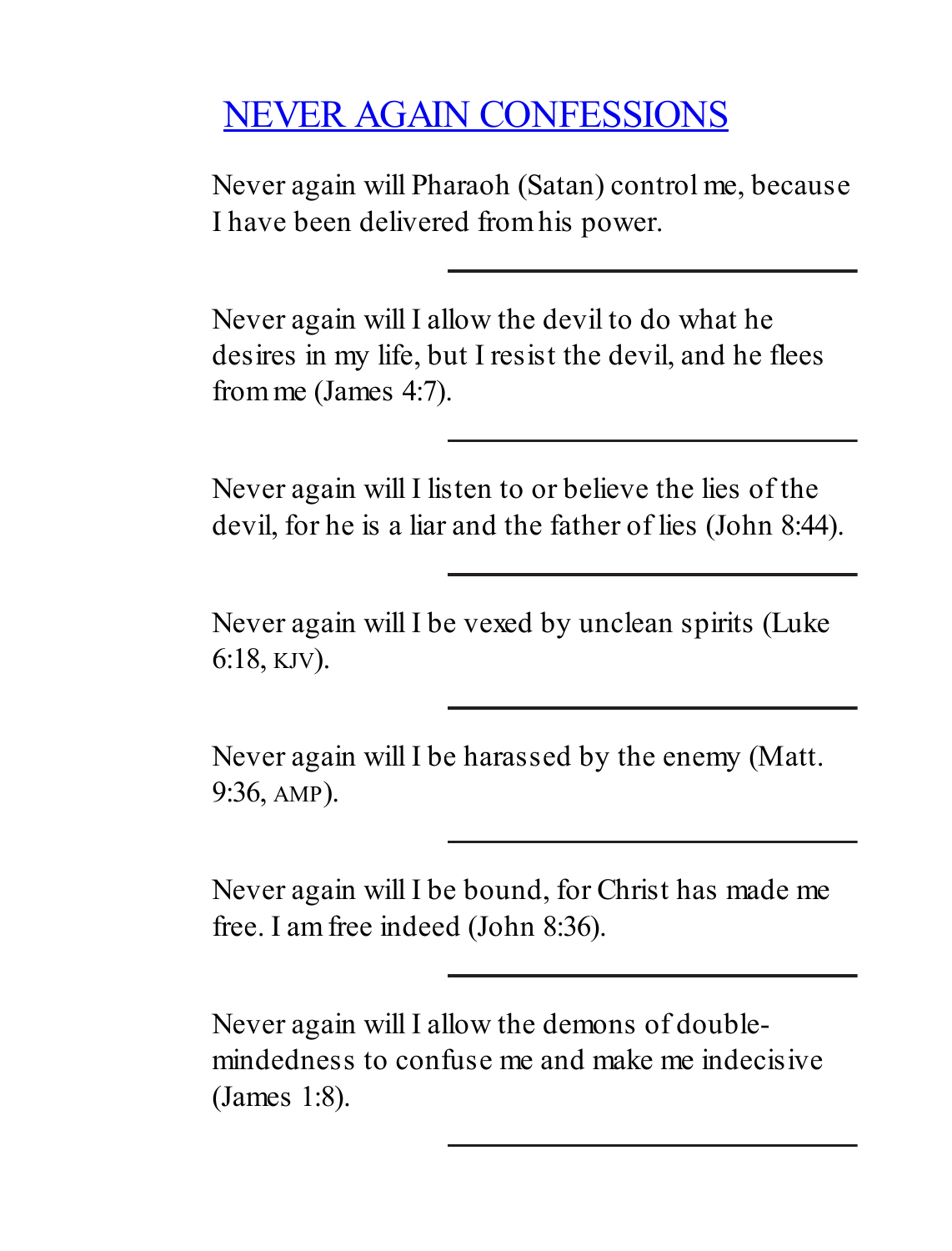# NEVER AGAIN CONFESSIONS

Never again will Pharaoh (Satan) control me, because I have been delivered from his power.

---

Never again will I allow the devil to do what he desires in my life, but I resist the devil, and he flees from me (James 4:7).

---

Never again will I listen to or believe the lies of the devil, for he is a liar and the father of lies (John 8:44).

---

Never again will I be vexed by unclean spirits (Luke 6:18, KJV).

---

Never again will I be harassed by the enemy (Matt. 9:36, AMP).

---

Never again will I be bound, for Christ has made me free. I am free indeed (John 8:36).

---

Never again will I allow the demons of double-mindedness to confuse me and make me indecisive (James 1:8).

---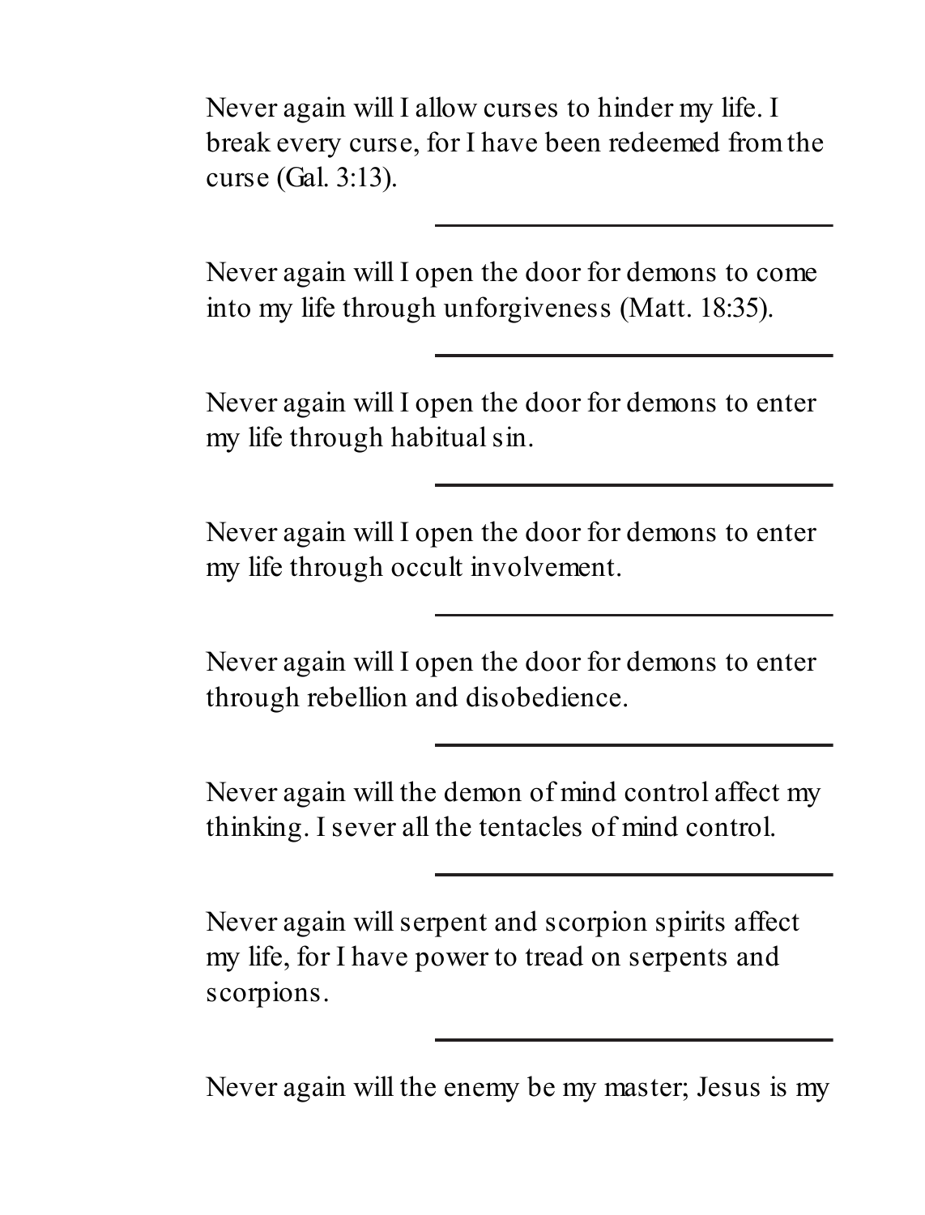Never again will I allow curses to hinder my life. I break every curse, for I have been redeemed from the curse (Gal. 3:13).

---

Never again will I open the door for demons to come into my life through unforgiveness (Matt. 18:35).

---

Never again will I open the door for demons to enter my life through habitual sin.

---

Never again will I open the door for demons to enter my life through occult involvement.

---

Never again will I open the door for demons to enter through rebellion and disobedience.

---

Never again will the demon of mind control affect my thinking. I sever all the tentacles of mind control.

---

Never again will serpent and scorpion spirits affect my life, for I have power to tread on serpents and scorpions.

---

Never again will the enemy be my master; Jesus is my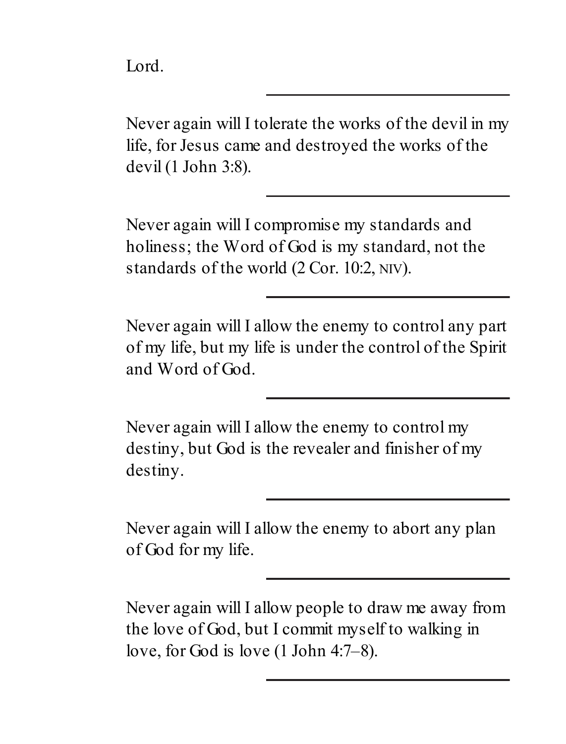Lord.

---

Never again will I tolerate the works of the devil in my life, for Jesus came and destroyed the works of the devil (1 John 3:8).

---

Never again will I compromise my standards and holiness; the Word of God is my standard, not the standards of the world (2 Cor. 10:2, NIV).

---

Never again will I allow the enemy to control any part of my life, but my life is under the control of the Spirit and Word of God.

---

Never again will I allow the enemy to control my destiny, but God is the revealer and finisher of my destiny.

---

Never again will I allow the enemy to abort any plan of God for my life.

---

Never again will I allow people to draw me away from the love of God, but I commit myself to walking in love, for God is love (1 John 4:7–8).

---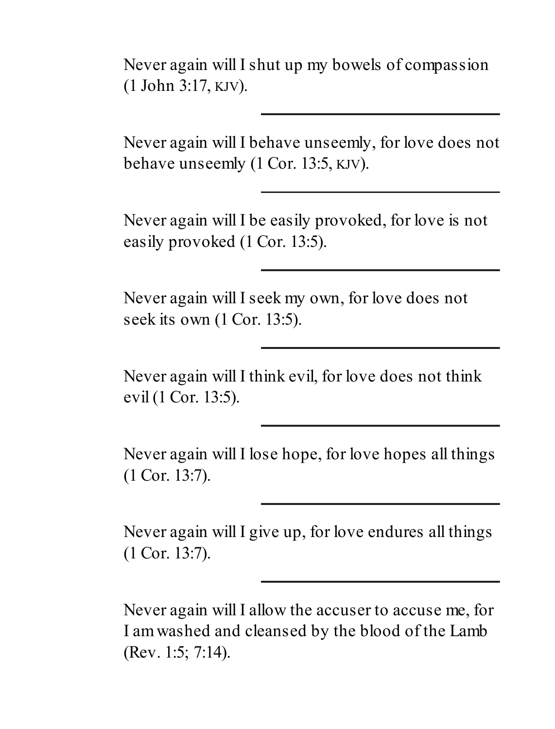Never again will I shut up my bowels of compassion (1 John 3:17, KJV).

---

Never again will I behave unseemly, for love does not behave unseemly (1 Cor. 13:5, KJV).

---

Never again will I be easily provoked, for love is not easily provoked (1 Cor. 13:5).

---

Never again will I seek my own, for love does not seek its own (1 Cor. 13:5).

---

Never again will I think evil, for love does not think evil (1 Cor. 13:5).

---

Never again will I lose hope, for love hopes all things (1 Cor. 13:7).

---

Never again will I give up, for love endures all things (1 Cor. 13:7).

---

Never again will I allow the accuser to accuse me, for I am washed and cleansed by the blood of the Lamb (Rev. 1:5; 7:14).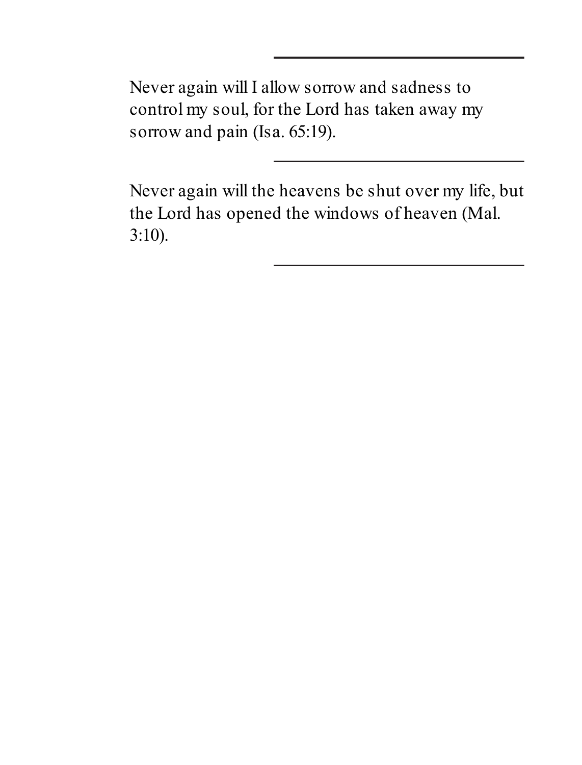Never again will I allow sorrow and sadness to control my soul, for the Lord has taken away my sorrow and pain (Isa. 65:19).

---

Never again will the heavens be shut over my life, but the Lord has opened the windows of heaven (Mal. 3:10).

---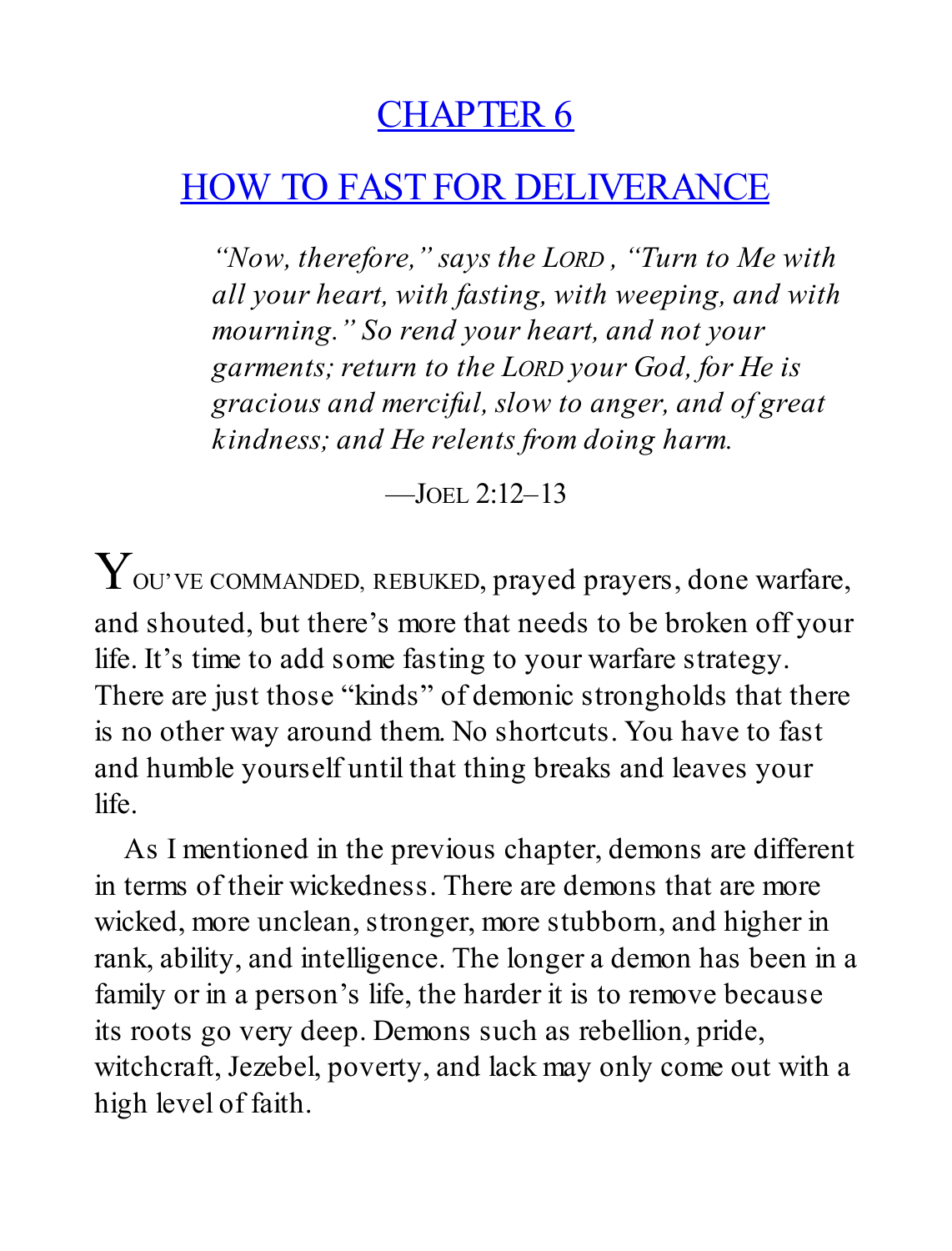# CHAPTER 6

# HOW TO FAST FOR DELIVERANCE

> *"Now, therefore," says the LORD, "Turn to Me with all your heart, with fasting, with weeping, and with mourning." So rend your heart, and not your garments; return to the LORD your God, for He is gracious and merciful, slow to anger, and of great kindness; and He relents from doing harm.*
>
> —JOEL 2:12–13

YOU'VE COMMANDED, REBUKED, prayed prayers, done warfare, and shouted, but there's more that needs to be broken off your life. It's time to add some fasting to your warfare strategy. There are just those "kinds" of demonic strongholds that there is no other way around them. No shortcuts. You have to fast and humble yourself until that thing breaks and leaves your life.

As I mentioned in the previous chapter, demons are different in terms of their wickedness. There are demons that are more wicked, more unclean, stronger, more stubborn, and higher in rank, ability, and intelligence. The longer a demon has been in a family or in a person's life, the harder it is to remove because its roots go very deep. Demons such as rebellion, pride, witchcraft, Jezebel, poverty, and lack may only come out with a high level of faith.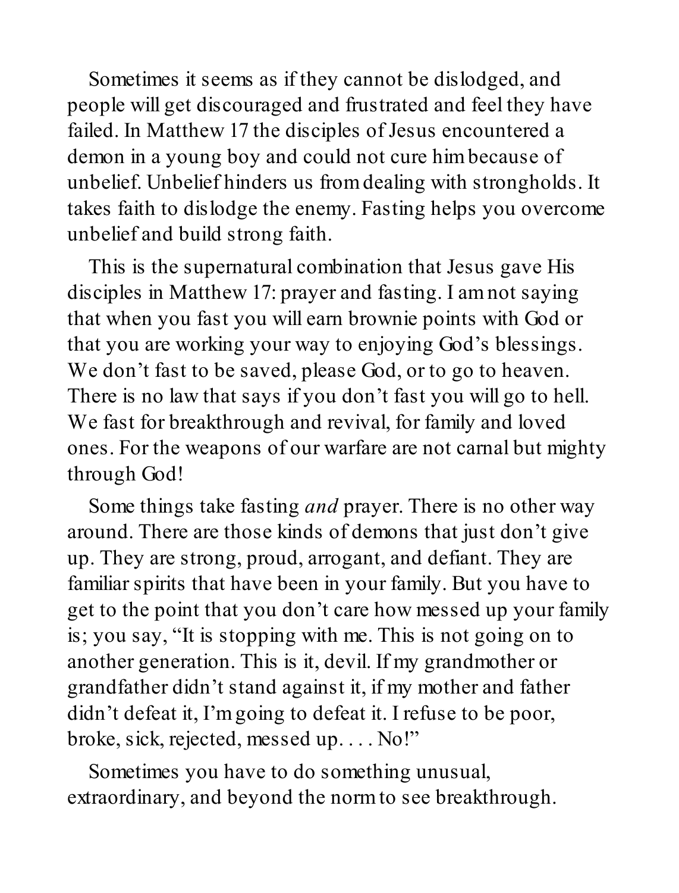Sometimes it seems as if they cannot be dislodged, and people will get discouraged and frustrated and feel they have failed. In Matthew 17 the disciples of Jesus encountered a demon in a young boy and could not cure him because of unbelief. Unbelief hinders us from dealing with strongholds. It takes faith to dislodge the enemy. Fasting helps you overcome unbelief and build strong faith.

This is the supernatural combination that Jesus gave His disciples in Matthew 17: prayer and fasting. I am not saying that when you fast you will earn brownie points with God or that you are working your way to enjoying God's blessings. We don't fast to be saved, please God, or to go to heaven. There is no law that says if you don't fast you will go to hell. We fast for breakthrough and revival, for family and loved ones. For the weapons of our warfare are not carnal but mighty through God!

Some things take fasting *and* prayer. There is no other way around. There are those kinds of demons that just don't give up. They are strong, proud, arrogant, and defiant. They are familiar spirits that have been in your family. But you have to get to the point that you don't care how messed up your family is; you say, "It is stopping with me. This is not going on to another generation. This is it, devil. If my grandmother or grandfather didn't stand against it, if my mother and father didn't defeat it, I'm going to defeat it. I refuse to be poor, broke, sick, rejected, messed up. . . . No!"

Sometimes you have to do something unusual, extraordinary, and beyond the norm to see breakthrough.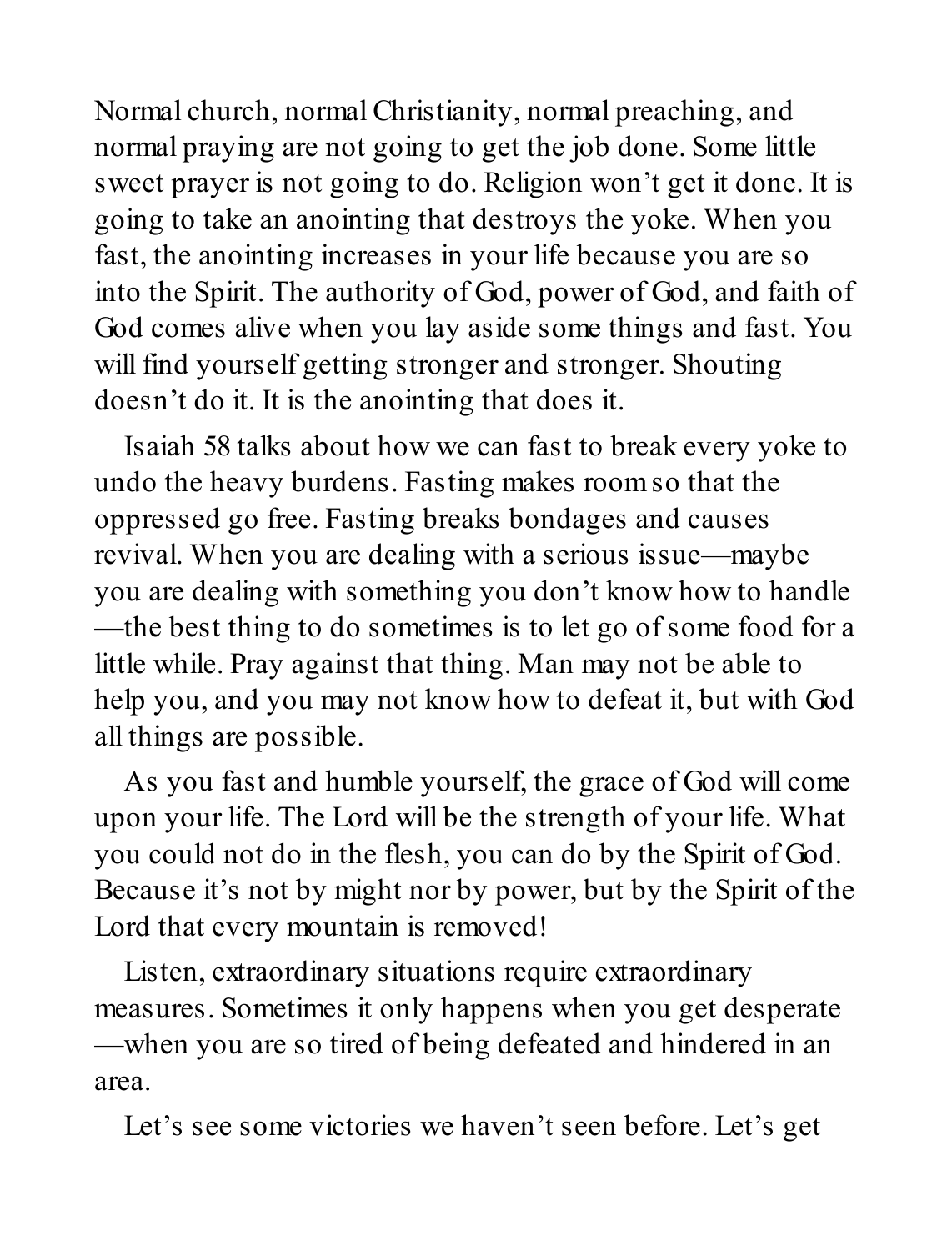Normal church, normal Christianity, normal preaching, and normal praying are not going to get the job done. Some little sweet prayer is not going to do. Religion won't get it done. It is going to take an anointing that destroys the yoke. When you fast, the anointing increases in your life because you are so into the Spirit. The authority of God, power of God, and faith of God comes alive when you lay aside some things and fast. You will find yourself getting stronger and stronger. Shouting doesn't do it. It is the anointing that does it.

Isaiah 58 talks about how we can fast to break every yoke to undo the heavy burdens. Fasting makes room so that the oppressed go free. Fasting breaks bondages and causes revival. When you are dealing with a serious issue—maybe you are dealing with something you don't know how to handle—the best thing to do sometimes is to let go of some food for a little while. Pray against that thing. Man may not be able to help you, and you may not know how to defeat it, but with God all things are possible.

As you fast and humble yourself, the grace of God will come upon your life. The Lord will be the strength of your life. What you could not do in the flesh, you can do by the Spirit of God. Because it's not by might nor by power, but by the Spirit of the Lord that every mountain is removed!

Listen, extraordinary situations require extraordinary measures. Sometimes it only happens when you get desperate—when you are so tired of being defeated and hindered in an area.

Let's see some victories we haven't seen before. Let's get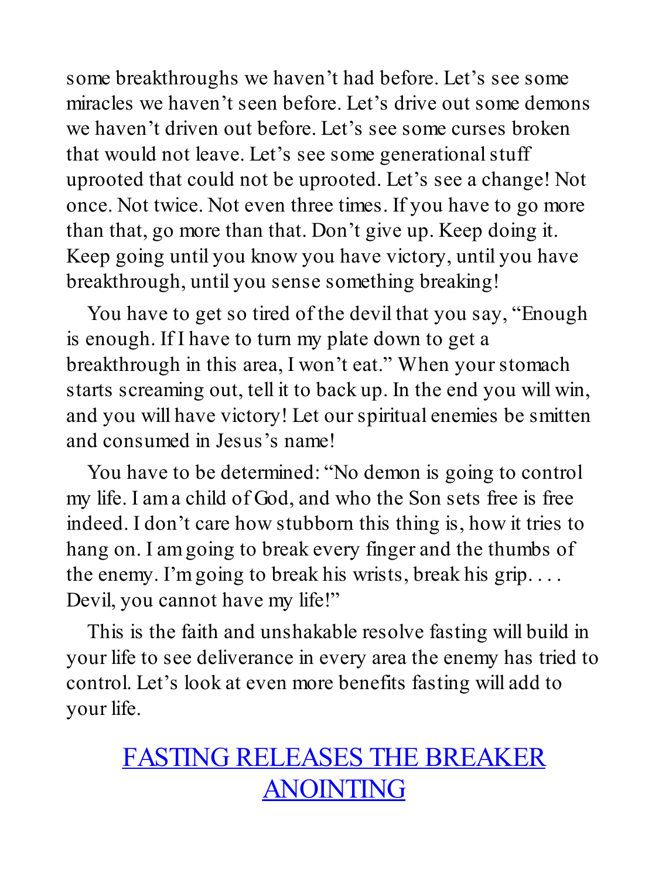some breakthroughs we haven't had before. Let's see some miracles we haven't seen before. Let's drive out some demons we haven't driven out before. Let's see some curses broken that would not leave. Let's see some generational stuff uprooted that could not be uprooted. Let's see a change! Not once. Not twice. Not even three times. If you have to go more than that, go more than that. Don't give up. Keep doing it. Keep going until you know you have victory, until you have breakthrough, until you sense something breaking!

You have to get so tired of the devil that you say, "Enough is enough. If I have to turn my plate down to get a breakthrough in this area, I won't eat." When your stomach starts screaming out, tell it to back up. In the end you will win, and you will have victory! Let our spiritual enemies be smitten and consumed in Jesus's name!

You have to be determined: "No demon is going to control my life. I am a child of God, and who the Son sets free is free indeed. I don't care how stubborn this thing is, how it tries to hang on. I am going to break every finger and the thumbs of the enemy. I'm going to break his wrists, break his grip. . . . Devil, you cannot have my life!"

This is the faith and unshakable resolve fasting will build in your life to see deliverance in every area the enemy has tried to control. Let's look at even more benefits fasting will add to your life.

## FASTING RELEASES THE BREAKER ANOINTING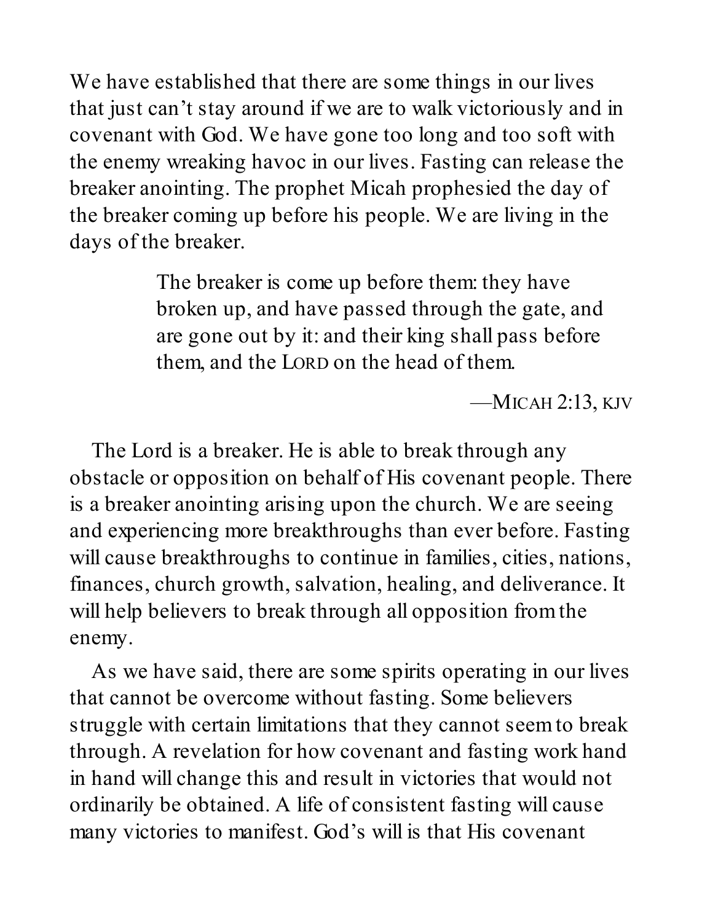We have established that there are some things in our lives that just can't stay around if we are to walk victoriously and in covenant with God. We have gone too long and too soft with the enemy wreaking havoc in our lives. Fasting can release the breaker anointing. The prophet Micah prophesied the day of the breaker coming up before his people. We are living in the days of the breaker.

> The breaker is come up before them: they have broken up, and have passed through the gate, and are gone out by it: and their king shall pass before them, and the LORD on the head of them.
>
> —MICAH 2:13, KJV

The Lord is a breaker. He is able to break through any obstacle or opposition on behalf of His covenant people. There is a breaker anointing arising upon the church. We are seeing and experiencing more breakthroughs than ever before. Fasting will cause breakthroughs to continue in families, cities, nations, finances, church growth, salvation, healing, and deliverance. It will help believers to break through all opposition from the enemy.

As we have said, there are some spirits operating in our lives that cannot be overcome without fasting. Some believers struggle with certain limitations that they cannot seem to break through. A revelation for how covenant and fasting work hand in hand will change this and result in victories that would not ordinarily be obtained. A life of consistent fasting will cause many victories to manifest. God's will is that His covenant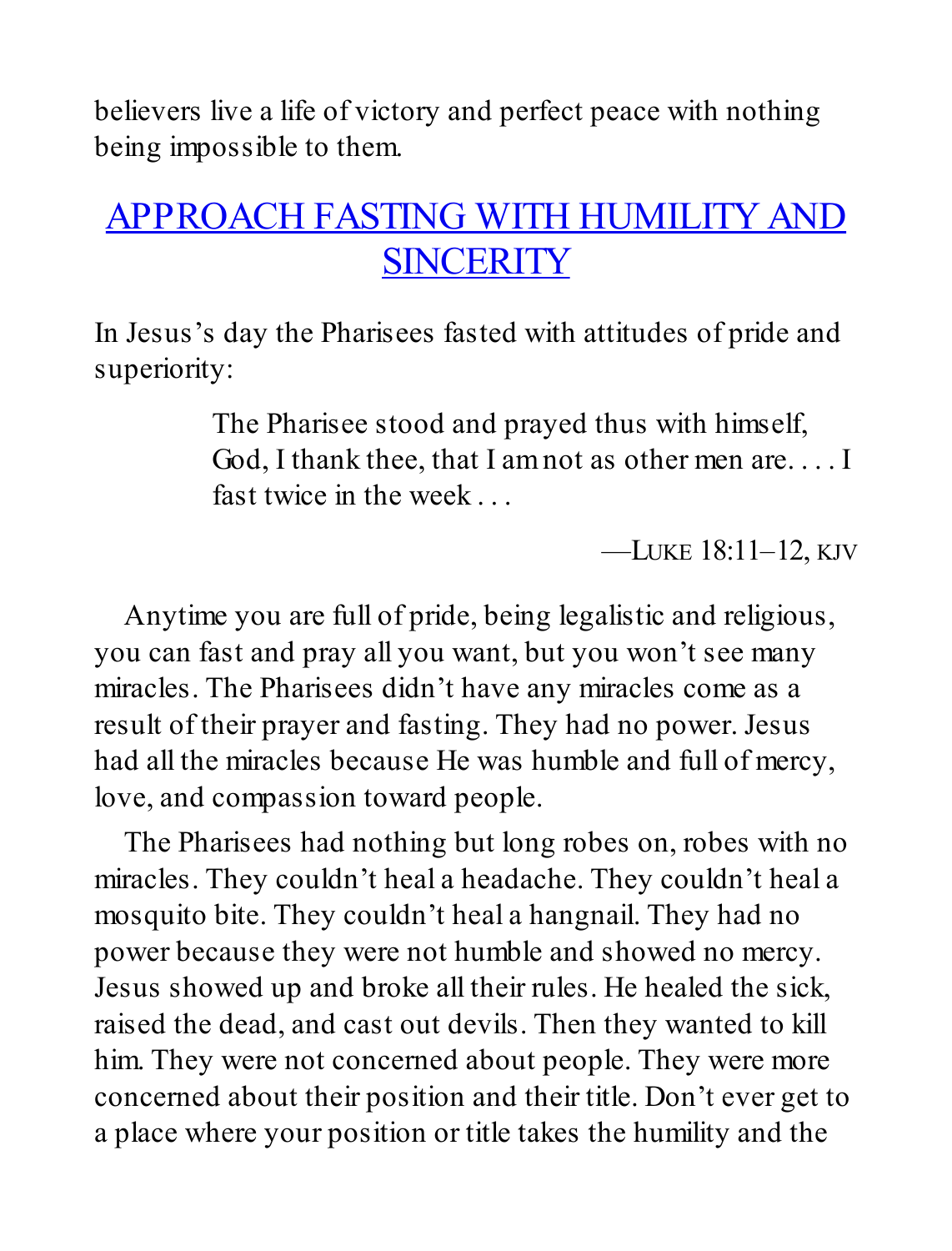believers live a life of victory and perfect peace with nothing being impossible to them.

## APPROACH FASTING WITH HUMILITY AND SINCERITY

In Jesus's day the Pharisees fasted with attitudes of pride and superiority:

> The Pharisee stood and prayed thus with himself, God, I thank thee, that I am not as other men are. . . . I fast twice in the week . . .
>
> —LUKE 18:11–12, KJV

Anytime you are full of pride, being legalistic and religious, you can fast and pray all you want, but you won't see many miracles. The Pharisees didn't have any miracles come as a result of their prayer and fasting. They had no power. Jesus had all the miracles because He was humble and full of mercy, love, and compassion toward people.

The Pharisees had nothing but long robes on, robes with no miracles. They couldn't heal a headache. They couldn't heal a mosquito bite. They couldn't heal a hangnail. They had no power because they were not humble and showed no mercy. Jesus showed up and broke all their rules. He healed the sick, raised the dead, and cast out devils. Then they wanted to kill him. They were not concerned about people. They were more concerned about their position and their title. Don't ever get to a place where your position or title takes the humility and the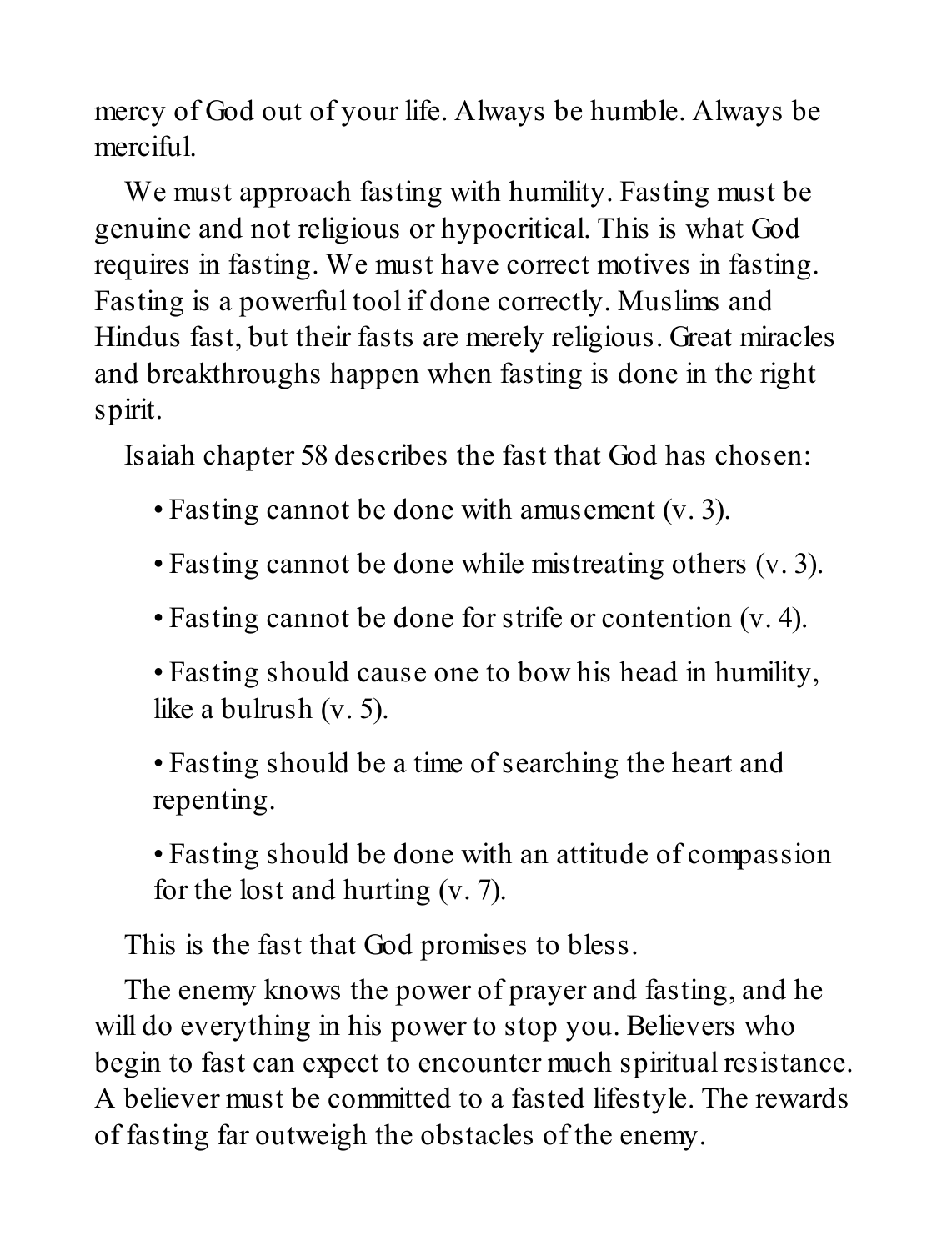mercy of God out of your life. Always be humble. Always be merciful.

We must approach fasting with humility. Fasting must be genuine and not religious or hypocritical. This is what God requires in fasting. We must have correct motives in fasting. Fasting is a powerful tool if done correctly. Muslims and Hindus fast, but their fasts are merely religious. Great miracles and breakthroughs happen when fasting is done in the right spirit.

Isaiah chapter 58 describes the fast that God has chosen:

- Fasting cannot be done with amusement (v. 3).
- Fasting cannot be done while mistreating others (v. 3).
- Fasting cannot be done for strife or contention (v. 4).
- Fasting should cause one to bow his head in humility, like a bulrush (v. 5).
- Fasting should be a time of searching the heart and repenting.
- Fasting should be done with an attitude of compassion for the lost and hurting (v. 7).

This is the fast that God promises to bless.

The enemy knows the power of prayer and fasting, and he will do everything in his power to stop you. Believers who begin to fast can expect to encounter much spiritual resistance. A believer must be committed to a fasted lifestyle. The rewards of fasting far outweigh the obstacles of the enemy.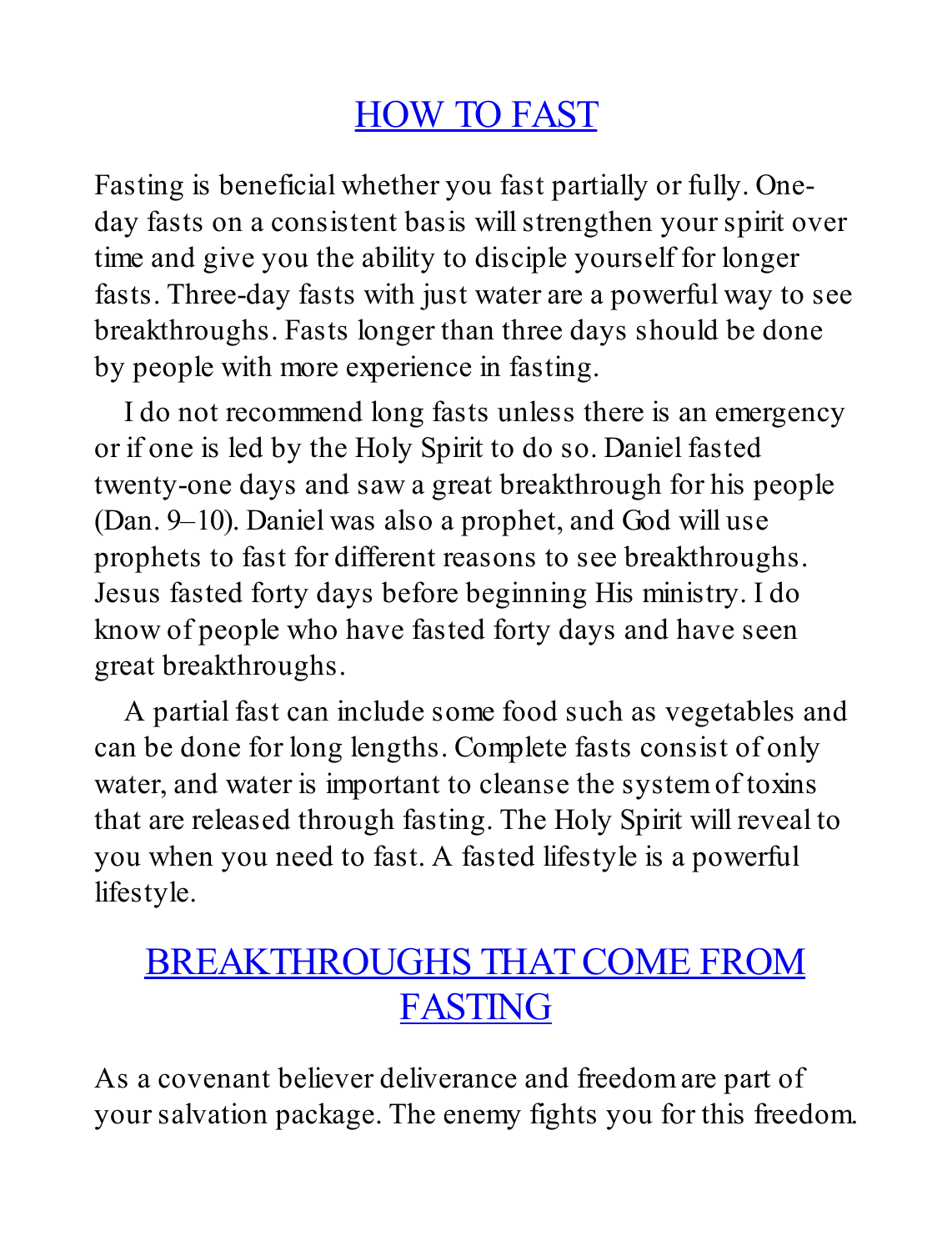## HOW TO FAST

Fasting is beneficial whether you fast partially or fully. One-day fasts on a consistent basis will strengthen your spirit over time and give you the ability to disciple yourself for longer fasts. Three-day fasts with just water are a powerful way to see breakthroughs. Fasts longer than three days should be done by people with more experience in fasting.

I do not recommend long fasts unless there is an emergency or if one is led by the Holy Spirit to do so. Daniel fasted twenty-one days and saw a great breakthrough for his people (Dan. 9–10). Daniel was also a prophet, and God will use prophets to fast for different reasons to see breakthroughs. Jesus fasted forty days before beginning His ministry. I do know of people who have fasted forty days and have seen great breakthroughs.

A partial fast can include some food such as vegetables and can be done for long lengths. Complete fasts consist of only water, and water is important to cleanse the system of toxins that are released through fasting. The Holy Spirit will reveal to you when you need to fast. A fasted lifestyle is a powerful lifestyle.

## BREAKTHROUGHS THAT COME FROM FASTING

As a covenant believer deliverance and freedom are part of your salvation package. The enemy fights you for this freedom.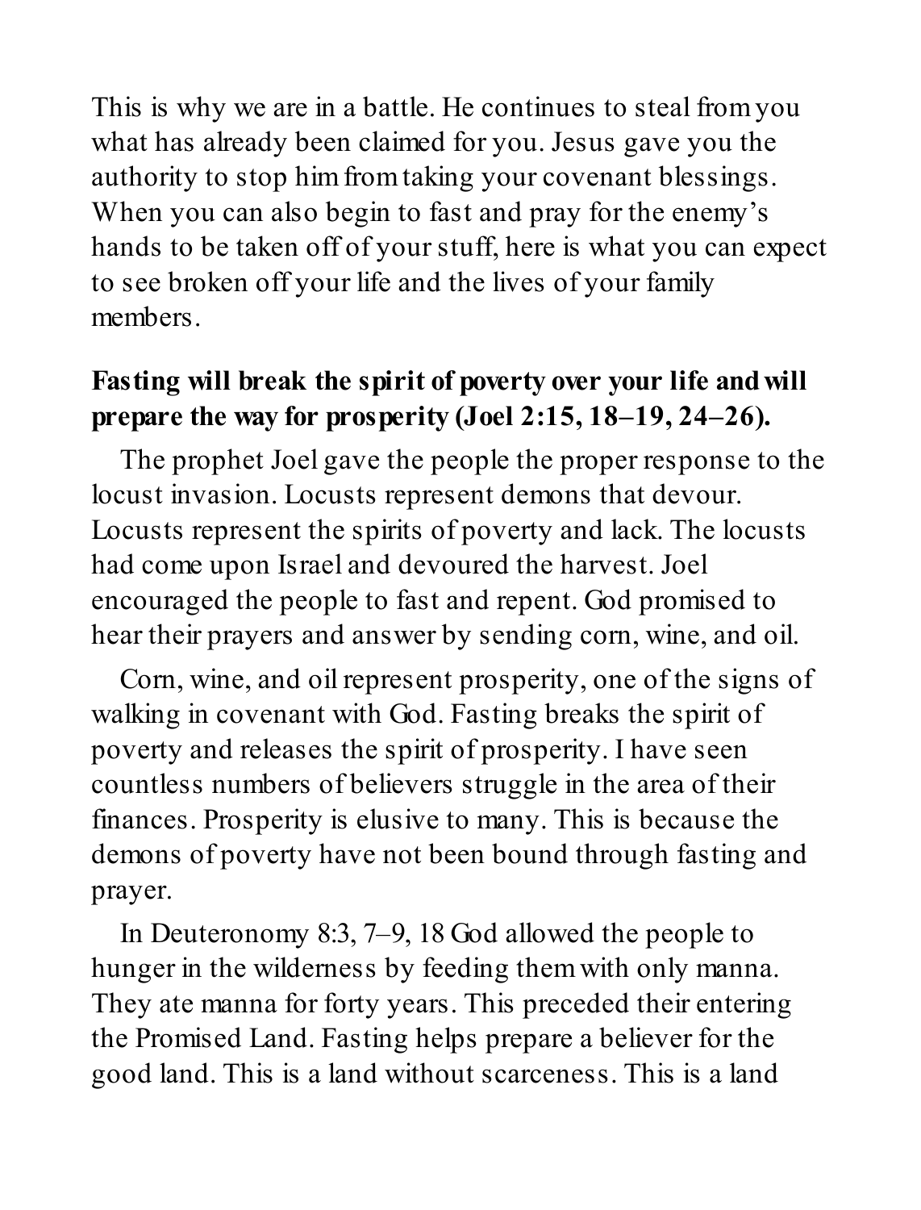This is why we are in a battle. He continues to steal from you what has already been claimed for you. Jesus gave you the authority to stop him from taking your covenant blessings. When you can also begin to fast and pray for the enemy's hands to be taken off of your stuff, here is what you can expect to see broken off your life and the lives of your family members.

**Fasting will break the spirit of poverty over your life and will prepare the way for prosperity (Joel 2:15, 18–19, 24–26).**

The prophet Joel gave the people the proper response to the locust invasion. Locusts represent demons that devour. Locusts represent the spirits of poverty and lack. The locusts had come upon Israel and devoured the harvest. Joel encouraged the people to fast and repent. God promised to hear their prayers and answer by sending corn, wine, and oil.

Corn, wine, and oil represent prosperity, one of the signs of walking in covenant with God. Fasting breaks the spirit of poverty and releases the spirit of prosperity. I have seen countless numbers of believers struggle in the area of their finances. Prosperity is elusive to many. This is because the demons of poverty have not been bound through fasting and prayer.

In Deuteronomy 8:3, 7–9, 18 God allowed the people to hunger in the wilderness by feeding them with only manna. They ate manna for forty years. This preceded their entering the Promised Land. Fasting helps prepare a believer for the good land. This is a land without scarceness. This is a land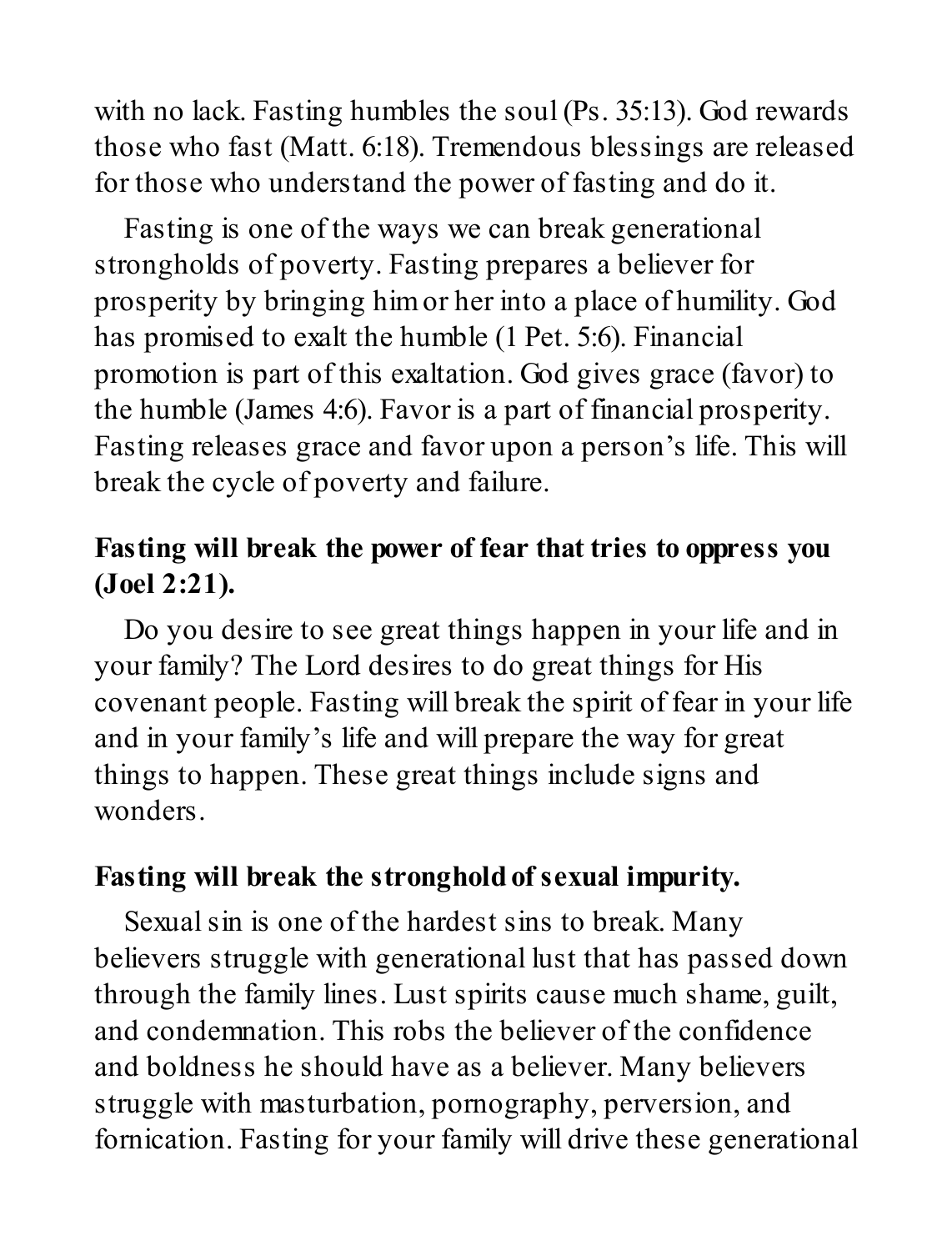with no lack. Fasting humbles the soul (Ps. 35:13). God rewards those who fast (Matt. 6:18). Tremendous blessings are released for those who understand the power of fasting and do it.

Fasting is one of the ways we can break generational strongholds of poverty. Fasting prepares a believer for prosperity by bringing him or her into a place of humility. God has promised to exalt the humble (1 Pet. 5:6). Financial promotion is part of this exaltation. God gives grace (favor) to the humble (James 4:6). Favor is a part of financial prosperity. Fasting releases grace and favor upon a person's life. This will break the cycle of poverty and failure.

**Fasting will break the power of fear that tries to oppress you (Joel 2:21).**

Do you desire to see great things happen in your life and in your family? The Lord desires to do great things for His covenant people. Fasting will break the spirit of fear in your life and in your family's life and will prepare the way for great things to happen. These great things include signs and wonders.

**Fasting will break the stronghold of sexual impurity.**

Sexual sin is one of the hardest sins to break. Many believers struggle with generational lust that has passed down through the family lines. Lust spirits cause much shame, guilt, and condemnation. This robs the believer of the confidence and boldness he should have as a believer. Many believers struggle with masturbation, pornography, perversion, and fornication. Fasting for your family will drive these generational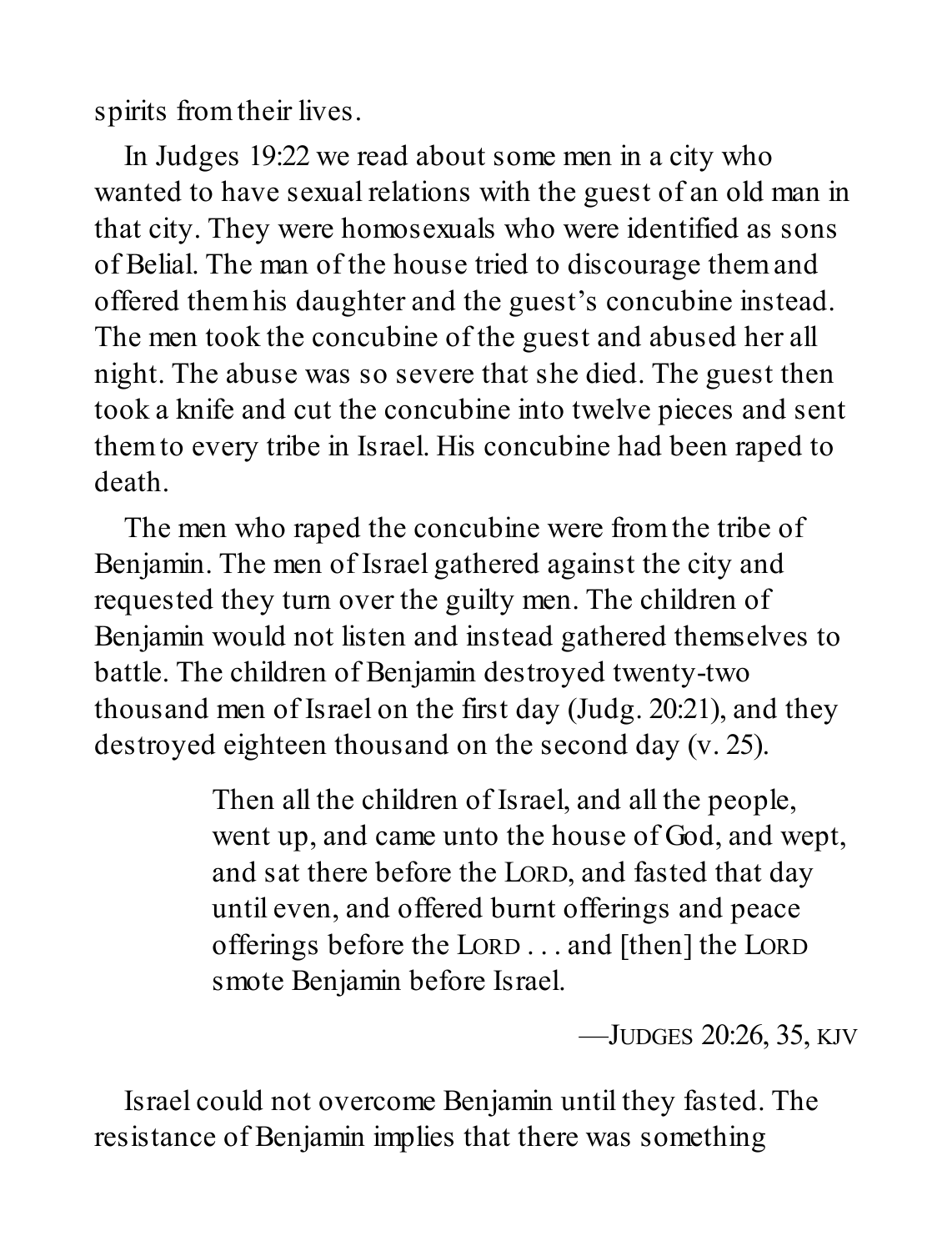spirits from their lives.

In Judges 19:22 we read about some men in a city who wanted to have sexual relations with the guest of an old man in that city. They were homosexuals who were identified as sons of Belial. The man of the house tried to discourage them and offered them his daughter and the guest's concubine instead. The men took the concubine of the guest and abused her all night. The abuse was so severe that she died. The guest then took a knife and cut the concubine into twelve pieces and sent them to every tribe in Israel. His concubine had been raped to death.

The men who raped the concubine were from the tribe of Benjamin. The men of Israel gathered against the city and requested they turn over the guilty men. The children of Benjamin would not listen and instead gathered themselves to battle. The children of Benjamin destroyed twenty-two thousand men of Israel on the first day (Judg. 20:21), and they destroyed eighteen thousand on the second day (v. 25).

> Then all the children of Israel, and all the people, went up, and came unto the house of God, and wept, and sat there before the LORD, and fasted that day until even, and offered burnt offerings and peace offerings before the LORD . . . and [then] the LORD smote Benjamin before Israel.
>
> —JUDGES 20:26, 35, KJV

Israel could not overcome Benjamin until they fasted. The resistance of Benjamin implies that there was something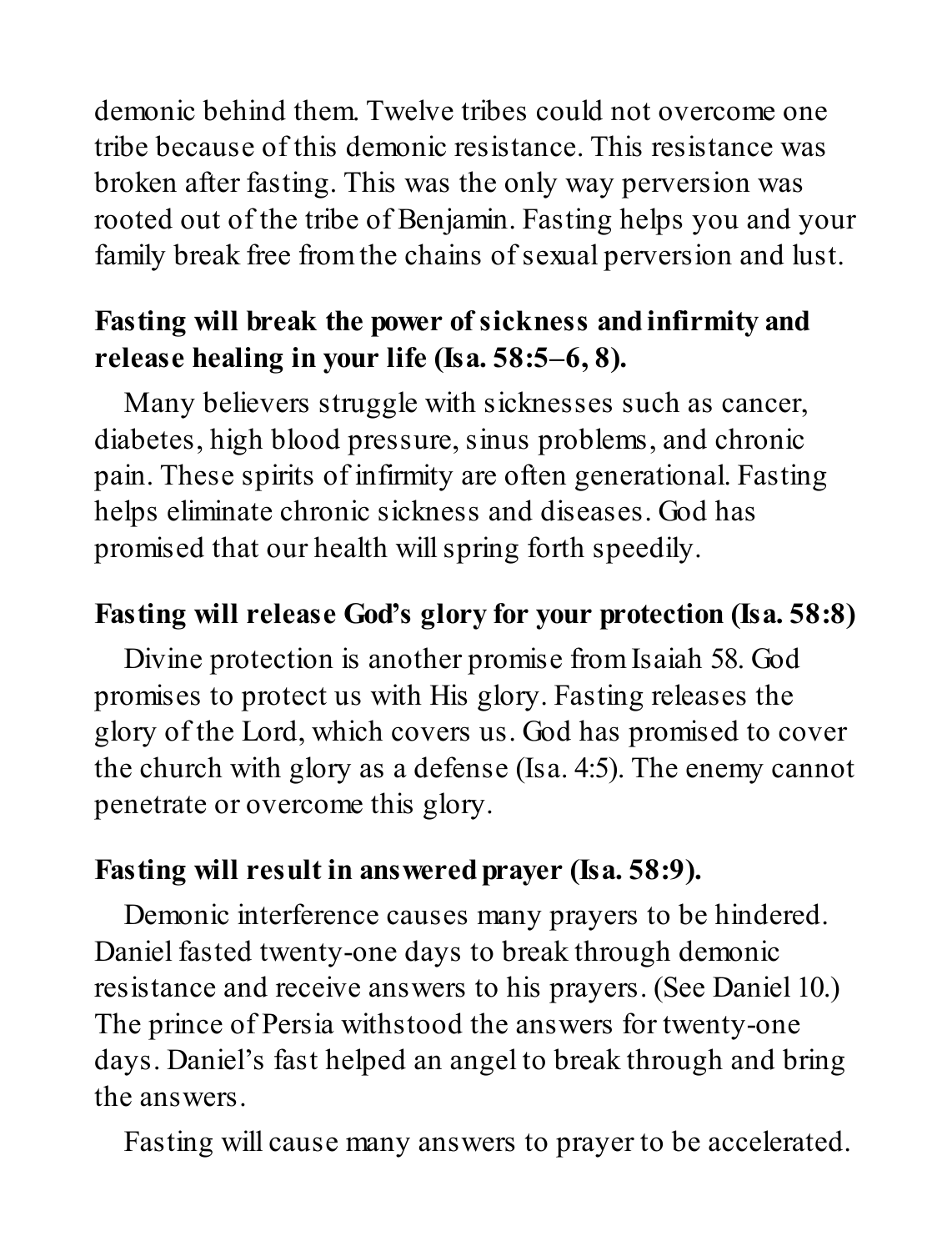demonic behind them. Twelve tribes could not overcome one tribe because of this demonic resistance. This resistance was broken after fasting. This was the only way perversion was rooted out of the tribe of Benjamin. Fasting helps you and your family break free from the chains of sexual perversion and lust.

**Fasting will break the power of sickness and infirmity and release healing in your life (Isa. 58:5–6, 8).**

Many believers struggle with sicknesses such as cancer, diabetes, high blood pressure, sinus problems, and chronic pain. These spirits of infirmity are often generational. Fasting helps eliminate chronic sickness and diseases. God has promised that our health will spring forth speedily.

**Fasting will release God's glory for your protection (Isa. 58:8)**

Divine protection is another promise from Isaiah 58. God promises to protect us with His glory. Fasting releases the glory of the Lord, which covers us. God has promised to cover the church with glory as a defense (Isa. 4:5). The enemy cannot penetrate or overcome this glory.

**Fasting will result in answered prayer (Isa. 58:9).**

Demonic interference causes many prayers to be hindered. Daniel fasted twenty-one days to break through demonic resistance and receive answers to his prayers. (See Daniel 10.) The prince of Persia withstood the answers for twenty-one days. Daniel's fast helped an angel to break through and bring the answers.

Fasting will cause many answers to prayer to be accelerated.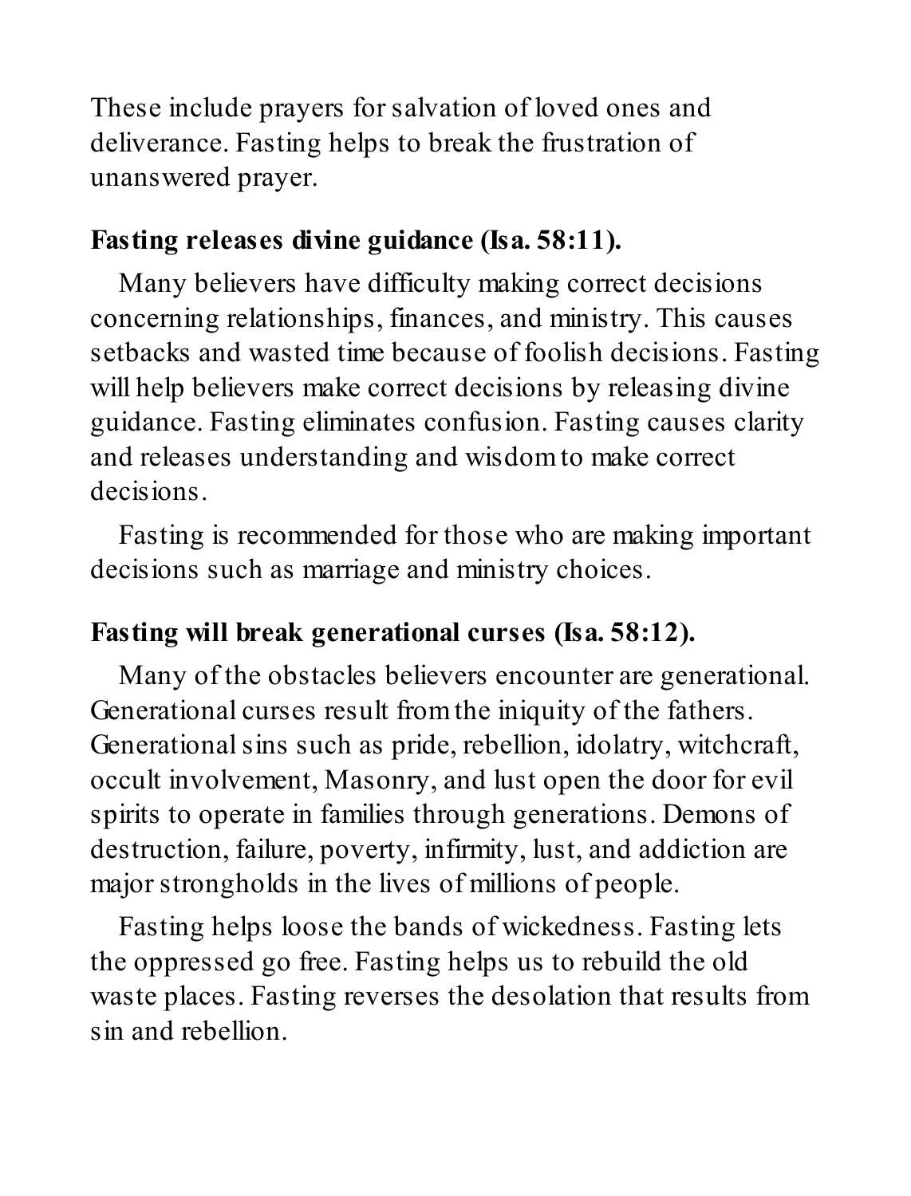These include prayers for salvation of loved ones and deliverance. Fasting helps to break the frustration of unanswered prayer.

**Fasting releases divine guidance (Isa. 58:11).**

Many believers have difficulty making correct decisions concerning relationships, finances, and ministry. This causes setbacks and wasted time because of foolish decisions. Fasting will help believers make correct decisions by releasing divine guidance. Fasting eliminates confusion. Fasting causes clarity and releases understanding and wisdom to make correct decisions.

Fasting is recommended for those who are making important decisions such as marriage and ministry choices.

**Fasting will break generational curses (Isa. 58:12).**

Many of the obstacles believers encounter are generational. Generational curses result from the iniquity of the fathers. Generational sins such as pride, rebellion, idolatry, witchcraft, occult involvement, Masonry, and lust open the door for evil spirits to operate in families through generations. Demons of destruction, failure, poverty, infirmity, lust, and addiction are major strongholds in the lives of millions of people.

Fasting helps loose the bands of wickedness. Fasting lets the oppressed go free. Fasting helps us to rebuild the old waste places. Fasting reverses the desolation that results from sin and rebellion.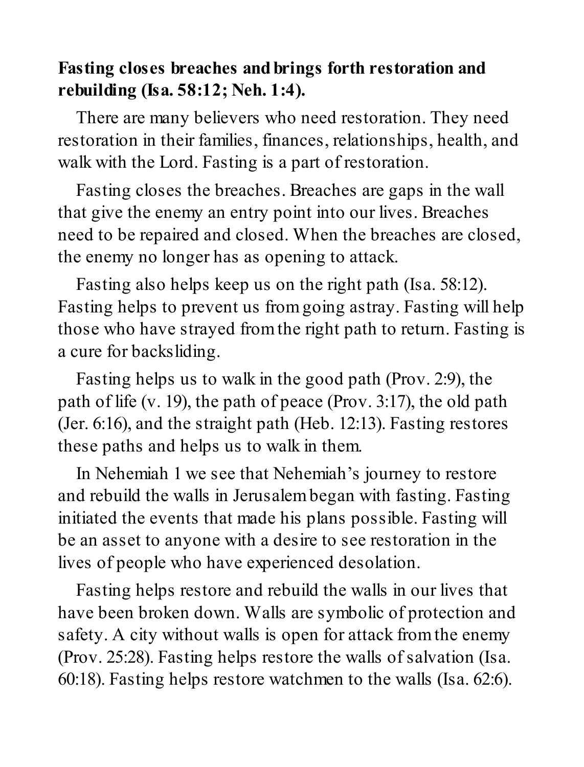**Fasting closes breaches and brings forth restoration and rebuilding (Isa. 58:12; Neh. 1:4).**

There are many believers who need restoration. They need restoration in their families, finances, relationships, health, and walk with the Lord. Fasting is a part of restoration.

Fasting closes the breaches. Breaches are gaps in the wall that give the enemy an entry point into our lives. Breaches need to be repaired and closed. When the breaches are closed, the enemy no longer has as opening to attack.

Fasting also helps keep us on the right path (Isa. 58:12). Fasting helps to prevent us from going astray. Fasting will help those who have strayed from the right path to return. Fasting is a cure for backsliding.

Fasting helps us to walk in the good path (Prov. 2:9), the path of life (v. 19), the path of peace (Prov. 3:17), the old path (Jer. 6:16), and the straight path (Heb. 12:13). Fasting restores these paths and helps us to walk in them.

In Nehemiah 1 we see that Nehemiah's journey to restore and rebuild the walls in Jerusalem began with fasting. Fasting initiated the events that made his plans possible. Fasting will be an asset to anyone with a desire to see restoration in the lives of people who have experienced desolation.

Fasting helps restore and rebuild the walls in our lives that have been broken down. Walls are symbolic of protection and safety. A city without walls is open for attack from the enemy (Prov. 25:28). Fasting helps restore the walls of salvation (Isa. 60:18). Fasting helps restore watchmen to the walls (Isa. 62:6).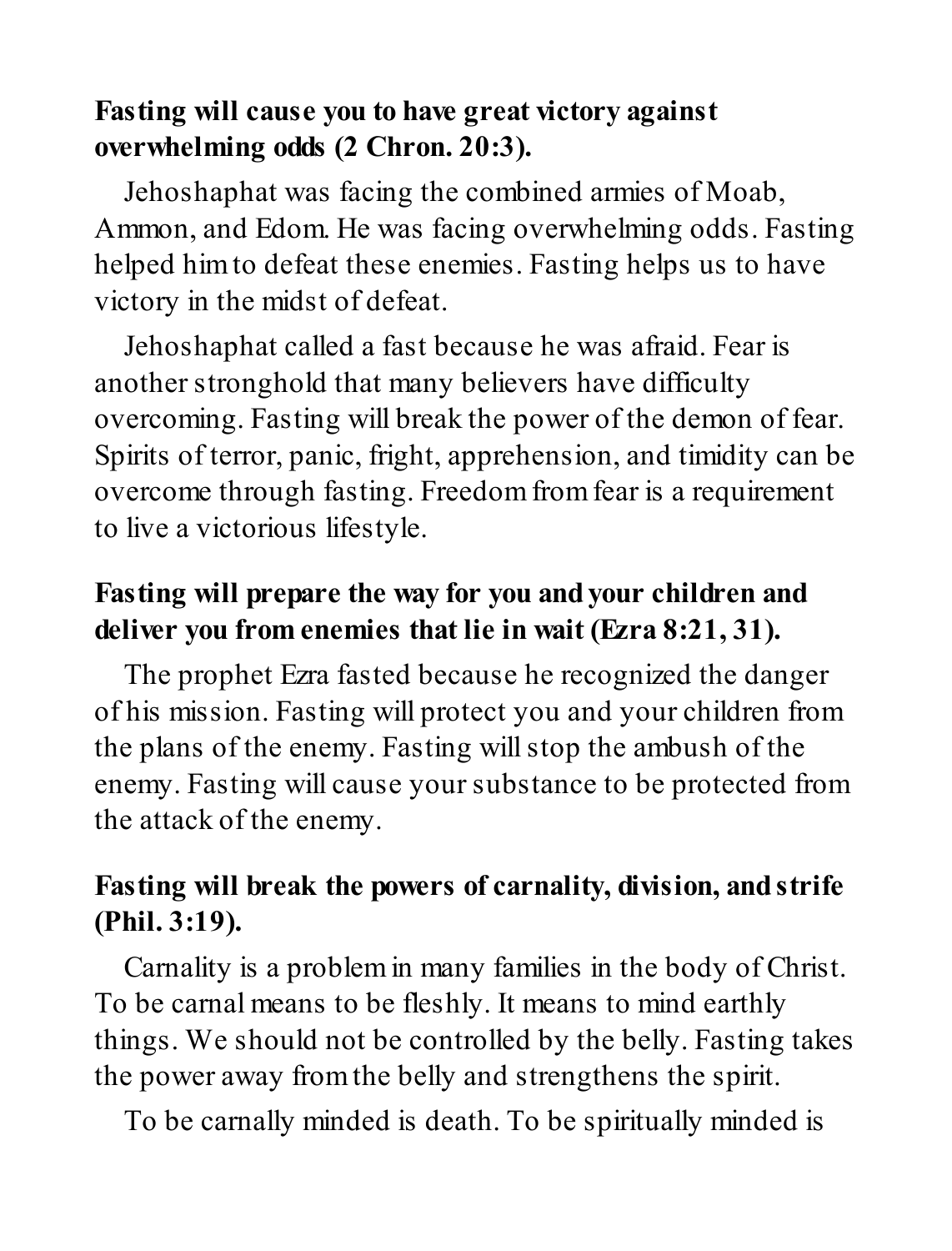**Fasting will cause you to have great victory against overwhelming odds (2 Chron. 20:3).**

Jehoshaphat was facing the combined armies of Moab, Ammon, and Edom. He was facing overwhelming odds. Fasting helped him to defeat these enemies. Fasting helps us to have victory in the midst of defeat.

Jehoshaphat called a fast because he was afraid. Fear is another stronghold that many believers have difficulty overcoming. Fasting will break the power of the demon of fear. Spirits of terror, panic, fright, apprehension, and timidity can be overcome through fasting. Freedom from fear is a requirement to live a victorious lifestyle.

**Fasting will prepare the way for you and your children and deliver you from enemies that lie in wait (Ezra 8:21, 31).**

The prophet Ezra fasted because he recognized the danger of his mission. Fasting will protect you and your children from the plans of the enemy. Fasting will stop the ambush of the enemy. Fasting will cause your substance to be protected from the attack of the enemy.

**Fasting will break the powers of carnality, division, and strife (Phil. 3:19).**

Carnality is a problem in many families in the body of Christ. To be carnal means to be fleshly. It means to mind earthly things. We should not be controlled by the belly. Fasting takes the power away from the belly and strengthens the spirit.

To be carnally minded is death. To be spiritually minded is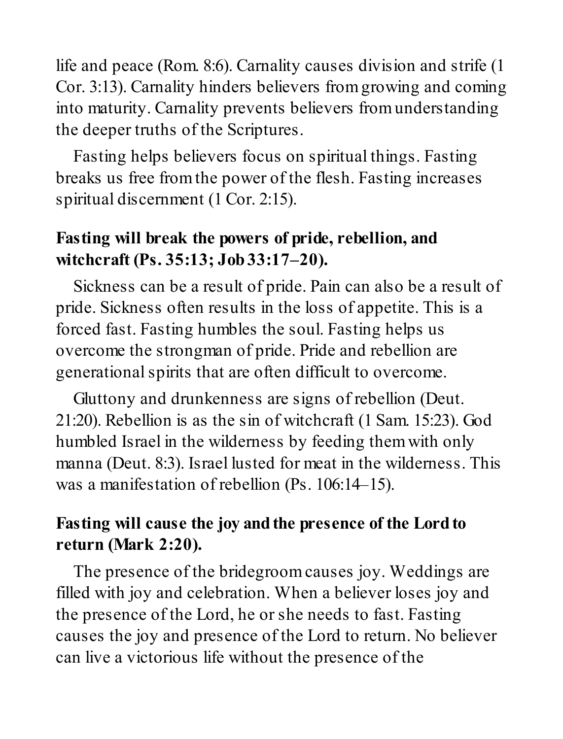life and peace (Rom. 8:6). Carnality causes division and strife (1 Cor. 3:13). Carnality hinders believers from growing and coming into maturity. Carnality prevents believers from understanding the deeper truths of the Scriptures.

Fasting helps believers focus on spiritual things. Fasting breaks us free from the power of the flesh. Fasting increases spiritual discernment (1 Cor. 2:15).

**Fasting will break the powers of pride, rebellion, and witchcraft (Ps. 35:13; Job 33:17–20).**

Sickness can be a result of pride. Pain can also be a result of pride. Sickness often results in the loss of appetite. This is a forced fast. Fasting humbles the soul. Fasting helps us overcome the strongman of pride. Pride and rebellion are generational spirits that are often difficult to overcome.

Gluttony and drunkenness are signs of rebellion (Deut. 21:20). Rebellion is as the sin of witchcraft (1 Sam. 15:23). God humbled Israel in the wilderness by feeding them with only manna (Deut. 8:3). Israel lusted for meat in the wilderness. This was a manifestation of rebellion (Ps. 106:14–15).

**Fasting will cause the joy and the presence of the Lord to return (Mark 2:20).**

The presence of the bridegroom causes joy. Weddings are filled with joy and celebration. When a believer loses joy and the presence of the Lord, he or she needs to fast. Fasting causes the joy and presence of the Lord to return. No believer can live a victorious life without the presence of the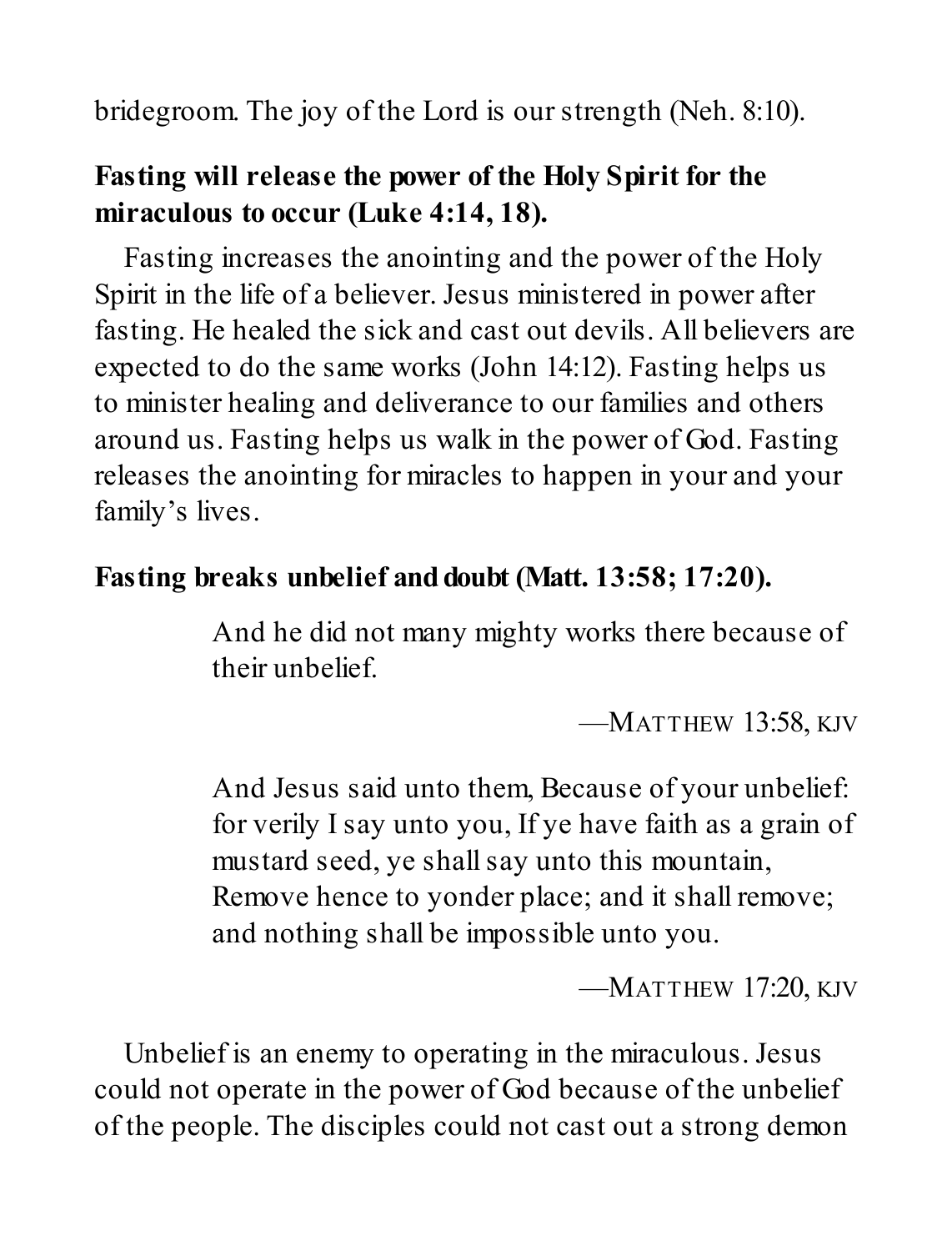bridegroom. The joy of the Lord is our strength (Neh. 8:10).

**Fasting will release the power of the Holy Spirit for the miraculous to occur (Luke 4:14, 18).**

Fasting increases the anointing and the power of the Holy Spirit in the life of a believer. Jesus ministered in power after fasting. He healed the sick and cast out devils. All believers are expected to do the same works (John 14:12). Fasting helps us to minister healing and deliverance to our families and others around us. Fasting helps us walk in the power of God. Fasting releases the anointing for miracles to happen in your and your family's lives.

**Fasting breaks unbelief and doubt (Matt. 13:58; 17:20).**

> And he did not many mighty works there because of their unbelief.
>
> —MATTHEW 13:58, KJV

> And Jesus said unto them, Because of your unbelief: for verily I say unto you, If ye have faith as a grain of mustard seed, ye shall say unto this mountain, Remove hence to yonder place; and it shall remove; and nothing shall be impossible unto you.
>
> —MATTHEW 17:20, KJV

Unbelief is an enemy to operating in the miraculous. Jesus could not operate in the power of God because of the unbelief of the people. The disciples could not cast out a strong demon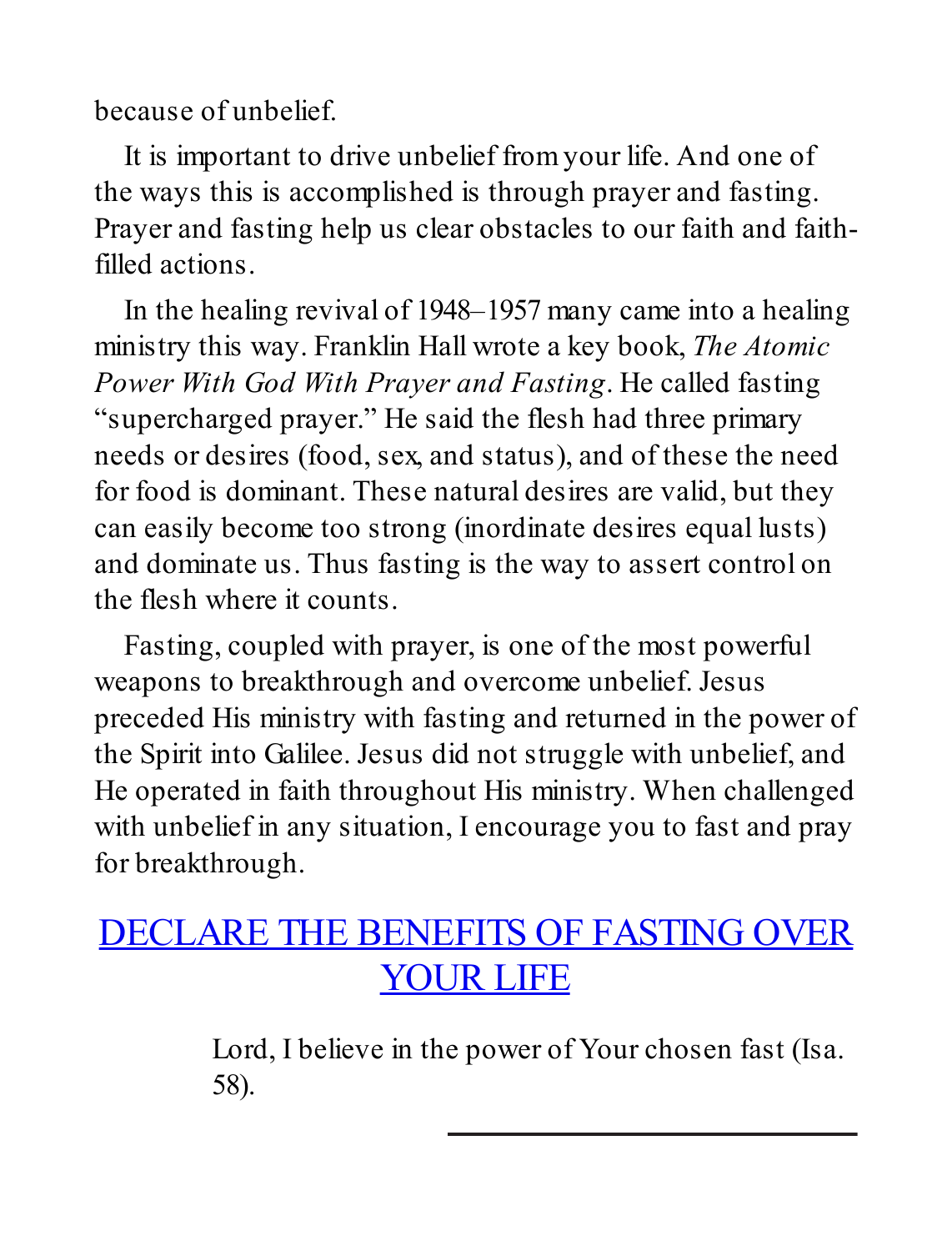because of unbelief.

It is important to drive unbelief from your life. And one of the ways this is accomplished is through prayer and fasting. Prayer and fasting help us clear obstacles to our faith and faith-filled actions.

In the healing revival of 1948–1957 many came into a healing ministry this way. Franklin Hall wrote a key book, *The Atomic Power With God With Prayer and Fasting*. He called fasting "supercharged prayer." He said the flesh had three primary needs or desires (food, sex, and status), and of these the need for food is dominant. These natural desires are valid, but they can easily become too strong (inordinate desires equal lusts) and dominate us. Thus fasting is the way to assert control on the flesh where it counts.

Fasting, coupled with prayer, is one of the most powerful weapons to breakthrough and overcome unbelief. Jesus preceded His ministry with fasting and returned in the power of the Spirit into Galilee. Jesus did not struggle with unbelief, and He operated in faith throughout His ministry. When challenged with unbelief in any situation, I encourage you to fast and pray for breakthrough.

## DECLARE THE BENEFITS OF FASTING OVER YOUR LIFE

> Lord, I believe in the power of Your chosen fast (Isa. 58).

---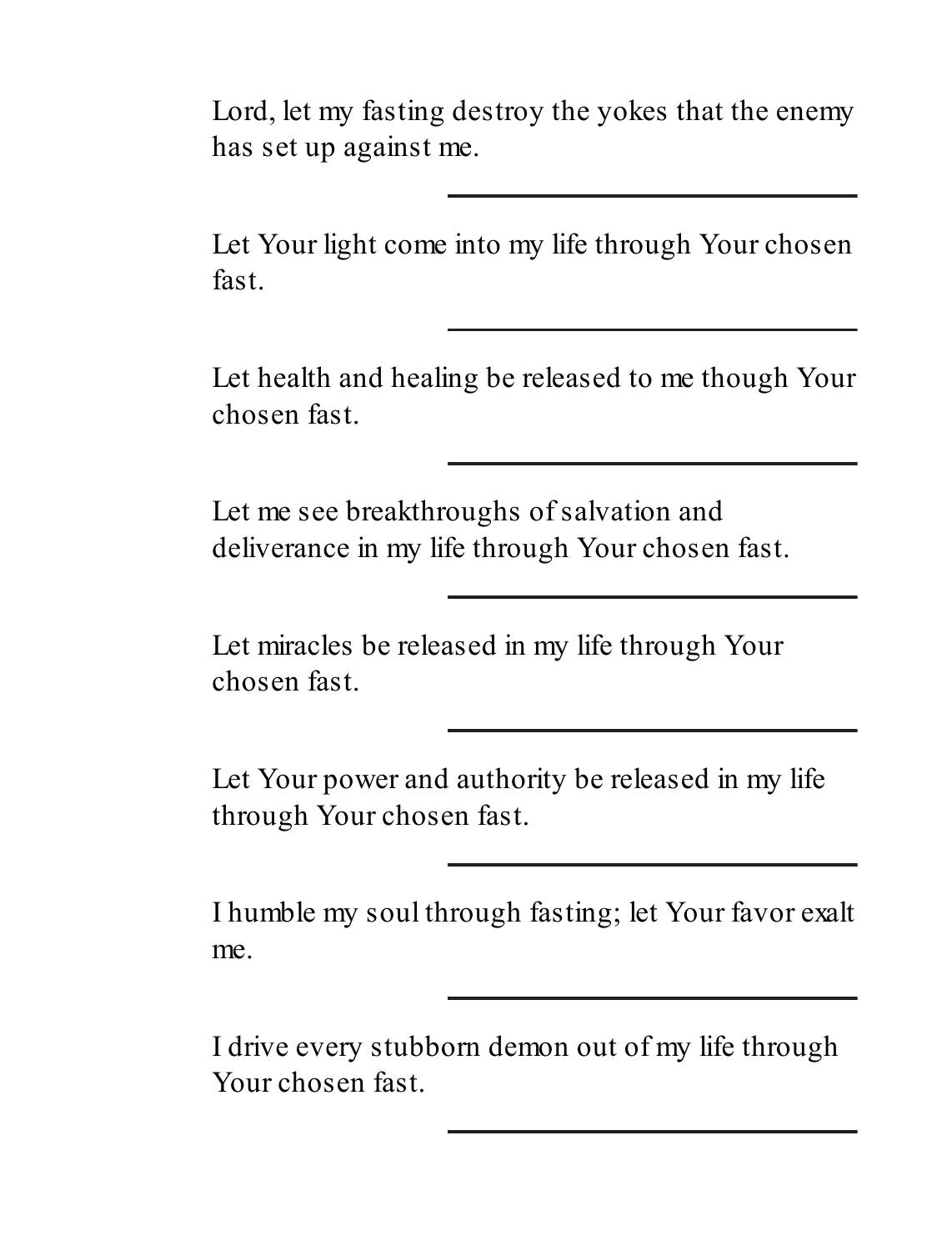Lord, let my fasting destroy the yokes that the enemy has set up against me.

---

Let Your light come into my life through Your chosen fast.

---

Let health and healing be released to me though Your chosen fast.

---

Let me see breakthroughs of salvation and deliverance in my life through Your chosen fast.

---

Let miracles be released in my life through Your chosen fast.

---

Let Your power and authority be released in my life through Your chosen fast.

---

I humble my soul through fasting; let Your favor exalt me.

---

I drive every stubborn demon out of my life through Your chosen fast.

---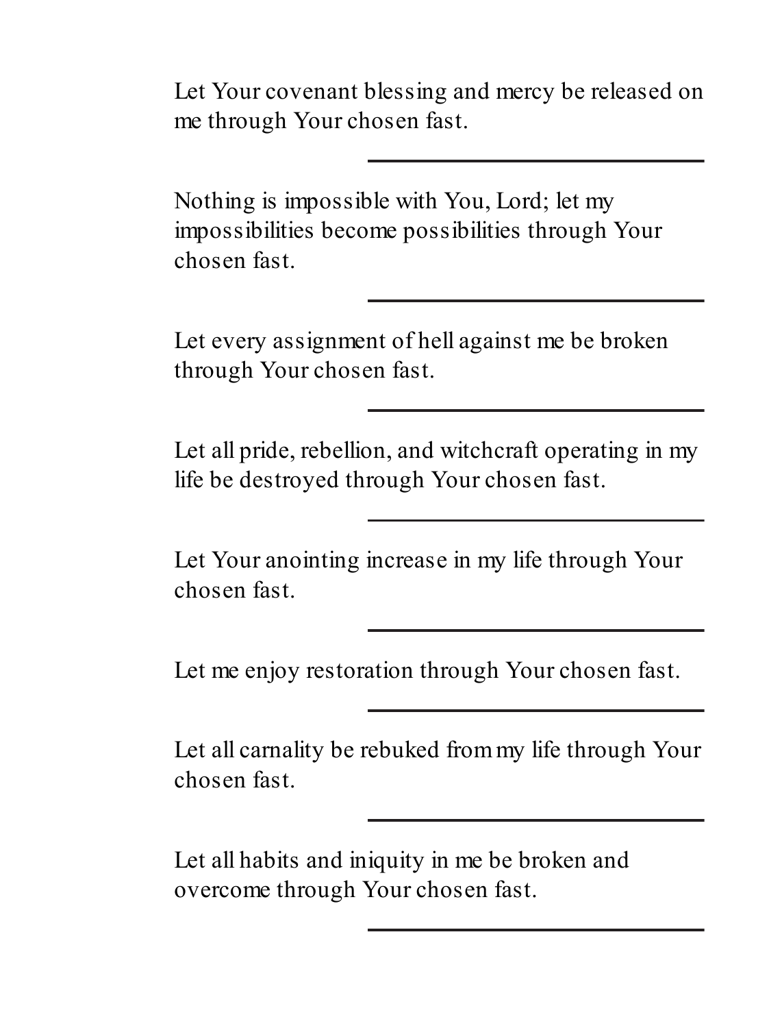Let Your covenant blessing and mercy be released on me through Your chosen fast.

---

Nothing is impossible with You, Lord; let my impossibilities become possibilities through Your chosen fast.

---

Let every assignment of hell against me be broken through Your chosen fast.

---

Let all pride, rebellion, and witchcraft operating in my life be destroyed through Your chosen fast.

---

Let Your anointing increase in my life through Your chosen fast.

---

Let me enjoy restoration through Your chosen fast.

---

Let all carnality be rebuked from my life through Your chosen fast.

---

Let all habits and iniquity in me be broken and overcome through Your chosen fast.

---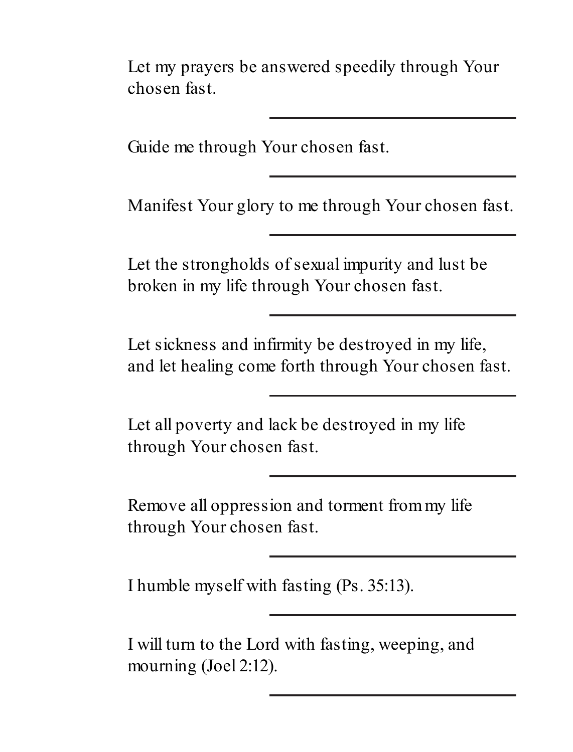Let my prayers be answered speedily through Your chosen fast.

---

Guide me through Your chosen fast.

---

Manifest Your glory to me through Your chosen fast.

---

Let the strongholds of sexual impurity and lust be broken in my life through Your chosen fast.

---

Let sickness and infirmity be destroyed in my life, and let healing come forth through Your chosen fast.

---

Let all poverty and lack be destroyed in my life through Your chosen fast.

---

Remove all oppression and torment from my life through Your chosen fast.

---

I humble myself with fasting (Ps. 35:13).

---

I will turn to the Lord with fasting, weeping, and mourning (Joel 2:12).

---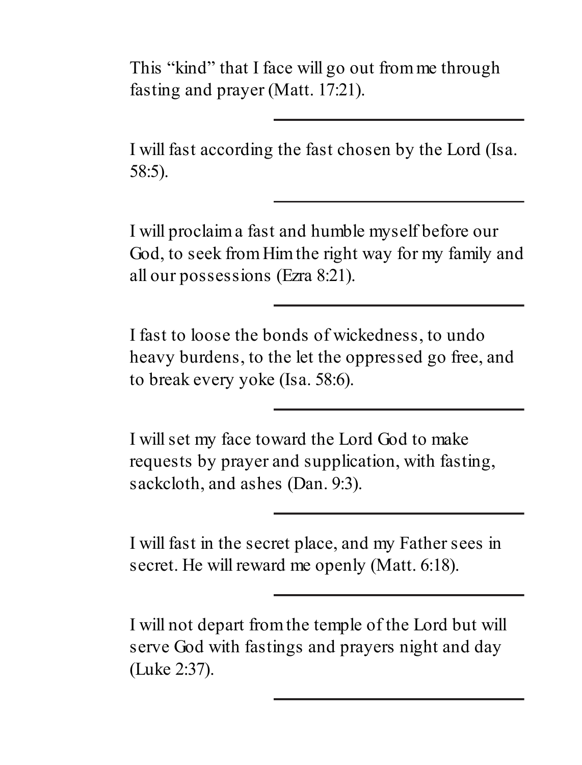This “kind” that I face will go out from me through fasting and prayer (Matt. 17:21).

---

I will fast according the fast chosen by the Lord (Isa. 58:5).

---

I will proclaim a fast and humble myself before our God, to seek from Him the right way for my family and all our possessions (Ezra 8:21).

---

I fast to loose the bonds of wickedness, to undo heavy burdens, to the let the oppressed go free, and to break every yoke (Isa. 58:6).

---

I will set my face toward the Lord God to make requests by prayer and supplication, with fasting, sackcloth, and ashes (Dan. 9:3).

---

I will fast in the secret place, and my Father sees in secret. He will reward me openly (Matt. 6:18).

---

I will not depart from the temple of the Lord but will serve God with fastings and prayers night and day (Luke 2:37).

---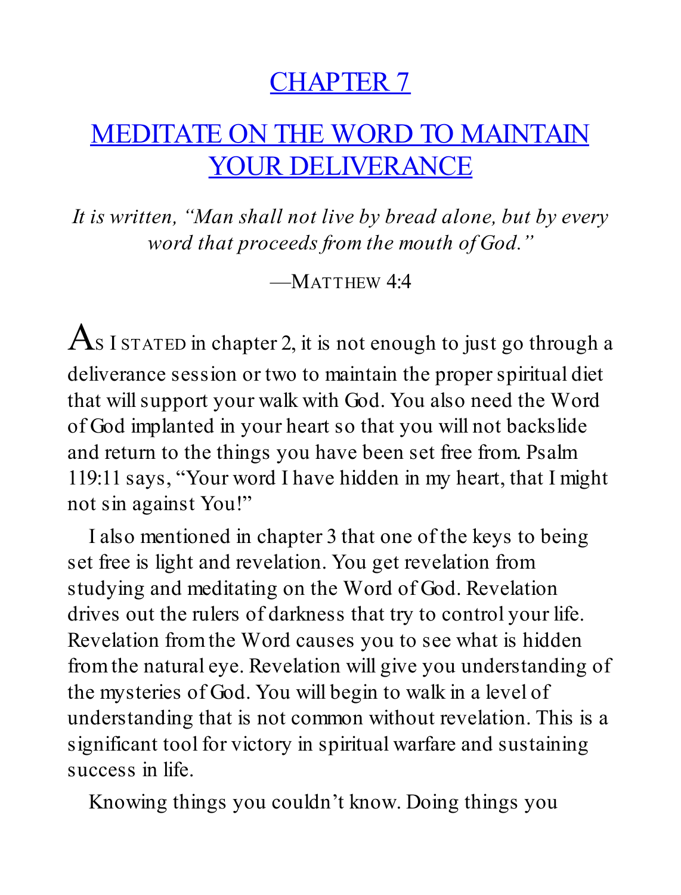# CHAPTER 7

# MEDITATE ON THE WORD TO MAINTAIN YOUR DELIVERANCE

*It is written, "Man shall not live by bread alone, but by every word that proceeds from the mouth of God."*

—MATTHEW 4:4

AS I STATED in chapter 2, it is not enough to just go through a deliverance session or two to maintain the proper spiritual diet that will support your walk with God. You also need the Word of God implanted in your heart so that you will not backslide and return to the things you have been set free from. Psalm 119:11 says, "Your word I have hidden in my heart, that I might not sin against You!"

I also mentioned in chapter 3 that one of the keys to being set free is light and revelation. You get revelation from studying and meditating on the Word of God. Revelation drives out the rulers of darkness that try to control your life. Revelation from the Word causes you to see what is hidden from the natural eye. Revelation will give you understanding of the mysteries of God. You will begin to walk in a level of understanding that is not common without revelation. This is a significant tool for victory in spiritual warfare and sustaining success in life.

Knowing things you couldn't know. Doing things you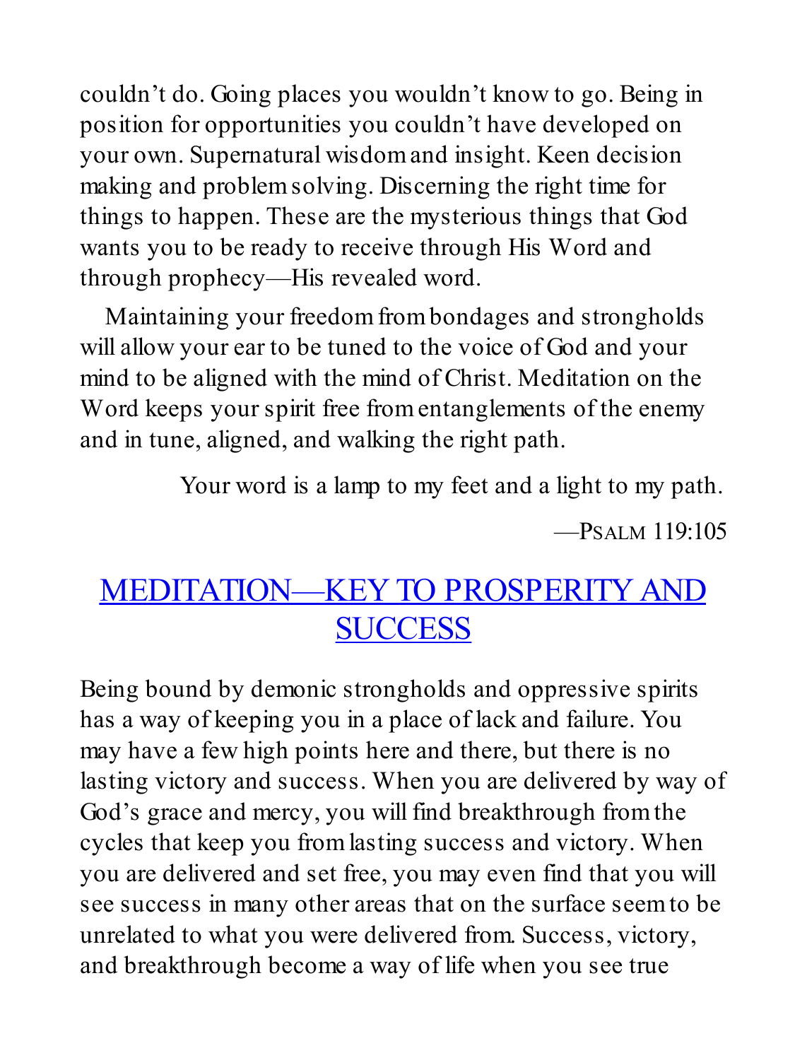couldn't do. Going places you wouldn't know to go. Being in position for opportunities you couldn't have developed on your own. Supernatural wisdom and insight. Keen decision making and problem solving. Discerning the right time for things to happen. These are the mysterious things that God wants you to be ready to receive through His Word and through prophecy—His revealed word.

Maintaining your freedom from bondages and strongholds will allow your ear to be tuned to the voice of God and your mind to be aligned with the mind of Christ. Meditation on the Word keeps your spirit free from entanglements of the enemy and in tune, aligned, and walking the right path.

> Your word is a lamp to my feet and a light to my path.
>
> —Psalm 119:105

## MEDITATION—KEY TO PROSPERITY AND SUCCESS

Being bound by demonic strongholds and oppressive spirits has a way of keeping you in a place of lack and failure. You may have a few high points here and there, but there is no lasting victory and success. When you are delivered by way of God's grace and mercy, you will find breakthrough from the cycles that keep you from lasting success and victory. When you are delivered and set free, you may even find that you will see success in many other areas that on the surface seem to be unrelated to what you were delivered from. Success, victory, and breakthrough become a way of life when you see true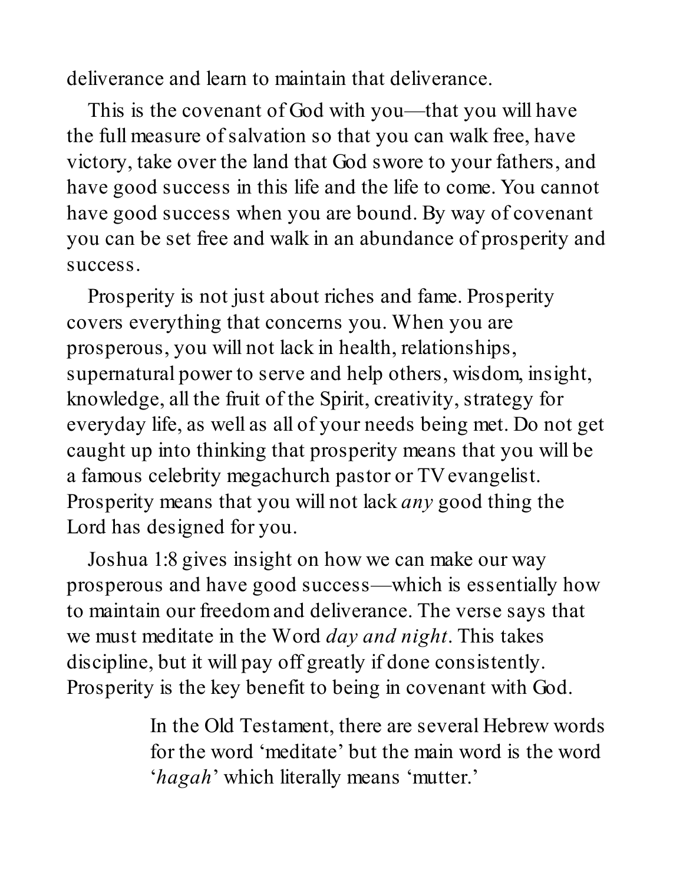deliverance and learn to maintain that deliverance.

This is the covenant of God with you—that you will have the full measure of salvation so that you can walk free, have victory, take over the land that God swore to your fathers, and have good success in this life and the life to come. You cannot have good success when you are bound. By way of covenant you can be set free and walk in an abundance of prosperity and success.

Prosperity is not just about riches and fame. Prosperity covers everything that concerns you. When you are prosperous, you will not lack in health, relationships, supernatural power to serve and help others, wisdom, insight, knowledge, all the fruit of the Spirit, creativity, strategy for everyday life, as well as all of your needs being met. Do not get caught up into thinking that prosperity means that you will be a famous celebrity megachurch pastor or TV evangelist. Prosperity means that you will not lack *any* good thing the Lord has designed for you.

Joshua 1:8 gives insight on how we can make our way prosperous and have good success—which is essentially how to maintain our freedom and deliverance. The verse says that we must meditate in the Word *day and night*. This takes discipline, but it will pay off greatly if done consistently. Prosperity is the key benefit to being in covenant with God.

> In the Old Testament, there are several Hebrew words for the word 'meditate' but the main word is the word '*hagah*' which literally means 'mutter.'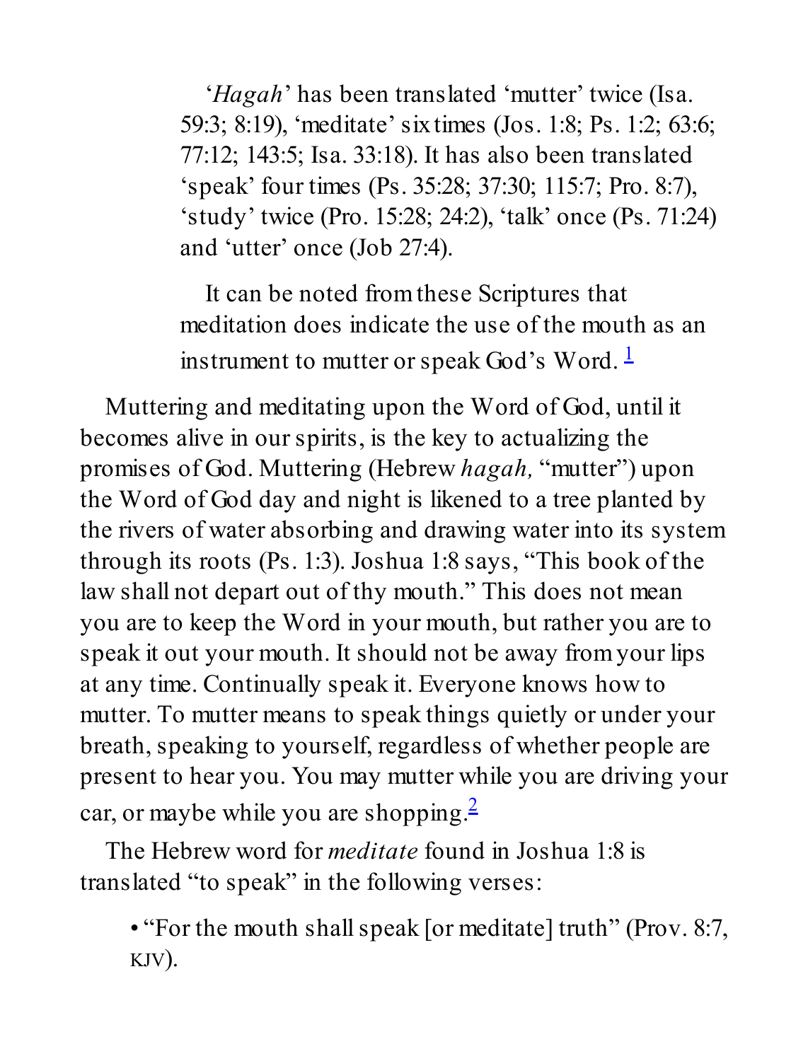> ‘*Hagah*’ has been translated ‘mutter’ twice (Isa. 59:3; 8:19), ‘meditate’ six times (Jos. 1:8; Ps. 1:2; 63:6; 77:12; 143:5; Isa. 33:18). It has also been translated ‘speak’ four times (Ps. 35:28; 37:30; 115:7; Pro. 8:7), ‘study’ twice (Pro. 15:28; 24:2), ‘talk’ once (Ps. 71:24) and ‘utter’ once (Job 27:4).
>
> It can be noted from these Scriptures that meditation does indicate the use of the mouth as an instrument to mutter or speak God’s Word. [1]

Muttering and meditating upon the Word of God, until it becomes alive in our spirits, is the key to actualizing the promises of God. Muttering (Hebrew *hagah,* “mutter”) upon the Word of God day and night is likened to a tree planted by the rivers of water absorbing and drawing water into its system through its roots (Ps. 1:3). Joshua 1:8 says, “This book of the law shall not depart out of thy mouth.” This does not mean you are to keep the Word in your mouth, but rather you are to speak it out your mouth. It should not be away from your lips at any time. Continually speak it. Everyone knows how to mutter. To mutter means to speak things quietly or under your breath, speaking to yourself, regardless of whether people are present to hear you. You may mutter while you are driving your car, or maybe while you are shopping.[2]

The Hebrew word for *meditate* found in Joshua 1:8 is translated “to speak” in the following verses:

- “For the mouth shall speak [or meditate] truth” (Prov. 8:7, KJV).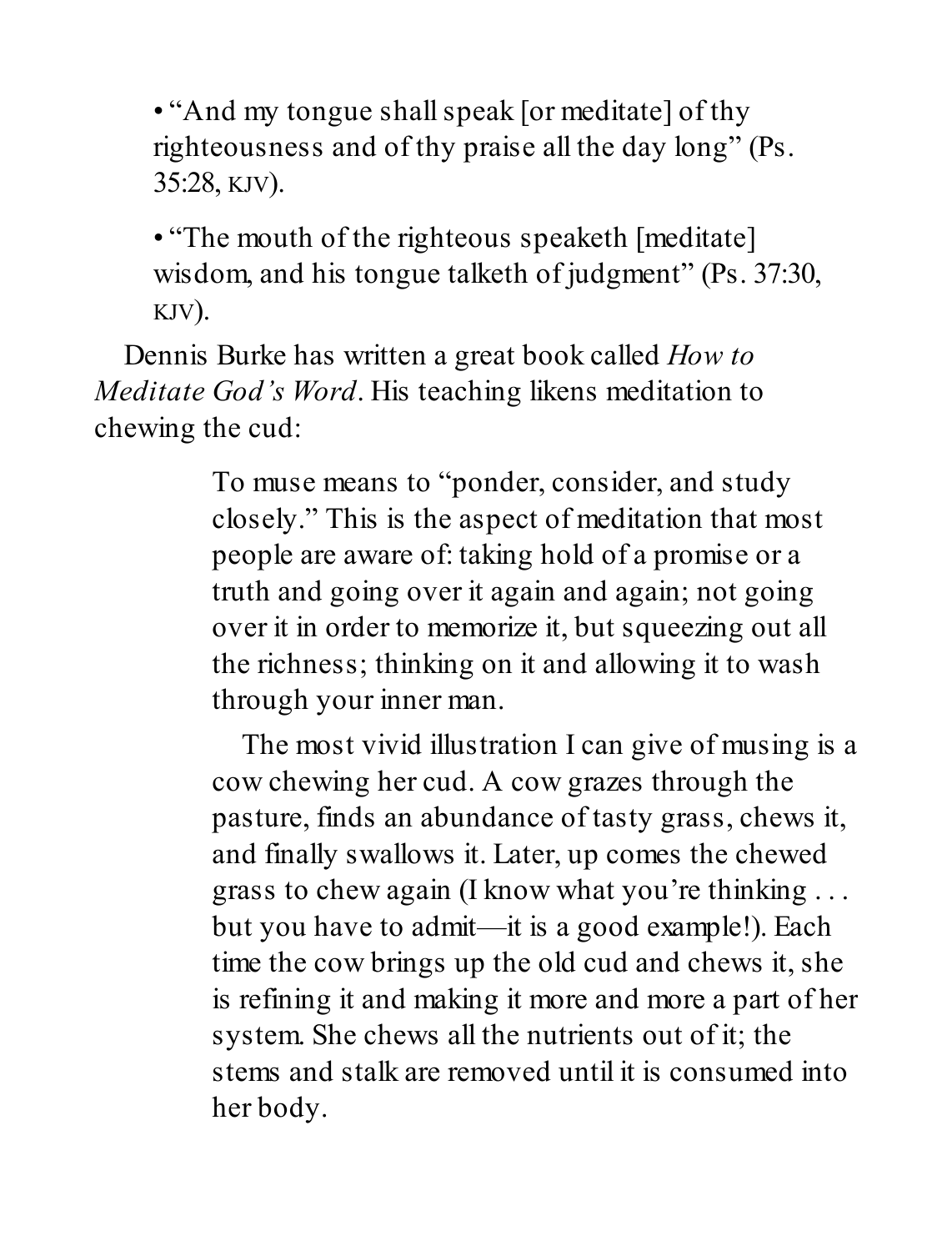- "And my tongue shall speak [or meditate] of thy righteousness and of thy praise all the day long" (Ps. 35:28, KJV).

- "The mouth of the righteous speaketh [meditate] wisdom, and his tongue talketh of judgment" (Ps. 37:30, KJV).

Dennis Burke has written a great book called *How to Meditate God's Word*. His teaching likens meditation to chewing the cud:

> To muse means to "ponder, consider, and study closely." This is the aspect of meditation that most people are aware of: taking hold of a promise or a truth and going over it again and again; not going over it in order to memorize it, but squeezing out all the richness; thinking on it and allowing it to wash through your inner man.
>
> The most vivid illustration I can give of musing is a cow chewing her cud. A cow grazes through the pasture, finds an abundance of tasty grass, chews it, and finally swallows it. Later, up comes the chewed grass to chew again (I know what you're thinking . . . but you have to admit—it is a good example!). Each time the cow brings up the old cud and chews it, she is refining it and making it more and more a part of her system. She chews all the nutrients out of it; the stems and stalk are removed until it is consumed into her body.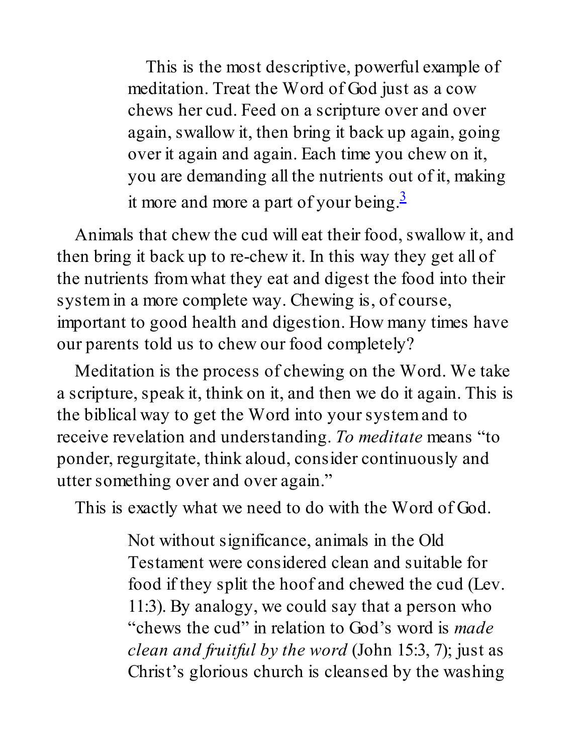> This is the most descriptive, powerful example of meditation. Treat the Word of God just as a cow chews her cud. Feed on a scripture over and over again, swallow it, then bring it back up again, going over it again and again. Each time you chew on it, you are demanding all the nutrients out of it, making it more and more a part of your being.[3]

Animals that chew the cud will eat their food, swallow it, and then bring it back up to re-chew it. In this way they get all of the nutrients from what they eat and digest the food into their system in a more complete way. Chewing is, of course, important to good health and digestion. How many times have our parents told us to chew our food completely?

Meditation is the process of chewing on the Word. We take a scripture, speak it, think on it, and then we do it again. This is the biblical way to get the Word into your system and to receive revelation and understanding. *To meditate* means "to ponder, regurgitate, think aloud, consider continuously and utter something over and over again."

This is exactly what we need to do with the Word of God.

> Not without significance, animals in the Old Testament were considered clean and suitable for food if they split the hoof and chewed the cud (Lev. 11:3). By analogy, we could say that a person who "chews the cud" in relation to God's word is *made clean and fruitful by the word* (John 15:3, 7); just as Christ's glorious church is cleansed by the washing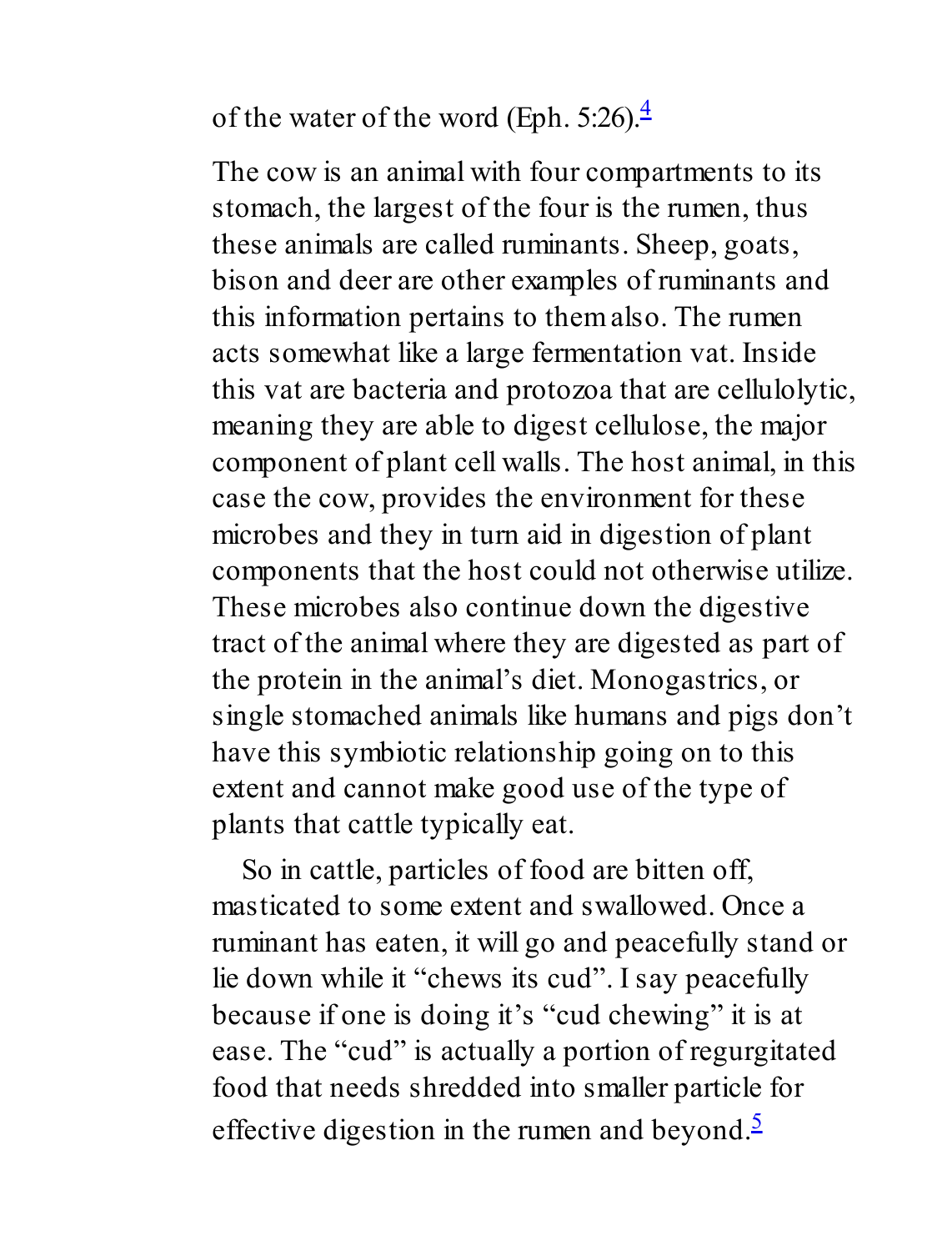of the water of the word (Eph. 5:26).[4]

The cow is an animal with four compartments to its stomach, the largest of the four is the rumen, thus these animals are called ruminants. Sheep, goats, bison and deer are other examples of ruminants and this information pertains to them also. The rumen acts somewhat like a large fermentation vat. Inside this vat are bacteria and protozoa that are cellulolytic, meaning they are able to digest cellulose, the major component of plant cell walls. The host animal, in this case the cow, provides the environment for these microbes and they in turn aid in digestion of plant components that the host could not otherwise utilize. These microbes also continue down the digestive tract of the animal where they are digested as part of the protein in the animal's diet. Monogastrics, or single stomached animals like humans and pigs don't have this symbiotic relationship going on to this extent and cannot make good use of the type of plants that cattle typically eat.

So in cattle, particles of food are bitten off, masticated to some extent and swallowed. Once a ruminant has eaten, it will go and peacefully stand or lie down while it "chews its cud". I say peacefully because if one is doing it's "cud chewing" it is at ease. The "cud" is actually a portion of regurgitated food that needs shredded into smaller particle for effective digestion in the rumen and beyond.[5]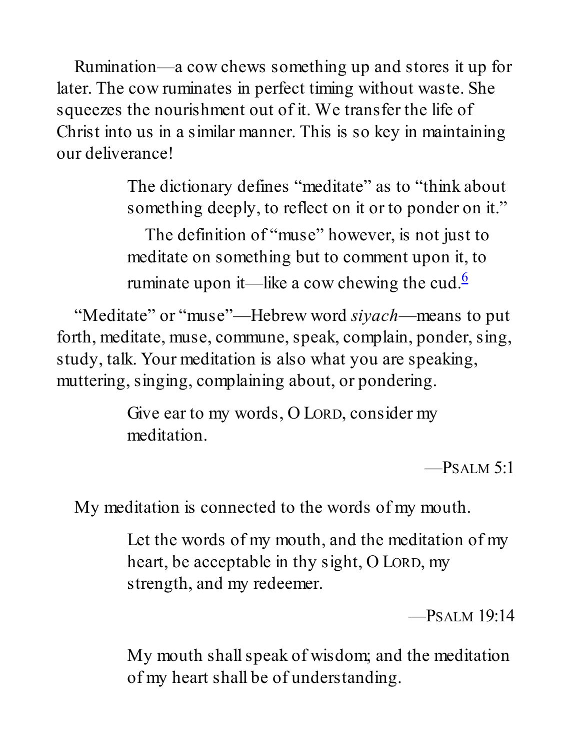Rumination—a cow chews something up and stores it up for later. The cow ruminates in perfect timing without waste. She squeezes the nourishment out of it. We transfer the life of Christ into us in a similar manner. This is so key in maintaining our deliverance!

> The dictionary defines "meditate" as to "think about something deeply, to reflect on it or to ponder on it."
>
> The definition of "muse" however, is not just to meditate on something but to comment upon it, to ruminate upon it—like a cow chewing the cud.[6]

"Meditate" or "muse"—Hebrew word *siyach*—means to put forth, meditate, muse, commune, speak, complain, ponder, sing, study, talk. Your meditation is also what you are speaking, muttering, singing, complaining about, or pondering.

> Give ear to my words, O LORD, consider my meditation.
>
> —PSALM 5:1

My meditation is connected to the words of my mouth.

> Let the words of my mouth, and the meditation of my heart, be acceptable in thy sight, O LORD, my strength, and my redeemer.
>
> —PSALM 19:14

> My mouth shall speak of wisdom; and the meditation of my heart shall be of understanding.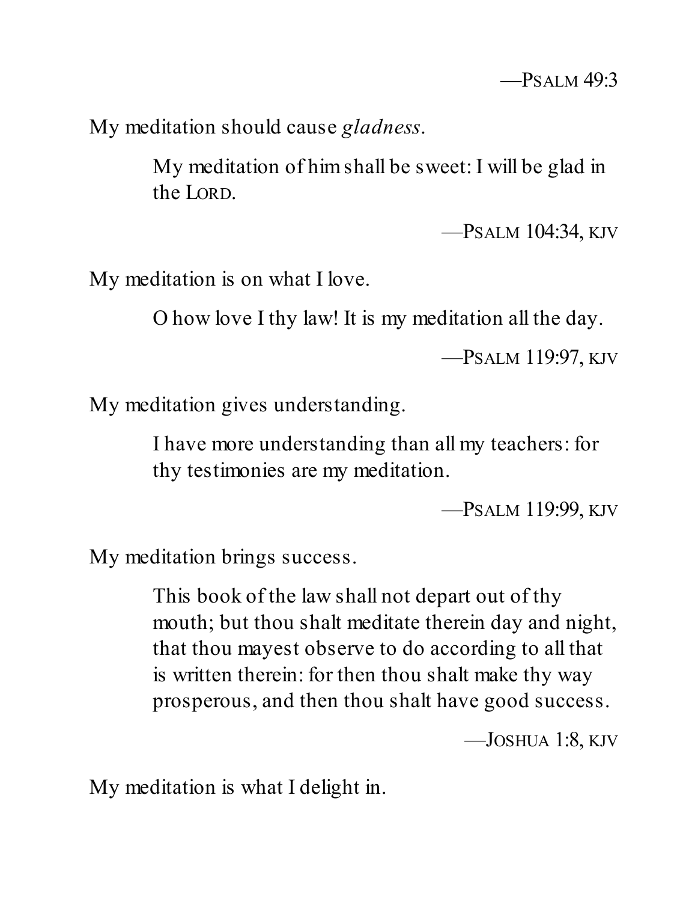—Psalm 49:3

My meditation should cause *gladness*.

> My meditation of him shall be sweet: I will be glad in the Lord.
>
> —Psalm 104:34, kjv

My meditation is on what I love.

> O how love I thy law! It is my meditation all the day.
>
> —Psalm 119:97, kjv

My meditation gives understanding.

> I have more understanding than all my teachers: for thy testimonies are my meditation.
>
> —Psalm 119:99, kjv

My meditation brings success.

> This book of the law shall not depart out of thy mouth; but thou shalt meditate therein day and night, that thou mayest observe to do according to all that is written therein: for then thou shalt make thy way prosperous, and then thou shalt have good success.
>
> —Joshua 1:8, kjv

My meditation is what I delight in.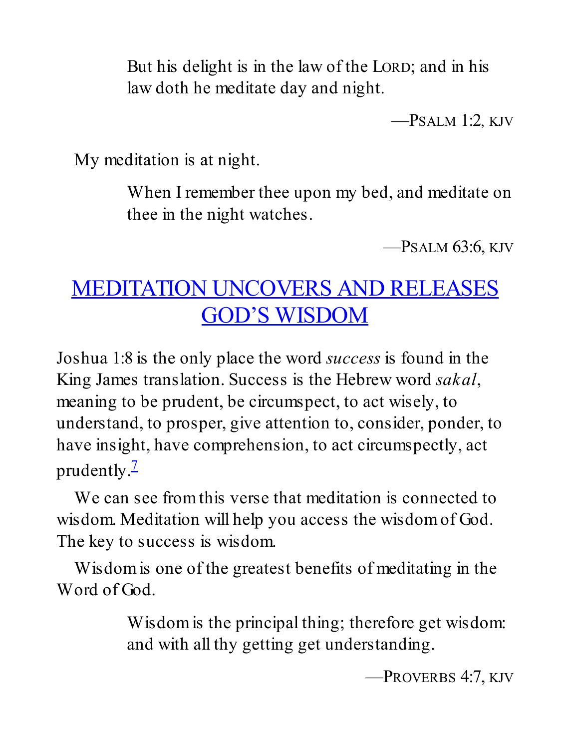> But his delight is in the law of the LORD; and in his law doth he meditate day and night.
>
> —PSALM 1:2, KJV

My meditation is at night.

> When I remember thee upon my bed, and meditate on thee in the night watches.
>
> —PSALM 63:6, KJV

## MEDITATION UNCOVERS AND RELEASES GOD'S WISDOM

Joshua 1:8 is the only place the word *success* is found in the King James translation. Success is the Hebrew word *sakal*, meaning to be prudent, be circumspect, to act wisely, to understand, to prosper, give attention to, consider, ponder, to have insight, have comprehension, to act circumspectly, act prudently.[7]

We can see from this verse that meditation is connected to wisdom. Meditation will help you access the wisdom of God. The key to success is wisdom.

Wisdom is one of the greatest benefits of meditating in the Word of God.

> Wisdom is the principal thing; therefore get wisdom: and with all thy getting get understanding.
>
> —PROVERBS 4:7, KJV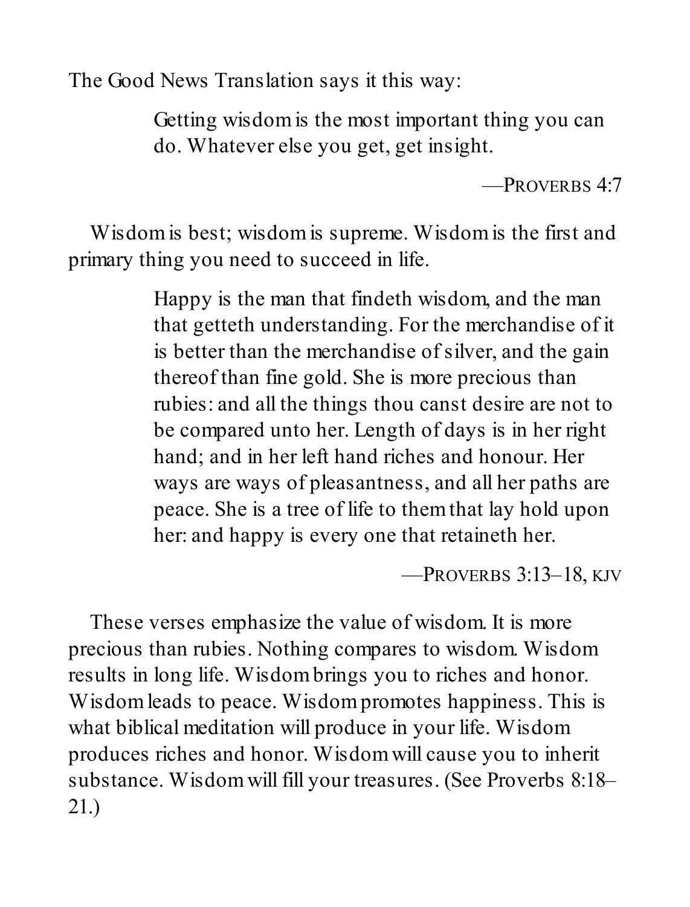The Good News Translation says it this way:

> Getting wisdom is the most important thing you can do. Whatever else you get, get insight.
>
> —PROVERBS 4:7

Wisdom is best; wisdom is supreme. Wisdom is the first and primary thing you need to succeed in life.

> Happy is the man that findeth wisdom, and the man that getteth understanding. For the merchandise of it is better than the merchandise of silver, and the gain thereof than fine gold. She is more precious than rubies: and all the things thou canst desire are not to be compared unto her. Length of days is in her right hand; and in her left hand riches and honour. Her ways are ways of pleasantness, and all her paths are peace. She is a tree of life to them that lay hold upon her: and happy is every one that retaineth her.
>
> —PROVERBS 3:13–18, KJV

These verses emphasize the value of wisdom. It is more precious than rubies. Nothing compares to wisdom. Wisdom results in long life. Wisdom brings you to riches and honor. Wisdom leads to peace. Wisdom promotes happiness. This is what biblical meditation will produce in your life. Wisdom produces riches and honor. Wisdom will cause you to inherit substance. Wisdom will fill your treasures. (See Proverbs 8:18–21.)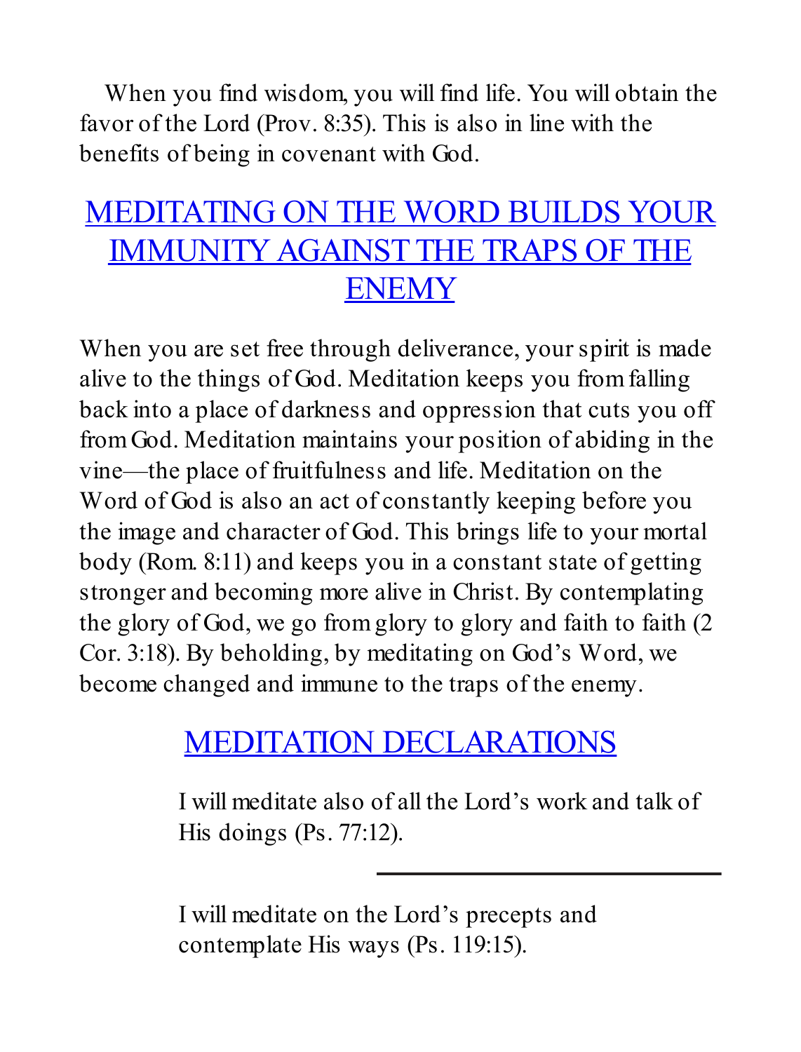When you find wisdom, you will find life. You will obtain the favor of the Lord (Prov. 8:35). This is also in line with the benefits of being in covenant with God.

## MEDITATING ON THE WORD BUILDS YOUR IMMUNITY AGAINST THE TRAPS OF THE ENEMY

When you are set free through deliverance, your spirit is made alive to the things of God. Meditation keeps you from falling back into a place of darkness and oppression that cuts you off from God. Meditation maintains your position of abiding in the vine—the place of fruitfulness and life. Meditation on the Word of God is also an act of constantly keeping before you the image and character of God. This brings life to your mortal body (Rom. 8:11) and keeps you in a constant state of getting stronger and becoming more alive in Christ. By contemplating the glory of God, we go from glory to glory and faith to faith (2 Cor. 3:18). By beholding, by meditating on God's Word, we become changed and immune to the traps of the enemy.

## MEDITATION DECLARATIONS

> I will meditate also of all the Lord's work and talk of His doings (Ps. 77:12).

---

> I will meditate on the Lord's precepts and contemplate His ways (Ps. 119:15).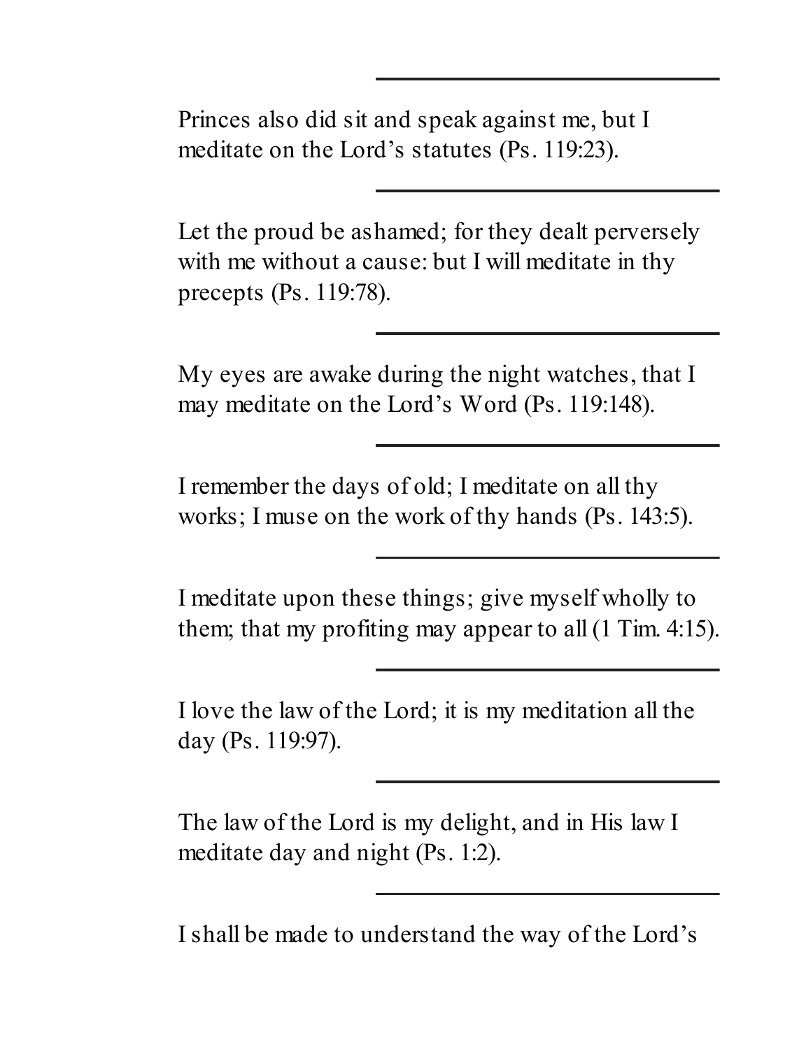---

Princes also did sit and speak against me, but I meditate on the Lord's statutes (Ps. 119:23).

---

Let the proud be ashamed; for they dealt perversely with me without a cause: but I will meditate in thy precepts (Ps. 119:78).

---

My eyes are awake during the night watches, that I may meditate on the Lord's Word (Ps. 119:148).

---

I remember the days of old; I meditate on all thy works; I muse on the work of thy hands (Ps. 143:5).

---

I meditate upon these things; give myself wholly to them; that my profiting may appear to all (1 Tim. 4:15).

---

I love the law of the Lord; it is my meditation all the day (Ps. 119:97).

---

The law of the Lord is my delight, and in His law I meditate day and night (Ps. 1:2).

---

I shall be made to understand the way of the Lord's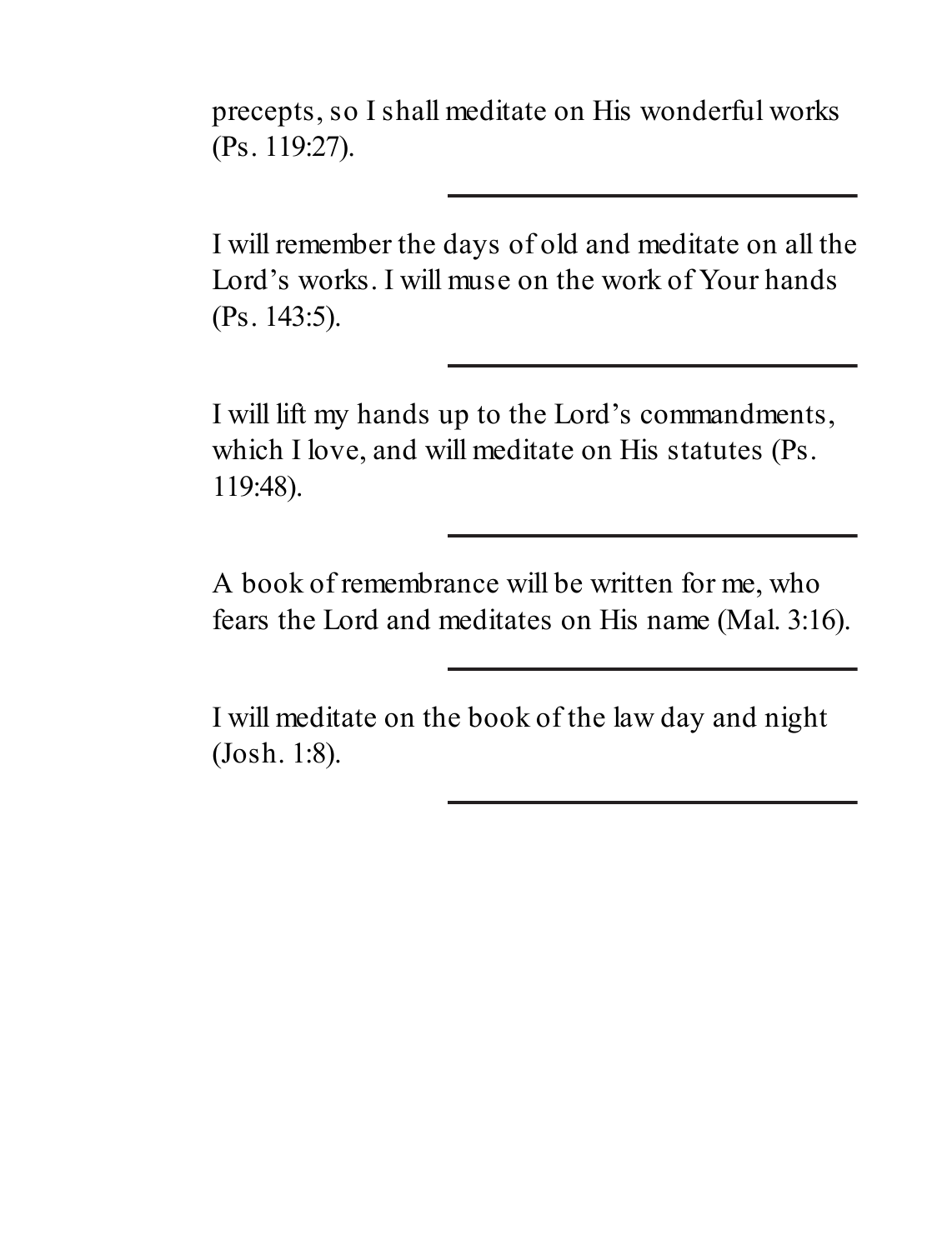precepts, so I shall meditate on His wonderful works (Ps. 119:27).

---

I will remember the days of old and meditate on all the Lord's works. I will muse on the work of Your hands (Ps. 143:5).

---

I will lift my hands up to the Lord's commandments, which I love, and will meditate on His statutes (Ps. 119:48).

---

A book of remembrance will be written for me, who fears the Lord and meditates on His name (Mal. 3:16).

---

I will meditate on the book of the law day and night (Josh. 1:8).

---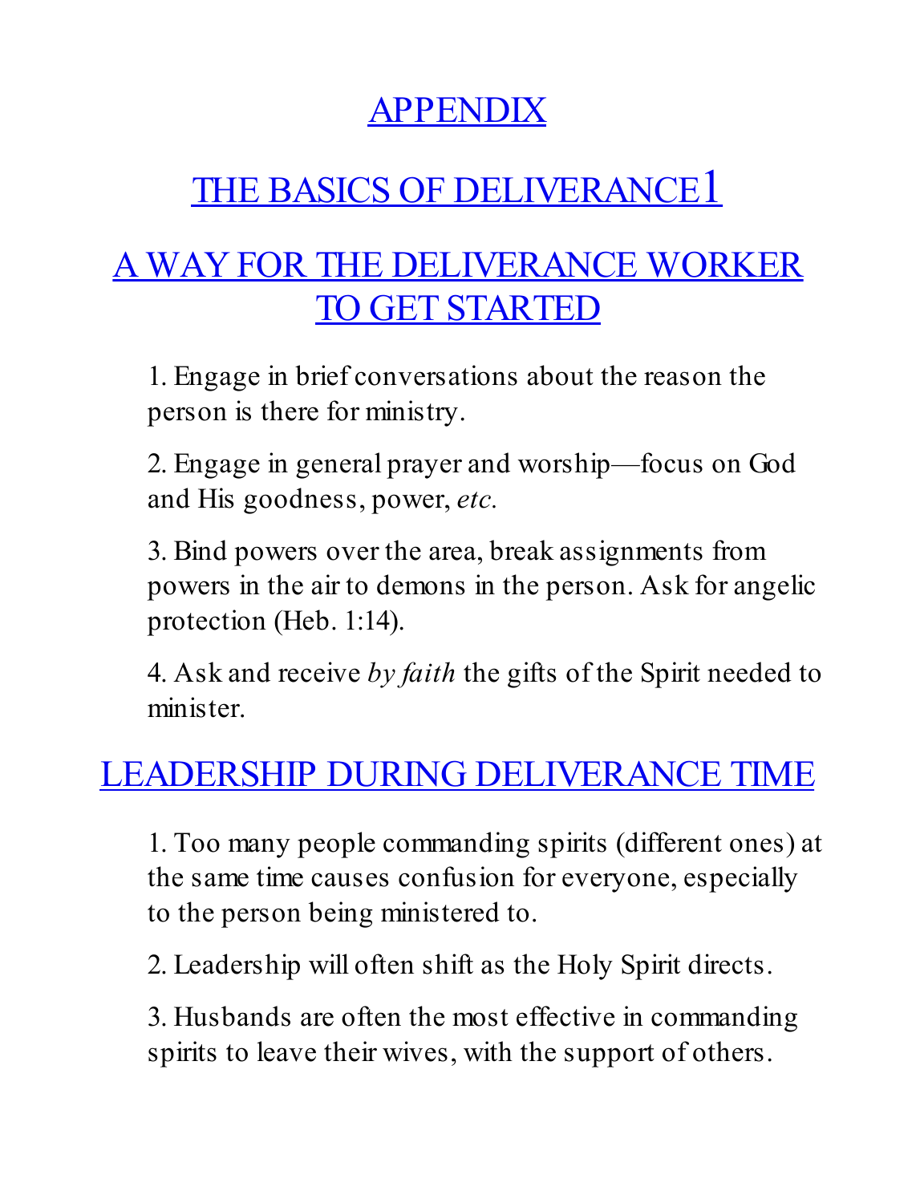# APPENDIX

# THE BASICS OF DELIVERANCE[1]

## A WAY FOR THE DELIVERANCE WORKER TO GET STARTED

1. Engage in brief conversations about the reason the person is there for ministry.

2. Engage in general prayer and worship—focus on God and His goodness, power, *etc.*

3. Bind powers over the area, break assignments from powers in the air to demons in the person. Ask for angelic protection (Heb. 1:14).

4. Ask and receive *by faith* the gifts of the Spirit needed to minister.

## LEADERSHIP DURING DELIVERANCE TIME

1. Too many people commanding spirits (different ones) at the same time causes confusion for everyone, especially to the person being ministered to.

2. Leadership will often shift as the Holy Spirit directs.

3. Husbands are often the most effective in commanding spirits to leave their wives, with the support of others.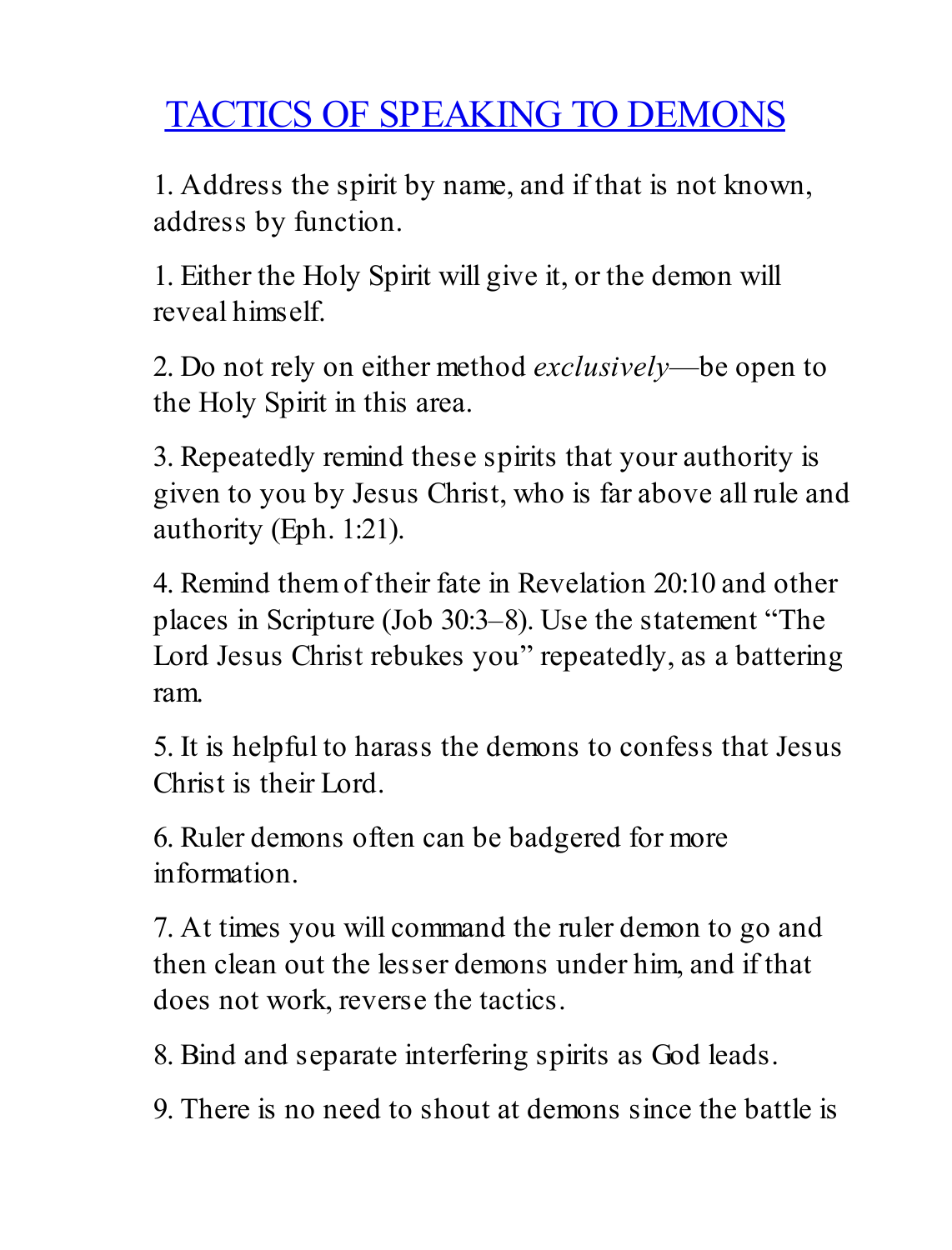# TACTICS OF SPEAKING TO DEMONS

1. Address the spirit by name, and if that is not known, address by function.

1. Either the Holy Spirit will give it, or the demon will reveal himself.

2. Do not rely on either method *exclusively*—be open to the Holy Spirit in this area.

3. Repeatedly remind these spirits that your authority is given to you by Jesus Christ, who is far above all rule and authority (Eph. 1:21).

4. Remind them of their fate in Revelation 20:10 and other places in Scripture (Job 30:3–8). Use the statement "The Lord Jesus Christ rebukes you" repeatedly, as a battering ram.

5. It is helpful to harass the demons to confess that Jesus Christ is their Lord.

6. Ruler demons often can be badgered for more information.

7. At times you will command the ruler demon to go and then clean out the lesser demons under him, and if that does not work, reverse the tactics.

8. Bind and separate interfering spirits as God leads.

9. There is no need to shout at demons since the battle is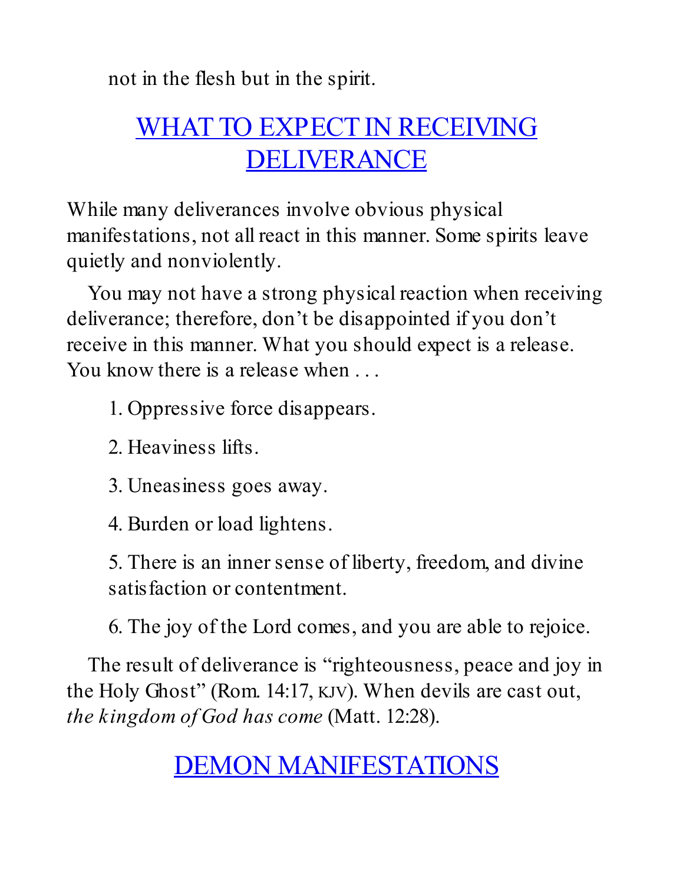not in the flesh but in the spirit.

## WHAT TO EXPECT IN RECEIVING DELIVERANCE

While many deliverances involve obvious physical manifestations, not all react in this manner. Some spirits leave quietly and nonviolently.

You may not have a strong physical reaction when receiving deliverance; therefore, don't be disappointed if you don't receive in this manner. What you should expect is a release. You know there is a release when . . .

1. Oppressive force disappears.
2. Heaviness lifts.
3. Uneasiness goes away.
4. Burden or load lightens.
5. There is an inner sense of liberty, freedom, and divine satisfaction or contentment.
6. The joy of the Lord comes, and you are able to rejoice.

The result of deliverance is "righteousness, peace and joy in the Holy Ghost" (Rom. 14:17, KJV). When devils are cast out, *the kingdom of God has come* (Matt. 12:28).

## DEMON MANIFESTATIONS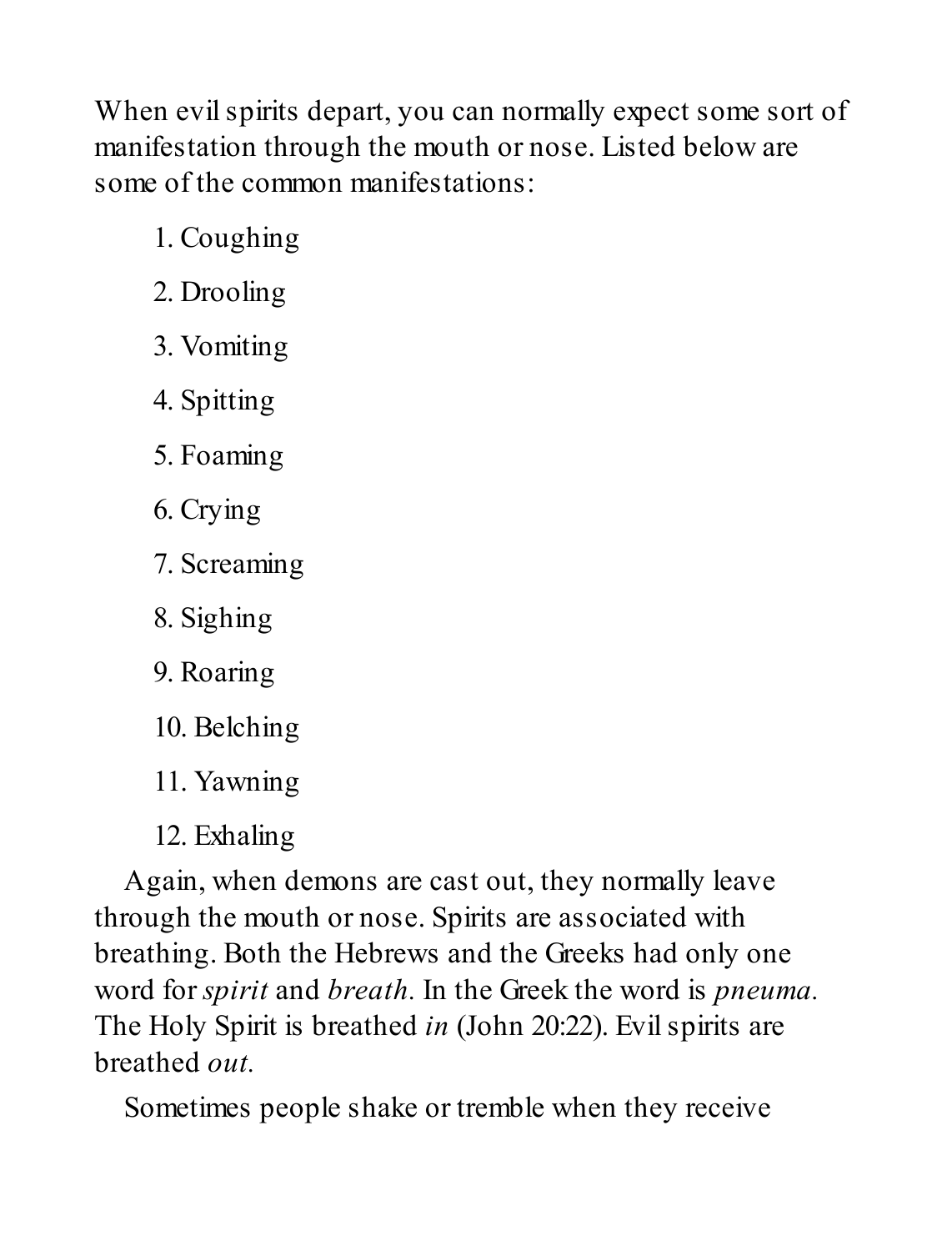When evil spirits depart, you can normally expect some sort of manifestation through the mouth or nose. Listed below are some of the common manifestations:

1. Coughing
2. Drooling
3. Vomiting
4. Spitting
5. Foaming
6. Crying
7. Screaming
8. Sighing
9. Roaring
10. Belching
11. Yawning
12. Exhaling

Again, when demons are cast out, they normally leave through the mouth or nose. Spirits are associated with breathing. Both the Hebrews and the Greeks had only one word for *spirit* and *breath*. In the Greek the word is *pneuma*. The Holy Spirit is breathed *in* (John 20:22). Evil spirits are breathed *out*.

Sometimes people shake or tremble when they receive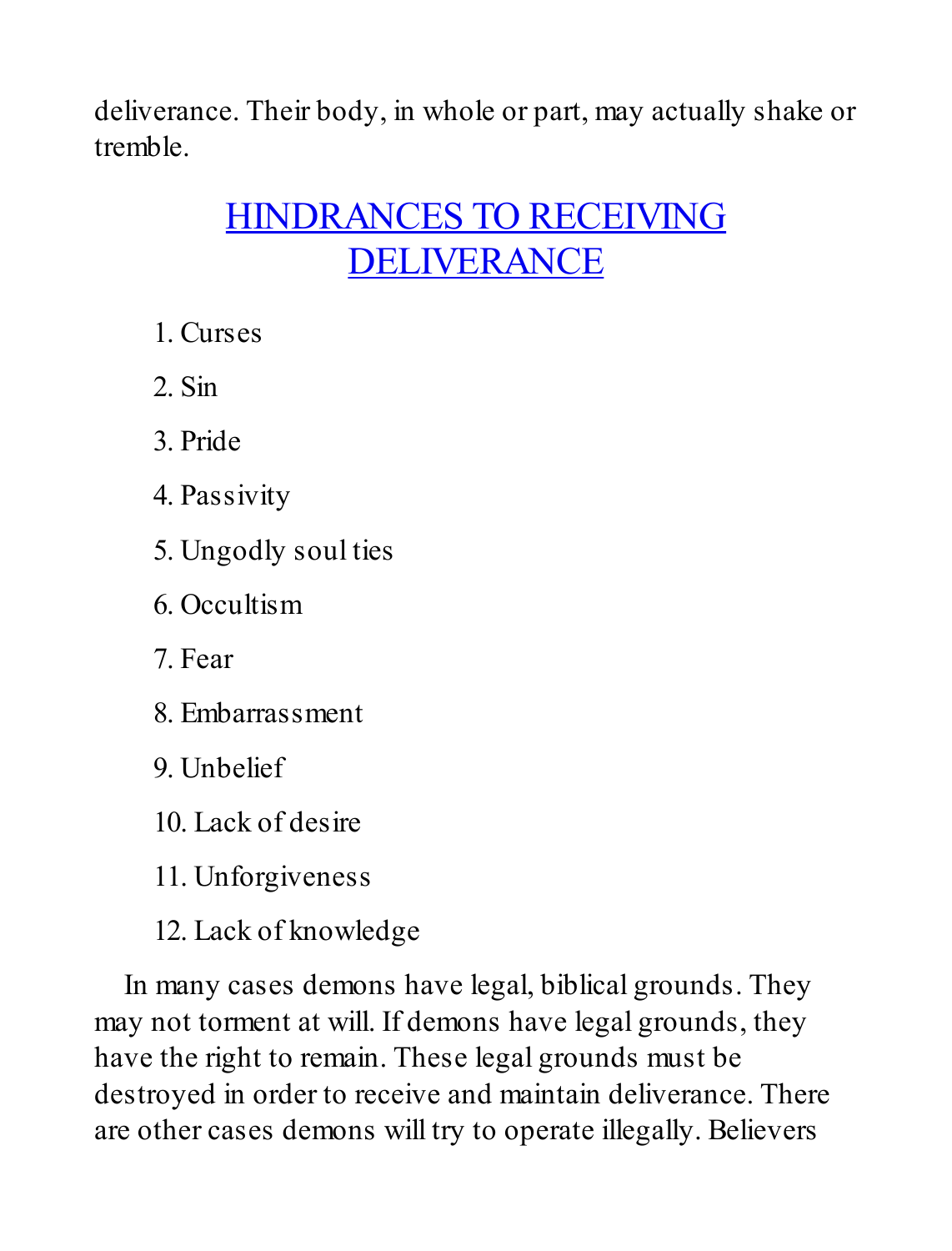deliverance. Their body, in whole or part, may actually shake or tremble.

## HINDRANCES TO RECEIVING DELIVERANCE

1. Curses
2. Sin
3. Pride
4. Passivity
5. Ungodly soul ties
6. Occultism
7. Fear
8. Embarrassment
9. Unbelief
10. Lack of desire
11. Unforgiveness
12. Lack of knowledge

In many cases demons have legal, biblical grounds. They may not torment at will. If demons have legal grounds, they have the right to remain. These legal grounds must be destroyed in order to receive and maintain deliverance. There are other cases demons will try to operate illegally. Believers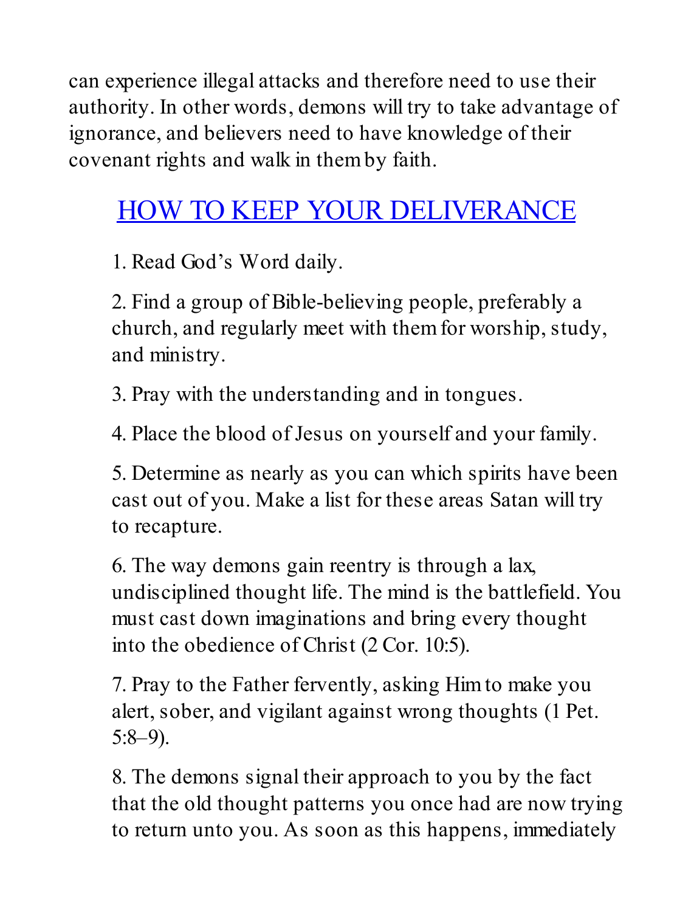can experience illegal attacks and therefore need to use their authority. In other words, demons will try to take advantage of ignorance, and believers need to have knowledge of their covenant rights and walk in them by faith.

## HOW TO KEEP YOUR DELIVERANCE

1. Read God's Word daily.

2. Find a group of Bible-believing people, preferably a church, and regularly meet with them for worship, study, and ministry.

3. Pray with the understanding and in tongues.

4. Place the blood of Jesus on yourself and your family.

5. Determine as nearly as you can which spirits have been cast out of you. Make a list for these areas Satan will try to recapture.

6. The way demons gain reentry is through a lax, undisciplined thought life. The mind is the battlefield. You must cast down imaginations and bring every thought into the obedience of Christ (2 Cor. 10:5).

7. Pray to the Father fervently, asking Him to make you alert, sober, and vigilant against wrong thoughts (1 Pet. 5:8–9).

8. The demons signal their approach to you by the fact that the old thought patterns you once had are now trying to return unto you. As soon as this happens, immediately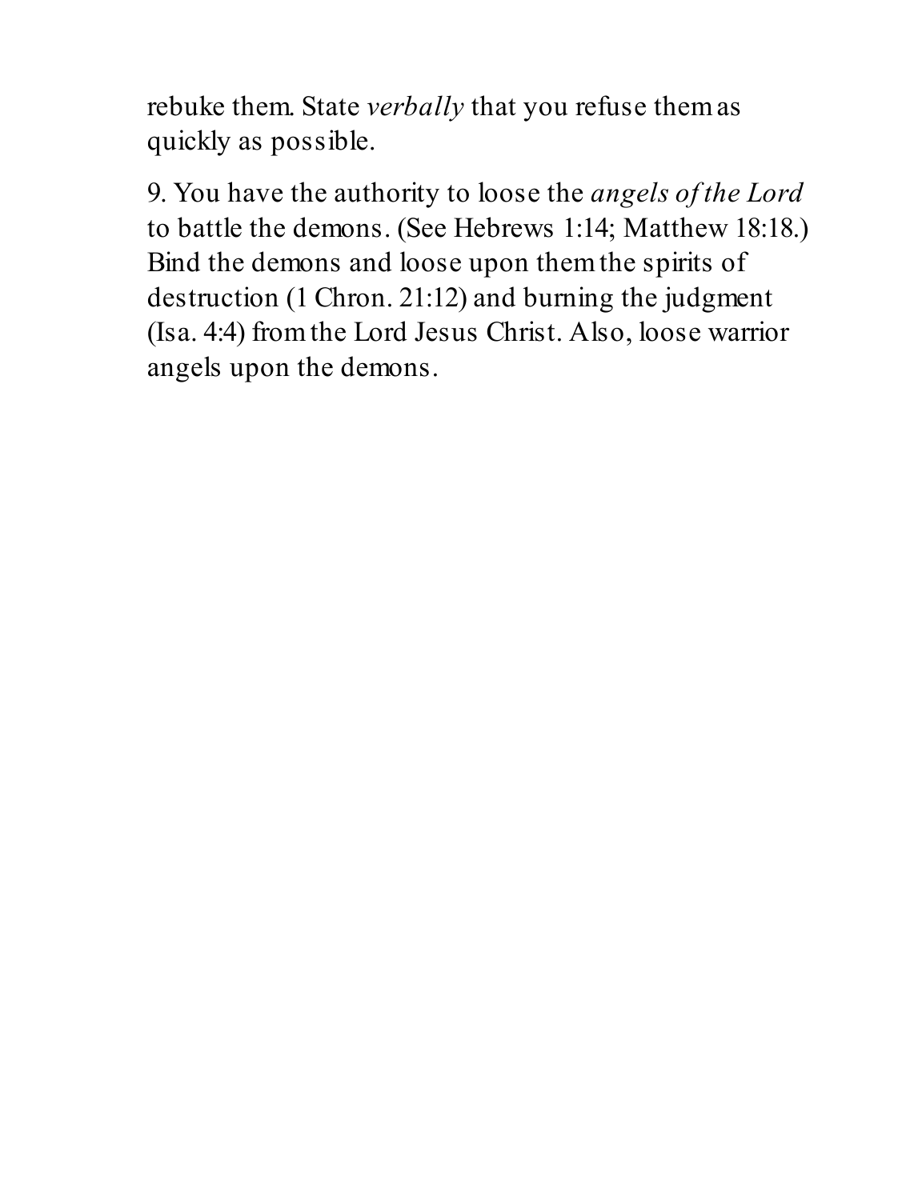rebuke them. State *verbally* that you refuse them as quickly as possible.

9. You have the authority to loose the *angels of the Lord* to battle the demons. (See Hebrews 1:14; Matthew 18:18.) Bind the demons and loose upon them the spirits of destruction (1 Chron. 21:12) and burning the judgment (Isa. 4:4) from the Lord Jesus Christ. Also, loose warrior angels upon the demons.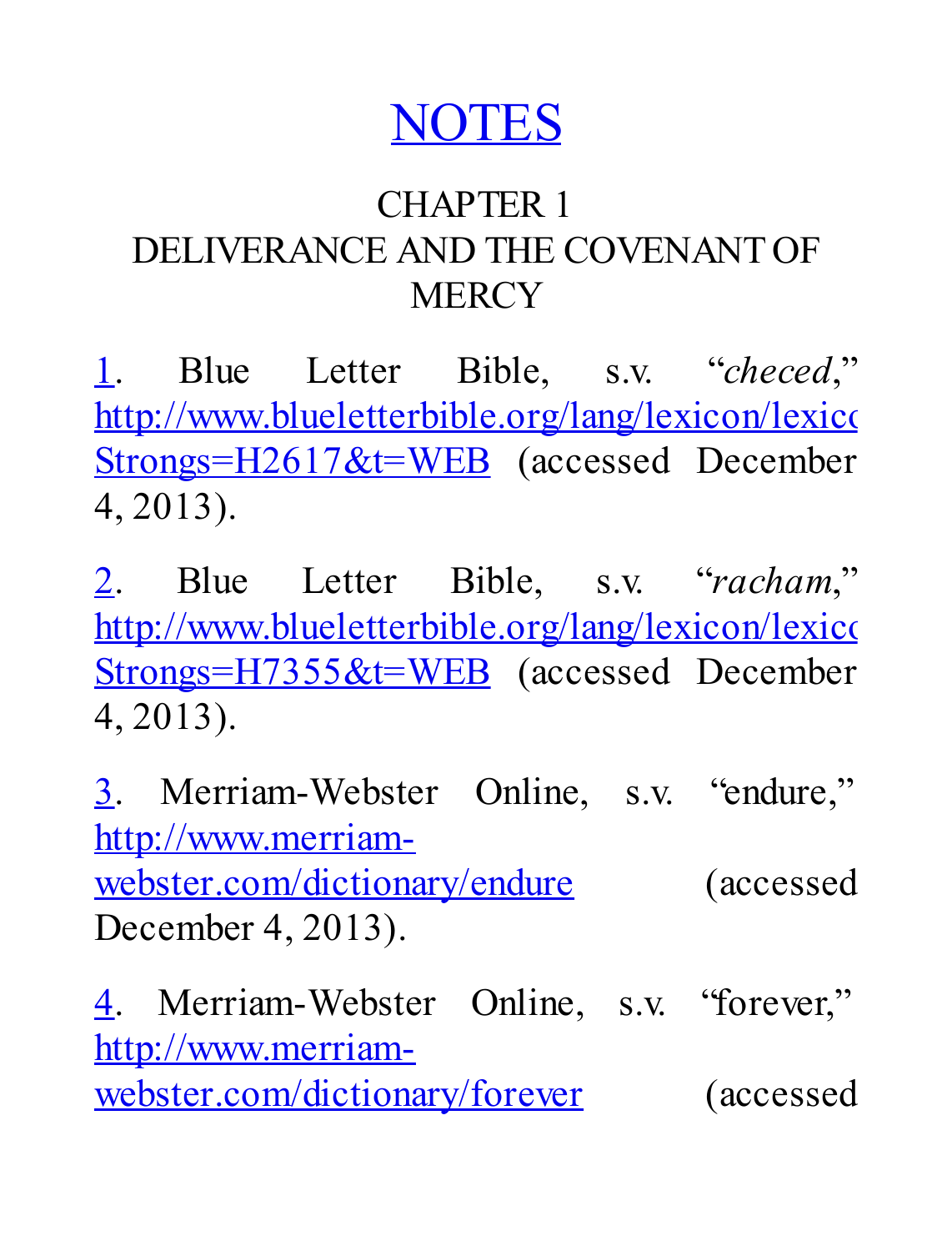# NOTES

## CHAPTER 1
## DELIVERANCE AND THE COVENANT OF MERCY

1. Blue Letter Bible, s.v. "*checed*," http://www.blueletterbible.org/lang/lexicon/lexico Strongs=H2617&t=WEB (accessed December 4, 2013).

2. Blue Letter Bible, s.v. "*racham*," http://www.blueletterbible.org/lang/lexicon/lexico Strongs=H7355&t=WEB (accessed December 4, 2013).

3. Merriam-Webster Online, s.v. "endure," http://www.merriam-webster.com/dictionary/endure (accessed December 4, 2013).

4. Merriam-Webster Online, s.v. "forever," http://www.merriam-webster.com/dictionary/forever (accessed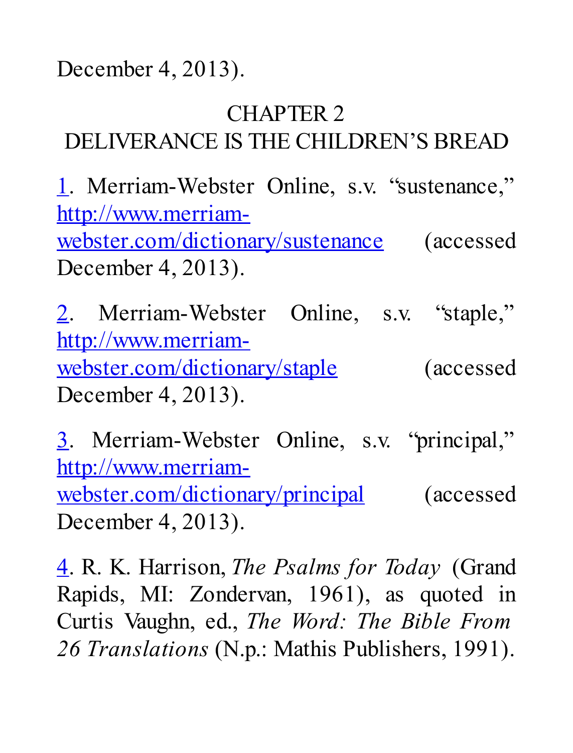December 4, 2013).

## CHAPTER 2
## DELIVERANCE IS THE CHILDREN'S BREAD

1. Merriam-Webster Online, s.v. "sustenance," http://www.merriam-webster.com/dictionary/sustenance (accessed December 4, 2013).

2. Merriam-Webster Online, s.v. "staple," http://www.merriam-webster.com/dictionary/staple (accessed December 4, 2013).

3. Merriam-Webster Online, s.v. "principal," http://www.merriam-webster.com/dictionary/principal (accessed December 4, 2013).

4. R. K. Harrison, *The Psalms for Today* (Grand Rapids, MI: Zondervan, 1961), as quoted in Curtis Vaughn, ed., *The Word: The Bible From 26 Translations* (N.p.: Mathis Publishers, 1991).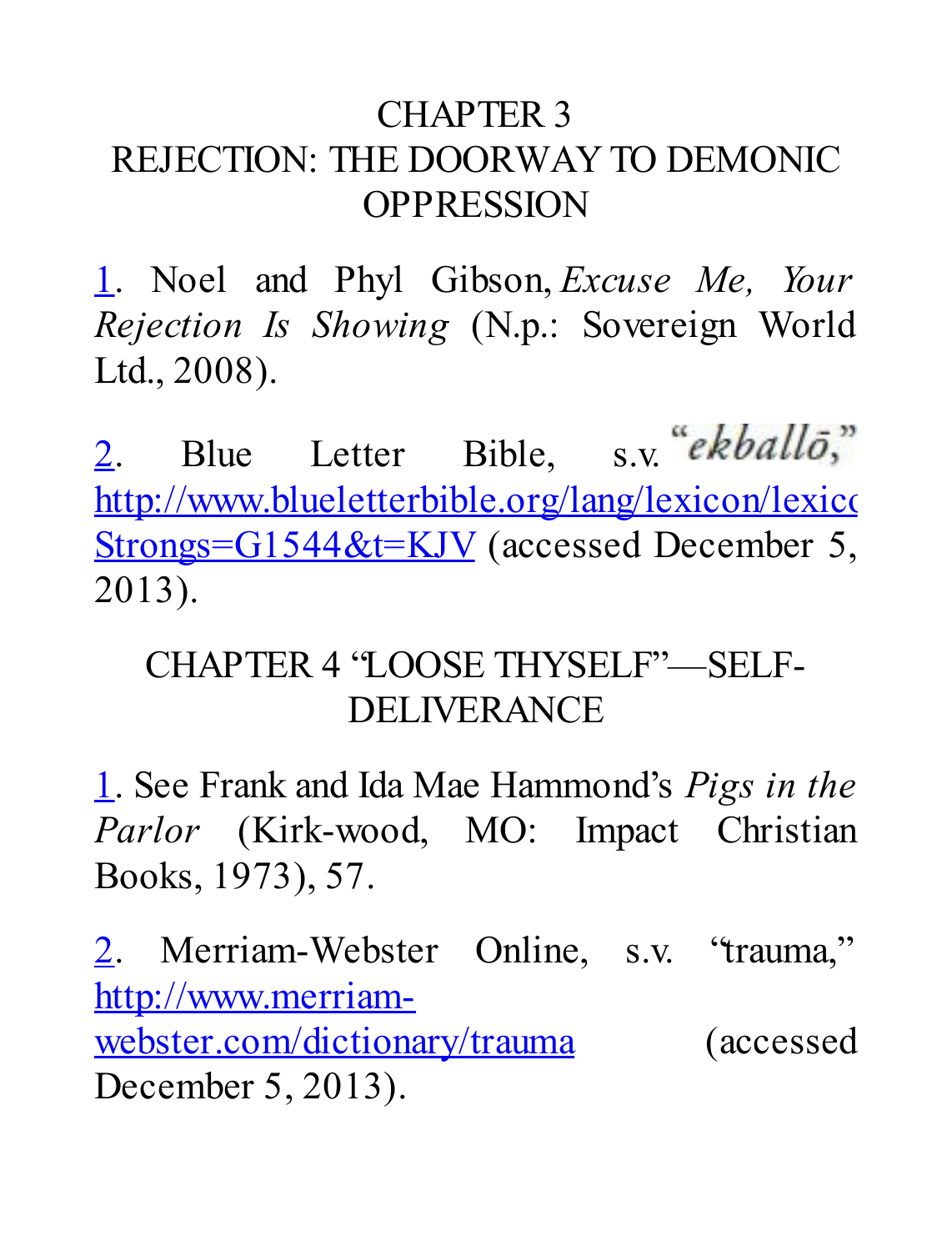## CHAPTER 3 REJECTION: THE DOORWAY TO DEMONIC OPPRESSION

1. Noel and Phyl Gibson, *Excuse Me, Your Rejection Is Showing* (N.p.: Sovereign World Ltd., 2008).

2. Blue Letter Bible, s.v. "*ekballō*," http://www.blueletterbible.org/lang/lexicon/lexicon.cfm?Strongs=G1544&t=KJV (accessed December 5, 2013).

## CHAPTER 4 "LOOSE THYSELF"—SELF-DELIVERANCE

1. See Frank and Ida Mae Hammond's *Pigs in the Parlor* (Kirk-wood, MO: Impact Christian Books, 1973), 57.

2. Merriam-Webster Online, s.v. "trauma," http://www.merriam-webster.com/dictionary/trauma (accessed December 5, 2013).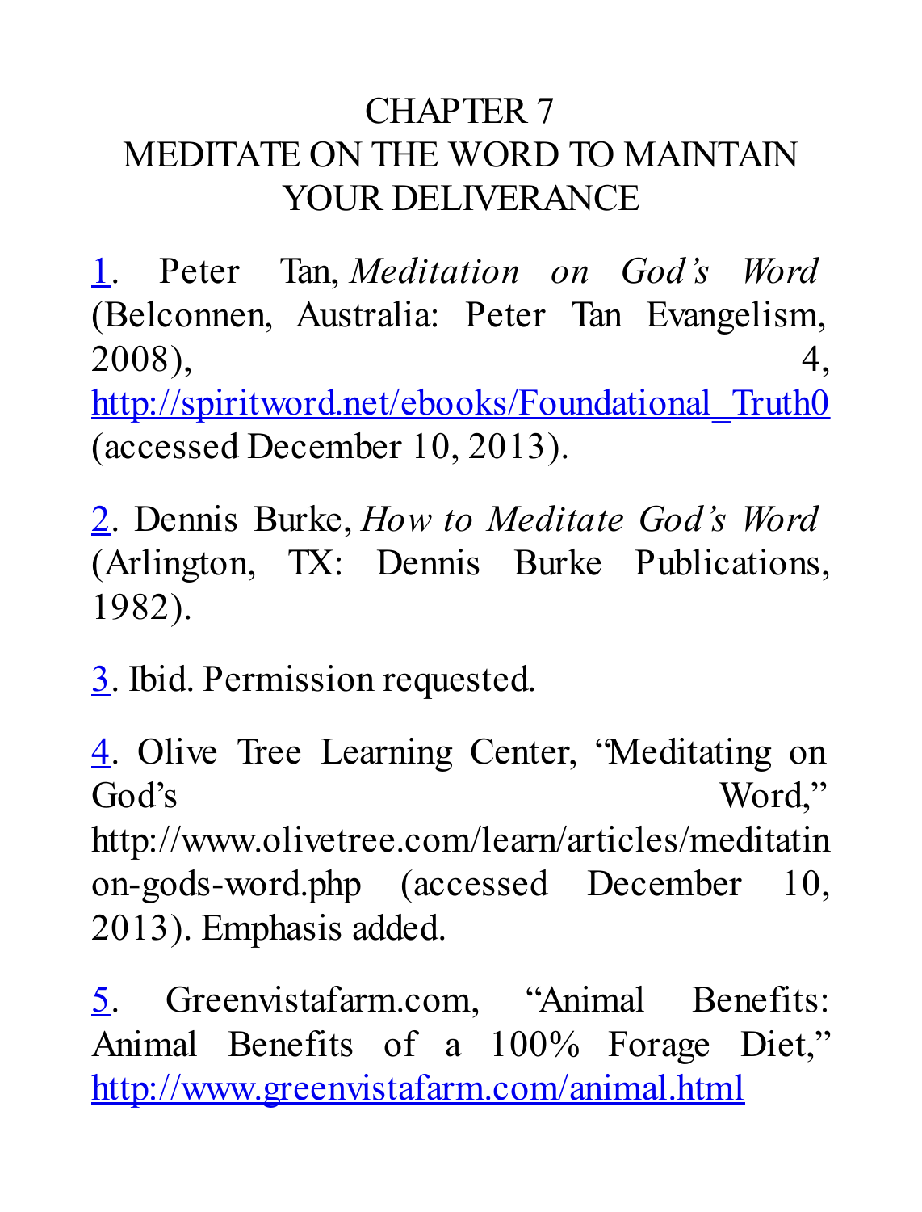# CHAPTER 7
# MEDITATE ON THE WORD TO MAINTAIN YOUR DELIVERANCE

1. Peter Tan, *Meditation on God's Word* (Belconnen, Australia: Peter Tan Evangelism, 2008), 4, http://spiritword.net/ebooks/Foundational_Truth0 (accessed December 10, 2013).

2. Dennis Burke, *How to Meditate God's Word* (Arlington, TX: Dennis Burke Publications, 1982).

3. Ibid. Permission requested.

4. Olive Tree Learning Center, "Meditating on God's Word," http://www.olivetree.com/learn/articles/meditatin on-gods-word.php (accessed December 10, 2013). Emphasis added.

5. Greenvistafarm.com, "Animal Benefits: Animal Benefits of a 100% Forage Diet," http://www.greenvistafarm.com/animal.html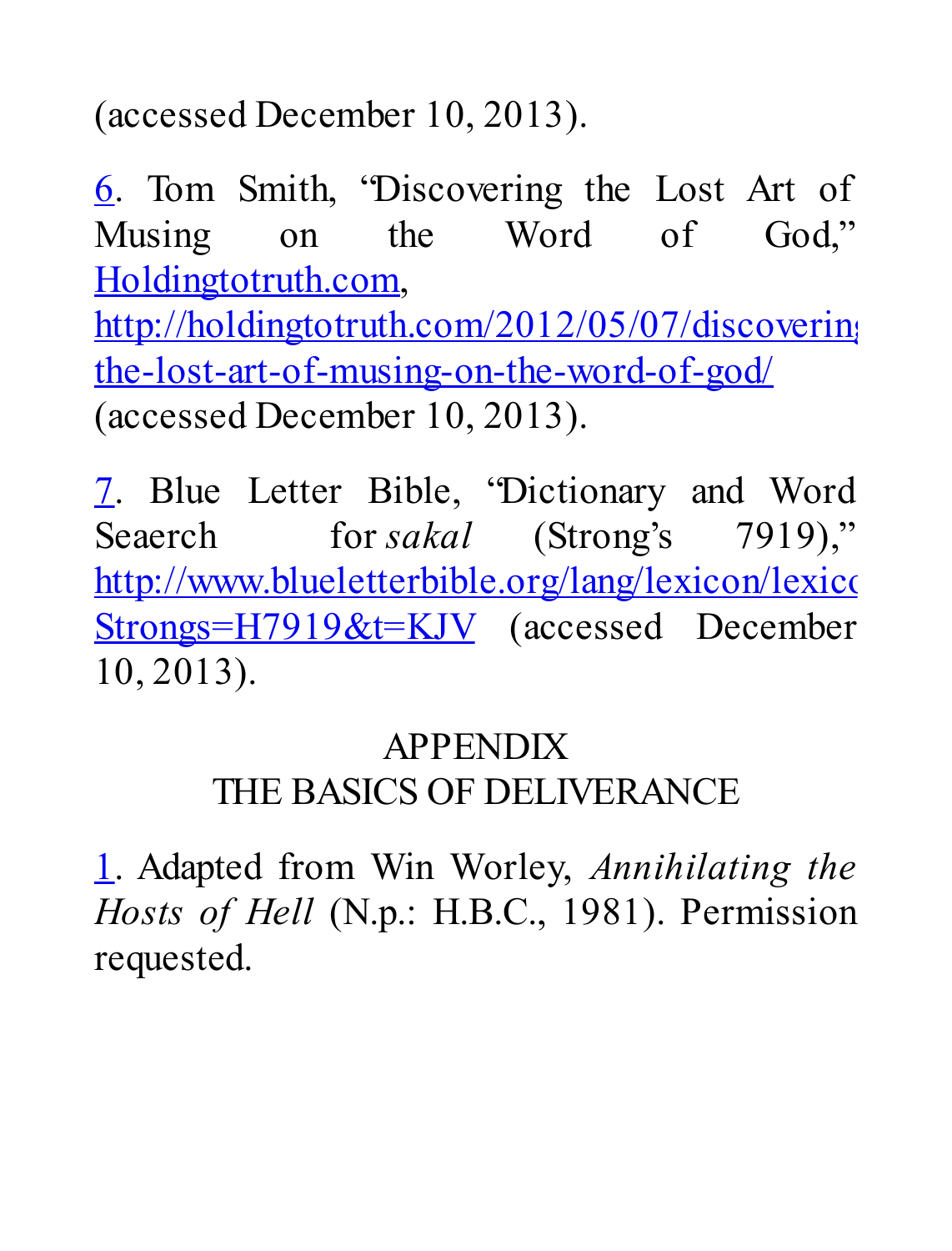(accessed December 10, 2013).

6. Tom Smith, “Discovering the Lost Art of Musing on the Word of God,” Holdingtotruth.com, http://holdingtotruth.com/2012/05/07/discovering-the-lost-art-of-musing-on-the-word-of-god/ (accessed December 10, 2013).

7. Blue Letter Bible, “Dictionary and Word Seaerch for *sakal* (Strong’s 7919),” http://www.blueletterbible.org/lang/lexicon/lexicon.cfm?Strongs=H7919&t=KJV (accessed December 10, 2013).

## APPENDIX
## THE BASICS OF DELIVERANCE

1. Adapted from Win Worley, *Annihilating the Hosts of Hell* (N.p.: H.B.C., 1981). Permission requested.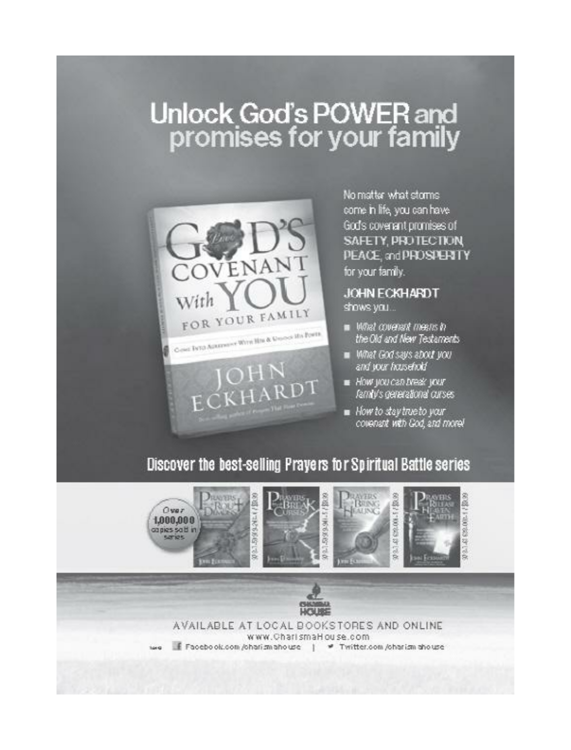# Unlock God's POWER and promises for your family

No matter what storms come in life, you can have God's covenant promises of SAFETY, PROTECTION, PEACE, and PROSPERITY for your family.

**JOHN ECKHARDT** shows you...

- *What covenant means in the Old and New Testaments*
- *What God says about you and your household*
- *How you can break your family's generational curses*
- *How to stay true to your covenant with God, and more!*

## Discover the best-selling Prayers for Spiritual Battle series

Over 1,000,000 copies sold in series

AVAILABLE AT LOCAL BOOKSTORES AND ONLINE

www.CharismaHouse.com

Facebook.com/charismahouse | Twitter.com/charismahouse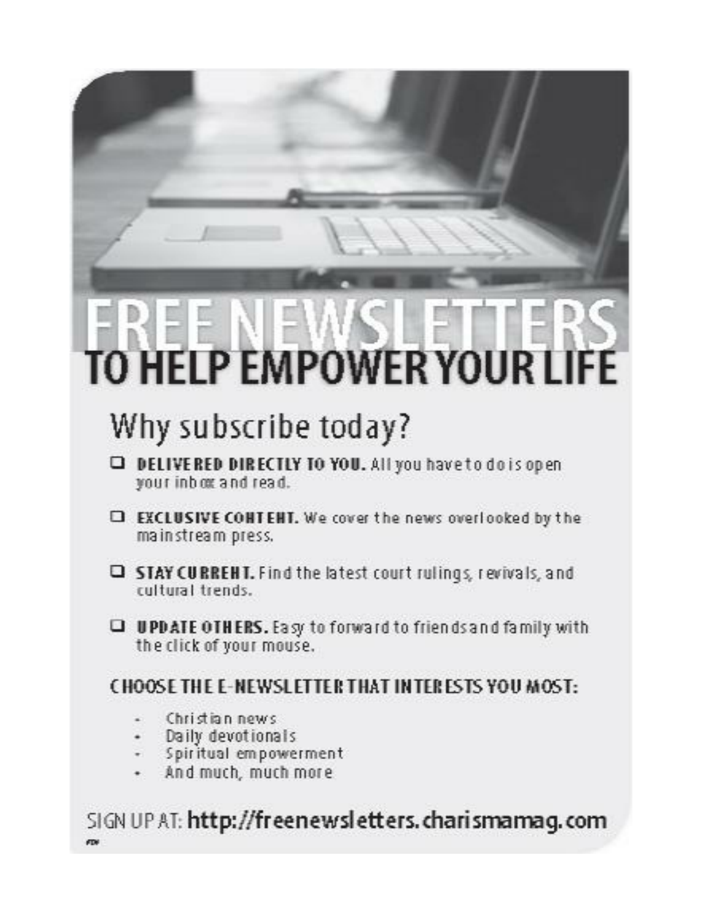# FREE NEWSLETTERS TO HELP EMPOWER YOUR LIFE

## Why subscribe today?

- **DELIVERED DIRECTLY TO YOU.** All you have to do is open your inbox and read.
- **EXCLUSIVE CONTENT.** We cover the news overlooked by the mainstream press.
- **STAY CURRENT.** Find the latest court rulings, revivals, and cultural trends.
- **UPDATE OTHERS.** Easy to forward to friends and family with the click of your mouse.

### CHOOSE THE E-NEWSLETTER THAT INTERESTS YOU MOST:

- Christian news
- Daily devotionals
- Spiritual empowerment
- And much, much more

SIGN UP AT: **http://freenewsletters.charismamag.com**